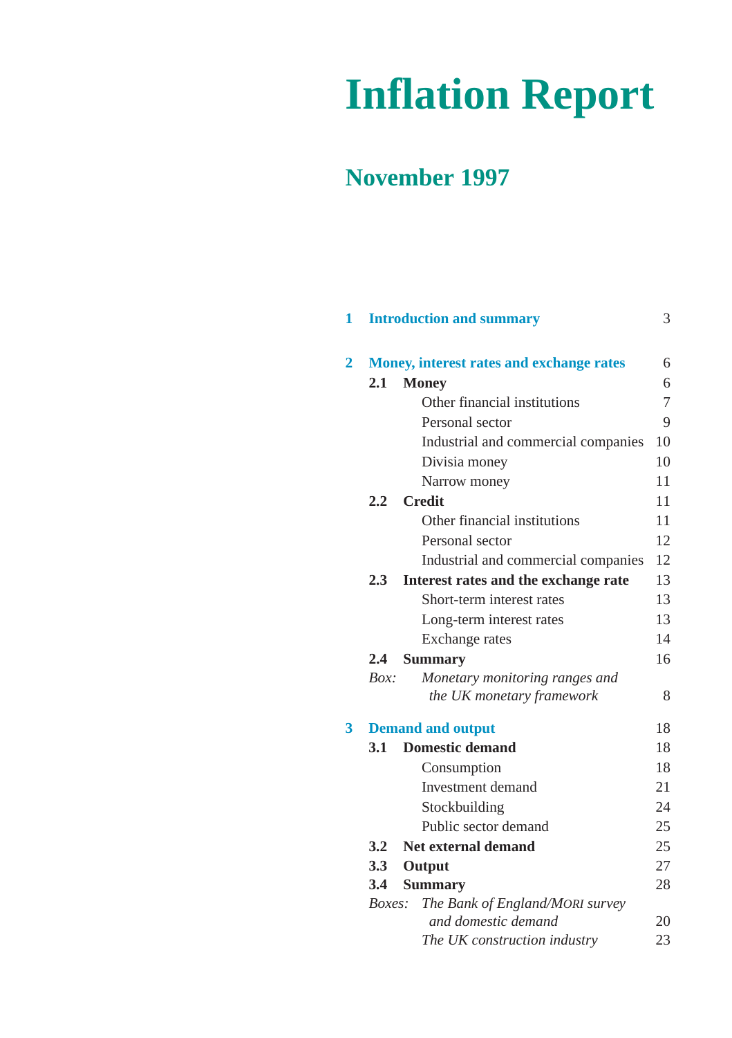# Inflation Report

## November 1997

| | | | |
|---|---|---|---|
| **1** | **Introduction and summary** | | 3 |
| **2** | **Money, interest rates and exchange rates** | | 6 |
| | **2.1** | **Money** | 6 |
| | | Other financial institutions | 7 |
| | | Personal sector | 9 |
| | | Industrial and commercial companies | 10 |
| | | Divisia money | 10 |
| | | Narrow money | 11 |
| | **2.2** | **Credit** | 11 |
| | | Other financial institutions | 11 |
| | | Personal sector | 12 |
| | | Industrial and commercial companies | 12 |
| | **2.3** | **Interest rates and the exchange rate** | 13 |
| | | Short-term interest rates | 13 |
| | | Long-term interest rates | 13 |
| | | Exchange rates | 14 |
| | **2.4** | **Summary** | 16 |
| | *Box:* | *Monetary monitoring ranges and the UK monetary framework* | 8 |
| **3** | **Demand and output** | | 18 |
| | **3.1** | **Domestic demand** | 18 |
| | | Consumption | 18 |
| | | Investment demand | 21 |
| | | Stockbuilding | 24 |
| | | Public sector demand | 25 |
| | **3.2** | **Net external demand** | 25 |
| | **3.3** | **Output** | 27 |
| | **3.4** | **Summary** | 28 |
| | *Boxes:* | *The Bank of England/MORI survey and domestic demand* | 20 |
| | | *The UK construction industry* | 23 |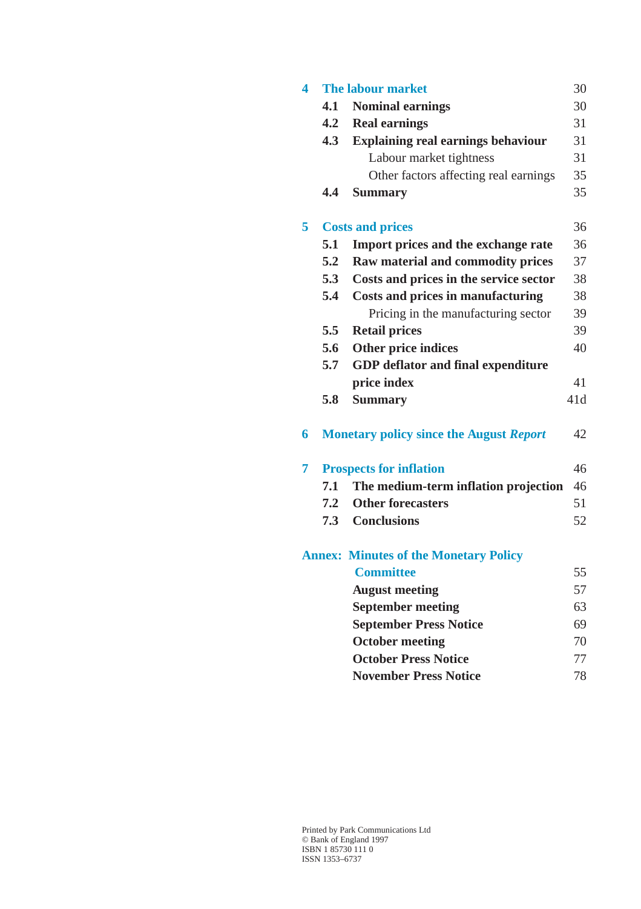| | | Page |
|---|---|---|
| **4** | **The labour market** | 30 |
| **4.1** | **Nominal earnings** | 30 |
| **4.2** | **Real earnings** | 31 |
| **4.3** | **Explaining real earnings behaviour** | 31 |
| | Labour market tightness | 31 |
| | Other factors affecting real earnings | 35 |
| **4.4** | **Summary** | 35 |
| **5** | **Costs and prices** | 36 |
| **5.1** | **Import prices and the exchange rate** | 36 |
| **5.2** | **Raw material and commodity prices** | 37 |
| **5.3** | **Costs and prices in the service sector** | 38 |
| **5.4** | **Costs and prices in manufacturing** | 38 |
| | Pricing in the manufacturing sector | 39 |
| **5.5** | **Retail prices** | 39 |
| **5.6** | **Other price indices** | 40 |
| **5.7** | **GDP deflator and final expenditure price index** | 41 |
| **5.8** | **Summary** | 41d |
| **6** | **Monetary policy since the August *Report*** | 42 |
| **7** | **Prospects for inflation** | 46 |
| **7.1** | **The medium-term inflation projection** | 46 |
| **7.2** | **Other forecasters** | 51 |
| **7.3** | **Conclusions** | 52 |
| **Annex:** | **Minutes of the Monetary Policy Committee** | 55 |
| | **August meeting** | 57 |
| | **September meeting** | 63 |
| | **September Press Notice** | 69 |
| | **October meeting** | 70 |
| | **October Press Notice** | 77 |
| | **November Press Notice** | 78 |

Printed by Park Communications Ltd
© Bank of England 1997
ISBN 1 85730 111 0
ISSN 1353–6737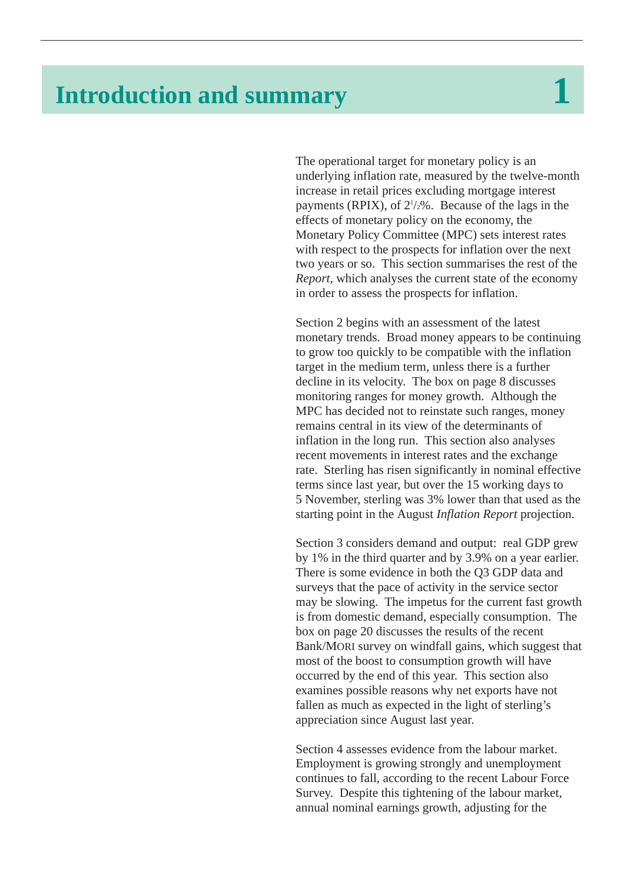# 1 Introduction and summary

The operational target for monetary policy is an underlying inflation rate, measured by the twelve-month increase in retail prices excluding mortgage interest payments (RPIX), of 2½%. Because of the lags in the effects of monetary policy on the economy, the Monetary Policy Committee (MPC) sets interest rates with respect to the prospects for inflation over the next two years or so. This section summarises the rest of the *Report*, which analyses the current state of the economy in order to assess the prospects for inflation.

Section 2 begins with an assessment of the latest monetary trends. Broad money appears to be continuing to grow too quickly to be compatible with the inflation target in the medium term, unless there is a further decline in its velocity. The box on page 8 discusses monitoring ranges for money growth. Although the MPC has decided not to reinstate such ranges, money remains central in its view of the determinants of inflation in the long run. This section also analyses recent movements in interest rates and the exchange rate. Sterling has risen significantly in nominal effective terms since last year, but over the 15 working days to 5 November, sterling was 3% lower than that used as the starting point in the August *Inflation Report* projection.

Section 3 considers demand and output: real GDP grew by 1% in the third quarter and by 3.9% on a year earlier. There is some evidence in both the Q3 GDP data and surveys that the pace of activity in the service sector may be slowing. The impetus for the current fast growth is from domestic demand, especially consumption. The box on page 20 discusses the results of the recent Bank/MORI survey on windfall gains, which suggest that most of the boost to consumption growth will have occurred by the end of this year. This section also examines possible reasons why net exports have not fallen as much as expected in the light of sterling's appreciation since August last year.

Section 4 assesses evidence from the labour market. Employment is growing strongly and unemployment continues to fall, according to the recent Labour Force Survey. Despite this tightening of the labour market, annual nominal earnings growth, adjusting for the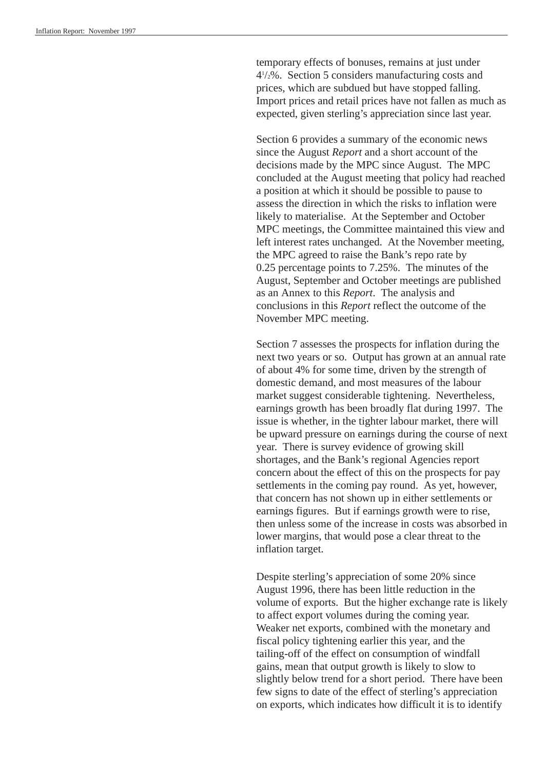temporary effects of bonuses, remains at just under 4½%. Section 5 considers manufacturing costs and prices, which are subdued but have stopped falling. Import prices and retail prices have not fallen as much as expected, given sterling's appreciation since last year.

Section 6 provides a summary of the economic news since the August *Report* and a short account of the decisions made by the MPC since August. The MPC concluded at the August meeting that policy had reached a position at which it should be possible to pause to assess the direction in which the risks to inflation were likely to materialise. At the September and October MPC meetings, the Committee maintained this view and left interest rates unchanged. At the November meeting, the MPC agreed to raise the Bank's repo rate by 0.25 percentage points to 7.25%. The minutes of the August, September and October meetings are published as an Annex to this *Report*. The analysis and conclusions in this *Report* reflect the outcome of the November MPC meeting.

Section 7 assesses the prospects for inflation during the next two years or so. Output has grown at an annual rate of about 4% for some time, driven by the strength of domestic demand, and most measures of the labour market suggest considerable tightening. Nevertheless, earnings growth has been broadly flat during 1997. The issue is whether, in the tighter labour market, there will be upward pressure on earnings during the course of next year. There is survey evidence of growing skill shortages, and the Bank's regional Agencies report concern about the effect of this on the prospects for pay settlements in the coming pay round. As yet, however, that concern has not shown up in either settlements or earnings figures. But if earnings growth were to rise, then unless some of the increase in costs was absorbed in lower margins, that would pose a clear threat to the inflation target.

Despite sterling's appreciation of some 20% since August 1996, there has been little reduction in the volume of exports. But the higher exchange rate is likely to affect export volumes during the coming year. Weaker net exports, combined with the monetary and fiscal policy tightening earlier this year, and the tailing-off of the effect on consumption of windfall gains, mean that output growth is likely to slow to slightly below trend for a short period. There have been few signs to date of the effect of sterling's appreciation on exports, which indicates how difficult it is to identify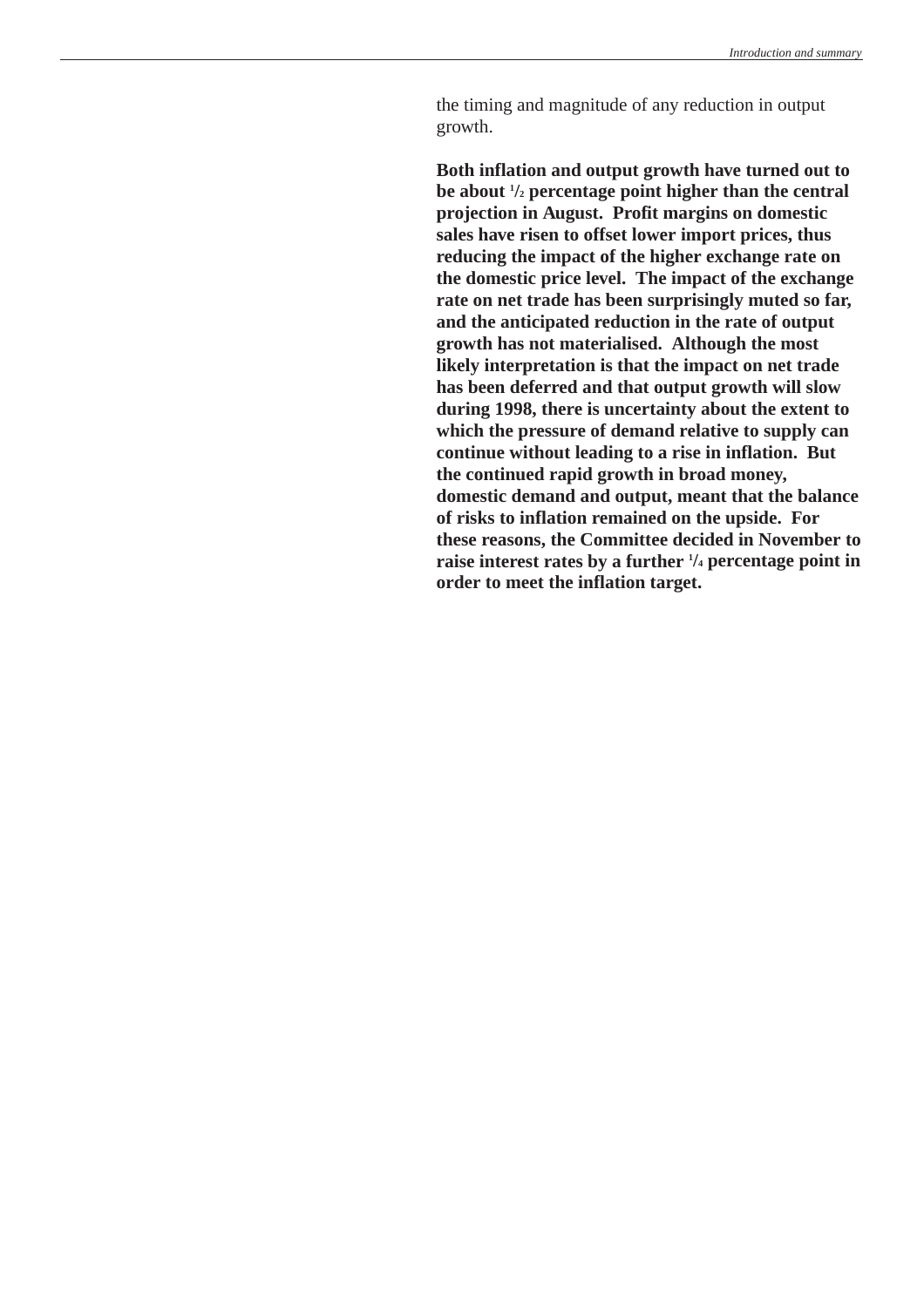the timing and magnitude of any reduction in output growth.

**Both inflation and output growth have turned out to be about 1/2 percentage point higher than the central projection in August. Profit margins on domestic sales have risen to offset lower import prices, thus reducing the impact of the higher exchange rate on the domestic price level. The impact of the exchange rate on net trade has been surprisingly muted so far, and the anticipated reduction in the rate of output growth has not materialised. Although the most likely interpretation is that the impact on net trade has been deferred and that output growth will slow during 1998, there is uncertainty about the extent to which the pressure of demand relative to supply can continue without leading to a rise in inflation. But the continued rapid growth in broad money, domestic demand and output, meant that the balance of risks to inflation remained on the upside. For these reasons, the Committee decided in November to raise interest rates by a further 1/4 percentage point in order to meet the inflation target.**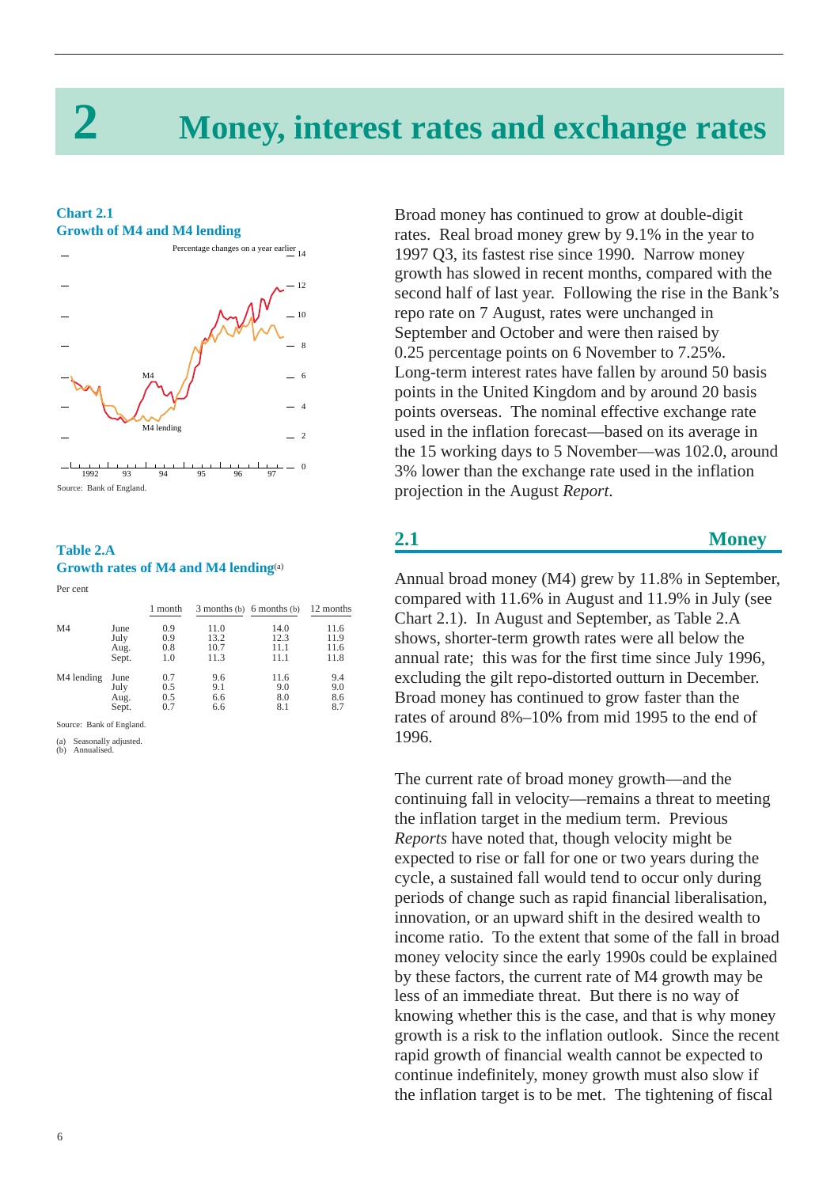# 2 Money, interest rates and exchange rates

**Chart 2.1**
**Growth of M4 and M4 lending**

Percentage changes on a year earlier

Source: Bank of England.

**Table 2.A**
**Growth rates of M4 and M4 lending**(a)

Per cent

| | | 1 month | 3 months (b) | 6 months (b) | 12 months |
|---|---|---|---|---|---|
| M4 | June | 0.9 | 11.0 | 14.0 | 11.6 |
| | July | 0.9 | 13.2 | 12.3 | 11.9 |
| | Aug. | 0.8 | 10.7 | 11.1 | 11.6 |
| | Sept. | 1.0 | 11.3 | 11.1 | 11.8 |
| M4 lending | June | 0.7 | 9.6 | 11.6 | 9.4 |
| | July | 0.5 | 9.1 | 9.0 | 9.0 |
| | Aug. | 0.5 | 6.6 | 8.0 | 8.6 |
| | Sept. | 0.7 | 6.6 | 8.1 | 8.7 |

Source: Bank of England.

(a) Seasonally adjusted.
(b) Annualised.

Broad money has continued to grow at double-digit rates. Real broad money grew by 9.1% in the year to 1997 Q3, its fastest rise since 1990. Narrow money growth has slowed in recent months, compared with the second half of last year. Following the rise in the Bank's repo rate on 7 August, rates were unchanged in September and October and were then raised by 0.25 percentage points on 6 November to 7.25%. Long-term interest rates have fallen by around 50 basis points in the United Kingdom and by around 20 basis points overseas. The nominal effective exchange rate used in the inflation forecast—based on its average in the 15 working days to 5 November—was 102.0, around 3% lower than the exchange rate used in the inflation projection in the August *Report*.

## 2.1 Money

Annual broad money (M4) grew by 11.8% in September, compared with 11.6% in August and 11.9% in July (see Chart 2.1). In August and September, as Table 2.A shows, shorter-term growth rates were all below the annual rate; this was for the first time since July 1996, excluding the gilt repo-distorted outturn in December. Broad money has continued to grow faster than the rates of around 8%–10% from mid 1995 to the end of 1996.

The current rate of broad money growth—and the continuing fall in velocity—remains a threat to meeting the inflation target in the medium term. Previous *Reports* have noted that, though velocity might be expected to rise or fall for one or two years during the cycle, a sustained fall would tend to occur only during periods of change such as rapid financial liberalisation, innovation, or an upward shift in the desired wealth to income ratio. To the extent that some of the fall in broad money velocity since the early 1990s could be explained by these factors, the current rate of M4 growth may be less of an immediate threat. But there is no way of knowing whether this is the case, and that is why money growth is a risk to the inflation outlook. Since the recent rapid growth of financial wealth cannot be expected to continue indefinitely, money growth must also slow if the inflation target is to be met. The tightening of fiscal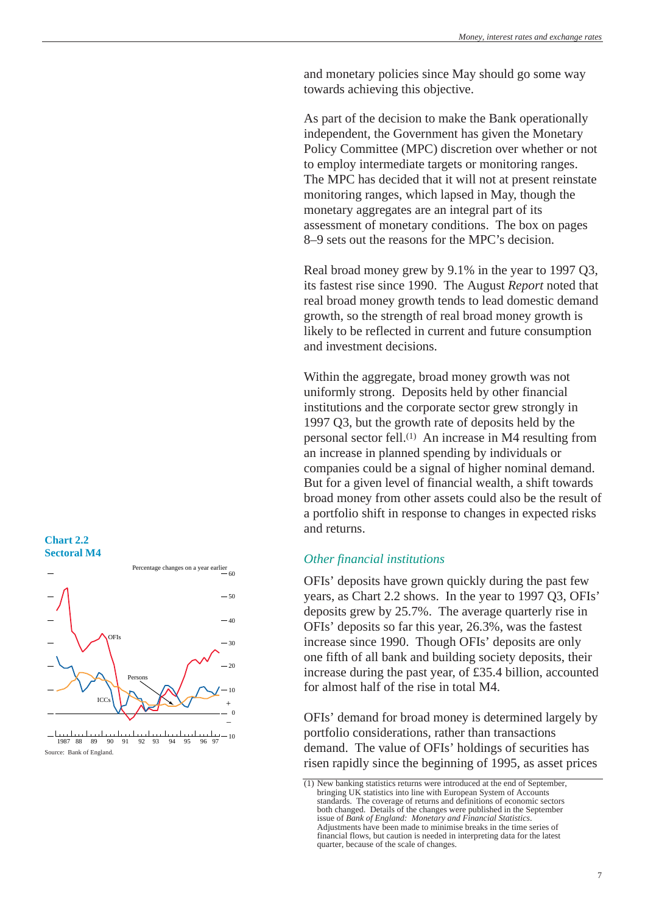and monetary policies since May should go some way towards achieving this objective.

As part of the decision to make the Bank operationally independent, the Government has given the Monetary Policy Committee (MPC) discretion over whether or not to employ intermediate targets or monitoring ranges. The MPC has decided that it will not at present reinstate monitoring ranges, which lapsed in May, though the monetary aggregates are an integral part of its assessment of monetary conditions. The box on pages 8–9 sets out the reasons for the MPC's decision.

Real broad money grew by 9.1% in the year to 1997 Q3, its fastest rise since 1990. The August *Report* noted that real broad money growth tends to lead domestic demand growth, so the strength of real broad money growth is likely to be reflected in current and future consumption and investment decisions.

Within the aggregate, broad money growth was not uniformly strong. Deposits held by other financial institutions and the corporate sector grew strongly in 1997 Q3, but the growth rate of deposits held by the personal sector fell.[(1)] An increase in M4 resulting from an increase in planned spending by individuals or companies could be a signal of higher nominal demand. But for a given level of financial wealth, a shift towards broad money from other assets could also be the result of a portfolio shift in response to changes in expected risks and returns.

**Chart 2.2**
**Sectoral M4**

Percentage changes on a year earlier

Source: Bank of England.

### *Other financial institutions*

OFIs' deposits have grown quickly during the past few years, as Chart 2.2 shows. In the year to 1997 Q3, OFIs' deposits grew by 25.7%. The average quarterly rise in OFIs' deposits so far this year, 26.3%, was the fastest increase since 1990. Though OFIs' deposits are only one fifth of all bank and building society deposits, their increase during the past year, of £35.4 billion, accounted for almost half of the rise in total M4.

OFIs' demand for broad money is determined largely by portfolio considerations, rather than transactions demand. The value of OFIs' holdings of securities has risen rapidly since the beginning of 1995, as asset prices

(1) New banking statistics returns were introduced at the end of September, bringing UK statistics into line with European System of Accounts standards. The coverage of returns and definitions of economic sectors both changed. Details of the changes were published in the September issue of *Bank of England: Monetary and Financial Statistics*. Adjustments have been made to minimise breaks in the time series of financial flows, but caution is needed in interpreting data for the latest quarter, because of the scale of changes.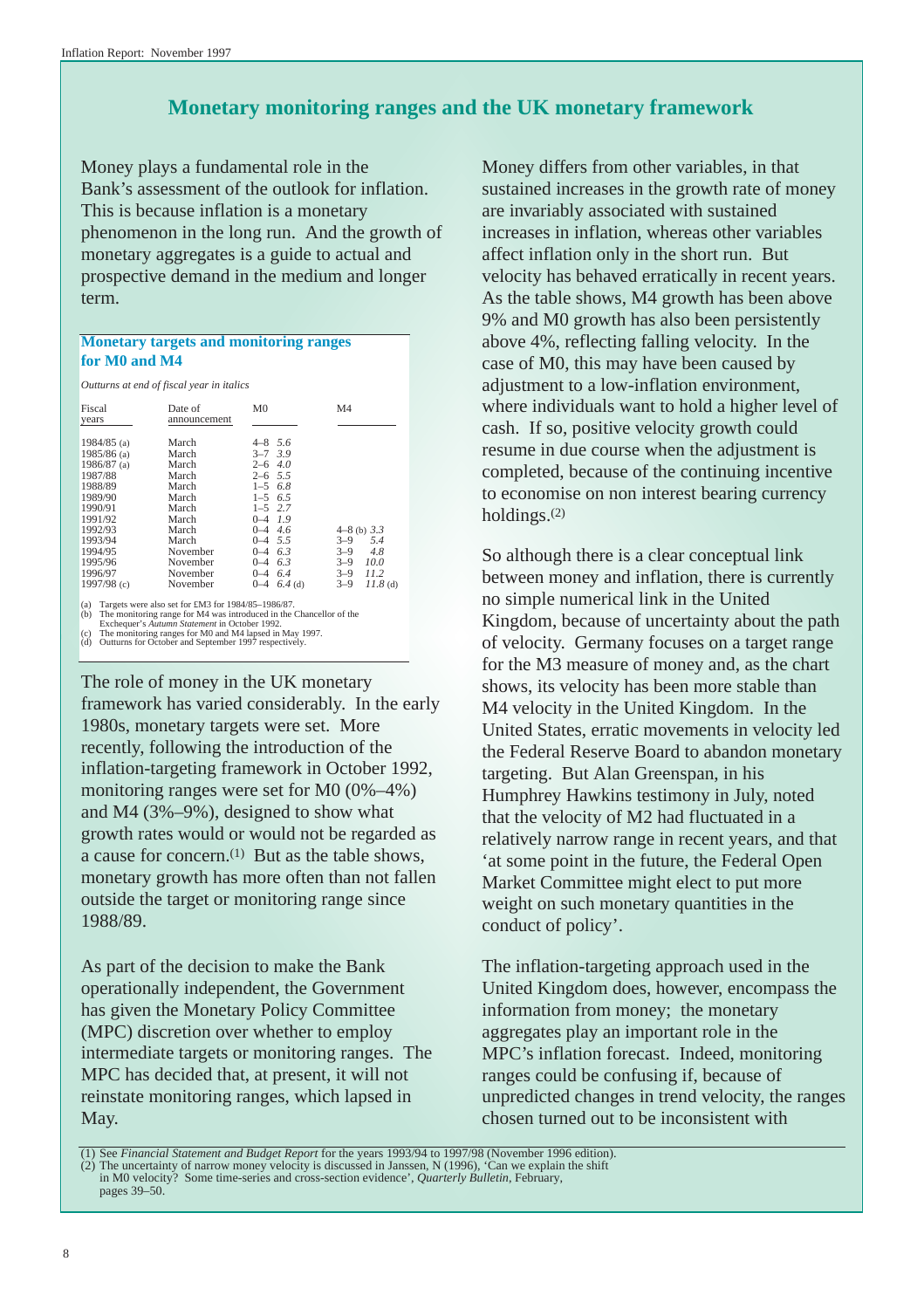## Monetary monitoring ranges and the UK monetary framework

Money plays a fundamental role in the Bank's assessment of the outlook for inflation. This is because inflation is a monetary phenomenon in the long run. And the growth of monetary aggregates is a guide to actual and prospective demand in the medium and longer term.

### Monetary targets and monitoring ranges for M0 and M4

*Outturns at end of fiscal year in italics*

| Fiscal years | Date of announcement | M0 | | M4 | |
|---|---|---|---|---|---|
| 1984/85 (a) | March | 4–8 | *5.6* | | |
| 1985/86 (a) | March | 3–7 | *3.9* | | |
| 1986/87 (a) | March | 2–6 | *4.0* | | |
| 1987/88 | March | 2–6 | *5.5* | | |
| 1988/89 | March | 1–5 | *6.8* | | |
| 1989/90 | March | 1–5 | *6.5* | | |
| 1990/91 | March | 1–5 | *2.7* | | |
| 1991/92 | March | 0–4 | *1.9* | | |
| 1992/93 | March | 0–4 | *4.6* | 4–8 (b) | *3.3* |
| 1993/94 | March | 0–4 | *5.5* | 3–9 | *5.4* |
| 1994/95 | November | 0–4 | *6.3* | 3–9 | *4.8* |
| 1995/96 | November | 0–4 | *6.3* | 3–9 | *10.0* |
| 1996/97 | November | 0–4 | *6.4* | 3–9 | *11.2* |
| 1997/98 (c) | November | 0–4 | *6.4* (d) | 3–9 | *11.8* (d) |

(a) Targets were also set for £M3 for 1984/85–1986/87.
(b) The monitoring range for M4 was introduced in the Chancellor of the Exchequer's *Autumn Statement* in October 1992.
(c) The monitoring ranges for M0 and M4 lapsed in May 1997.
(d) Outturns for October and September 1997 respectively.

The role of money in the UK monetary framework has varied considerably. In the early 1980s, monetary targets were set. More recently, following the introduction of the inflation-targeting framework in October 1992, monitoring ranges were set for M0 (0%–4%) and M4 (3%–9%), designed to show what growth rates would or would not be regarded as a cause for concern.(1) But as the table shows, monetary growth has more often than not fallen outside the target or monitoring range since 1988/89.

As part of the decision to make the Bank operationally independent, the Government has given the Monetary Policy Committee (MPC) discretion over whether to employ intermediate targets or monitoring ranges. The MPC has decided that, at present, it will not reinstate monitoring ranges, which lapsed in May.

Money differs from other variables, in that sustained increases in the growth rate of money are invariably associated with sustained increases in inflation, whereas other variables affect inflation only in the short run. But velocity has behaved erratically in recent years. As the table shows, M4 growth has been above 9% and M0 growth has also been persistently above 4%, reflecting falling velocity. In the case of M0, this may have been caused by adjustment to a low-inflation environment, where individuals want to hold a higher level of cash. If so, positive velocity growth could resume in due course when the adjustment is completed, because of the continuing incentive to economise on non interest bearing currency holdings.(2)

So although there is a clear conceptual link between money and inflation, there is currently no simple numerical link in the United Kingdom, because of uncertainty about the path of velocity. Germany focuses on a target range for the M3 measure of money and, as the chart shows, its velocity has been more stable than M4 velocity in the United Kingdom. In the United States, erratic movements in velocity led the Federal Reserve Board to abandon monetary targeting. But Alan Greenspan, in his Humphrey Hawkins testimony in July, noted that the velocity of M2 had fluctuated in a relatively narrow range in recent years, and that 'at some point in the future, the Federal Open Market Committee might elect to put more weight on such monetary quantities in the conduct of policy'.

The inflation-targeting approach used in the United Kingdom does, however, encompass the information from money; the monetary aggregates play an important role in the MPC's inflation forecast. Indeed, monitoring ranges could be confusing if, because of unpredicted changes in trend velocity, the ranges chosen turned out to be inconsistent with

(1) See *Financial Statement and Budget Report* for the years 1993/94 to 1997/98 (November 1996 edition).
(2) The uncertainty of narrow money velocity is discussed in Janssen, N (1996), 'Can we explain the shift in M0 velocity? Some time-series and cross-section evidence', *Quarterly Bulletin*, February, pages 39–50.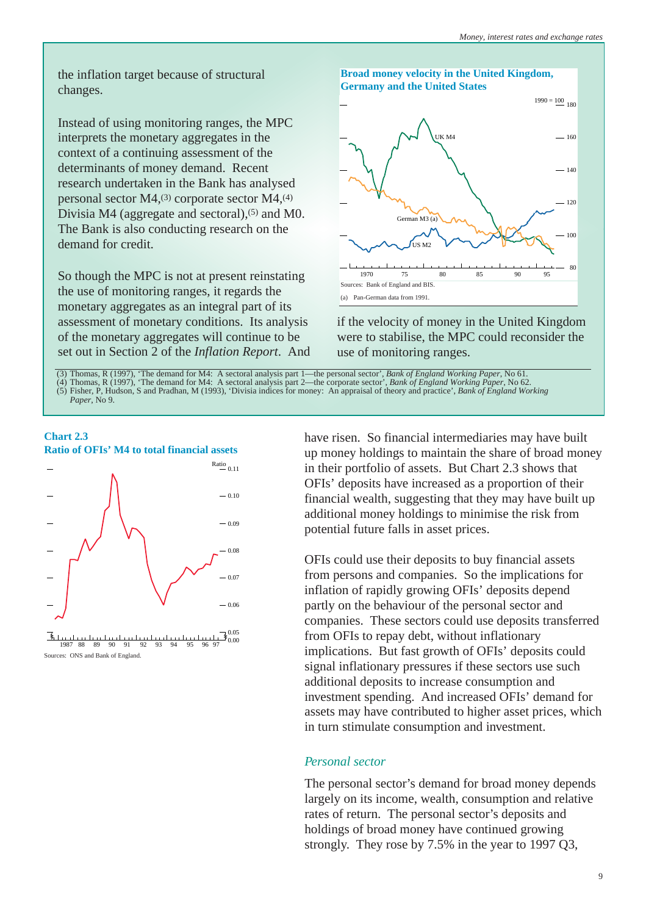the inflation target because of structural changes.

Instead of using monitoring ranges, the MPC interprets the monetary aggregates in the context of a continuing assessment of the determinants of money demand. Recent research undertaken in the Bank has analysed personal sector M4,[3] corporate sector M4,[4] Divisia M4 (aggregate and sectoral),[5] and M0. The Bank is also conducting research on the demand for credit.

So though the MPC is not at present reinstating the use of monitoring ranges, it regards the monetary aggregates as an integral part of its assessment of monetary conditions. Its analysis of the monetary aggregates will continue to be set out in Section 2 of the *Inflation Report*. And if the velocity of money in the United Kingdom were to stabilise, the MPC could reconsider the use of monitoring ranges.

**Broad money velocity in the United Kingdom, Germany and the United States**

Sources: Bank of England and BIS.

(a) Pan-German data from 1991.

(3) Thomas, R (1997), 'The demand for M4: A sectoral analysis part 1—the personal sector', *Bank of England Working Paper*, No 61.
(4) Thomas, R (1997), 'The demand for M4: A sectoral analysis part 2—the corporate sector', *Bank of England Working Paper*, No 62.
(5) Fisher, P, Hudson, S and Pradhan, M (1993), 'Divisia indices for money: An appraisal of theory and practice', *Bank of England Working Paper*, No 9.

**Chart 2.3**
**Ratio of OFIs' M4 to total financial assets**

Sources: ONS and Bank of England.

have risen. So financial intermediaries may have built up money holdings to maintain the share of broad money in their portfolio of assets. But Chart 2.3 shows that OFIs' deposits have increased as a proportion of their financial wealth, suggesting that they may have built up additional money holdings to minimise the risk from potential future falls in asset prices.

OFIs could use their deposits to buy financial assets from persons and companies. So the implications for inflation of rapidly growing OFIs' deposits depend partly on the behaviour of the personal sector and companies. These sectors could use deposits transferred from OFIs to repay debt, without inflationary implications. But fast growth of OFIs' deposits could signal inflationary pressures if these sectors use such additional deposits to increase consumption and investment spending. And increased OFIs' demand for assets may have contributed to higher asset prices, which in turn stimulate consumption and investment.

### *Personal sector*

The personal sector's demand for broad money depends largely on its income, wealth, consumption and relative rates of return. The personal sector's deposits and holdings of broad money have continued growing strongly. They rose by 7.5% in the year to 1997 Q3,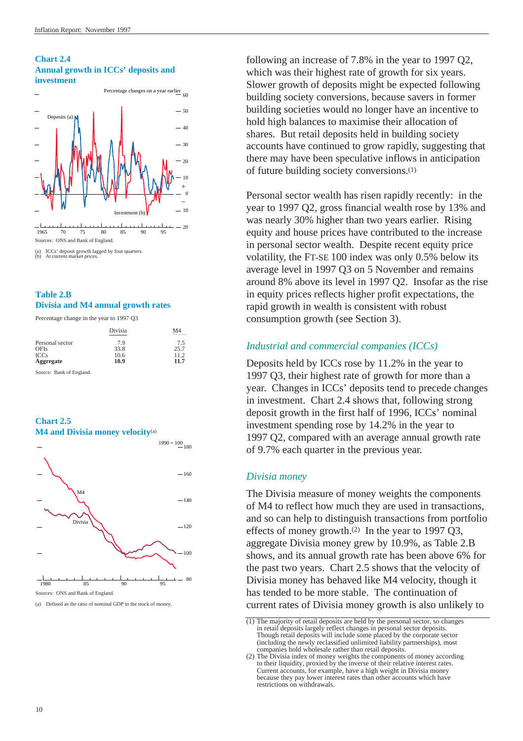**Chart 2.4**
**Annual growth in ICCs' deposits and investment**

Sources: ONS and Bank of England.

(a) ICCs' deposit growth lagged by four quarters.
(b) At current market prices.

**Table 2.B**
**Divisia and M4 annual growth rates**

Percentage change in the year to 1997 Q3

| | Divisia | M4 |
|---|---|---|
| Personal sector | 7.9 | 7.5 |
| OFIs | 33.8 | 25.7 |
| ICCs | 10.6 | 11.2 |
| **Aggregate** | **10.9** | **11.7** |

Source: Bank of England.

**Chart 2.5**
**M4 and Divisia money velocity**[(a)]

Sources: ONS and Bank of England.

(a) Defined as the ratio of nominal GDP to the stock of money.

following an increase of 7.8% in the year to 1997 Q2, which was their highest rate of growth for six years. Slower growth of deposits might be expected following building society conversions, because savers in former building societies would no longer have an incentive to hold high balances to maximise their allocation of shares. But retail deposits held in building society accounts have continued to grow rapidly, suggesting that there may have been speculative inflows in anticipation of future building society conversions.[(1)]

Personal sector wealth has risen rapidly recently: in the year to 1997 Q2, gross financial wealth rose by 13% and was nearly 30% higher than two years earlier. Rising equity and house prices have contributed to the increase in personal sector wealth. Despite recent equity price volatility, the FT-SE 100 index was only 0.5% below its average level in 1997 Q3 on 5 November and remains around 8% above its level in 1997 Q2. Insofar as the rise in equity prices reflects higher profit expectations, the rapid growth in wealth is consistent with robust consumption growth (see Section 3).

### *Industrial and commercial companies (ICCs)*

Deposits held by ICCs rose by 11.2% in the year to 1997 Q3, their highest rate of growth for more than a year. Changes in ICCs' deposits tend to precede changes in investment. Chart 2.4 shows that, following strong deposit growth in the first half of 1996, ICCs' nominal investment spending rose by 14.2% in the year to 1997 Q2, compared with an average annual growth rate of 9.7% each quarter in the previous year.

### *Divisia money*

The Divisia measure of money weights the components of M4 to reflect how much they are used in transactions, and so can help to distinguish transactions from portfolio effects of money growth.[(2)] In the year to 1997 Q3, aggregate Divisia money grew by 10.9%, as Table 2.B shows, and its annual growth rate has been above 6% for the past two years. Chart 2.5 shows that the velocity of Divisia money has behaved like M4 velocity, though it has tended to be more stable. The continuation of current rates of Divisia money growth is also unlikely to

(1) The majority of retail deposits are held by the personal sector, so changes in retail deposits largely reflect changes in personal sector deposits. Though retail deposits will include some placed by the corporate sector (including the newly reclassified unlimited liability partnerships), most companies hold wholesale rather than retail deposits.
(2) The Divisia index of money weights the components of money according to their liquidity, proxied by the inverse of their relative interest rates. Current accounts, for example, have a high weight in Divisia money because they pay lower interest rates than other accounts which have restrictions on withdrawals.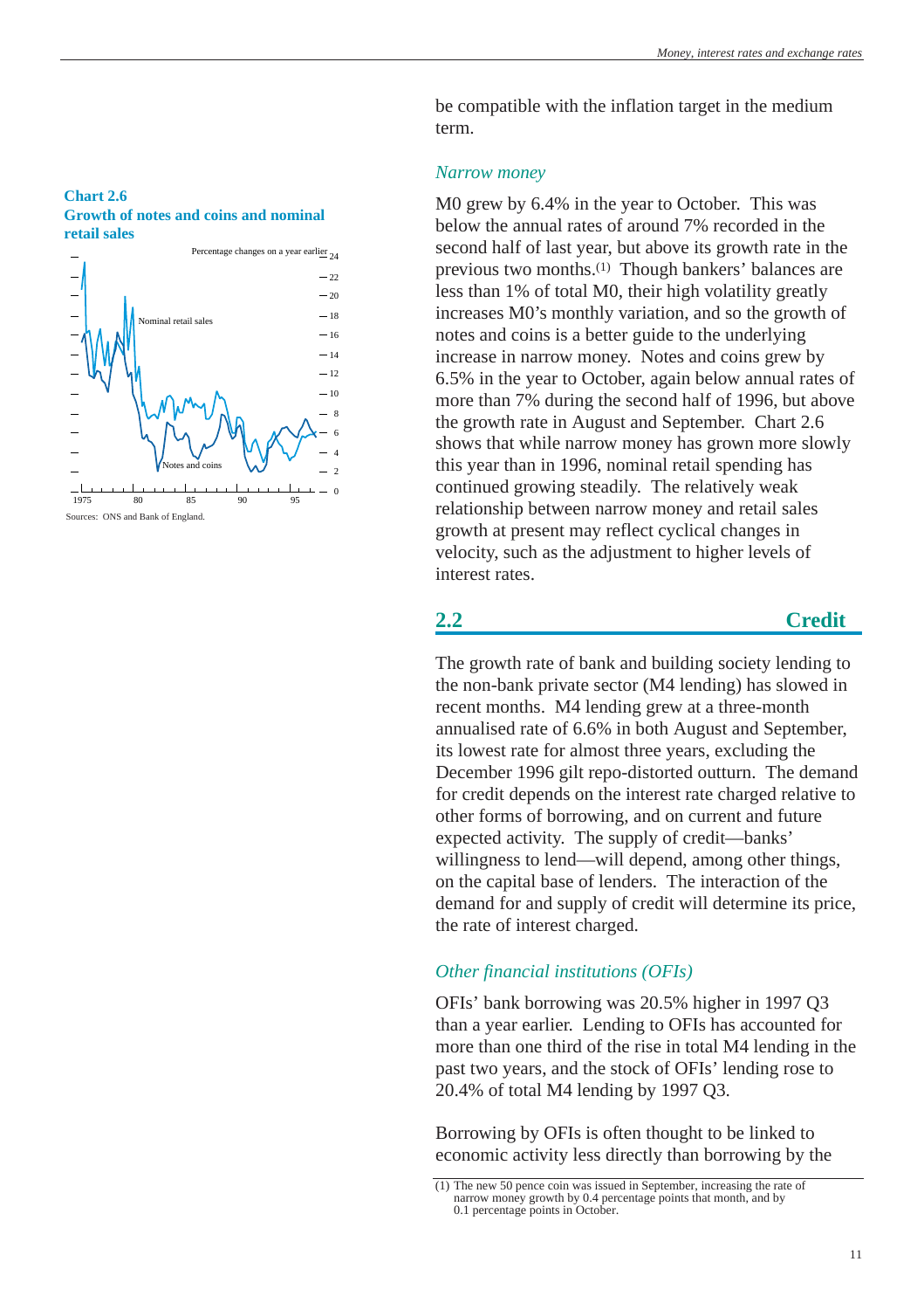**Chart 2.6**
**Growth of notes and coins and nominal retail sales**

Percentage changes on a year earlier

Sources: ONS and Bank of England.

be compatible with the inflation target in the medium term.

### *Narrow money*

M0 grew by 6.4% in the year to October. This was below the annual rates of around 7% recorded in the second half of last year, but above its growth rate in the previous two months.(1) Though bankers' balances are less than 1% of total M0, their high volatility greatly increases M0's monthly variation, and so the growth of notes and coins is a better guide to the underlying increase in narrow money. Notes and coins grew by 6.5% in the year to October, again below annual rates of more than 7% during the second half of 1996, but above the growth rate in August and September. Chart 2.6 shows that while narrow money has grown more slowly this year than in 1996, nominal retail spending has continued growing steadily. The relatively weak relationship between narrow money and retail sales growth at present may reflect cyclical changes in velocity, such as the adjustment to higher levels of interest rates.

## 2.2 Credit

The growth rate of bank and building society lending to the non-bank private sector (M4 lending) has slowed in recent months. M4 lending grew at a three-month annualised rate of 6.6% in both August and September, its lowest rate for almost three years, excluding the December 1996 gilt repo-distorted outturn. The demand for credit depends on the interest rate charged relative to other forms of borrowing, and on current and future expected activity. The supply of credit—banks' willingness to lend—will depend, among other things, on the capital base of lenders. The interaction of the demand for and supply of credit will determine its price, the rate of interest charged.

### *Other financial institutions (OFIs)*

OFIs' bank borrowing was 20.5% higher in 1997 Q3 than a year earlier. Lending to OFIs has accounted for more than one third of the rise in total M4 lending in the past two years, and the stock of OFIs' lending rose to 20.4% of total M4 lending by 1997 Q3.

Borrowing by OFIs is often thought to be linked to economic activity less directly than borrowing by the

(1) The new 50 pence coin was issued in September, increasing the rate of narrow money growth by 0.4 percentage points that month, and by 0.1 percentage points in October.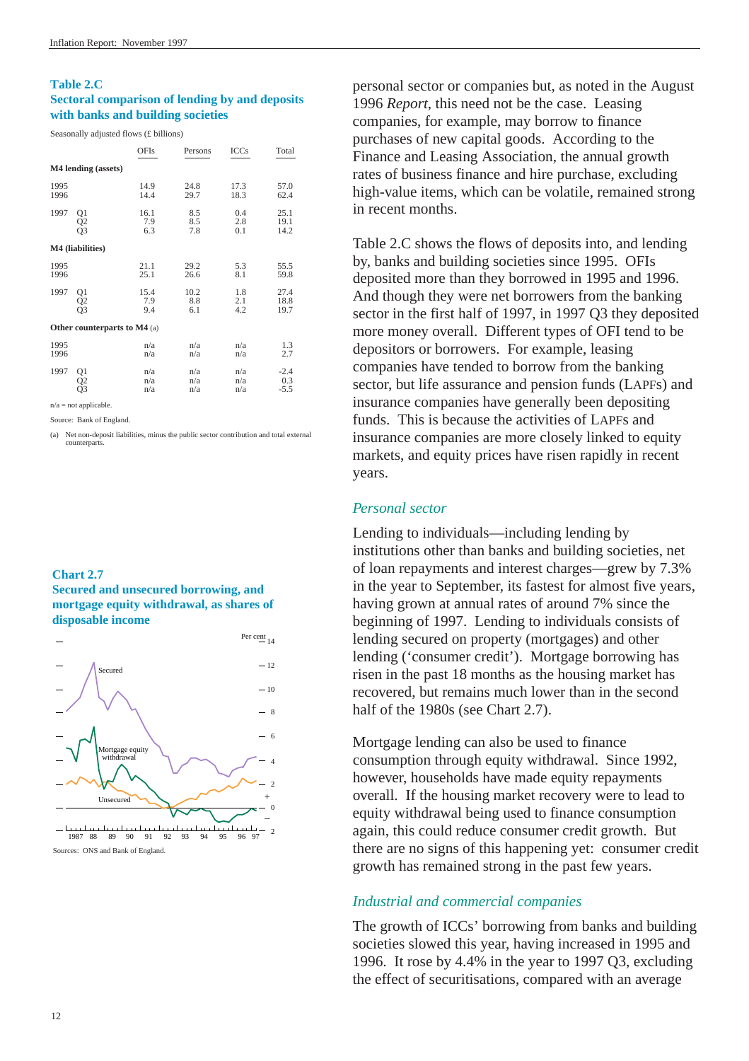**Table 2.C**
**Sectoral comparison of lending by and deposits with banks and building societies**

Seasonally adjusted flows (£ billions)

| | | OFIs | Persons | ICCs | Total |
|---|---|---|---|---|---|
| **M4 lending (assets)** | | | | | |
| 1995 | | 14.9 | 24.8 | 17.3 | 57.0 |
| 1996 | | 14.4 | 29.7 | 18.3 | 62.4 |
| 1997 | Q1 | 16.1 | 8.5 | 0.4 | 25.1 |
| | Q2 | 7.9 | 8.5 | 2.8 | 19.1 |
| | Q3 | 6.3 | 7.8 | 0.1 | 14.2 |
| **M4 (liabilities)** | | | | | |
| 1995 | | 21.1 | 29.2 | 5.3 | 55.5 |
| 1996 | | 25.1 | 26.6 | 8.1 | 59.8 |
| 1997 | Q1 | 15.4 | 10.2 | 1.8 | 27.4 |
| | Q2 | 7.9 | 8.8 | 2.1 | 18.8 |
| | Q3 | 9.4 | 6.1 | 4.2 | 19.7 |
| **Other counterparts to M4** (a) | | | | | |
| 1995 | | n/a | n/a | n/a | 1.3 |
| 1996 | | n/a | n/a | n/a | 2.7 |
| 1997 | Q1 | n/a | n/a | n/a | -2.4 |
| | Q2 | n/a | n/a | n/a | 0.3 |
| | Q3 | n/a | n/a | n/a | -5.5 |

n/a = not applicable.

Source: Bank of England.

(a) Net non-deposit liabilities, minus the public sector contribution and total external counterparts.

**Chart 2.7**
**Secured and unsecured borrowing, and mortgage equity withdrawal, as shares of disposable income**

Sources: ONS and Bank of England.

personal sector or companies but, as noted in the August 1996 *Report*, this need not be the case. Leasing companies, for example, may borrow to finance purchases of new capital goods. According to the Finance and Leasing Association, the annual growth rates of business finance and hire purchase, excluding high-value items, which can be volatile, remained strong in recent months.

Table 2.C shows the flows of deposits into, and lending by, banks and building societies since 1995. OFIs deposited more than they borrowed in 1995 and 1996. And though they were net borrowers from the banking sector in the first half of 1997, in 1997 Q3 they deposited more money overall. Different types of OFI tend to be depositors or borrowers. For example, leasing companies have tended to borrow from the banking sector, but life assurance and pension funds (LAPFs) and insurance companies have generally been depositing funds. This is because the activities of LAPFs and insurance companies are more closely linked to equity markets, and equity prices have risen rapidly in recent years.

### *Personal sector*

Lending to individuals—including lending by institutions other than banks and building societies, net of loan repayments and interest charges—grew by 7.3% in the year to September, its fastest for almost five years, having grown at annual rates of around 7% since the beginning of 1997. Lending to individuals consists of lending secured on property (mortgages) and other lending ('consumer credit'). Mortgage borrowing has risen in the past 18 months as the housing market has recovered, but remains much lower than in the second half of the 1980s (see Chart 2.7).

Mortgage lending can also be used to finance consumption through equity withdrawal. Since 1992, however, households have made equity repayments overall. If the housing market recovery were to lead to equity withdrawal being used to finance consumption again, this could reduce consumer credit growth. But there are no signs of this happening yet: consumer credit growth has remained strong in the past few years.

### *Industrial and commercial companies*

The growth of ICCs' borrowing from banks and building societies slowed this year, having increased in 1995 and 1996. It rose by 4.4% in the year to 1997 Q3, excluding the effect of securitisations, compared with an average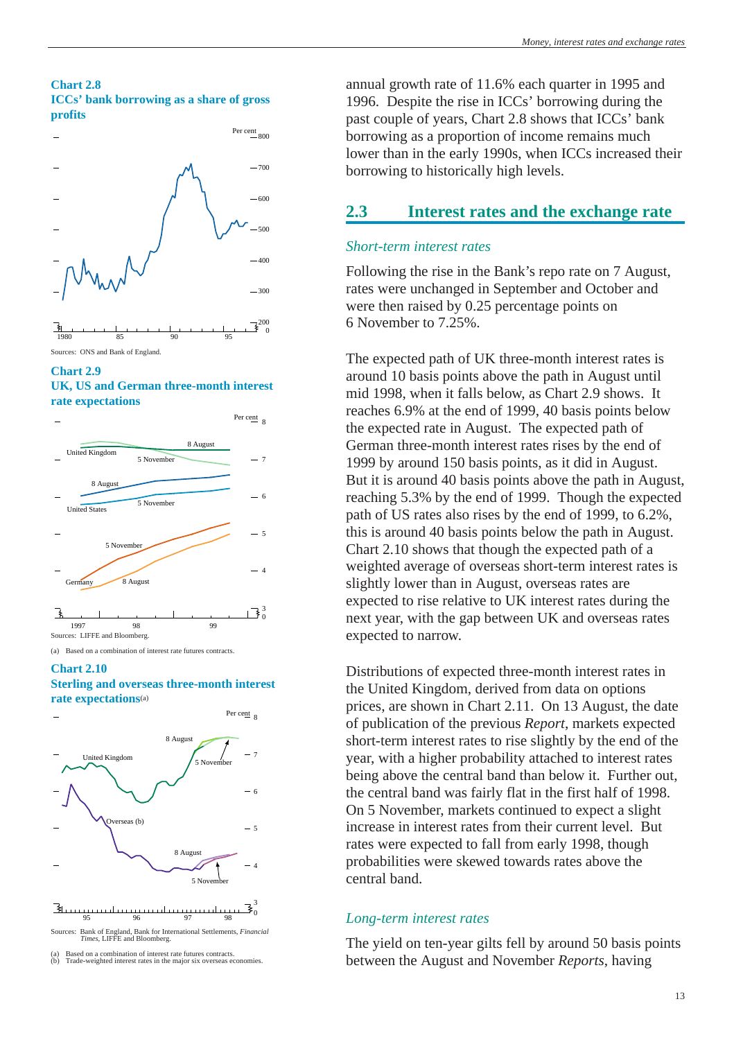**Chart 2.8**
**ICCs' bank borrowing as a share of gross profits**

Sources: ONS and Bank of England.

**Chart 2.9**
**UK, US and German three-month interest rate expectations**

Sources: LIFFE and Bloomberg.

(a) Based on a combination of interest rate futures contracts.

**Chart 2.10**
**Sterling and overseas three-month interest rate expectations**(a)

Sources: Bank of England, Bank for International Settlements, *Financial Times*, LIFFE and Bloomberg.

(a) Based on a combination of interest rate futures contracts.
(b) Trade-weighted interest rates in the major six overseas economies.

annual growth rate of 11.6% each quarter in 1995 and 1996. Despite the rise in ICCs' borrowing during the past couple of years, Chart 2.8 shows that ICCs' bank borrowing as a proportion of income remains much lower than in the early 1990s, when ICCs increased their borrowing to historically high levels.

## 2.3 Interest rates and the exchange rate

### *Short-term interest rates*

Following the rise in the Bank's repo rate on 7 August, rates were unchanged in September and October and were then raised by 0.25 percentage points on 6 November to 7.25%.

The expected path of UK three-month interest rates is around 10 basis points above the path in August until mid 1998, when it falls below, as Chart 2.9 shows. It reaches 6.9% at the end of 1999, 40 basis points below the expected rate in August. The expected path of German three-month interest rates rises by the end of 1999 by around 150 basis points, as it did in August. But it is around 40 basis points above the path in August, reaching 5.3% by the end of 1999. Though the expected path of US rates also rises by the end of 1999, to 6.2%, this is around 40 basis points below the path in August. Chart 2.10 shows that though the expected path of a weighted average of overseas short-term interest rates is slightly lower than in August, overseas rates are expected to rise relative to UK interest rates during the next year, with the gap between UK and overseas rates expected to narrow.

Distributions of expected three-month interest rates in the United Kingdom, derived from data on options prices, are shown in Chart 2.11. On 13 August, the date of publication of the previous *Report*, markets expected short-term interest rates to rise slightly by the end of the year, with a higher probability attached to interest rates being above the central band than below it. Further out, the central band was fairly flat in the first half of 1998. On 5 November, markets continued to expect a slight increase in interest rates from their current level. But rates were expected to fall from early 1998, though probabilities were skewed towards rates above the central band.

### *Long-term interest rates*

The yield on ten-year gilts fell by around 50 basis points between the August and November *Reports*, having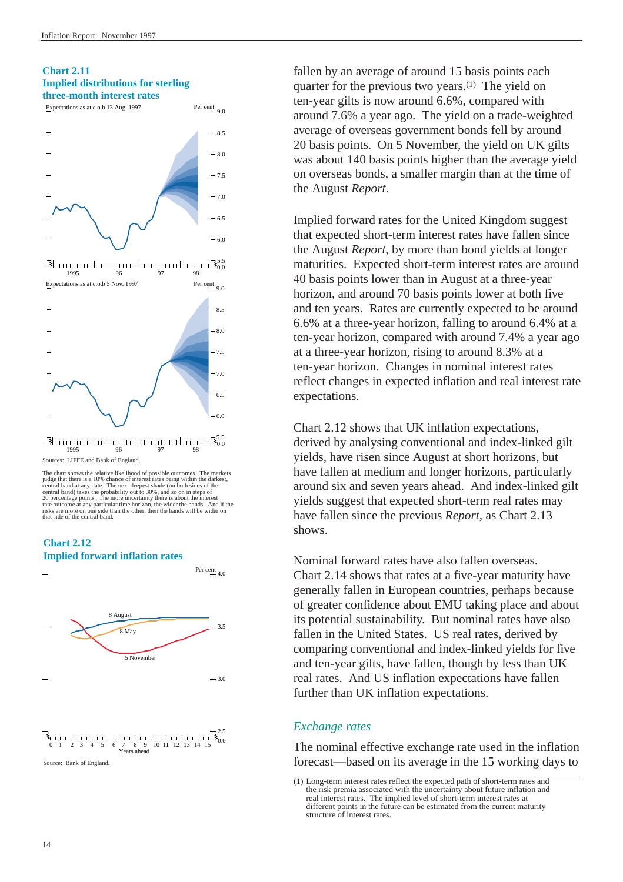**Chart 2.11**
**Implied distributions for sterling three-month interest rates**

Expectations as at c.o.b 13 Aug. 1997

Expectations as at c.o.b 5 Nov. 1997

Sources: LIFFE and Bank of England.

The chart shows the relative likelihood of possible outcomes. The markets judge that there is a 10% chance of interest rates being within the darkest, central band at any date. The next deepest shade (on both sides of the central band) takes the probability out to 30%, and so on in steps of 20 percentage points. The more uncertainty there is about the interest rate outcome at any particular time horizon, the wider the bands. And if the risks are more on one side than the other, then the bands will be wider on that side of the central band.

**Chart 2.12**
**Implied forward inflation rates**

Source: Bank of England.

fallen by an average of around 15 basis points each quarter for the previous two years.(1) The yield on ten-year gilts is now around 6.6%, compared with around 7.6% a year ago. The yield on a trade-weighted average of overseas government bonds fell by around 20 basis points. On 5 November, the yield on UK gilts was about 140 basis points higher than the average yield on overseas bonds, a smaller margin than at the time of the August *Report*.

Implied forward rates for the United Kingdom suggest that expected short-term interest rates have fallen since the August *Report*, by more than bond yields at longer maturities. Expected short-term interest rates are around 40 basis points lower than in August at a three-year horizon, and around 70 basis points lower at both five and ten years. Rates are currently expected to be around 6.6% at a three-year horizon, falling to around 6.4% at a ten-year horizon, compared with around 7.4% a year ago at a three-year horizon, rising to around 8.3% at a ten-year horizon. Changes in nominal interest rates reflect changes in expected inflation and real interest rate expectations.

Chart 2.12 shows that UK inflation expectations, derived by analysing conventional and index-linked gilt yields, have risen since August at short horizons, but have fallen at medium and longer horizons, particularly around six and seven years ahead. And index-linked gilt yields suggest that expected short-term real rates may have fallen since the previous *Report*, as Chart 2.13 shows.

Nominal forward rates have also fallen overseas. Chart 2.14 shows that rates at a five-year maturity have generally fallen in European countries, perhaps because of greater confidence about EMU taking place and about its potential sustainability. But nominal rates have also fallen in the United States. US real rates, derived by comparing conventional and index-linked yields for five and ten-year gilts, have fallen, though by less than UK real rates. And US inflation expectations have fallen further than UK inflation expectations.

## *Exchange rates*

The nominal effective exchange rate used in the inflation forecast—based on its average in the 15 working days to

(1) Long-term interest rates reflect the expected path of short-term rates and the risk premia associated with the uncertainty about future inflation and real interest rates. The implied level of short-term interest rates at different points in the future can be estimated from the current maturity structure of interest rates.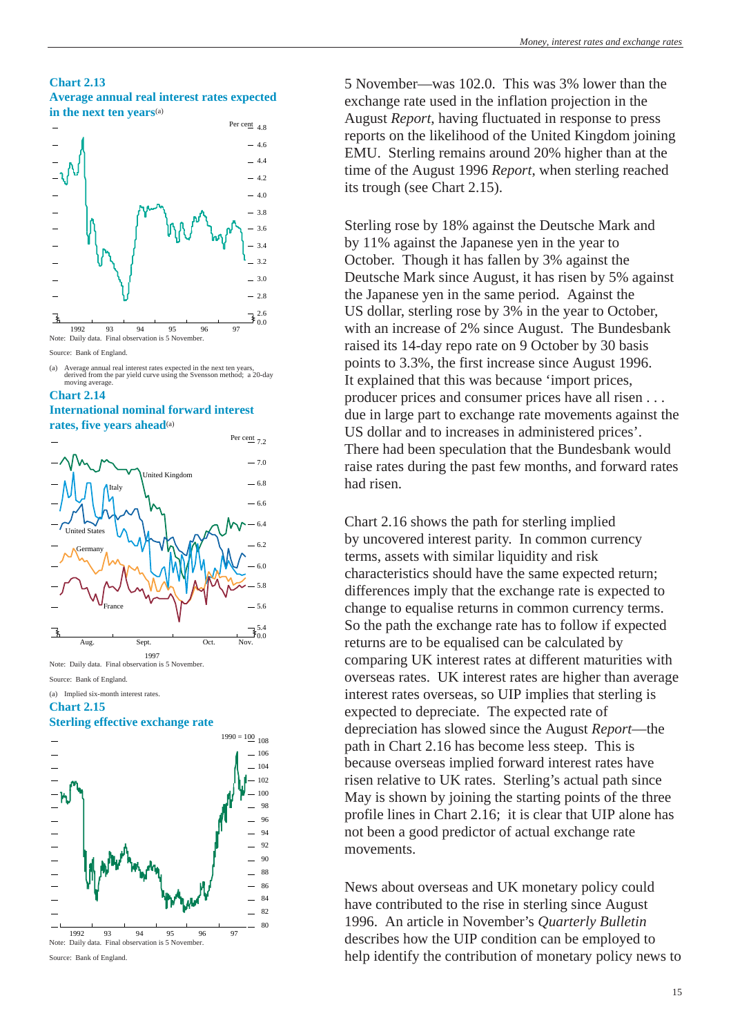**Chart 2.13**
**Average annual real interest rates expected in the next ten years**(a)

Note: Daily data. Final observation is 5 November.

Source: Bank of England.

(a) Average annual real interest rates expected in the next ten years, derived from the par yield curve using the Svensson method; a 20-day moving average.

**Chart 2.14**
**International nominal forward interest rates, five years ahead**(a)

Note: Daily data. Final observation is 5 November.

Source: Bank of England.

(a) Implied six-month interest rates.

**Chart 2.15**
**Sterling effective exchange rate**

Note: Daily data. Final observation is 5 November.

Source: Bank of England.

5 November—was 102.0. This was 3% lower than the exchange rate used in the inflation projection in the August *Report*, having fluctuated in response to press reports on the likelihood of the United Kingdom joining EMU. Sterling remains around 20% higher than at the time of the August 1996 *Report*, when sterling reached its trough (see Chart 2.15).

Sterling rose by 18% against the Deutsche Mark and by 11% against the Japanese yen in the year to October. Though it has fallen by 3% against the Deutsche Mark since August, it has risen by 5% against the Japanese yen in the same period. Against the US dollar, sterling rose by 3% in the year to October, with an increase of 2% since August. The Bundesbank raised its 14-day repo rate on 9 October by 30 basis points to 3.3%, the first increase since August 1996. It explained that this was because 'import prices, producer prices and consumer prices have all risen . . . due in large part to exchange rate movements against the US dollar and to increases in administered prices'. There had been speculation that the Bundesbank would raise rates during the past few months, and forward rates had risen.

Chart 2.16 shows the path for sterling implied by uncovered interest parity. In common currency terms, assets with similar liquidity and risk characteristics should have the same expected return; differences imply that the exchange rate is expected to change to equalise returns in common currency terms. So the path the exchange rate has to follow if expected returns are to be equalised can be calculated by comparing UK interest rates at different maturities with overseas rates. UK interest rates are higher than average interest rates overseas, so UIP implies that sterling is expected to depreciate. The expected rate of depreciation has slowed since the August *Report*—the path in Chart 2.16 has become less steep. This is because overseas implied forward interest rates have risen relative to UK rates. Sterling's actual path since May is shown by joining the starting points of the three profile lines in Chart 2.16; it is clear that UIP alone has not been a good predictor of actual exchange rate movements.

News about overseas and UK monetary policy could have contributed to the rise in sterling since August 1996. An article in November's *Quarterly Bulletin* describes how the UIP condition can be employed to help identify the contribution of monetary policy news to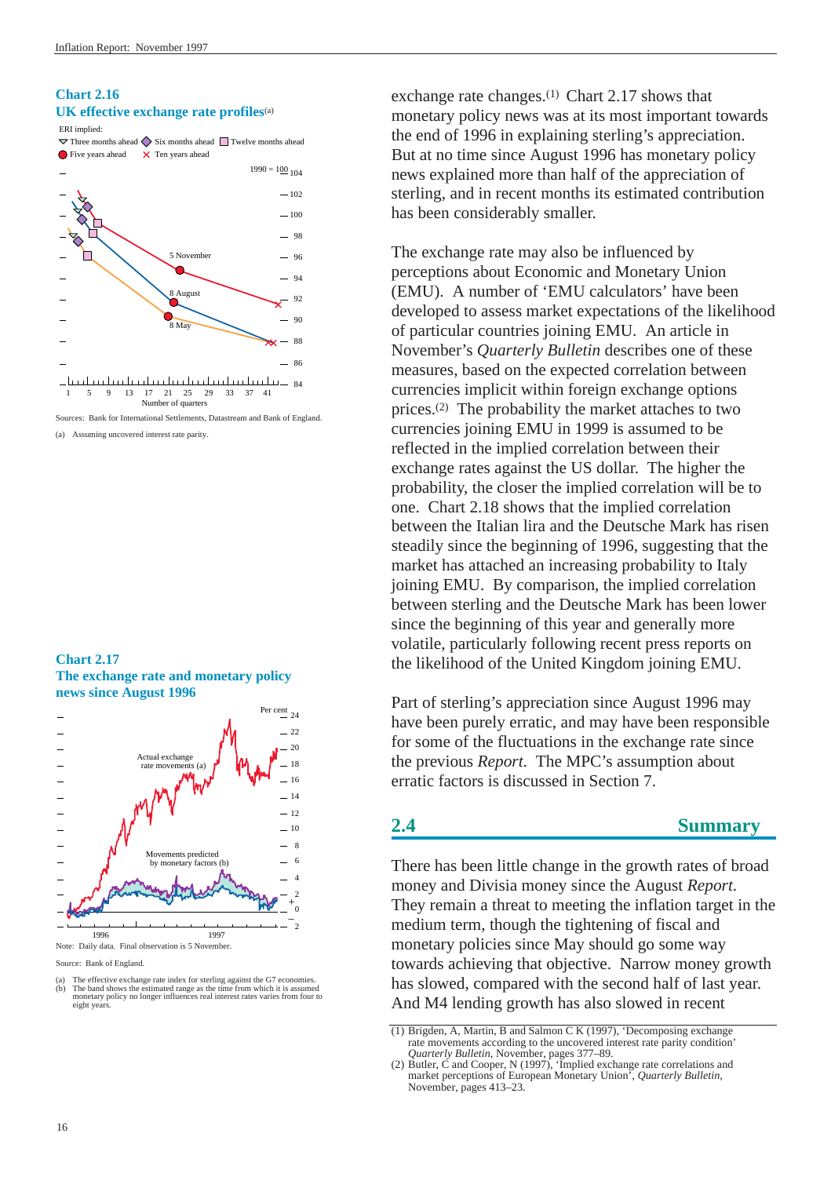### Chart 2.16
### UK effective exchange rate profiles(a)

Sources: Bank for International Settlements, Datastream and Bank of England.

(a) Assuming uncovered interest rate parity.

### Chart 2.17
### The exchange rate and monetary policy news since August 1996

Note: Daily data. Final observation is 5 November.

Source: Bank of England.

(a) The effective exchange rate index for sterling against the G7 economies.
(b) The band shows the estimated range as the time from which it is assumed monetary policy no longer influences real interest rates varies from four to eight years.

exchange rate changes.[1] Chart 2.17 shows that monetary policy news was at its most important towards the end of 1996 in explaining sterling's appreciation. But at no time since August 1996 has monetary policy news explained more than half of the appreciation of sterling, and in recent months its estimated contribution has been considerably smaller.

The exchange rate may also be influenced by perceptions about Economic and Monetary Union (EMU). A number of 'EMU calculators' have been developed to assess market expectations of the likelihood of particular countries joining EMU. An article in November's *Quarterly Bulletin* describes one of these measures, based on the expected correlation between currencies implicit within foreign exchange options prices.[2] The probability the market attaches to two currencies joining EMU in 1999 is assumed to be reflected in the implied correlation between their exchange rates against the US dollar. The higher the probability, the closer the implied correlation will be to one. Chart 2.18 shows that the implied correlation between the Italian lira and the Deutsche Mark has risen steadily since the beginning of 1996, suggesting that the market has attached an increasing probability to Italy joining EMU. By comparison, the implied correlation between sterling and the Deutsche Mark has been lower since the beginning of this year and generally more volatile, particularly following recent press reports on the likelihood of the United Kingdom joining EMU.

Part of sterling's appreciation since August 1996 may have been purely erratic, and may have been responsible for some of the fluctuations in the exchange rate since the previous *Report*. The MPC's assumption about erratic factors is discussed in Section 7.

## 2.4 Summary

There has been little change in the growth rates of broad money and Divisia money since the August *Report*. They remain a threat to meeting the inflation target in the medium term, though the tightening of fiscal and monetary policies since May should go some way towards achieving that objective. Narrow money growth has slowed, compared with the second half of last year. And M4 lending growth has also slowed in recent

(1) Brigden, A, Martin, B and Salmon C K (1997), 'Decomposing exchange rate movements according to the uncovered interest rate parity condition' *Quarterly Bulletin*, November, pages 377–89.
(2) Butler, C and Cooper, N (1997), 'Implied exchange rate correlations and market perceptions of European Monetary Union', *Quarterly Bulletin*, November, pages 413–23.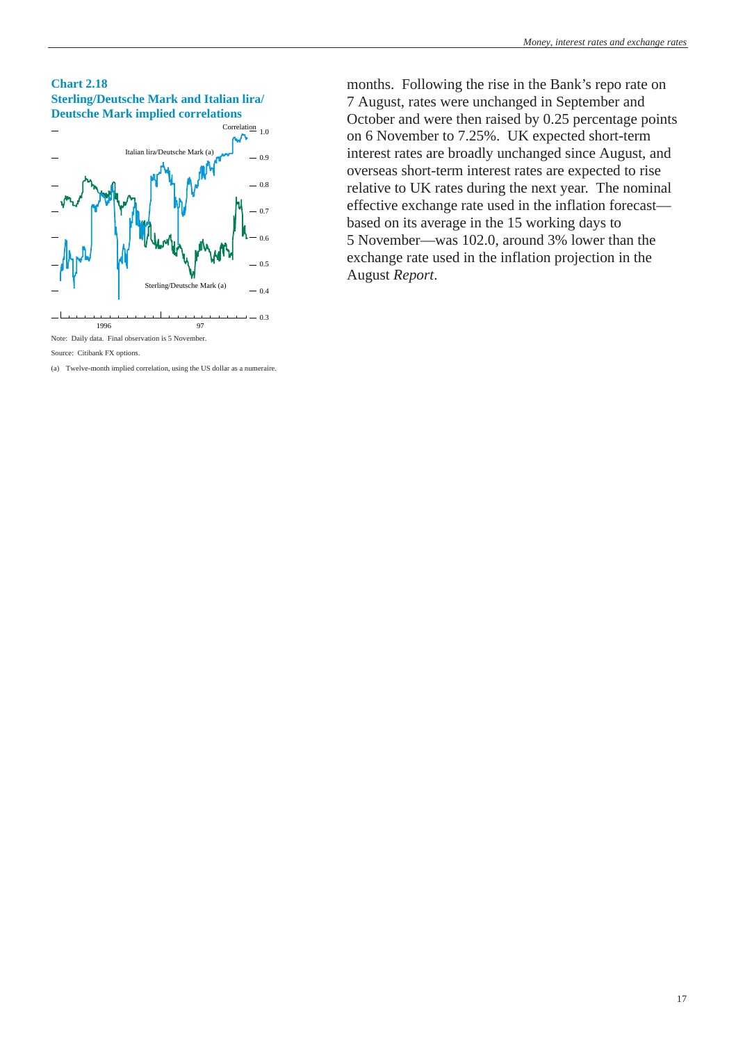**Chart 2.18**
**Sterling/Deutsche Mark and Italian lira/ Deutsche Mark implied correlations**

Note: Daily data. Final observation is 5 November.

Source: Citibank FX options.

(a) Twelve-month implied correlation, using the US dollar as a numeraire.

months. Following the rise in the Bank's repo rate on 7 August, rates were unchanged in September and October and were then raised by 0.25 percentage points on 6 November to 7.25%. UK expected short-term interest rates are broadly unchanged since August, and overseas short-term interest rates are expected to rise relative to UK rates during the next year. The nominal effective exchange rate used in the inflation forecast—based on its average in the 15 working days to 5 November—was 102.0, around 3% lower than the exchange rate used in the inflation projection in the August *Report*.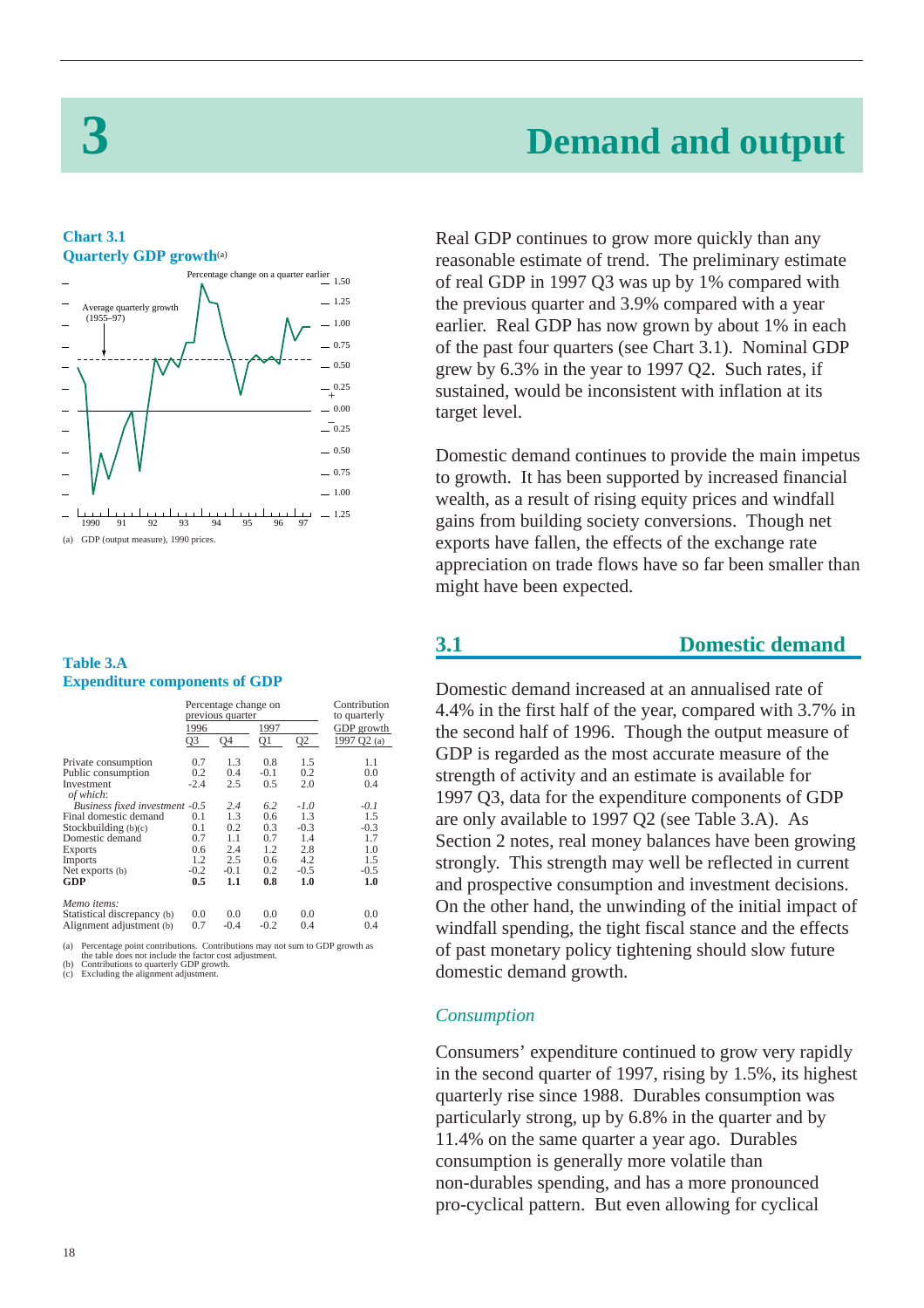# 3 Demand and output

**Chart 3.1**
**Quarterly GDP growth**[(a)]

(a) GDP (output measure), 1990 prices.

Real GDP continues to grow more quickly than any reasonable estimate of trend. The preliminary estimate of real GDP in 1997 Q3 was up by 1% compared with the previous quarter and 3.9% compared with a year earlier. Real GDP has now grown by about 1% in each of the past four quarters (see Chart 3.1). Nominal GDP grew by 6.3% in the year to 1997 Q2. Such rates, if sustained, would be inconsistent with inflation at its target level.

Domestic demand continues to provide the main impetus to growth. It has been supported by increased financial wealth, as a result of rising equity prices and windfall gains from building society conversions. Though net exports have fallen, the effects of the exchange rate appreciation on trade flows have so far been smaller than might have been expected.

## 3.1 Domestic demand

Domestic demand increased at an annualised rate of 4.4% in the first half of the year, compared with 3.7% in the second half of 1996. Though the output measure of GDP is regarded as the most accurate measure of the strength of activity and an estimate is available for 1997 Q3, data for the expenditure components of GDP are only available to 1997 Q2 (see Table 3.A). As Section 2 notes, real money balances have been growing strongly. This strength may well be reflected in current and prospective consumption and investment decisions. On the other hand, the unwinding of the initial impact of windfall spending, the tight fiscal stance and the effects of past monetary policy tightening should slow future domestic demand growth.

**Table 3.A**
**Expenditure components of GDP**

| | Percentage change on previous quarter | | | | Contribution to quarterly GDP growth |
|---|---|---|---|---|---|
| | 1996 | | 1997 | | |
| | Q3 | Q4 | Q1 | Q2 | 1997 Q2 (a) |
| Private consumption | 0.7 | 1.3 | 0.8 | 1.5 | 1.1 |
| Public consumption | 0.2 | 0.4 | -0.1 | 0.2 | 0.0 |
| Investment | -2.4 | 2.5 | 0.5 | 2.0 | 0.4 |
| *of which:* | | | | | |
| *Business fixed investment* | *-0.5* | *2.4* | *6.2* | *-1.0* | *-0.1* |
| Final domestic demand | 0.1 | 1.3 | 0.6 | 1.3 | 1.5 |
| Stockbuilding (b)(c) | 0.1 | 0.2 | 0.3 | -0.3 | -0.3 |
| Domestic demand | 0.7 | 1.1 | 0.7 | 1.4 | 1.7 |
| Exports | 0.6 | 2.4 | 1.2 | 2.8 | 1.0 |
| Imports | 1.2 | 2.5 | 0.6 | 4.2 | 1.5 |
| Net exports (b) | -0.2 | -0.1 | 0.2 | -0.5 | -0.5 |
| **GDP** | **0.5** | **1.1** | **0.8** | **1.0** | **1.0** |
| *Memo items:* | | | | | |
| Statistical discrepancy (b) | 0.0 | 0.0 | 0.0 | 0.0 | 0.0 |
| Alignment adjustment (b) | 0.7 | -0.4 | -0.2 | 0.4 | 0.4 |

(a) Percentage point contributions. Contributions may not sum to GDP growth as the table does not include the factor cost adjustment.
(b) Contributions to quarterly GDP growth.
(c) Excluding the alignment adjustment.

### *Consumption*

Consumers' expenditure continued to grow very rapidly in the second quarter of 1997, rising by 1.5%, its highest quarterly rise since 1988. Durables consumption was particularly strong, up by 6.8% in the quarter and by 11.4% on the same quarter a year ago. Durables consumption is generally more volatile than non-durables spending, and has a more pronounced pro-cyclical pattern. But even allowing for cyclical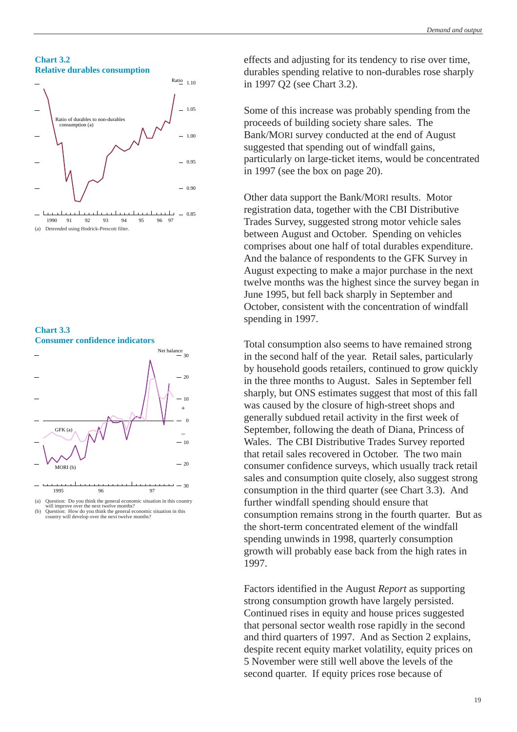**Chart 3.2**
**Relative durables consumption**

(a) Detrended using Hodrick-Prescott filter.

**Chart 3.3**
**Consumer confidence indicators**

(a) Question: Do you think the general economic situation in this country will improve over the next twelve months?
(b) Question: How do you think the general economic situation in this country will develop over the next twelve months?

effects and adjusting for its tendency to rise over time, durables spending relative to non-durables rose sharply in 1997 Q2 (see Chart 3.2).

Some of this increase was probably spending from the proceeds of building society share sales. The Bank/MORI survey conducted at the end of August suggested that spending out of windfall gains, particularly on large-ticket items, would be concentrated in 1997 (see the box on page 20).

Other data support the Bank/MORI results. Motor registration data, together with the CBI Distributive Trades Survey, suggested strong motor vehicle sales between August and October. Spending on vehicles comprises about one half of total durables expenditure. And the balance of respondents to the GFK Survey in August expecting to make a major purchase in the next twelve months was the highest since the survey began in June 1995, but fell back sharply in September and October, consistent with the concentration of windfall spending in 1997.

Total consumption also seems to have remained strong in the second half of the year. Retail sales, particularly by household goods retailers, continued to grow quickly in the three months to August. Sales in September fell sharply, but ONS estimates suggest that most of this fall was caused by the closure of high-street shops and generally subdued retail activity in the first week of September, following the death of Diana, Princess of Wales. The CBI Distributive Trades Survey reported that retail sales recovered in October. The two main consumer confidence surveys, which usually track retail sales and consumption quite closely, also suggest strong consumption in the third quarter (see Chart 3.3). And further windfall spending should ensure that consumption remains strong in the fourth quarter. But as the short-term concentrated element of the windfall spending unwinds in 1998, quarterly consumption growth will probably ease back from the high rates in 1997.

Factors identified in the August *Report* as supporting strong consumption growth have largely persisted. Continued rises in equity and house prices suggested that personal sector wealth rose rapidly in the second and third quarters of 1997. And as Section 2 explains, despite recent equity market volatility, equity prices on 5 November were still well above the levels of the second quarter. If equity prices rose because of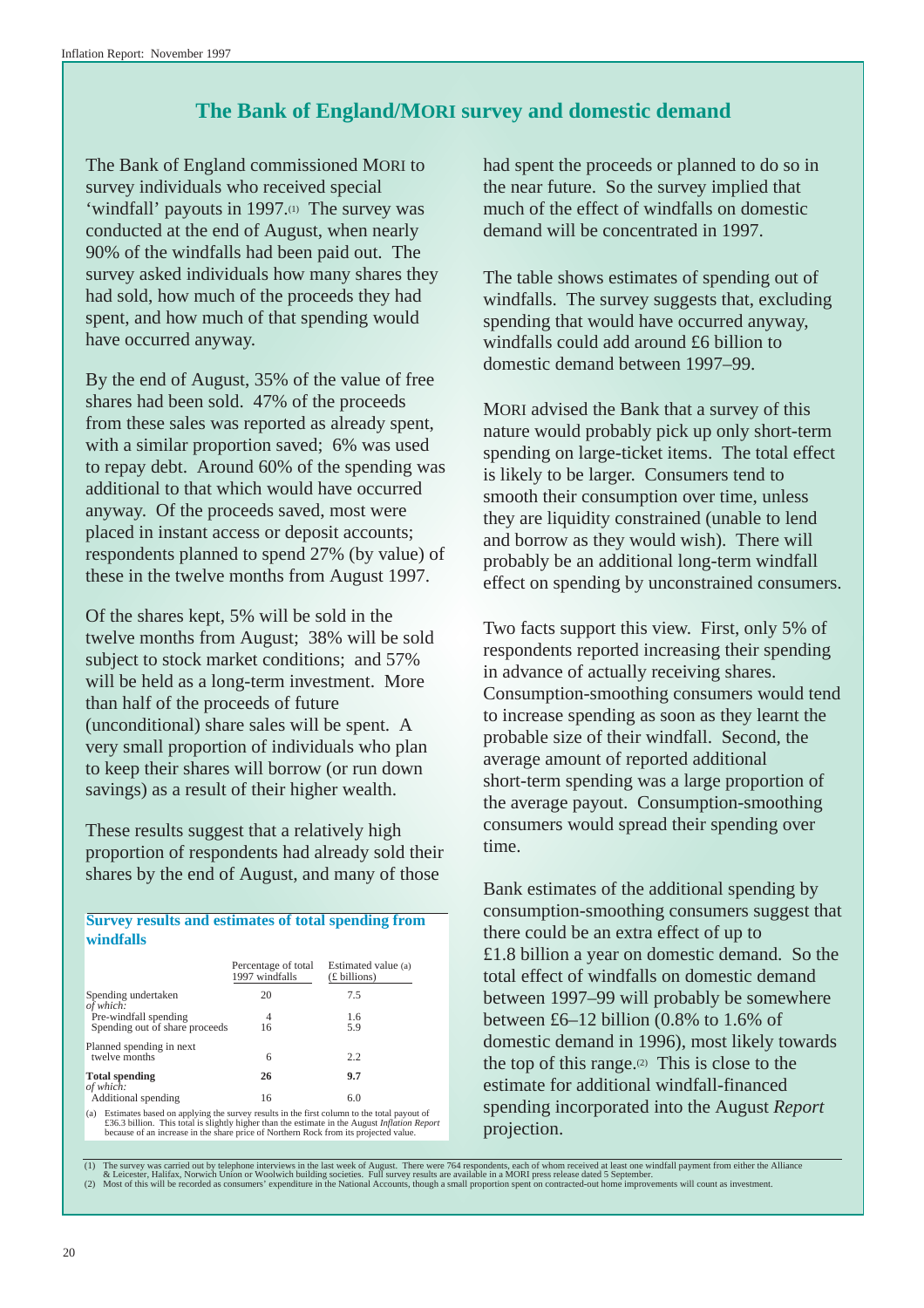## The Bank of England/MORI survey and domestic demand

The Bank of England commissioned MORI to survey individuals who received special 'windfall' payouts in 1997.[1] The survey was conducted at the end of August, when nearly 90% of the windfalls had been paid out. The survey asked individuals how many shares they had sold, how much of the proceeds they had spent, and how much of that spending would have occurred anyway.

By the end of August, 35% of the value of free shares had been sold. 47% of the proceeds from these sales was reported as already spent, with a similar proportion saved; 6% was used to repay debt. Around 60% of the spending was additional to that which would have occurred anyway. Of the proceeds saved, most were placed in instant access or deposit accounts; respondents planned to spend 27% (by value) of these in the twelve months from August 1997.

Of the shares kept, 5% will be sold in the twelve months from August; 38% will be sold subject to stock market conditions; and 57% will be held as a long-term investment. More than half of the proceeds of future (unconditional) share sales will be spent. A very small proportion of individuals who plan to keep their shares will borrow (or run down savings) as a result of their higher wealth.

These results suggest that a relatively high proportion of respondents had already sold their shares by the end of August, and many of those had spent the proceeds or planned to do so in the near future. So the survey implied that much of the effect of windfalls on domestic demand will be concentrated in 1997.

The table shows estimates of spending out of windfalls. The survey suggests that, excluding spending that would have occurred anyway, windfalls could add around £6 billion to domestic demand between 1997–99.

MORI advised the Bank that a survey of this nature would probably pick up only short-term spending on large-ticket items. The total effect is likely to be larger. Consumers tend to smooth their consumption over time, unless they are liquidity constrained (unable to lend and borrow as they would wish). There will probably be an additional long-term windfall effect on spending by unconstrained consumers.

Two facts support this view. First, only 5% of respondents reported increasing their spending in advance of actually receiving shares. Consumption-smoothing consumers would tend to increase spending as soon as they learnt the probable size of their windfall. Second, the average amount of reported additional short-term spending was a large proportion of the average payout. Consumption-smoothing consumers would spread their spending over time.

Bank estimates of the additional spending by consumption-smoothing consumers suggest that there could be an extra effect of up to £1.8 billion a year on domestic demand. So the total effect of windfalls on domestic demand between 1997–99 will probably be somewhere between £6–12 billion (0.8% to 1.6% of domestic demand in 1996), most likely towards the top of this range.[2] This is close to the estimate for additional windfall-financed spending incorporated into the August *Report* projection.

**Survey results and estimates of total spending from windfalls**

| | Percentage of total 1997 windfalls | Estimated value (a) (£ billions) |
|---|---|---|
| Spending undertaken | 20 | 7.5 |
| *of which:* | | |
| Pre-windfall spending | 4 | 1.6 |
| Spending out of share proceeds | 16 | 5.9 |
| Planned spending in next twelve months | 6 | 2.2 |
| **Total spending** | **26** | **9.7** |
| *of which:* | | |
| Additional spending | 16 | 6.0 |

(a) Estimates based on applying the survey results in the first column to the total payout of £36.3 billion. This total is slightly higher than the estimate in the August *Inflation Report* because of an increase in the share price of Northern Rock from its projected value.

(1) The survey was carried out by telephone interviews in the last week of August. There were 764 respondents, each of whom received at least one windfall payment from either the Alliance & Leicester, Halifax, Norwich Union or Woolwich building societies. Full survey results are available in a MORI press release dated 5 September.

(2) Most of this will be recorded as consumers' expenditure in the National Accounts, though a small proportion spent on contracted-out home improvements will count as investment.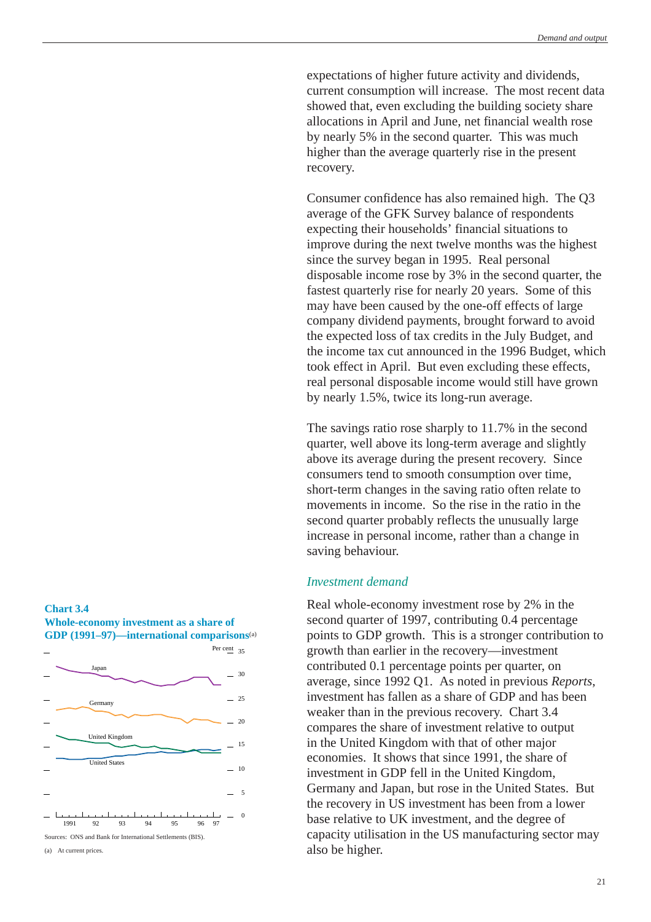expectations of higher future activity and dividends, current consumption will increase. The most recent data showed that, even excluding the building society share allocations in April and June, net financial wealth rose by nearly 5% in the second quarter. This was much higher than the average quarterly rise in the present recovery.

Consumer confidence has also remained high. The Q3 average of the GFK Survey balance of respondents expecting their households' financial situations to improve during the next twelve months was the highest since the survey began in 1995. Real personal disposable income rose by 3% in the second quarter, the fastest quarterly rise for nearly 20 years. Some of this may have been caused by the one-off effects of large company dividend payments, brought forward to avoid the expected loss of tax credits in the July Budget, and the income tax cut announced in the 1996 Budget, which took effect in April. But even excluding these effects, real personal disposable income would still have grown by nearly 1.5%, twice its long-run average.

The savings ratio rose sharply to 11.7% in the second quarter, well above its long-term average and slightly above its average during the present recovery. Since consumers tend to smooth consumption over time, short-term changes in the saving ratio often relate to movements in income. So the rise in the ratio in the second quarter probably reflects the unusually large increase in personal income, rather than a change in saving behaviour.

### *Investment demand*

Real whole-economy investment rose by 2% in the second quarter of 1997, contributing 0.4 percentage points to GDP growth. This is a stronger contribution to growth than earlier in the recovery—investment contributed 0.1 percentage points per quarter, on average, since 1992 Q1. As noted in previous *Reports*, investment has fallen as a share of GDP and has been weaker than in the previous recovery. Chart 3.4 compares the share of investment relative to output in the United Kingdom with that of other major economies. It shows that since 1991, the share of investment in GDP fell in the United Kingdom, Germany and Japan, but rose in the United States. But the recovery in US investment has been from a lower base relative to UK investment, and the degree of capacity utilisation in the US manufacturing sector may also be higher.

**Chart 3.4**
**Whole-economy investment as a share of GDP (1991–97)—international comparisons**(a)

Sources: ONS and Bank for International Settlements (BIS).

(a) At current prices.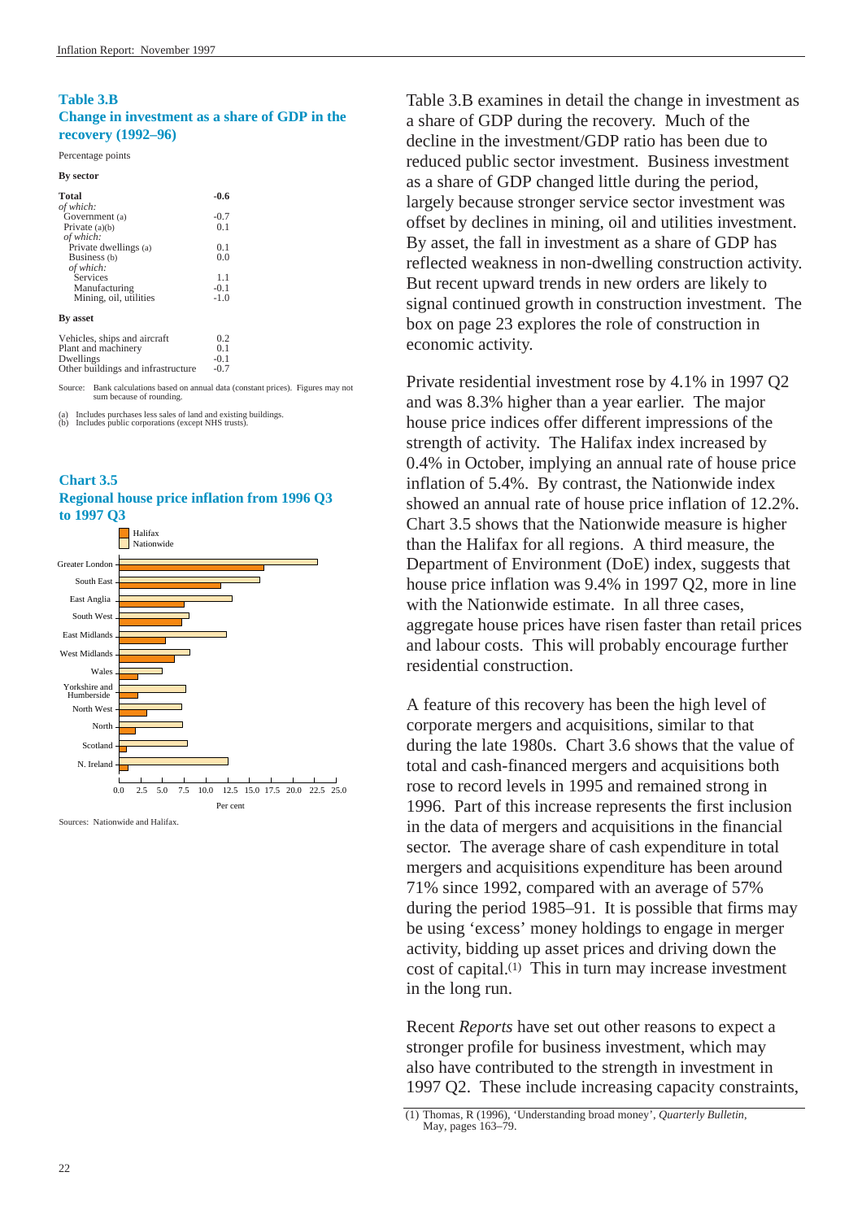### Table 3.B
### Change in investment as a share of GDP in the recovery (1992–96)

Percentage points

**By sector**

| | |
|---|---|
| **Total** | **-0.6** |
| *of which:* | |
| Government (a) | -0.7 |
| Private (a)(b) | 0.1 |
| *of which:* | |
| Private dwellings (a) | 0.1 |
| Business (b) | 0.0 |
| *of which:* | |
| Services | 1.1 |
| Manufacturing | -0.1 |
| Mining, oil, utilities | -1.0 |

**By asset**

| | |
|---|---|
| Vehicles, ships and aircraft | 0.2 |
| Plant and machinery | 0.1 |
| Dwellings | -0.1 |
| Other buildings and infrastructure | -0.7 |

Source: Bank calculations based on annual data (constant prices). Figures may not sum because of rounding.

(a) Includes purchases less sales of land and existing buildings.
(b) Includes public corporations (except NHS trusts).

### Chart 3.5
### Regional house price inflation from 1996 Q3 to 1997 Q3

Sources: Nationwide and Halifax.

Table 3.B examines in detail the change in investment as a share of GDP during the recovery. Much of the decline in the investment/GDP ratio has been due to reduced public sector investment. Business investment as a share of GDP changed little during the period, largely because stronger service sector investment was offset by declines in mining, oil and utilities investment. By asset, the fall in investment as a share of GDP has reflected weakness in non-dwelling construction activity. But recent upward trends in new orders are likely to signal continued growth in construction investment. The box on page 23 explores the role of construction in economic activity.

Private residential investment rose by 4.1% in 1997 Q2 and was 8.3% higher than a year earlier. The major house price indices offer different impressions of the strength of activity. The Halifax index increased by 0.4% in October, implying an annual rate of house price inflation of 5.4%. By contrast, the Nationwide index showed an annual rate of house price inflation of 12.2%. Chart 3.5 shows that the Nationwide measure is higher than the Halifax for all regions. A third measure, the Department of Environment (DoE) index, suggests that house price inflation was 9.4% in 1997 Q2, more in line with the Nationwide estimate. In all three cases, aggregate house prices have risen faster than retail prices and labour costs. This will probably encourage further residential construction.

A feature of this recovery has been the high level of corporate mergers and acquisitions, similar to that during the late 1980s. Chart 3.6 shows that the value of total and cash-financed mergers and acquisitions both rose to record levels in 1995 and remained strong in 1996. Part of this increase represents the first inclusion in the data of mergers and acquisitions in the financial sector. The average share of cash expenditure in total mergers and acquisitions expenditure has been around 71% since 1992, compared with an average of 57% during the period 1985–91. It is possible that firms may be using 'excess' money holdings to engage in merger activity, bidding up asset prices and driving down the cost of capital.[1] This in turn may increase investment in the long run.

Recent *Reports* have set out other reasons to expect a stronger profile for business investment, which may also have contributed to the strength in investment in 1997 Q2. These include increasing capacity constraints,

(1) Thomas, R (1996), 'Understanding broad money', *Quarterly Bulletin*, May, pages 163–79.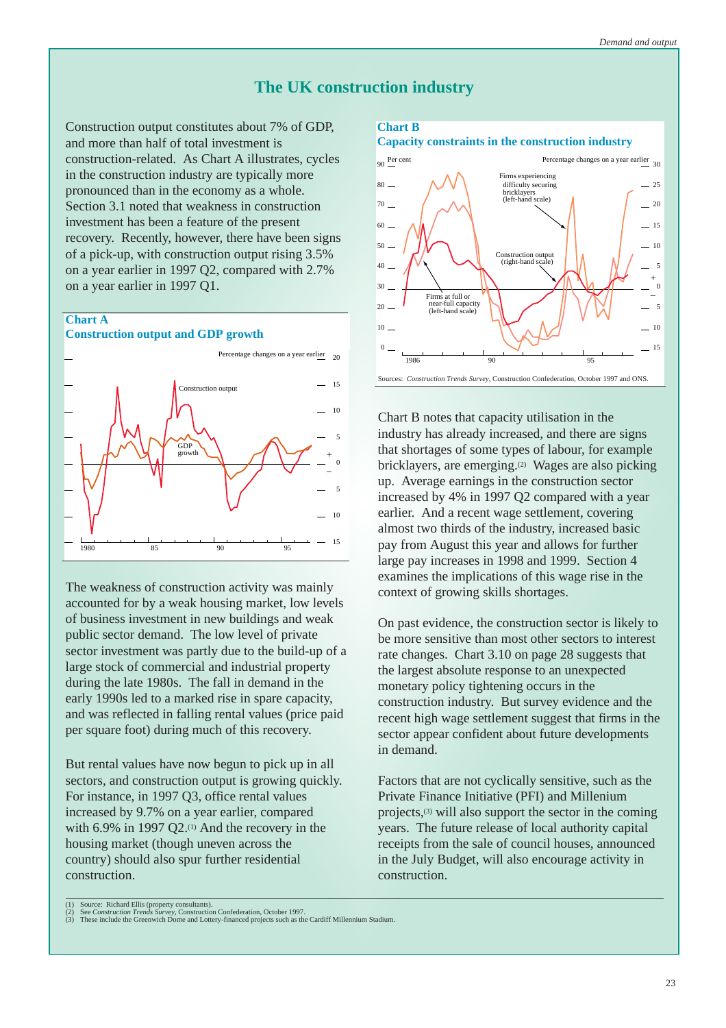## The UK construction industry

Construction output constitutes about 7% of GDP, and more than half of total investment is construction-related. As Chart A illustrates, cycles in the construction industry are typically more pronounced than in the economy as a whole. Section 3.1 noted that weakness in construction investment has been a feature of the present recovery. Recently, however, there have been signs of a pick-up, with construction output rising 3.5% on a year earlier in 1997 Q2, compared with 2.7% on a year earlier in 1997 Q1.

**Chart A**
**Construction output and GDP growth**

The weakness of construction activity was mainly accounted for by a weak housing market, low levels of business investment in new buildings and weak public sector demand. The low level of private sector investment was partly due to the build-up of a large stock of commercial and industrial property during the late 1980s. The fall in demand in the early 1990s led to a marked rise in spare capacity, and was reflected in falling rental values (price paid per square foot) during much of this recovery.

But rental values have now begun to pick up in all sectors, and construction output is growing quickly. For instance, in 1997 Q3, office rental values increased by 9.7% on a year earlier, compared with 6.9% in 1997 Q2.[1] And the recovery in the housing market (though uneven across the country) should also spur further residential construction.

**Chart B**
**Capacity constraints in the construction industry**

Sources: *Construction Trends Survey*, Construction Confederation, October 1997 and ONS.

Chart B notes that capacity utilisation in the industry has already increased, and there are signs that shortages of some types of labour, for example bricklayers, are emerging.[2] Wages are also picking up. Average earnings in the construction sector increased by 4% in 1997 Q2 compared with a year earlier. And a recent wage settlement, covering almost two thirds of the industry, increased basic pay from August this year and allows for further large pay increases in 1998 and 1999. Section 4 examines the implications of this wage rise in the context of growing skills shortages.

On past evidence, the construction sector is likely to be more sensitive than most other sectors to interest rate changes. Chart 3.10 on page 28 suggests that the largest absolute response to an unexpected monetary policy tightening occurs in the construction industry. But survey evidence and the recent high wage settlement suggest that firms in the sector appear confident about future developments in demand.

Factors that are not cyclically sensitive, such as the Private Finance Initiative (PFI) and Millenium projects,[3] will also support the sector in the coming years. The future release of local authority capital receipts from the sale of council houses, announced in the July Budget, will also encourage activity in construction.

(1) Source: Richard Ellis (property consultants).
(2) See *Construction Trends Survey*, Construction Confederation, October 1997.
(3) These include the Greenwich Dome and Lottery-financed projects such as the Cardiff Millennium Stadium.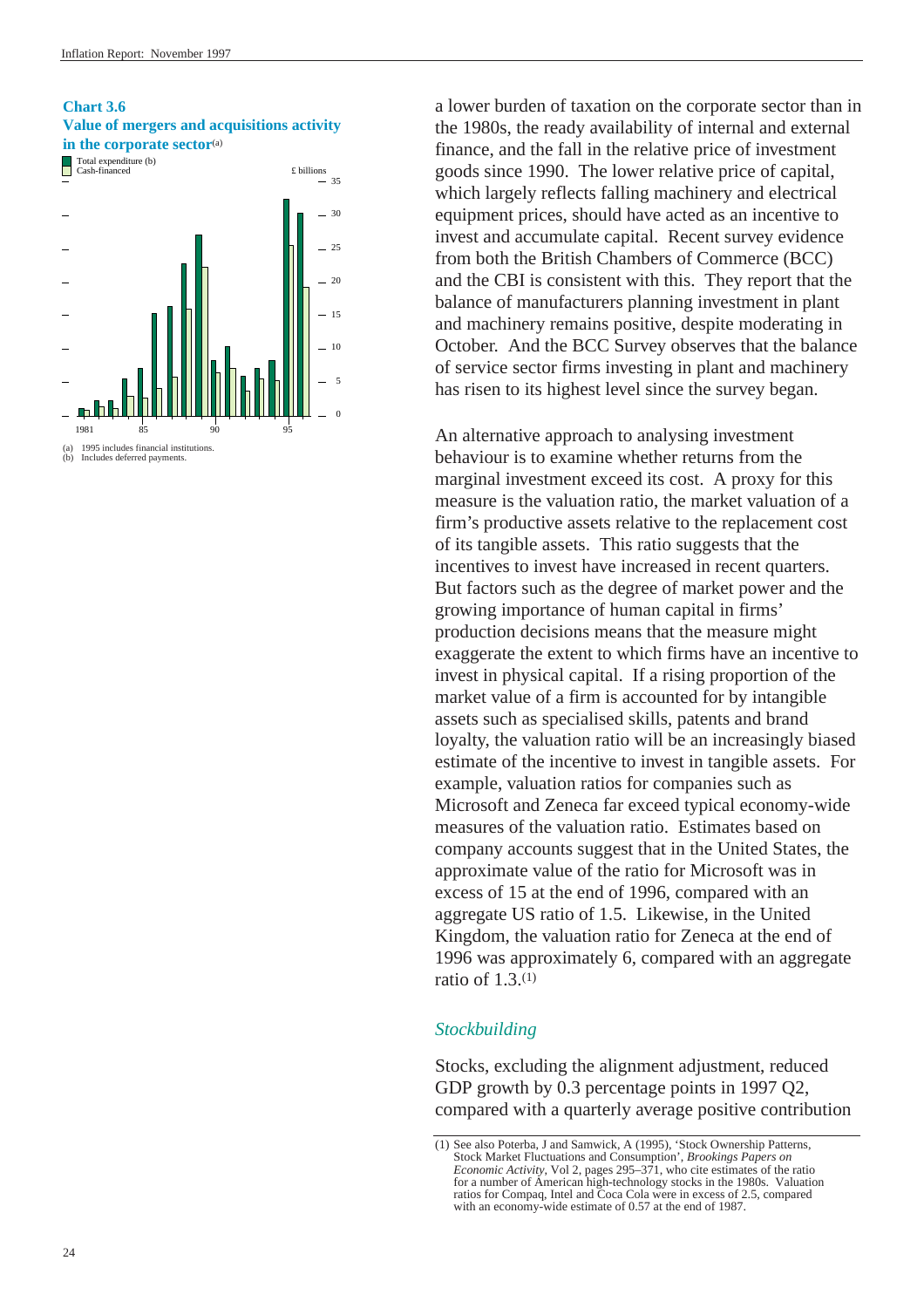**Chart 3.6**
**Value of mergers and acquisitions activity in the corporate sector**(a)

Total expenditure (b)
Cash-financed

£ billions

(a) 1995 includes financial institutions.
(b) Includes deferred payments.

a lower burden of taxation on the corporate sector than in the 1980s, the ready availability of internal and external finance, and the fall in the relative price of investment goods since 1990. The lower relative price of capital, which largely reflects falling machinery and electrical equipment prices, should have acted as an incentive to invest and accumulate capital. Recent survey evidence from both the British Chambers of Commerce (BCC) and the CBI is consistent with this. They report that the balance of manufacturers planning investment in plant and machinery remains positive, despite moderating in October. And the BCC Survey observes that the balance of service sector firms investing in plant and machinery has risen to its highest level since the survey began.

An alternative approach to analysing investment behaviour is to examine whether returns from the marginal investment exceed its cost. A proxy for this measure is the valuation ratio, the market valuation of a firm's productive assets relative to the replacement cost of its tangible assets. This ratio suggests that the incentives to invest have increased in recent quarters. But factors such as the degree of market power and the growing importance of human capital in firms' production decisions means that the measure might exaggerate the extent to which firms have an incentive to invest in physical capital. If a rising proportion of the market value of a firm is accounted for by intangible assets such as specialised skills, patents and brand loyalty, the valuation ratio will be an increasingly biased estimate of the incentive to invest in tangible assets. For example, valuation ratios for companies such as Microsoft and Zeneca far exceed typical economy-wide measures of the valuation ratio. Estimates based on company accounts suggest that in the United States, the approximate value of the ratio for Microsoft was in excess of 15 at the end of 1996, compared with an aggregate US ratio of 1.5. Likewise, in the United Kingdom, the valuation ratio for Zeneca at the end of 1996 was approximately 6, compared with an aggregate ratio of 1.3.[1]

### *Stockbuilding*

Stocks, excluding the alignment adjustment, reduced GDP growth by 0.3 percentage points in 1997 Q2, compared with a quarterly average positive contribution

(1) See also Poterba, J and Samwick, A (1995), 'Stock Ownership Patterns, Stock Market Fluctuations and Consumption', *Brookings Papers on Economic Activity*, Vol 2, pages 295–371, who cite estimates of the ratio for a number of American high-technology stocks in the 1980s. Valuation ratios for Compaq, Intel and Coca Cola were in excess of 2.5, compared with an economy-wide estimate of 0.57 at the end of 1987.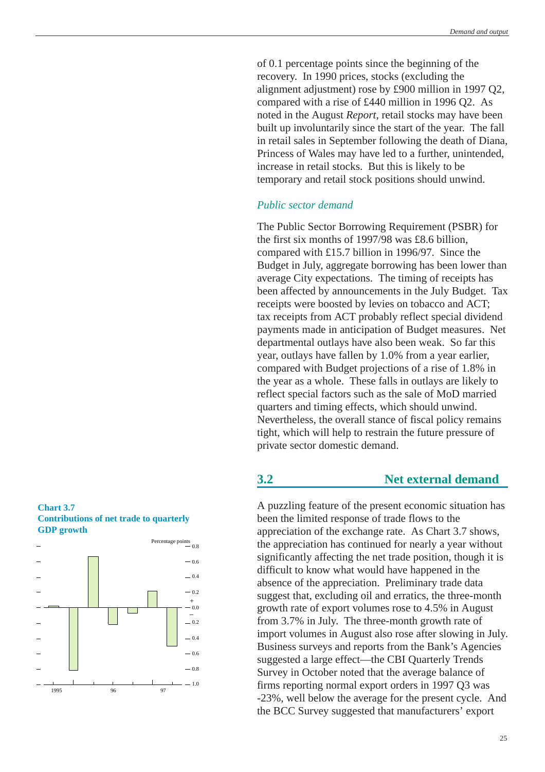of 0.1 percentage points since the beginning of the recovery. In 1990 prices, stocks (excluding the alignment adjustment) rose by £900 million in 1997 Q2, compared with a rise of £440 million in 1996 Q2. As noted in the August *Report*, retail stocks may have been built up involuntarily since the start of the year. The fall in retail sales in September following the death of Diana, Princess of Wales may have led to a further, unintended, increase in retail stocks. But this is likely to be temporary and retail stock positions should unwind.

### *Public sector demand*

The Public Sector Borrowing Requirement (PSBR) for the first six months of 1997/98 was £8.6 billion, compared with £15.7 billion in 1996/97. Since the Budget in July, aggregate borrowing has been lower than average City expectations. The timing of receipts has been affected by announcements in the July Budget. Tax receipts were boosted by levies on tobacco and ACT; tax receipts from ACT probably reflect special dividend payments made in anticipation of Budget measures. Net departmental outlays have also been weak. So far this year, outlays have fallen by 1.0% from a year earlier, compared with Budget projections of a rise of 1.8% in the year as a whole. These falls in outlays are likely to reflect special factors such as the sale of MoD married quarters and timing effects, which should unwind. Nevertheless, the overall stance of fiscal policy remains tight, which will help to restrain the future pressure of private sector domestic demand.

## 3.2 Net external demand

A puzzling feature of the present economic situation has been the limited response of trade flows to the appreciation of the exchange rate. As Chart 3.7 shows, the appreciation has continued for nearly a year without significantly affecting the net trade position, though it is difficult to know what would have happened in the absence of the appreciation. Preliminary trade data suggest that, excluding oil and erratics, the three-month growth rate of export volumes rose to 4.5% in August from 3.7% in July. The three-month growth rate of import volumes in August also rose after slowing in July. Business surveys and reports from the Bank's Agencies suggested a large effect—the CBI Quarterly Trends Survey in October noted that the average balance of firms reporting normal export orders in 1997 Q3 was -23%, well below the average for the present cycle. And the BCC Survey suggested that manufacturers' export

**Chart 3.7**
**Contributions of net trade to quarterly GDP growth**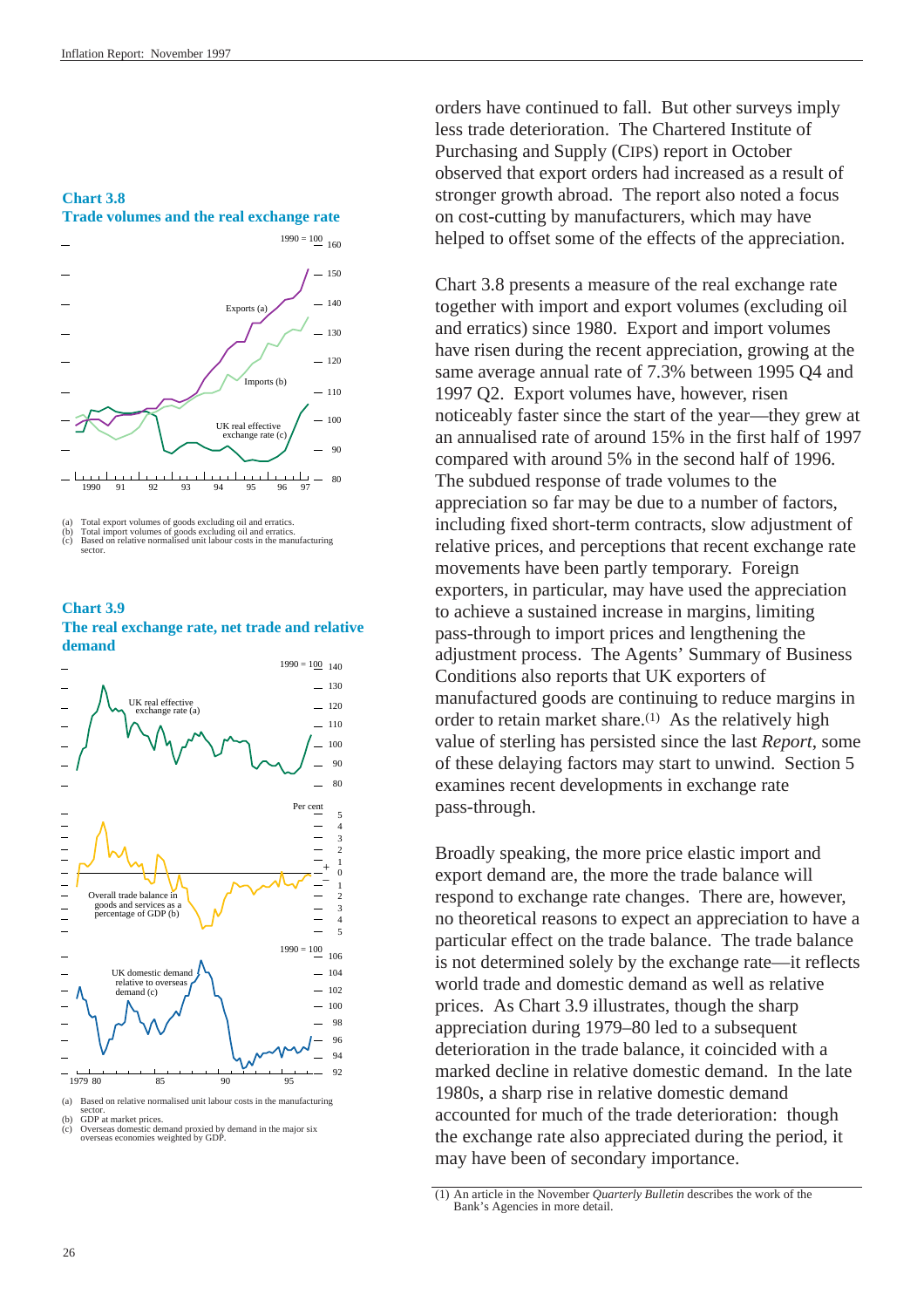### Chart 3.8
### Trade volumes and the real exchange rate

(a) Total export volumes of goods excluding oil and erratics.
(b) Total import volumes of goods excluding oil and erratics.
(c) Based on relative normalised unit labour costs in the manufacturing sector.

### Chart 3.9
### The real exchange rate, net trade and relative demand

(a) Based on relative normalised unit labour costs in the manufacturing sector.
(b) GDP at market prices.
(c) Overseas domestic demand proxied by demand in the major six overseas economies weighted by GDP.

orders have continued to fall. But other surveys imply less trade deterioration. The Chartered Institute of Purchasing and Supply (CIPS) report in October observed that export orders had increased as a result of stronger growth abroad. The report also noted a focus on cost-cutting by manufacturers, which may have helped to offset some of the effects of the appreciation.

Chart 3.8 presents a measure of the real exchange rate together with import and export volumes (excluding oil and erratics) since 1980. Export and import volumes have risen during the recent appreciation, growing at the same average annual rate of 7.3% between 1995 Q4 and 1997 Q2. Export volumes have, however, risen noticeably faster since the start of the year—they grew at an annualised rate of around 15% in the first half of 1997 compared with around 5% in the second half of 1996. The subdued response of trade volumes to the appreciation so far may be due to a number of factors, including fixed short-term contracts, slow adjustment of relative prices, and perceptions that recent exchange rate movements have been partly temporary. Foreign exporters, in particular, may have used the appreciation to achieve a sustained increase in margins, limiting pass-through to import prices and lengthening the adjustment process. The Agents' Summary of Business Conditions also reports that UK exporters of manufactured goods are continuing to reduce margins in order to retain market share.[1] As the relatively high value of sterling has persisted since the last *Report*, some of these delaying factors may start to unwind. Section 5 examines recent developments in exchange rate pass-through.

Broadly speaking, the more price elastic import and export demand are, the more the trade balance will respond to exchange rate changes. There are, however, no theoretical reasons to expect an appreciation to have a particular effect on the trade balance. The trade balance is not determined solely by the exchange rate—it reflects world trade and domestic demand as well as relative prices. As Chart 3.9 illustrates, though the sharp appreciation during 1979–80 led to a subsequent deterioration in the trade balance, it coincided with a marked decline in relative domestic demand. In the late 1980s, a sharp rise in relative domestic demand accounted for much of the trade deterioration: though the exchange rate also appreciated during the period, it may have been of secondary importance.

(1) An article in the November *Quarterly Bulletin* describes the work of the Bank's Agencies in more detail.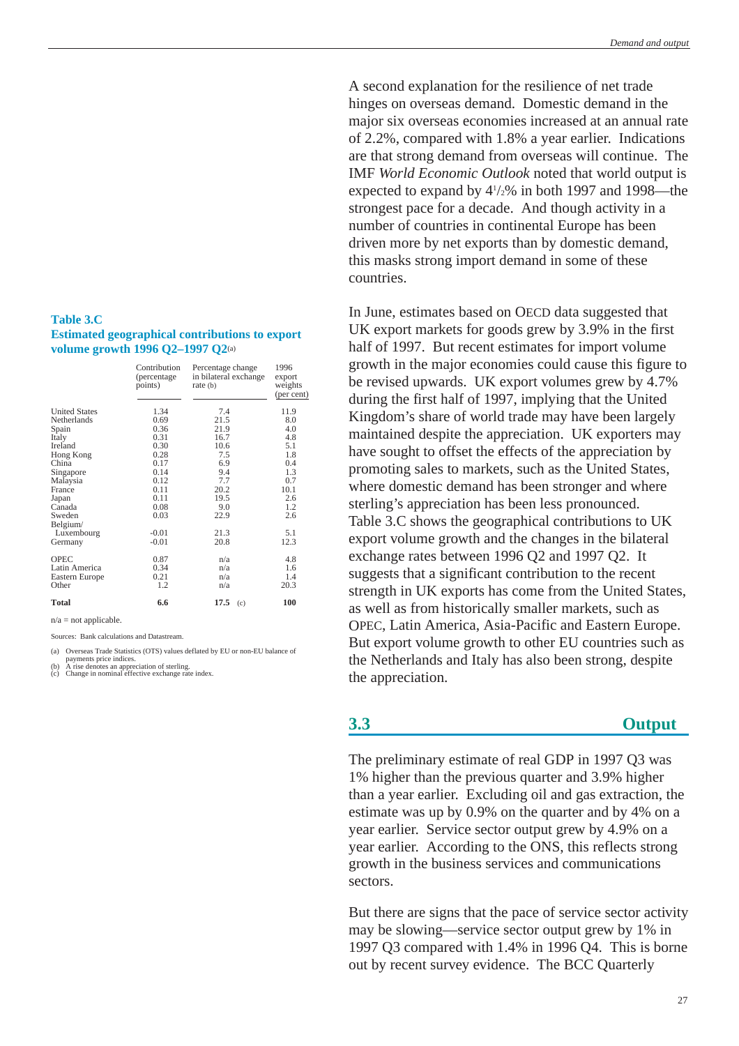A second explanation for the resilience of net trade hinges on overseas demand. Domestic demand in the major six overseas economies increased at an annual rate of 2.2%, compared with 1.8% a year earlier. Indications are that strong demand from overseas will continue. The IMF *World Economic Outlook* noted that world output is expected to expand by 4½% in both 1997 and 1998—the strongest pace for a decade. And though activity in a number of countries in continental Europe has been driven more by net exports than by domestic demand, this masks strong import demand in some of these countries.

**Table 3.C**
**Estimated geographical contributions to export volume growth 1996 Q2–1997 Q2**(a)

| | Contribution (percentage points) | Percentage change in bilateral exchange rate (b) | 1996 export weights (per cent) |
|---|---|---|---|
| United States | 1.34 | 7.4 | 11.9 |
| Netherlands | 0.69 | 21.5 | 8.0 |
| Spain | 0.36 | 21.9 | 4.0 |
| Italy | 0.31 | 16.7 | 4.8 |
| Ireland | 0.30 | 10.6 | 5.1 |
| Hong Kong | 0.28 | 7.5 | 1.8 |
| China | 0.17 | 6.9 | 0.4 |
| Singapore | 0.14 | 9.4 | 1.3 |
| Malaysia | 0.12 | 7.7 | 0.7 |
| France | 0.11 | 20.2 | 10.1 |
| Japan | 0.11 | 19.5 | 2.6 |
| Canada | 0.08 | 9.0 | 1.2 |
| Sweden | 0.03 | 22.9 | 2.6 |
| Belgium/ Luxembourg | -0.01 | 21.3 | 5.1 |
| Germany | -0.01 | 20.8 | 12.3 |
| OPEC | 0.87 | n/a | 4.8 |
| Latin America | 0.34 | n/a | 1.6 |
| Eastern Europe | 0.21 | n/a | 1.4 |
| Other | 1.2 | n/a | 20.3 |
| **Total** | **6.6** | **17.5** (c) | **100** |

n/a = not applicable.

Sources: Bank calculations and Datastream.

(a) Overseas Trade Statistics (OTS) values deflated by EU or non-EU balance of payments price indices.
(b) A rise denotes an appreciation of sterling.
(c) Change in nominal effective exchange rate index.

In June, estimates based on OECD data suggested that UK export markets for goods grew by 3.9% in the first half of 1997. But recent estimates for import volume growth in the major economies could cause this figure to be revised upwards. UK export volumes grew by 4.7% during the first half of 1997, implying that the United Kingdom's share of world trade may have been largely maintained despite the appreciation. UK exporters may have sought to offset the effects of the appreciation by promoting sales to markets, such as the United States, where domestic demand has been stronger and where sterling's appreciation has been less pronounced. Table 3.C shows the geographical contributions to UK export volume growth and the changes in the bilateral exchange rates between 1996 Q2 and 1997 Q2. It suggests that a significant contribution to the recent strength in UK exports has come from the United States, as well as from historically smaller markets, such as OPEC, Latin America, Asia-Pacific and Eastern Europe. But export volume growth to other EU countries such as the Netherlands and Italy has also been strong, despite the appreciation.

## 3.3 Output

The preliminary estimate of real GDP in 1997 Q3 was 1% higher than the previous quarter and 3.9% higher than a year earlier. Excluding oil and gas extraction, the estimate was up by 0.9% on the quarter and by 4% on a year earlier. Service sector output grew by 4.9% on a year earlier. According to the ONS, this reflects strong growth in the business services and communications sectors.

But there are signs that the pace of service sector activity may be slowing—service sector output grew by 1% in 1997 Q3 compared with 1.4% in 1996 Q4. This is borne out by recent survey evidence. The BCC Quarterly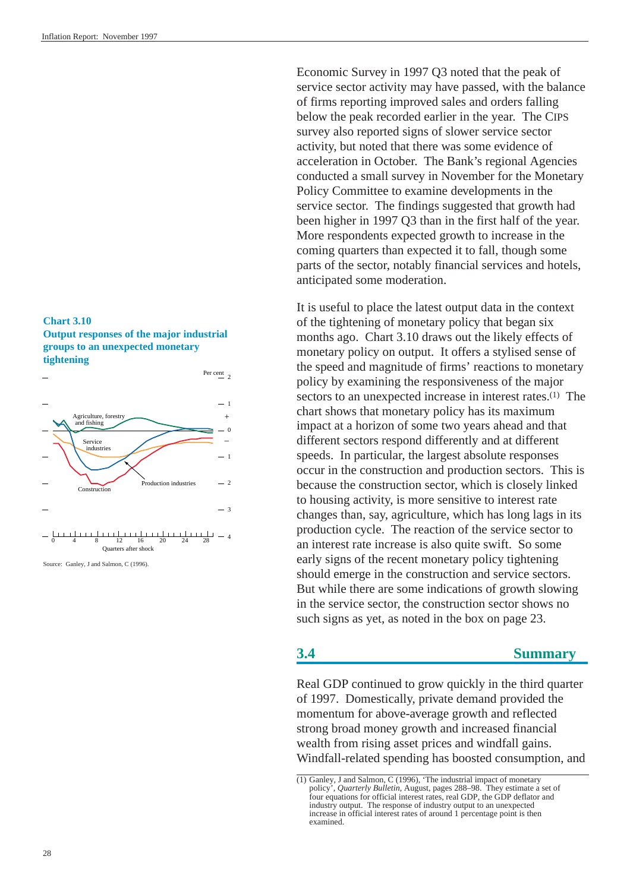Economic Survey in 1997 Q3 noted that the peak of service sector activity may have passed, with the balance of firms reporting improved sales and orders falling below the peak recorded earlier in the year. The CIPS survey also reported signs of slower service sector activity, but noted that there was some evidence of acceleration in October. The Bank's regional Agencies conducted a small survey in November for the Monetary Policy Committee to examine developments in the service sector. The findings suggested that growth had been higher in 1997 Q3 than in the first half of the year. More respondents expected growth to increase in the coming quarters than expected it to fall, though some parts of the sector, notably financial services and hotels, anticipated some moderation.

**Chart 3.10**
**Output responses of the major industrial groups to an unexpected monetary tightening**

Source: Ganley, J and Salmon, C (1996).

It is useful to place the latest output data in the context of the tightening of monetary policy that began six months ago. Chart 3.10 draws out the likely effects of monetary policy on output. It offers a stylised sense of the speed and magnitude of firms' reactions to monetary policy by examining the responsiveness of the major sectors to an unexpected increase in interest rates.[1] The chart shows that monetary policy has its maximum impact at a horizon of some two years ahead and that different sectors respond differently and at different speeds. In particular, the largest absolute responses occur in the construction and production sectors. This is because the construction sector, which is closely linked to housing activity, is more sensitive to interest rate changes than, say, agriculture, which has long lags in its production cycle. The reaction of the service sector to an interest rate increase is also quite swift. So some early signs of the recent monetary policy tightening should emerge in the construction and service sectors. But while there are some indications of growth slowing in the service sector, the construction sector shows no such signs as yet, as noted in the box on page 23.

## 3.4 Summary

Real GDP continued to grow quickly in the third quarter of 1997. Domestically, private demand provided the momentum for above-average growth and reflected strong broad money growth and increased financial wealth from rising asset prices and windfall gains. Windfall-related spending has boosted consumption, and

(1) Ganley, J and Salmon, C (1996), 'The industrial impact of monetary policy', *Quarterly Bulletin*, August, pages 288–98. They estimate a set of four equations for official interest rates, real GDP, the GDP deflator and industry output. The response of industry output to an unexpected increase in official interest rates of around 1 percentage point is then examined.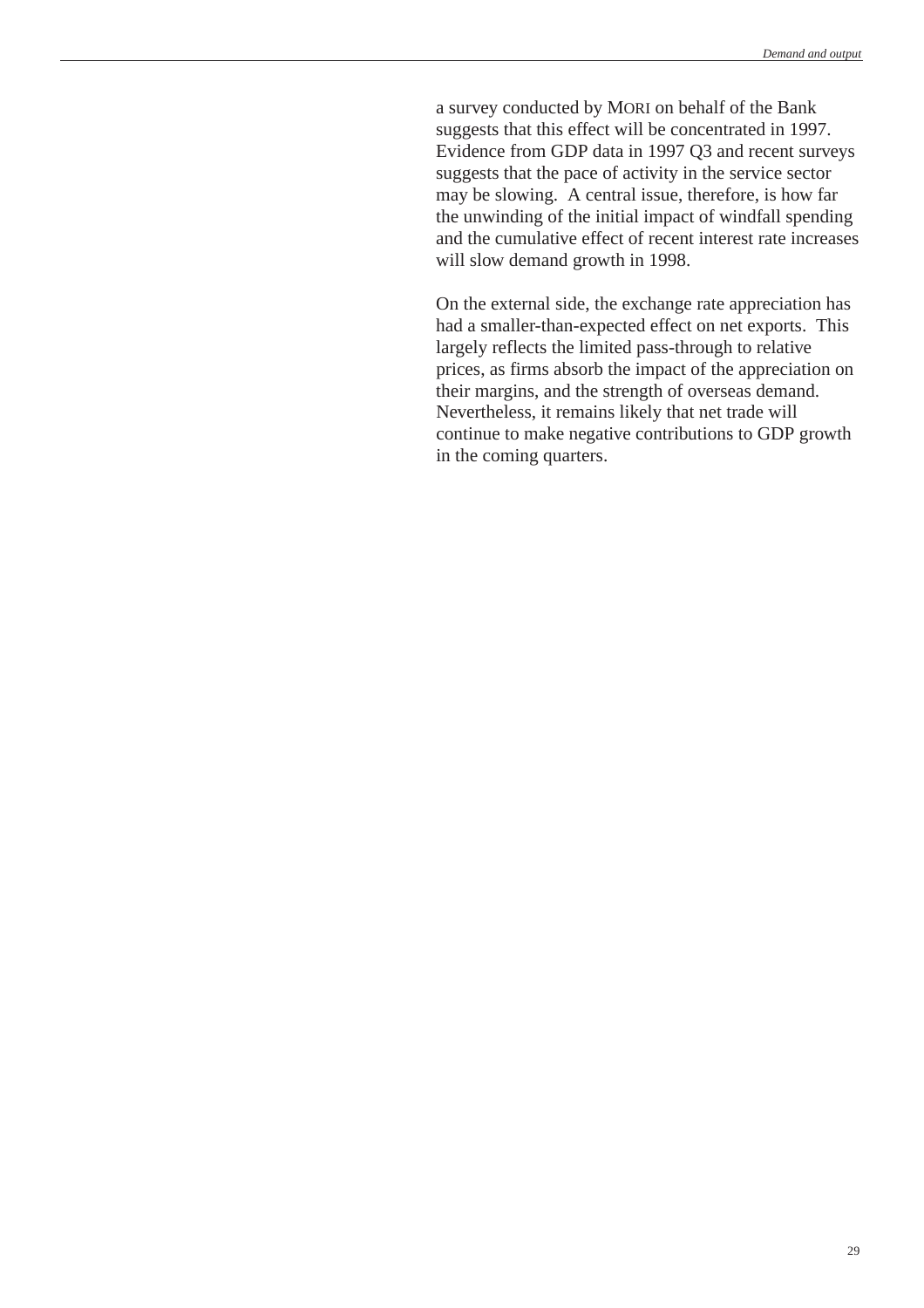a survey conducted by MORI on behalf of the Bank suggests that this effect will be concentrated in 1997. Evidence from GDP data in 1997 Q3 and recent surveys suggests that the pace of activity in the service sector may be slowing. A central issue, therefore, is how far the unwinding of the initial impact of windfall spending and the cumulative effect of recent interest rate increases will slow demand growth in 1998.

On the external side, the exchange rate appreciation has had a smaller-than-expected effect on net exports. This largely reflects the limited pass-through to relative prices, as firms absorb the impact of the appreciation on their margins, and the strength of overseas demand. Nevertheless, it remains likely that net trade will continue to make negative contributions to GDP growth in the coming quarters.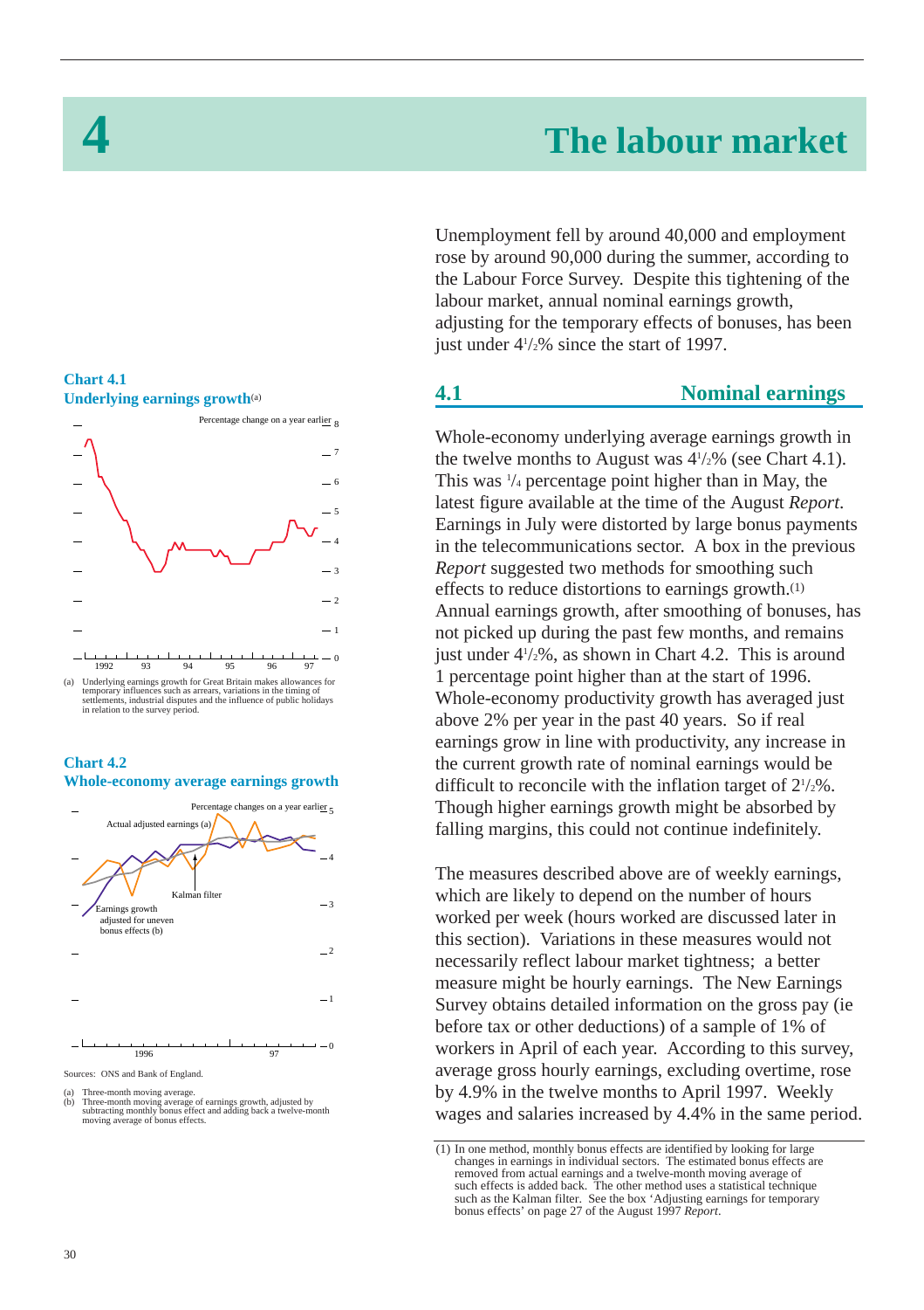# 4 The labour market

Unemployment fell by around 40,000 and employment rose by around 90,000 during the summer, according to the Labour Force Survey. Despite this tightening of the labour market, annual nominal earnings growth, adjusting for the temporary effects of bonuses, has been just under $4^1/_2$% since the start of 1997.

## 4.1 Nominal earnings

Whole-economy underlying average earnings growth in the twelve months to August was $4^1/_2$% (see Chart 4.1). This was $^1/_4$ percentage point higher than in May, the latest figure available at the time of the August *Report*. Earnings in July were distorted by large bonus payments in the telecommunications sector. A box in the previous *Report* suggested two methods for smoothing such effects to reduce distortions to earnings growth.(1) Annual earnings growth, after smoothing of bonuses, has not picked up during the past few months, and remains just under $4^1/_2$%, as shown in Chart 4.2. This is around 1 percentage point higher than at the start of 1996. Whole-economy productivity growth has averaged just above 2% per year in the past 40 years. So if real earnings grow in line with productivity, any increase in the current growth rate of nominal earnings would be difficult to reconcile with the inflation target of $2^1/_2$%. Though higher earnings growth might be absorbed by falling margins, this could not continue indefinitely.

The measures described above are of weekly earnings, which are likely to depend on the number of hours worked per week (hours worked are discussed later in this section). Variations in these measures would not necessarily reflect labour market tightness; a better measure might be hourly earnings. The New Earnings Survey obtains detailed information on the gross pay (ie before tax or other deductions) of a sample of 1% of workers in April of each year. According to this survey, average gross hourly earnings, excluding overtime, rose by 4.9% in the twelve months to April 1997. Weekly wages and salaries increased by 4.4% in the same period.

(1) In one method, monthly bonus effects are identified by looking for large changes in earnings in individual sectors. The estimated bonus effects are removed from actual earnings and a twelve-month moving average of such effects is added back. The other method uses a statistical technique such as the Kalman filter. See the box 'Adjusting earnings for temporary bonus effects' on page 27 of the August 1997 *Report*.

**Chart 4.1**
**Underlying earnings growth(a)**

(a) Underlying earnings growth for Great Britain makes allowances for temporary influences such as arrears, variations in the timing of settlements, industrial disputes and the influence of public holidays in relation to the survey period.

**Chart 4.2**
**Whole-economy average earnings growth**

Sources: ONS and Bank of England.

(a) Three-month moving average.
(b) Three-month moving average of earnings growth, adjusted by subtracting monthly bonus effect and adding back a twelve-month moving average of bonus effects.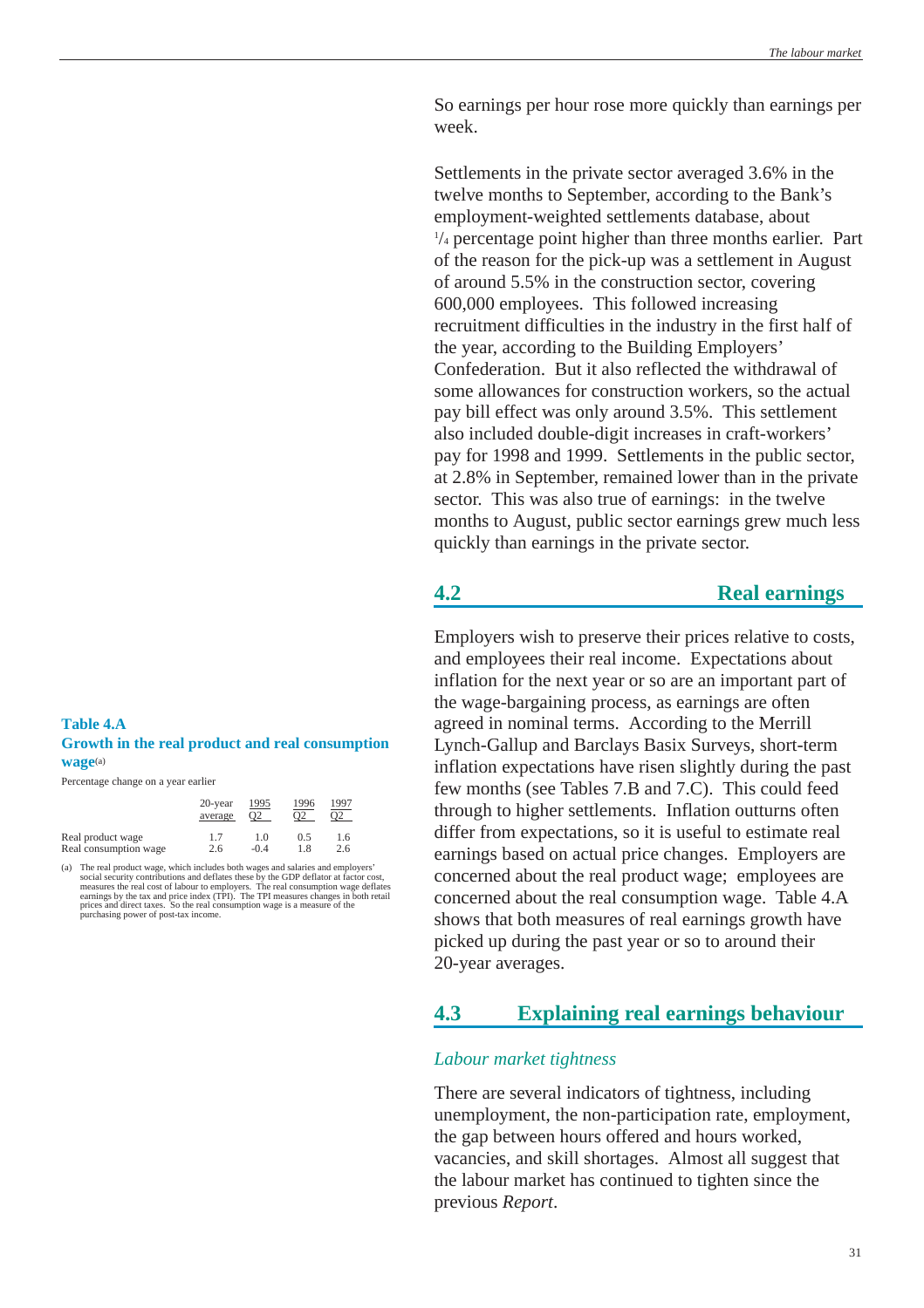So earnings per hour rose more quickly than earnings per week.

Settlements in the private sector averaged 3.6% in the twelve months to September, according to the Bank's employment-weighted settlements database, about $^{1}/_{4}$ percentage point higher than three months earlier. Part of the reason for the pick-up was a settlement in August of around 5.5% in the construction sector, covering 600,000 employees. This followed increasing recruitment difficulties in the industry in the first half of the year, according to the Building Employers' Confederation. But it also reflected the withdrawal of some allowances for construction workers, so the actual pay bill effect was only around 3.5%. This settlement also included double-digit increases in craft-workers' pay for 1998 and 1999. Settlements in the public sector, at 2.8% in September, remained lower than in the private sector. This was also true of earnings: in the twelve months to August, public sector earnings grew much less quickly than earnings in the private sector.

## 4.2 Real earnings

Employers wish to preserve their prices relative to costs, and employees their real income. Expectations about inflation for the next year or so are an important part of the wage-bargaining process, as earnings are often agreed in nominal terms. According to the Merrill Lynch-Gallup and Barclays Basix Surveys, short-term inflation expectations have risen slightly during the past few months (see Tables 7.B and 7.C). This could feed through to higher settlements. Inflation outturns often differ from expectations, so it is useful to estimate real earnings based on actual price changes. Employers are concerned about the real product wage; employees are concerned about the real consumption wage. Table 4.A shows that both measures of real earnings growth have picked up during the past year or so to around their 20-year averages.

**Table 4.A**
**Growth in the real product and real consumption wage**[(a)]

Percentage change on a year earlier

| | 20-year average | 1995 Q2 | 1996 Q2 | 1997 Q2 |
|---|---|---|---|---|
| Real product wage | 1.7 | 1.0 | 0.5 | 1.6 |
| Real consumption wage | 2.6 | -0.4 | 1.8 | 2.6 |

(a) The real product wage, which includes both wages and salaries and employers' social security contributions and deflates these by the GDP deflator at factor cost, measures the real cost of labour to employers. The real consumption wage deflates earnings by the tax and price index (TPI). The TPI measures changes in both retail prices and direct taxes. So the real consumption wage is a measure of the purchasing power of post-tax income.

## 4.3 Explaining real earnings behaviour

### *Labour market tightness*

There are several indicators of tightness, including unemployment, the non-participation rate, employment, the gap between hours offered and hours worked, vacancies, and skill shortages. Almost all suggest that the labour market has continued to tighten since the previous *Report*.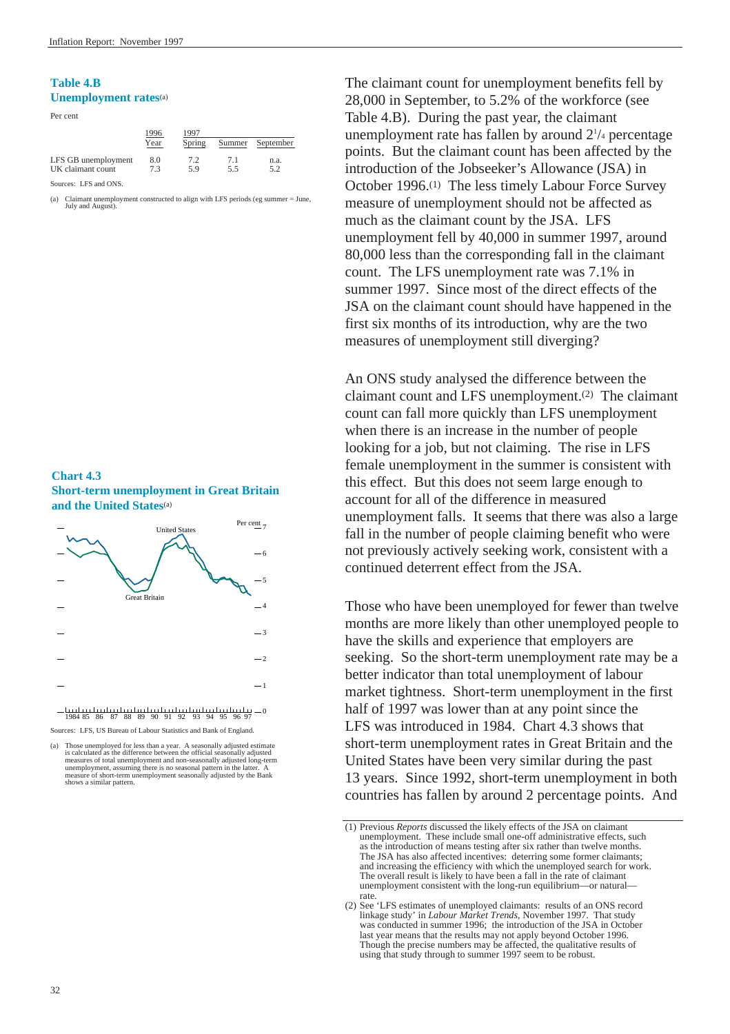**Table 4.B**
**Unemployment rates**[(a)]

Per cent

| | 1996 | 1997 | | |
|---|---|---|---|---|
| | Year | Spring | Summer | September |
| LFS GB unemployment | 8.0 | 7.2 | 7.1 | n.a. |
| UK claimant count | 7.3 | 5.9 | 5.5 | 5.2 |

Sources: LFS and ONS.

(a) Claimant unemployment constructed to align with LFS periods (eg summer = June, July and August).

**Chart 4.3**
**Short-term unemployment in Great Britain and the United States**[(a)]

Sources: LFS, US Bureau of Labour Statistics and Bank of England.

(a) Those unemployed for less than a year. A seasonally adjusted estimate is calculated as the difference between the official seasonally adjusted measures of total unemployment and non-seasonally adjusted long-term unemployment, assuming there is no seasonal pattern in the latter. A measure of short-term unemployment seasonally adjusted by the Bank shows a similar pattern.

The claimant count for unemployment benefits fell by 28,000 in September, to 5.2% of the workforce (see Table 4.B). During the past year, the claimant unemployment rate has fallen by around $2^1/_4$ percentage points. But the claimant count has been affected by the introduction of the Jobseeker's Allowance (JSA) in October 1996.(1) The less timely Labour Force Survey measure of unemployment should not be affected as much as the claimant count by the JSA. LFS unemployment fell by 40,000 in summer 1997, around 80,000 less than the corresponding fall in the claimant count. The LFS unemployment rate was 7.1% in summer 1997. Since most of the direct effects of the JSA on the claimant count should have happened in the first six months of its introduction, why are the two measures of unemployment still diverging?

An ONS study analysed the difference between the claimant count and LFS unemployment.(2) The claimant count can fall more quickly than LFS unemployment when there is an increase in the number of people looking for a job, but not claiming. The rise in LFS female unemployment in the summer is consistent with this effect. But this does not seem large enough to account for all of the difference in measured unemployment falls. It seems that there was also a large fall in the number of people claiming benefit who were not previously actively seeking work, consistent with a continued deterrent effect from the JSA.

Those who have been unemployed for fewer than twelve months are more likely than other unemployed people to have the skills and experience that employers are seeking. So the short-term unemployment rate may be a better indicator than total unemployment of labour market tightness. Short-term unemployment in the first half of 1997 was lower than at any point since the LFS was introduced in 1984. Chart 4.3 shows that short-term unemployment rates in Great Britain and the United States have been very similar during the past 13 years. Since 1992, short-term unemployment in both countries has fallen by around 2 percentage points. And

(1) Previous *Reports* discussed the likely effects of the JSA on claimant unemployment. These include small one-off administrative effects, such as the introduction of means testing after six rather than twelve months. The JSA has also affected incentives: deterring some former claimants; and increasing the efficiency with which the unemployed search for work. The overall result is likely to have been a fall in the rate of claimant unemployment consistent with the long-run equilibrium—or natural—rate.

(2) See 'LFS estimates of unemployed claimants: results of an ONS record linkage study' in *Labour Market Trends*, November 1997. That study was conducted in summer 1996; the introduction of the JSA in October last year means that the results may not apply beyond October 1996. Though the precise numbers may be affected, the qualitative results of using that study through to summer 1997 seem to be robust.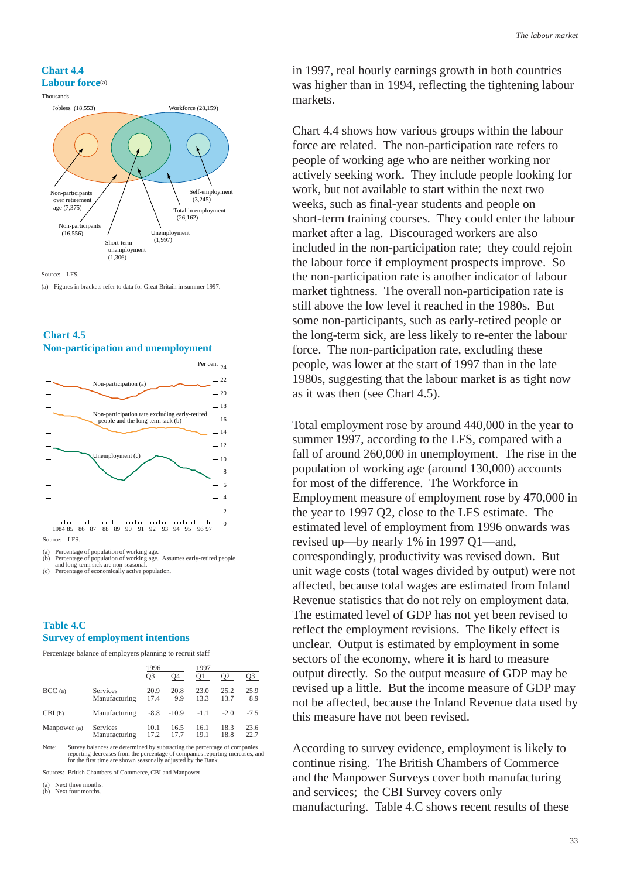### Chart 4.4
### Labour force(a)

Thousands

Jobless (18,553)

Workforce (28,159)

Non-participants over retirement age (7,375)

Non-participants (16,556)

Short-term unemployment (1,306)

Unemployment (1,997)

Total in employment (26,162)

Self-employment (3,245)

Source: LFS.

(a) Figures in brackets refer to data for Great Britain in summer 1997.

### Chart 4.5
### Non-participation and unemployment

Per cent

Non-participation (a)

Non-participation rate excluding early-retired people and the long-term sick (b)

Unemployment (c)

1984 85 86 87 88 89 90 91 92 93 94 95 96 97

Source: LFS.

(a) Percentage of population of working age.
(b) Percentage of population of working age. Assumes early-retired people and long-term sick are non-seasonal.
(c) Percentage of economically active population.

### Table 4.C
### Survey of employment intentions

Percentage balance of employers planning to recruit staff

| | | 1996 | | 1997 | | |
|---|---|---|---|---|---|---|
| | | Q3 | Q4 | Q1 | Q2 | Q3 |
| BCC (a) | Services | 20.9 | 20.8 | 23.0 | 25.2 | 25.9 |
| | Manufacturing | 17.4 | 9.9 | 13.3 | 13.7 | 8.9 |
| CBI (b) | Manufacturing | -8.8 | -10.9 | -1.1 | -2.0 | -7.5 |
| Manpower (a) | Services | 10.1 | 16.5 | 16.1 | 18.3 | 23.6 |
| | Manufacturing | 17.2 | 17.7 | 19.1 | 18.8 | 22.7 |

Note: Survey balances are determined by subtracting the percentage of companies reporting decreases from the percentage of companies reporting increases, and for the first time are shown seasonally adjusted by the Bank.

Sources: British Chambers of Commerce, CBI and Manpower.

(a) Next three months.
(b) Next four months.

in 1997, real hourly earnings growth in both countries was higher than in 1994, reflecting the tightening labour markets.

Chart 4.4 shows how various groups within the labour force are related. The non-participation rate refers to people of working age who are neither working nor actively seeking work. They include people looking for work, but not available to start within the next two weeks, such as final-year students and people on short-term training courses. They could enter the labour market after a lag. Discouraged workers are also included in the non-participation rate; they could rejoin the labour force if employment prospects improve. So the non-participation rate is another indicator of labour market tightness. The overall non-participation rate is still above the low level it reached in the 1980s. But some non-participants, such as early-retired people or the long-term sick, are less likely to re-enter the labour force. The non-participation rate, excluding these people, was lower at the start of 1997 than in the late 1980s, suggesting that the labour market is as tight now as it was then (see Chart 4.5).

Total employment rose by around 440,000 in the year to summer 1997, according to the LFS, compared with a fall of around 260,000 in unemployment. The rise in the population of working age (around 130,000) accounts for most of the difference. The Workforce in Employment measure of employment rose by 470,000 in the year to 1997 Q2, close to the LFS estimate. The estimated level of employment from 1996 onwards was revised up—by nearly 1% in 1997 Q1—and, correspondingly, productivity was revised down. But unit wage costs (total wages divided by output) were not affected, because total wages are estimated from Inland Revenue statistics that do not rely on employment data. The estimated level of GDP has not yet been revised to reflect the employment revisions. The likely effect is unclear. Output is estimated by employment in some sectors of the economy, where it is hard to measure output directly. So the output measure of GDP may be revised up a little. But the income measure of GDP may not be affected, because the Inland Revenue data used by this measure have not been revised.

According to survey evidence, employment is likely to continue rising. The British Chambers of Commerce and the Manpower Surveys cover both manufacturing and services; the CBI Survey covers only manufacturing. Table 4.C shows recent results of these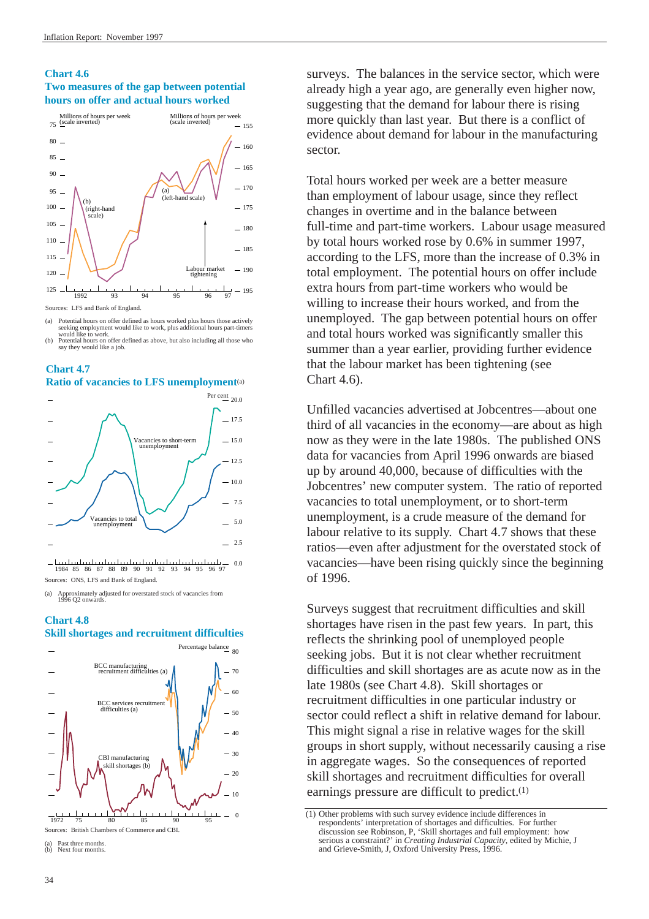**Chart 4.6**
**Two measures of the gap between potential hours on offer and actual hours worked**

Sources: LFS and Bank of England.

(a) Potential hours on offer defined as hours worked plus hours those actively seeking employment would like to work, plus additional hours part-timers would like to work.
(b) Potential hours on offer defined as above, but also including all those who say they would like a job.

**Chart 4.7**
**Ratio of vacancies to LFS unemployment**(a)

Sources: ONS, LFS and Bank of England.

(a) Approximately adjusted for overstated stock of vacancies from 1996 Q2 onwards.

**Chart 4.8**
**Skill shortages and recruitment difficulties**

Sources: British Chambers of Commerce and CBI.

(a) Past three months.
(b) Next four months.

surveys. The balances in the service sector, which were already high a year ago, are generally even higher now, suggesting that the demand for labour there is rising more quickly than last year. But there is a conflict of evidence about demand for labour in the manufacturing sector.

Total hours worked per week are a better measure than employment of labour usage, since they reflect changes in overtime and in the balance between full-time and part-time workers. Labour usage measured by total hours worked rose by 0.6% in summer 1997, according to the LFS, more than the increase of 0.3% in total employment. The potential hours on offer include extra hours from part-time workers who would be willing to increase their hours worked, and from the unemployed. The gap between potential hours on offer and total hours worked was significantly smaller this summer than a year earlier, providing further evidence that the labour market has been tightening (see Chart 4.6).

Unfilled vacancies advertised at Jobcentres—about one third of all vacancies in the economy—are about as high now as they were in the late 1980s. The published ONS data for vacancies from April 1996 onwards are biased up by around 40,000, because of difficulties with the Jobcentres' new computer system. The ratio of reported vacancies to total unemployment, or to short-term unemployment, is a crude measure of the demand for labour relative to its supply. Chart 4.7 shows that these ratios—even after adjustment for the overstated stock of vacancies—have been rising quickly since the beginning of 1996.

Surveys suggest that recruitment difficulties and skill shortages have risen in the past few years. In part, this reflects the shrinking pool of unemployed people seeking jobs. But it is not clear whether recruitment difficulties and skill shortages are as acute now as in the late 1980s (see Chart 4.8). Skill shortages or recruitment difficulties in one particular industry or sector could reflect a shift in relative demand for labour. This might signal a rise in relative wages for the skill groups in short supply, without necessarily causing a rise in aggregate wages. So the consequences of reported skill shortages and recruitment difficulties for overall earnings pressure are difficult to predict.(1)

(1) Other problems with such survey evidence include differences in respondents' interpretation of shortages and difficulties. For further discussion see Robinson, P, 'Skill shortages and full employment: how serious a constraint?' in *Creating Industrial Capacity*, edited by Michie, J and Grieve-Smith, J, Oxford University Press, 1996.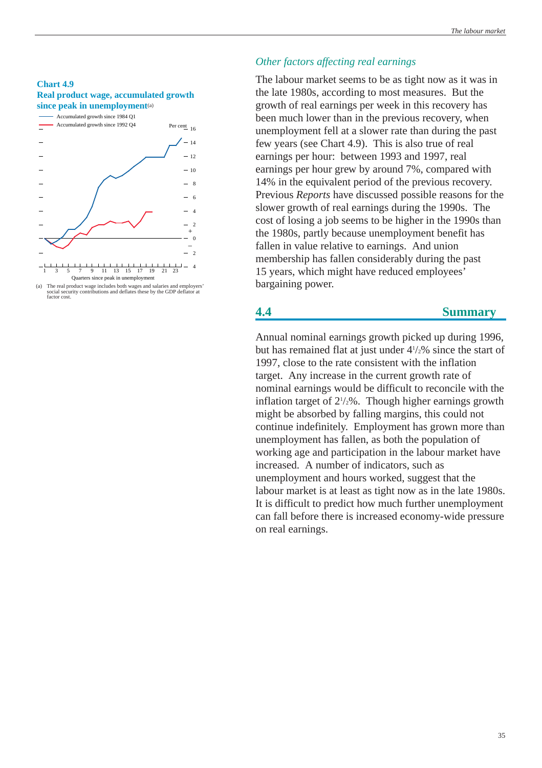**Chart 4.9**
**Real product wage, accumulated growth since peak in unemployment**(a)

(a) The real product wage includes both wages and salaries and employers' social security contributions and deflates these by the GDP deflator at factor cost.

### *Other factors affecting real earnings*

The labour market seems to be as tight now as it was in the late 1980s, according to most measures. But the growth of real earnings per week in this recovery has been much lower than in the previous recovery, when unemployment fell at a slower rate than during the past few years (see Chart 4.9). This is also true of real earnings per hour: between 1993 and 1997, real earnings per hour grew by around 7%, compared with 14% in the equivalent period of the previous recovery. Previous *Reports* have discussed possible reasons for the slower growth of real earnings during the 1990s. The cost of losing a job seems to be higher in the 1990s than the 1980s, partly because unemployment benefit has fallen in value relative to earnings. And union membership has fallen considerably during the past 15 years, which might have reduced employees' bargaining power.

## 4.4 Summary

Annual nominal earnings growth picked up during 1996, but has remained flat at just under 4½% since the start of 1997, close to the rate consistent with the inflation target. Any increase in the current growth rate of nominal earnings would be difficult to reconcile with the inflation target of 2½%. Though higher earnings growth might be absorbed by falling margins, this could not continue indefinitely. Employment has grown more than unemployment has fallen, as both the population of working age and participation in the labour market have increased. A number of indicators, such as unemployment and hours worked, suggest that the labour market is at least as tight now as in the late 1980s. It is difficult to predict how much further unemployment can fall before there is increased economy-wide pressure on real earnings.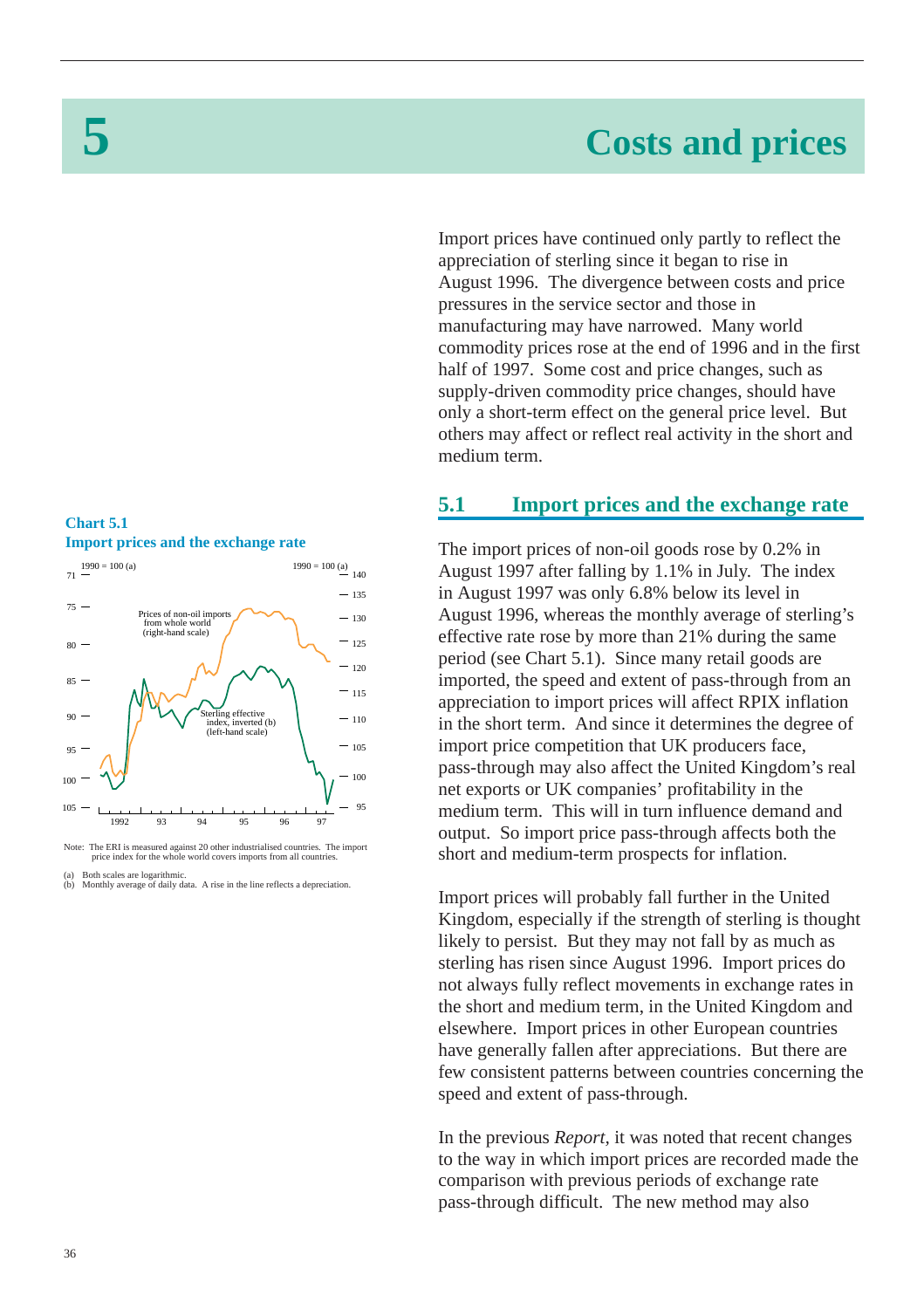# 5 Costs and prices

Import prices have continued only partly to reflect the appreciation of sterling since it began to rise in August 1996. The divergence between costs and price pressures in the service sector and those in manufacturing may have narrowed. Many world commodity prices rose at the end of 1996 and in the first half of 1997. Some cost and price changes, such as supply-driven commodity price changes, should have only a short-term effect on the general price level. But others may affect or reflect real activity in the short and medium term.

## 5.1 Import prices and the exchange rate

**Chart 5.1**
**Import prices and the exchange rate**

Note: The ERI is measured against 20 other industrialised countries. The import price index for the whole world covers imports from all countries.

(a) Both scales are logarithmic.
(b) Monthly average of daily data. A rise in the line reflects a depreciation.

The import prices of non-oil goods rose by 0.2% in August 1997 after falling by 1.1% in July. The index in August 1997 was only 6.8% below its level in August 1996, whereas the monthly average of sterling's effective rate rose by more than 21% during the same period (see Chart 5.1). Since many retail goods are imported, the speed and extent of pass-through from an appreciation to import prices will affect RPIX inflation in the short term. And since it determines the degree of import price competition that UK producers face, pass-through may also affect the United Kingdom's real net exports or UK companies' profitability in the medium term. This will in turn influence demand and output. So import price pass-through affects both the short and medium-term prospects for inflation.

Import prices will probably fall further in the United Kingdom, especially if the strength of sterling is thought likely to persist. But they may not fall by as much as sterling has risen since August 1996. Import prices do not always fully reflect movements in exchange rates in the short and medium term, in the United Kingdom and elsewhere. Import prices in other European countries have generally fallen after appreciations. But there are few consistent patterns between countries concerning the speed and extent of pass-through.

In the previous *Report*, it was noted that recent changes to the way in which import prices are recorded made the comparison with previous periods of exchange rate pass-through difficult. The new method may also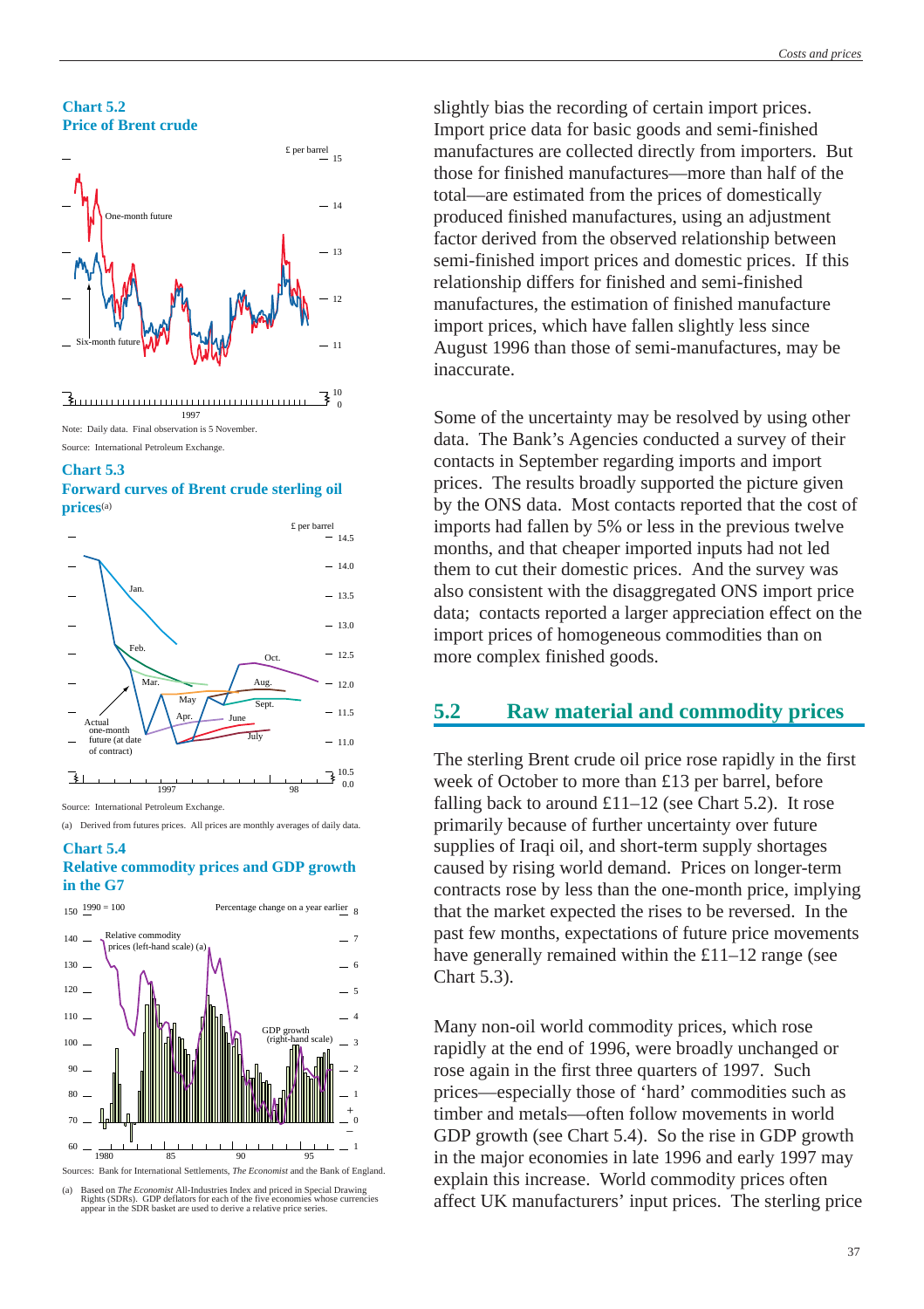**Chart 5.2**
**Price of Brent crude**

Note: Daily data. Final observation is 5 November.

Source: International Petroleum Exchange.

**Chart 5.3**
**Forward curves of Brent crude sterling oil prices**(a)

Source: International Petroleum Exchange.

(a) Derived from futures prices. All prices are monthly averages of daily data.

**Chart 5.4**
**Relative commodity prices and GDP growth in the G7**

Sources: Bank for International Settlements, *The Economist* and the Bank of England.

(a) Based on *The Economist* All-Industries Index and priced in Special Drawing Rights (SDRs). GDP deflators for each of the five economies whose currencies appear in the SDR basket are used to derive a relative price series.

slightly bias the recording of certain import prices. Import price data for basic goods and semi-finished manufactures are collected directly from importers. But those for finished manufactures—more than half of the total—are estimated from the prices of domestically produced finished manufactures, using an adjustment factor derived from the observed relationship between semi-finished import prices and domestic prices. If this relationship differs for finished and semi-finished manufactures, the estimation of finished manufacture import prices, which have fallen slightly less since August 1996 than those of semi-manufactures, may be inaccurate.

Some of the uncertainty may be resolved by using other data. The Bank's Agencies conducted a survey of their contacts in September regarding imports and import prices. The results broadly supported the picture given by the ONS data. Most contacts reported that the cost of imports had fallen by 5% or less in the previous twelve months, and that cheaper imported inputs had not led them to cut their domestic prices. And the survey was also consistent with the disaggregated ONS import price data; contacts reported a larger appreciation effect on the import prices of homogeneous commodities than on more complex finished goods.

## 5.2 Raw material and commodity prices

The sterling Brent crude oil price rose rapidly in the first week of October to more than £13 per barrel, before falling back to around £11–12 (see Chart 5.2). It rose primarily because of further uncertainty over future supplies of Iraqi oil, and short-term supply shortages caused by rising world demand. Prices on longer-term contracts rose by less than the one-month price, implying that the market expected the rises to be reversed. In the past few months, expectations of future price movements have generally remained within the £11–12 range (see Chart 5.3).

Many non-oil world commodity prices, which rose rapidly at the end of 1996, were broadly unchanged or rose again in the first three quarters of 1997. Such prices—especially those of 'hard' commodities such as timber and metals—often follow movements in world GDP growth (see Chart 5.4). So the rise in GDP growth in the major economies in late 1996 and early 1997 may explain this increase. World commodity prices often affect UK manufacturers' input prices. The sterling price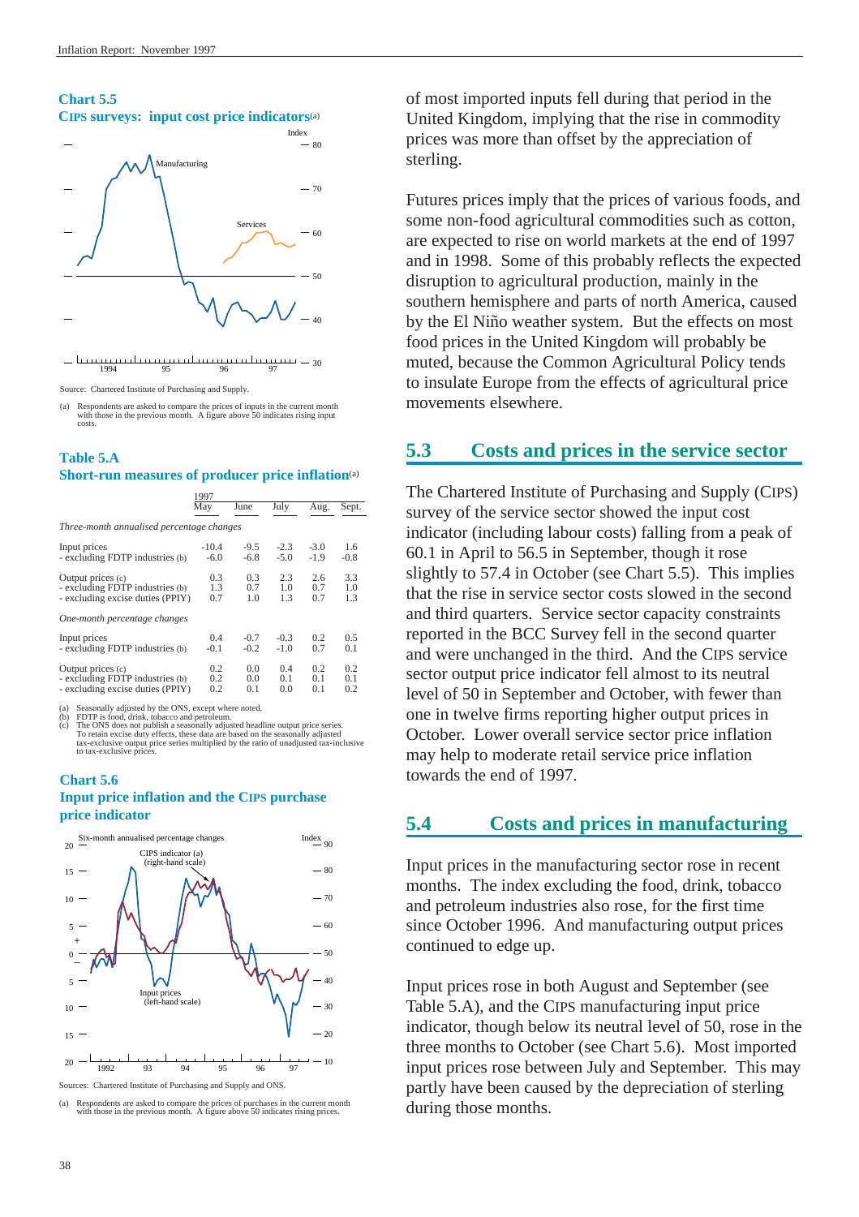### Chart 5.5
### CIPS surveys: input cost price indicators(a)

Source: Chartered Institute of Purchasing and Supply.

(a) Respondents are asked to compare the prices of inputs in the current month with those in the previous month. A figure above 50 indicates rising input costs.

### Table 5.A
### Short-run measures of producer price inflation(a)

| | 1997 May | June | July | Aug. | Sept. |
|---|---|---|---|---|---|
| *Three-month annualised percentage changes* | | | | | |
| Input prices | -10.4 | -9.5 | -2.3 | -3.0 | 1.6 |
| - excluding FDTP industries (b) | -6.0 | -6.8 | -5.0 | -1.9 | -0.8 |
| Output prices (c) | 0.3 | 0.3 | 2.3 | 2.6 | 3.3 |
| - excluding FDTP industries (b) | 1.3 | 0.7 | 1.0 | 0.7 | 1.0 |
| - excluding excise duties (PPIY) | 0.7 | 1.0 | 1.3 | 0.7 | 1.3 |
| *One-month percentage changes* | | | | | |
| Input prices | 0.4 | -0.7 | -0.3 | 0.2 | 0.5 |
| - excluding FDTP industries (b) | -0.1 | -0.2 | -1.0 | 0.7 | 0.1 |
| Output prices (c) | 0.2 | 0.0 | 0.4 | 0.2 | 0.2 |
| - excluding FDTP industries (b) | 0.2 | 0.0 | 0.1 | 0.1 | 0.1 |
| - excluding excise duties (PPIY) | 0.2 | 0.1 | 0.0 | 0.1 | 0.2 |

(a) Seasonally adjusted by the ONS, except where noted.
(b) FDTP is food, drink, tobacco and petroleum.
(c) The ONS does not publish a seasonally adjusted headline output price series. To retain excise duty effects, these data are based on the seasonally adjusted tax-exclusive output price series multiplied by the ratio of unadjusted tax-inclusive to tax-exclusive prices.

### Chart 5.6
### Input price inflation and the CIPS purchase price indicator

Sources: Chartered Institute of Purchasing and Supply and ONS.

(a) Respondents are asked to compare the prices of purchases in the current month with those in the previous month. A figure above 50 indicates rising prices.

of most imported inputs fell during that period in the United Kingdom, implying that the rise in commodity prices was more than offset by the appreciation of sterling.

Futures prices imply that the prices of various foods, and some non-food agricultural commodities such as cotton, are expected to rise on world markets at the end of 1997 and in 1998. Some of this probably reflects the expected disruption to agricultural production, mainly in the southern hemisphere and parts of north America, caused by the El Niño weather system. But the effects on most food prices in the United Kingdom will probably be muted, because the Common Agricultural Policy tends to insulate Europe from the effects of agricultural price movements elsewhere.

## 5.3 Costs and prices in the service sector

The Chartered Institute of Purchasing and Supply (CIPS) survey of the service sector showed the input cost indicator (including labour costs) falling from a peak of 60.1 in April to 56.5 in September, though it rose slightly to 57.4 in October (see Chart 5.5). This implies that the rise in service sector costs slowed in the second and third quarters. Service sector capacity constraints reported in the BCC Survey fell in the second quarter and were unchanged in the third. And the CIPS service sector output price indicator fell almost to its neutral level of 50 in September and October, with fewer than one in twelve firms reporting higher output prices in October. Lower overall service sector price inflation may help to moderate retail service price inflation towards the end of 1997.

## 5.4 Costs and prices in manufacturing

Input prices in the manufacturing sector rose in recent months. The index excluding the food, drink, tobacco and petroleum industries also rose, for the first time since October 1996. And manufacturing output prices continued to edge up.

Input prices rose in both August and September (see Table 5.A), and the CIPS manufacturing input price indicator, though below its neutral level of 50, rose in the three months to October (see Chart 5.6). Most imported input prices rose between July and September. This may partly have been caused by the depreciation of sterling during those months.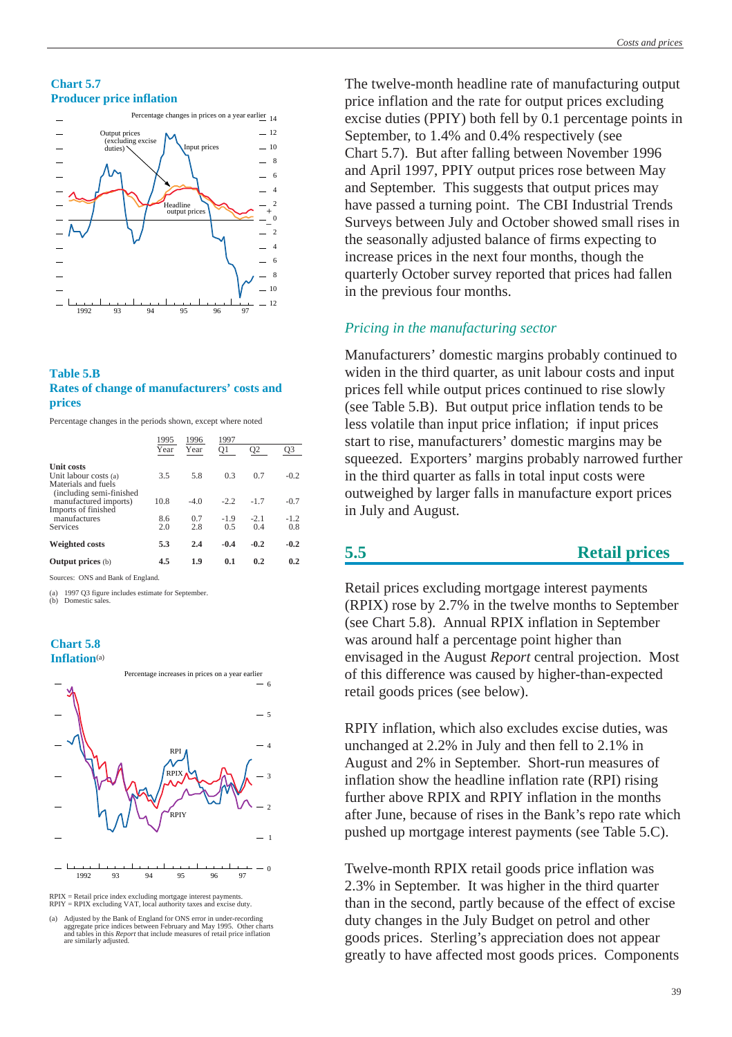**Chart 5.7**
**Producer price inflation**

**Table 5.B**
**Rates of change of manufacturers' costs and prices**

Percentage changes in the periods shown, except where noted

| | 1995 Year | 1996 Year | 1997 Q1 | Q2 | Q3 |
|---|---|---|---|---|---|
| **Unit costs** | | | | | |
| Unit labour costs (a) | 3.5 | 5.8 | 0.3 | 0.7 | -0.2 |
| Materials and fuels (including semi-finished manufactured imports) | 10.8 | -4.0 | -2.2 | -1.7 | -0.7 |
| Imports of finished manufactures | 8.6 | 0.7 | -1.9 | -2.1 | -1.2 |
| Services | 2.0 | 2.8 | 0.5 | 0.4 | 0.8 |
| **Weighted costs** | **5.3** | **2.4** | **-0.4** | **-0.2** | **-0.2** |
| **Output prices** (b) | **4.5** | **1.9** | **0.1** | **0.2** | **0.2** |

Sources: ONS and Bank of England.

(a) 1997 Q3 figure includes estimate for September.
(b) Domestic sales.

**Chart 5.8**
**Inflation**(a)

RPIX = Retail price index excluding mortgage interest payments.
RPIY = RPIX excluding VAT, local authority taxes and excise duty.

(a) Adjusted by the Bank of England for ONS error in under-recording aggregate price indices between February and May 1995. Other charts and tables in this *Report* that include measures of retail price inflation are similarly adjusted.

The twelve-month headline rate of manufacturing output price inflation and the rate for output prices excluding excise duties (PPIY) both fell by 0.1 percentage points in September, to 1.4% and 0.4% respectively (see Chart 5.7). But after falling between November 1996 and April 1997, PPIY output prices rose between May and September. This suggests that output prices may have passed a turning point. The CBI Industrial Trends Surveys between July and October showed small rises in the seasonally adjusted balance of firms expecting to increase prices in the next four months, though the quarterly October survey reported that prices had fallen in the previous four months.

### *Pricing in the manufacturing sector*

Manufacturers' domestic margins probably continued to widen in the third quarter, as unit labour costs and input prices fell while output prices continued to rise slowly (see Table 5.B). But output price inflation tends to be less volatile than input price inflation; if input prices start to rise, manufacturers' domestic margins may be squeezed. Exporters' margins probably narrowed further in the third quarter as falls in total input costs were outweighed by larger falls in manufacture export prices in July and August.

## 5.5 Retail prices

Retail prices excluding mortgage interest payments (RPIX) rose by 2.7% in the twelve months to September (see Chart 5.8). Annual RPIX inflation in September was around half a percentage point higher than envisaged in the August *Report* central projection. Most of this difference was caused by higher-than-expected retail goods prices (see below).

RPIY inflation, which also excludes excise duties, was unchanged at 2.2% in July and then fell to 2.1% in August and 2% in September. Short-run measures of inflation show the headline inflation rate (RPI) rising further above RPIX and RPIY inflation in the months after June, because of rises in the Bank's repo rate which pushed up mortgage interest payments (see Table 5.C).

Twelve-month RPIX retail goods price inflation was 2.3% in September. It was higher in the third quarter than in the second, partly because of the effect of excise duty changes in the July Budget on petrol and other goods prices. Sterling's appreciation does not appear greatly to have affected most goods prices. Components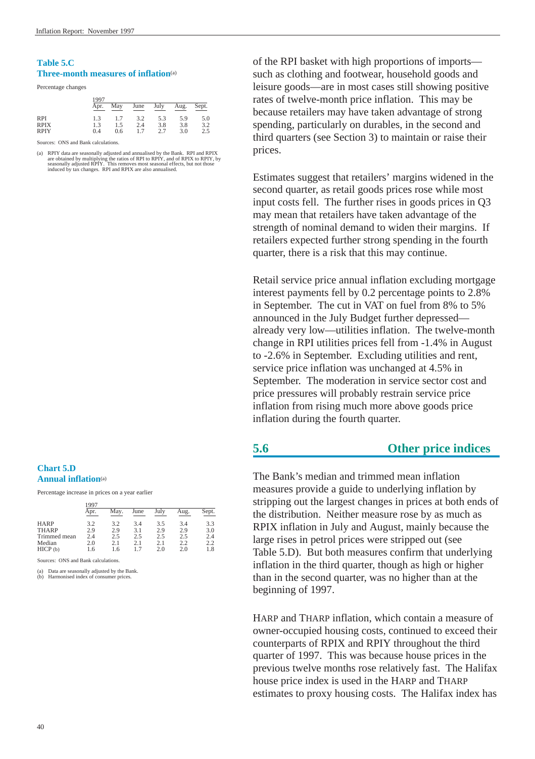**Table 5.C**
**Three-month measures of inflation**[(a)]

Percentage changes

| | 1997 Apr. | May | June | July | Aug. | Sept. |
|---|---|---|---|---|---|---|
| RPI | 1.3 | 1.7 | 3.2 | 5.3 | 5.9 | 5.0 |
| RPIX | 1.3 | 1.5 | 2.4 | 3.8 | 3.8 | 3.2 |
| RPIY | 0.4 | 0.6 | 1.7 | 2.7 | 3.0 | 2.5 |

Sources: ONS and Bank calculations.

(a) RPIY data are seasonally adjusted and annualised by the Bank. RPI and RPIX are obtained by multiplying the ratios of RPI to RPIY, and of RPIX to RPIY, by seasonally adjusted RPIY. This removes most seasonal effects, but not those induced by tax changes. RPI and RPIX are also annualised.

of the RPI basket with high proportions of imports—such as clothing and footwear, household goods and leisure goods—are in most cases still showing positive rates of twelve-month price inflation. This may be because retailers may have taken advantage of strong spending, particularly on durables, in the second and third quarters (see Section 3) to maintain or raise their prices.

Estimates suggest that retailers' margins widened in the second quarter, as retail goods prices rose while most input costs fell. The further rises in goods prices in Q3 may mean that retailers have taken advantage of the strength of nominal demand to widen their margins. If retailers expected further strong spending in the fourth quarter, there is a risk that this may continue.

Retail service price annual inflation excluding mortgage interest payments fell by 0.2 percentage points to 2.8% in September. The cut in VAT on fuel from 8% to 5% announced in the July Budget further depressed—already very low—utilities inflation. The twelve-month change in RPI utilities prices fell from -1.4% in August to -2.6% in September. Excluding utilities and rent, service price inflation was unchanged at 4.5% in September. The moderation in service sector cost and price pressures will probably restrain service price inflation from rising much more above goods price inflation during the fourth quarter.

## 5.6 Other price indices

**Chart 5.D**
**Annual inflation**[(a)]

Percentage increase in prices on a year earlier

| | 1997 Apr. | May. | June | July | Aug. | Sept. |
|---|---|---|---|---|---|---|
| HARP | 3.2 | 3.2 | 3.4 | 3.5 | 3.4 | 3.3 |
| THARP | 2.9 | 2.9 | 3.1 | 2.9 | 2.9 | 3.0 |
| Trimmed mean | 2.4 | 2.5 | 2.5 | 2.5 | 2.5 | 2.4 |
| Median | 2.0 | 2.1 | 2.1 | 2.1 | 2.2 | 2.2 |
| HICP (b) | 1.6 | 1.6 | 1.7 | 2.0 | 2.0 | 1.8 |

Sources: ONS and Bank calculations.

(a) Data are seasonally adjusted by the Bank.
(b) Harmonised index of consumer prices.

The Bank's median and trimmed mean inflation measures provide a guide to underlying inflation by stripping out the largest changes in prices at both ends of the distribution. Neither measure rose by as much as RPIX inflation in July and August, mainly because the large rises in petrol prices were stripped out (see Table 5.D). But both measures confirm that underlying inflation in the third quarter, though as high or higher than in the second quarter, was no higher than at the beginning of 1997.

HARP and THARP inflation, which contain a measure of owner-occupied housing costs, continued to exceed their counterparts of RPIX and RPIY throughout the third quarter of 1997. This was because house prices in the previous twelve months rose relatively fast. The Halifax house price index is used in the HARP and THARP estimates to proxy housing costs. The Halifax index has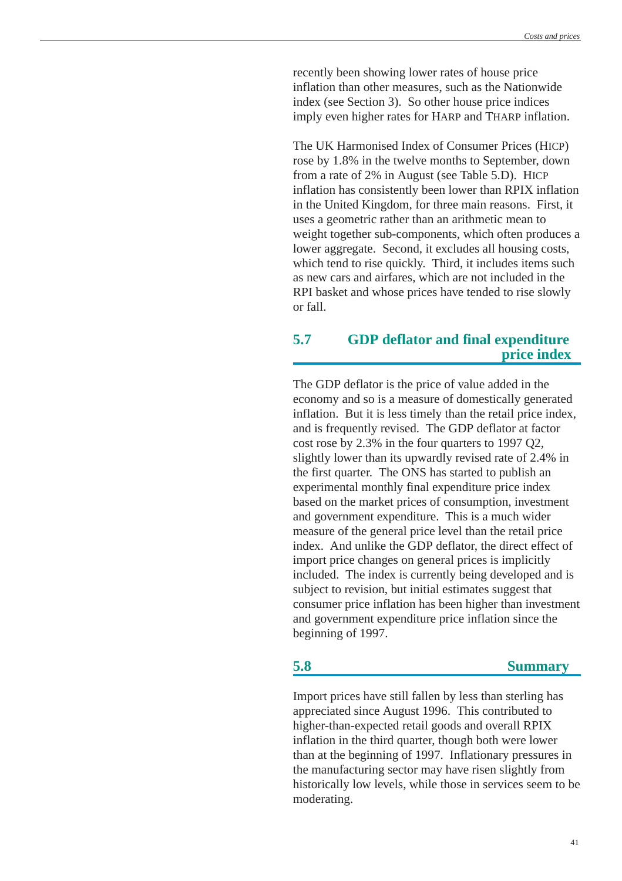recently been showing lower rates of house price inflation than other measures, such as the Nationwide index (see Section 3). So other house price indices imply even higher rates for HARP and THARP inflation.

The UK Harmonised Index of Consumer Prices (HICP) rose by 1.8% in the twelve months to September, down from a rate of 2% in August (see Table 5.D). HICP inflation has consistently been lower than RPIX inflation in the United Kingdom, for three main reasons. First, it uses a geometric rather than an arithmetic mean to weight together sub-components, which often produces a lower aggregate. Second, it excludes all housing costs, which tend to rise quickly. Third, it includes items such as new cars and airfares, which are not included in the RPI basket and whose prices have tended to rise slowly or fall.

## 5.7 GDP deflator and final expenditure price index

The GDP deflator is the price of value added in the economy and so is a measure of domestically generated inflation. But it is less timely than the retail price index, and is frequently revised. The GDP deflator at factor cost rose by 2.3% in the four quarters to 1997 Q2, slightly lower than its upwardly revised rate of 2.4% in the first quarter. The ONS has started to publish an experimental monthly final expenditure price index based on the market prices of consumption, investment and government expenditure. This is a much wider measure of the general price level than the retail price index. And unlike the GDP deflator, the direct effect of import price changes on general prices is implicitly included. The index is currently being developed and is subject to revision, but initial estimates suggest that consumer price inflation has been higher than investment and government expenditure price inflation since the beginning of 1997.

## 5.8 Summary

Import prices have still fallen by less than sterling has appreciated since August 1996. This contributed to higher-than-expected retail goods and overall RPIX inflation in the third quarter, though both were lower than at the beginning of 1997. Inflationary pressures in the manufacturing sector may have risen slightly from historically low levels, while those in services seem to be moderating.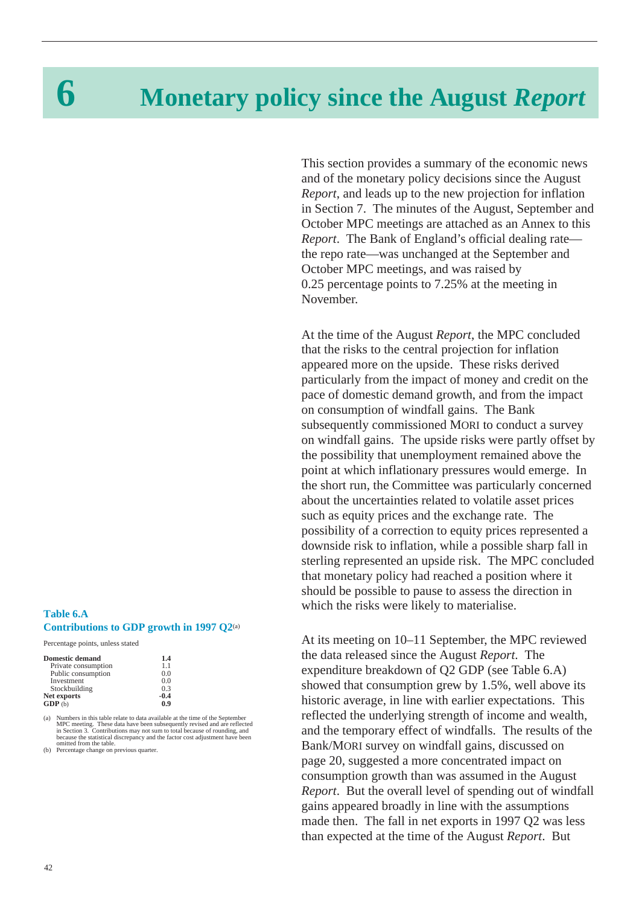# 6 Monetary policy since the August *Report*

This section provides a summary of the economic news and of the monetary policy decisions since the August *Report*, and leads up to the new projection for inflation in Section 7. The minutes of the August, September and October MPC meetings are attached as an Annex to this *Report*. The Bank of England's official dealing rate—the repo rate—was unchanged at the September and October MPC meetings, and was raised by 0.25 percentage points to 7.25% at the meeting in November.

At the time of the August *Report*, the MPC concluded that the risks to the central projection for inflation appeared more on the upside. These risks derived particularly from the impact of money and credit on the pace of domestic demand growth, and from the impact on consumption of windfall gains. The Bank subsequently commissioned MORI to conduct a survey on windfall gains. The upside risks were partly offset by the possibility that unemployment remained above the point at which inflationary pressures would emerge. In the short run, the Committee was particularly concerned about the uncertainties related to volatile asset prices such as equity prices and the exchange rate. The possibility of a correction to equity prices represented a downside risk to inflation, while a possible sharp fall in sterling represented an upside risk. The MPC concluded that monetary policy had reached a position where it should be possible to pause to assess the direction in which the risks were likely to materialise.

**Table 6.A**
**Contributions to GDP growth in 1997 Q2**(a)

Percentage points, unless stated

| | |
|---|---|
| **Domestic demand** | **1.4** |
| Private consumption | 1.1 |
| Public consumption | 0.0 |
| Investment | 0.0 |
| Stockbuilding | 0.3 |
| **Net exports** | **-0.4** |
| **GDP** (b) | **0.9** |

(a) Numbers in this table relate to data available at the time of the September MPC meeting. These data have been subsequently revised and are reflected in Section 3. Contributions may not sum to total because of rounding, and because the statistical discrepancy and the factor cost adjustment have been omitted from the table.
(b) Percentage change on previous quarter.

At its meeting on 10–11 September, the MPC reviewed the data released since the August *Report*. The expenditure breakdown of Q2 GDP (see Table 6.A) showed that consumption grew by 1.5%, well above its historic average, in line with earlier expectations. This reflected the underlying strength of income and wealth, and the temporary effect of windfalls. The results of the Bank/MORI survey on windfall gains, discussed on page 20, suggested a more concentrated impact on consumption growth than was assumed in the August *Report*. But the overall level of spending out of windfall gains appeared broadly in line with the assumptions made then. The fall in net exports in 1997 Q2 was less than expected at the time of the August *Report*. But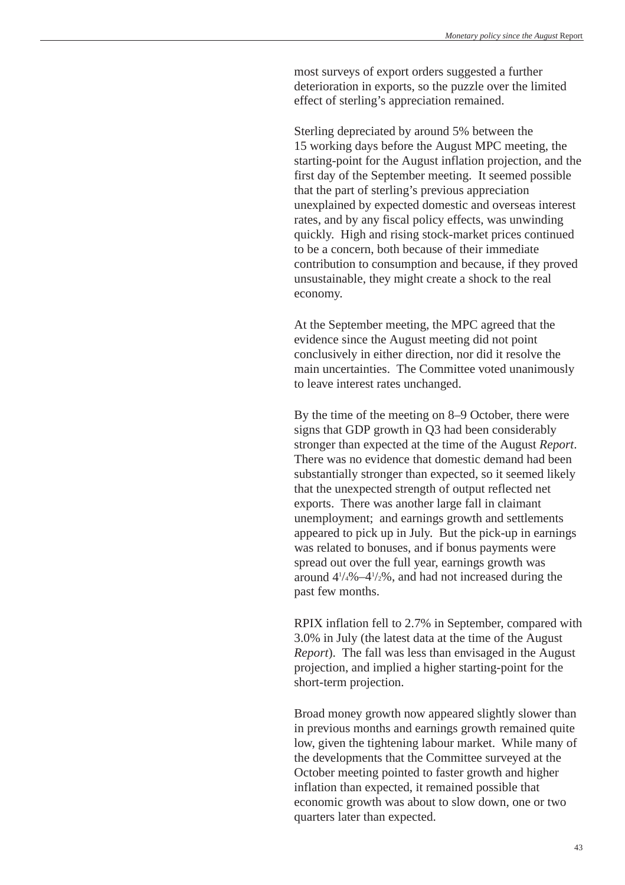most surveys of export orders suggested a further deterioration in exports, so the puzzle over the limited effect of sterling's appreciation remained.

Sterling depreciated by around 5% between the 15 working days before the August MPC meeting, the starting-point for the August inflation projection, and the first day of the September meeting. It seemed possible that the part of sterling's previous appreciation unexplained by expected domestic and overseas interest rates, and by any fiscal policy effects, was unwinding quickly. High and rising stock-market prices continued to be a concern, both because of their immediate contribution to consumption and because, if they proved unsustainable, they might create a shock to the real economy.

At the September meeting, the MPC agreed that the evidence since the August meeting did not point conclusively in either direction, nor did it resolve the main uncertainties. The Committee voted unanimously to leave interest rates unchanged.

By the time of the meeting on 8–9 October, there were signs that GDP growth in Q3 had been considerably stronger than expected at the time of the August *Report*. There was no evidence that domestic demand had been substantially stronger than expected, so it seemed likely that the unexpected strength of output reflected net exports. There was another large fall in claimant unemployment; and earnings growth and settlements appeared to pick up in July. But the pick-up in earnings was related to bonuses, and if bonus payments were spread out over the full year, earnings growth was around $4^1/_4$%–$4^1/_2$%, and had not increased during the past few months.

RPIX inflation fell to 2.7% in September, compared with 3.0% in July (the latest data at the time of the August *Report*). The fall was less than envisaged in the August projection, and implied a higher starting-point for the short-term projection.

Broad money growth now appeared slightly slower than in previous months and earnings growth remained quite low, given the tightening labour market. While many of the developments that the Committee surveyed at the October meeting pointed to faster growth and higher inflation than expected, it remained possible that economic growth was about to slow down, one or two quarters later than expected.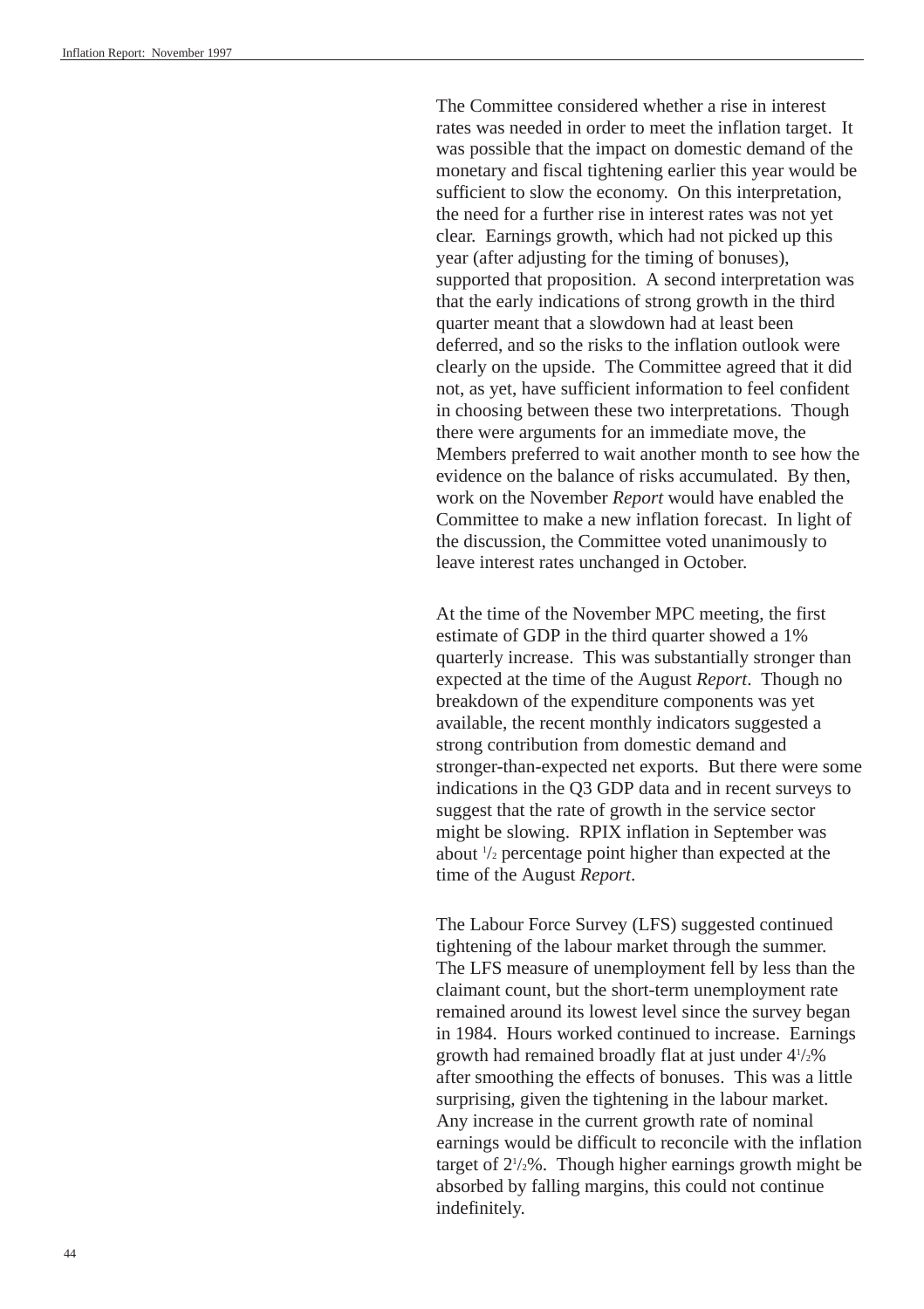The Committee considered whether a rise in interest rates was needed in order to meet the inflation target. It was possible that the impact on domestic demand of the monetary and fiscal tightening earlier this year would be sufficient to slow the economy. On this interpretation, the need for a further rise in interest rates was not yet clear. Earnings growth, which had not picked up this year (after adjusting for the timing of bonuses), supported that proposition. A second interpretation was that the early indications of strong growth in the third quarter meant that a slowdown had at least been deferred, and so the risks to the inflation outlook were clearly on the upside. The Committee agreed that it did not, as yet, have sufficient information to feel confident in choosing between these two interpretations. Though there were arguments for an immediate move, the Members preferred to wait another month to see how the evidence on the balance of risks accumulated. By then, work on the November *Report* would have enabled the Committee to make a new inflation forecast. In light of the discussion, the Committee voted unanimously to leave interest rates unchanged in October.

At the time of the November MPC meeting, the first estimate of GDP in the third quarter showed a 1% quarterly increase. This was substantially stronger than expected at the time of the August *Report*. Though no breakdown of the expenditure components was yet available, the recent monthly indicators suggested a strong contribution from domestic demand and stronger-than-expected net exports. But there were some indications in the Q3 GDP data and in recent surveys to suggest that the rate of growth in the service sector might be slowing. RPIX inflation in September was about ½ percentage point higher than expected at the time of the August *Report*.

The Labour Force Survey (LFS) suggested continued tightening of the labour market through the summer. The LFS measure of unemployment fell by less than the claimant count, but the short-term unemployment rate remained around its lowest level since the survey began in 1984. Hours worked continued to increase. Earnings growth had remained broadly flat at just under 4½% after smoothing the effects of bonuses. This was a little surprising, given the tightening in the labour market. Any increase in the current growth rate of nominal earnings would be difficult to reconcile with the inflation target of 2½%. Though higher earnings growth might be absorbed by falling margins, this could not continue indefinitely.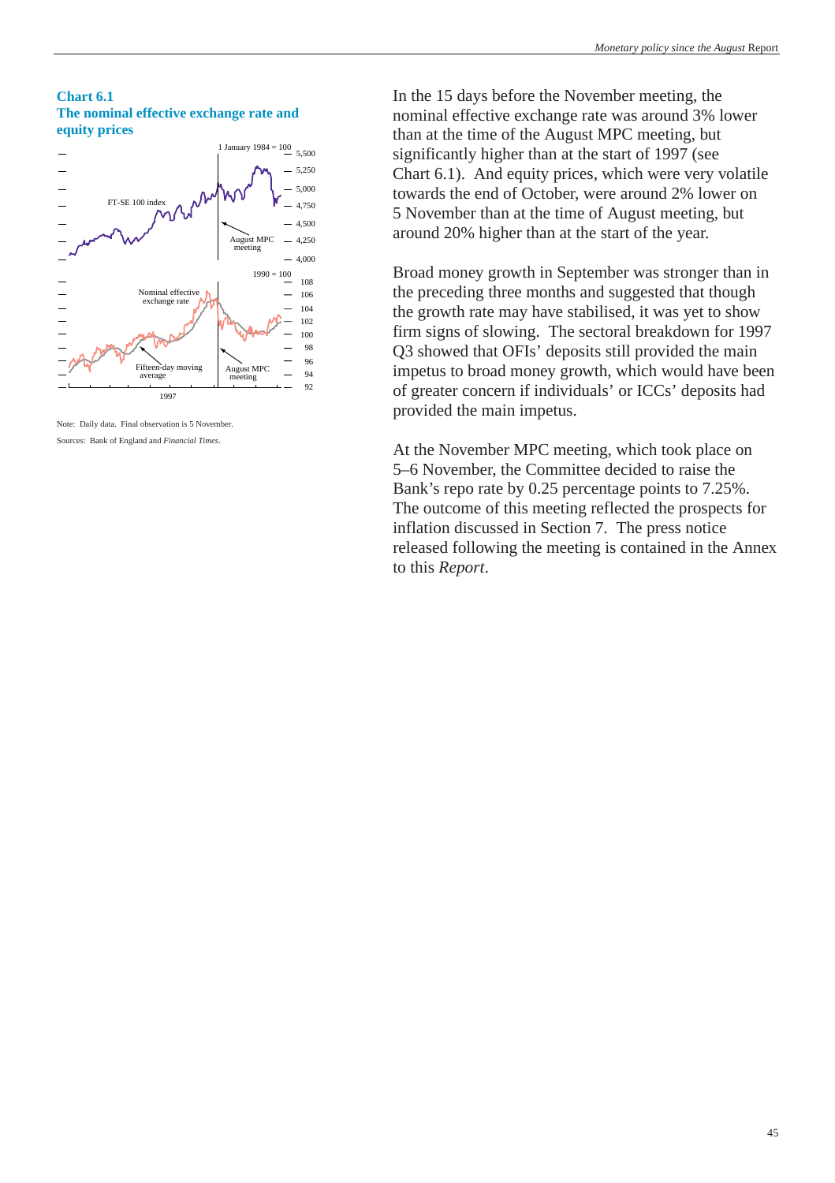**Chart 6.1**
**The nominal effective exchange rate and equity prices**

Note: Daily data. Final observation is 5 November.

Sources: Bank of England and *Financial Times*.

In the 15 days before the November meeting, the nominal effective exchange rate was around 3% lower than at the time of the August MPC meeting, but significantly higher than at the start of 1997 (see Chart 6.1). And equity prices, which were very volatile towards the end of October, were around 2% lower on 5 November than at the time of August meeting, but around 20% higher than at the start of the year.

Broad money growth in September was stronger than in the preceding three months and suggested that though the growth rate may have stabilised, it was yet to show firm signs of slowing. The sectoral breakdown for 1997 Q3 showed that OFIs' deposits still provided the main impetus to broad money growth, which would have been of greater concern if individuals' or ICCs' deposits had provided the main impetus.

At the November MPC meeting, which took place on 5–6 November, the Committee decided to raise the Bank's repo rate by 0.25 percentage points to 7.25%. The outcome of this meeting reflected the prospects for inflation discussed in Section 7. The press notice released following the meeting is contained in the Annex to this *Report*.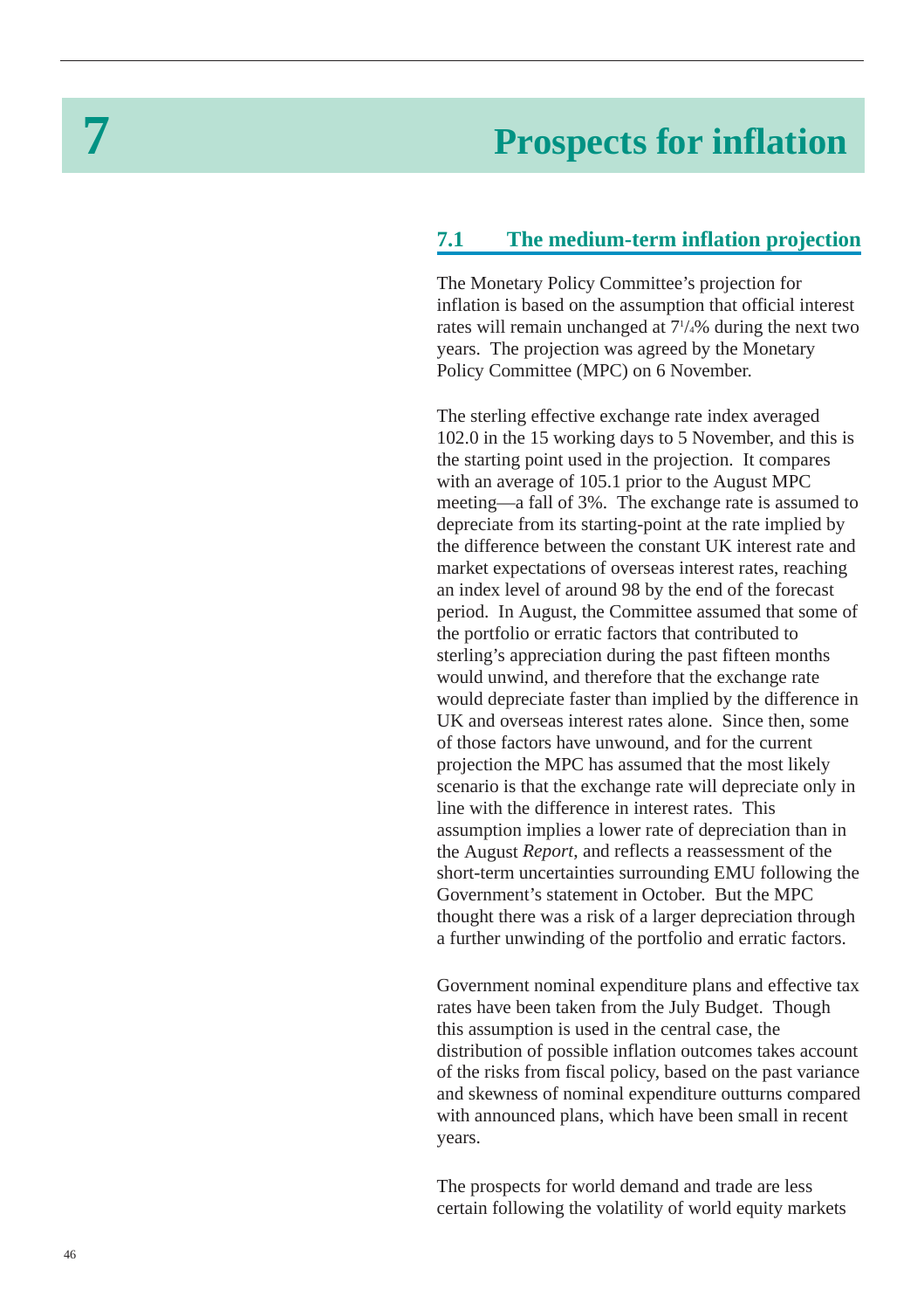# 7 Prospects for inflation

## 7.1 The medium-term inflation projection

The Monetary Policy Committee's projection for inflation is based on the assumption that official interest rates will remain unchanged at $7^1/_4$% during the next two years. The projection was agreed by the Monetary Policy Committee (MPC) on 6 November.

The sterling effective exchange rate index averaged 102.0 in the 15 working days to 5 November, and this is the starting point used in the projection. It compares with an average of 105.1 prior to the August MPC meeting—a fall of 3%. The exchange rate is assumed to depreciate from its starting-point at the rate implied by the difference between the constant UK interest rate and market expectations of overseas interest rates, reaching an index level of around 98 by the end of the forecast period. In August, the Committee assumed that some of the portfolio or erratic factors that contributed to sterling's appreciation during the past fifteen months would unwind, and therefore that the exchange rate would depreciate faster than implied by the difference in UK and overseas interest rates alone. Since then, some of those factors have unwound, and for the current projection the MPC has assumed that the most likely scenario is that the exchange rate will depreciate only in line with the difference in interest rates. This assumption implies a lower rate of depreciation than in the August *Report*, and reflects a reassessment of the short-term uncertainties surrounding EMU following the Government's statement in October. But the MPC thought there was a risk of a larger depreciation through a further unwinding of the portfolio and erratic factors.

Government nominal expenditure plans and effective tax rates have been taken from the July Budget. Though this assumption is used in the central case, the distribution of possible inflation outcomes takes account of the risks from fiscal policy, based on the past variance and skewness of nominal expenditure outturns compared with announced plans, which have been small in recent years.

The prospects for world demand and trade are less certain following the volatility of world equity markets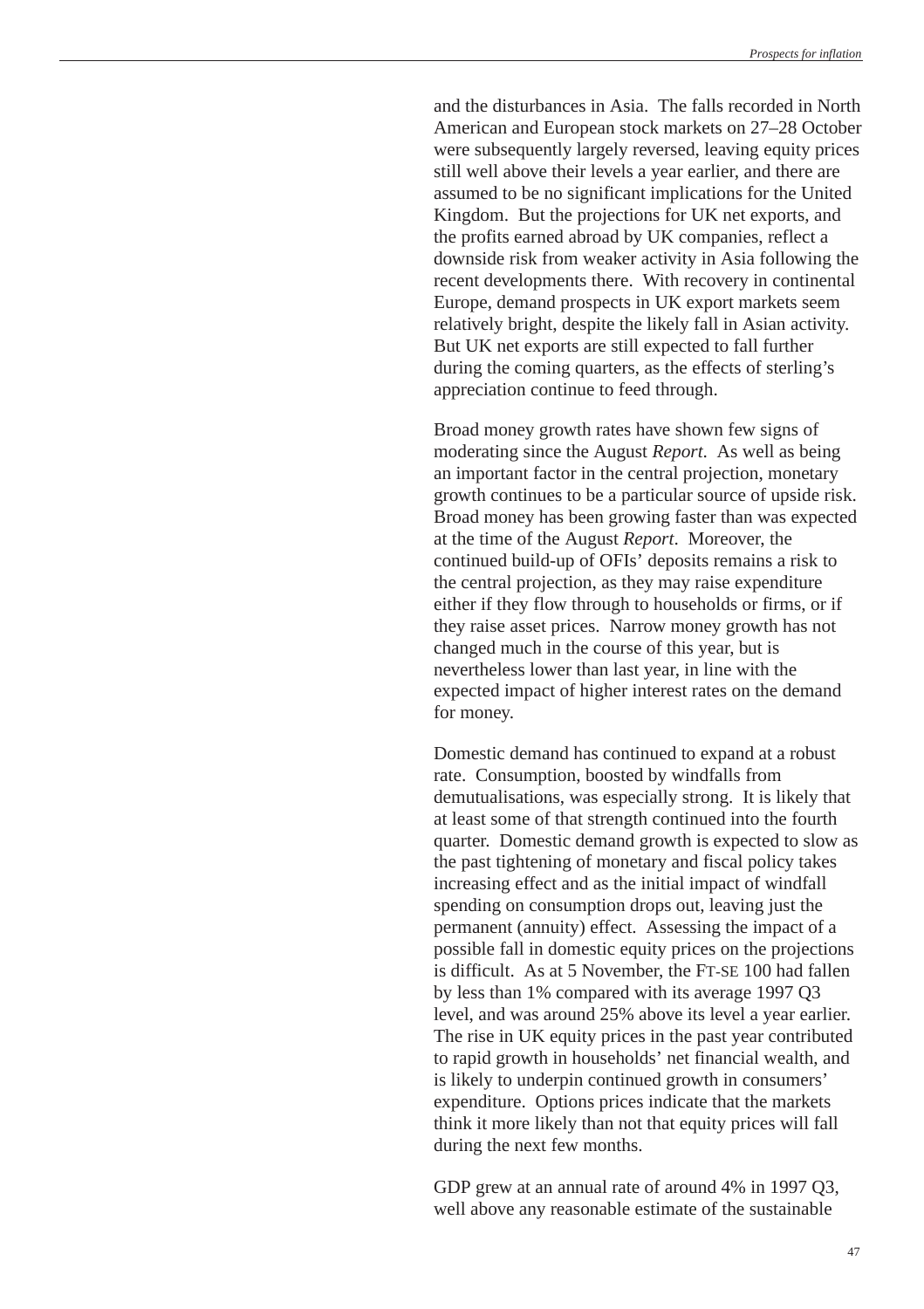and the disturbances in Asia. The falls recorded in North American and European stock markets on 27–28 October were subsequently largely reversed, leaving equity prices still well above their levels a year earlier, and there are assumed to be no significant implications for the United Kingdom. But the projections for UK net exports, and the profits earned abroad by UK companies, reflect a downside risk from weaker activity in Asia following the recent developments there. With recovery in continental Europe, demand prospects in UK export markets seem relatively bright, despite the likely fall in Asian activity. But UK net exports are still expected to fall further during the coming quarters, as the effects of sterling's appreciation continue to feed through.

Broad money growth rates have shown few signs of moderating since the August *Report*. As well as being an important factor in the central projection, monetary growth continues to be a particular source of upside risk. Broad money has been growing faster than was expected at the time of the August *Report*. Moreover, the continued build-up of OFIs' deposits remains a risk to the central projection, as they may raise expenditure either if they flow through to households or firms, or if they raise asset prices. Narrow money growth has not changed much in the course of this year, but is nevertheless lower than last year, in line with the expected impact of higher interest rates on the demand for money.

Domestic demand has continued to expand at a robust rate. Consumption, boosted by windfalls from demutualisations, was especially strong. It is likely that at least some of that strength continued into the fourth quarter. Domestic demand growth is expected to slow as the past tightening of monetary and fiscal policy takes increasing effect and as the initial impact of windfall spending on consumption drops out, leaving just the permanent (annuity) effect. Assessing the impact of a possible fall in domestic equity prices on the projections is difficult. As at 5 November, the FT-SE 100 had fallen by less than 1% compared with its average 1997 Q3 level, and was around 25% above its level a year earlier. The rise in UK equity prices in the past year contributed to rapid growth in households' net financial wealth, and is likely to underpin continued growth in consumers' expenditure. Options prices indicate that the markets think it more likely than not that equity prices will fall during the next few months.

GDP grew at an annual rate of around 4% in 1997 Q3, well above any reasonable estimate of the sustainable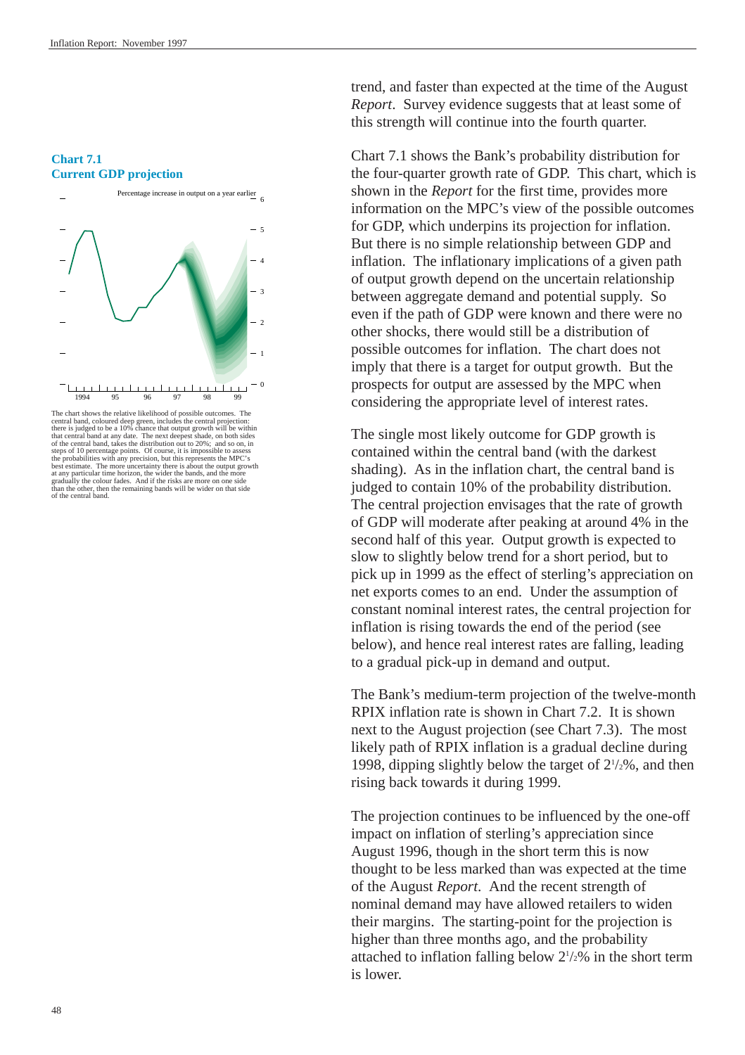**Chart 7.1**
**Current GDP projection**

The chart shows the relative likelihood of possible outcomes. The central band, coloured deep green, includes the central projection: there is judged to be a 10% chance that output growth will be within that central band at any date. The next deepest shade, on both sides of the central band, takes the distribution out to 20%; and so on, in steps of 10 percentage points. Of course, it is impossible to assess the probabilities with any precision, but this represents the MPC's best estimate. The more uncertainty there is about the output growth at any particular time horizon, the wider the bands, and the more gradually the colour fades. And if the risks are more on one side than the other, then the remaining bands will be wider on that side of the central band.

trend, and faster than expected at the time of the August *Report*. Survey evidence suggests that at least some of this strength will continue into the fourth quarter.

Chart 7.1 shows the Bank's probability distribution for the four-quarter growth rate of GDP. This chart, which is shown in the *Report* for the first time, provides more information on the MPC's view of the possible outcomes for GDP, which underpins its projection for inflation. But there is no simple relationship between GDP and inflation. The inflationary implications of a given path of output growth depend on the uncertain relationship between aggregate demand and potential supply. So even if the path of GDP were known and there were no other shocks, there would still be a distribution of possible outcomes for inflation. The chart does not imply that there is a target for output growth. But the prospects for output are assessed by the MPC when considering the appropriate level of interest rates.

The single most likely outcome for GDP growth is contained within the central band (with the darkest shading). As in the inflation chart, the central band is judged to contain 10% of the probability distribution. The central projection envisages that the rate of growth of GDP will moderate after peaking at around 4% in the second half of this year. Output growth is expected to slow to slightly below trend for a short period, but to pick up in 1999 as the effect of sterling's appreciation on net exports comes to an end. Under the assumption of constant nominal interest rates, the central projection for inflation is rising towards the end of the period (see below), and hence real interest rates are falling, leading to a gradual pick-up in demand and output.

The Bank's medium-term projection of the twelve-month RPIX inflation rate is shown in Chart 7.2. It is shown next to the August projection (see Chart 7.3). The most likely path of RPIX inflation is a gradual decline during 1998, dipping slightly below the target of $2^1/_2$%, and then rising back towards it during 1999.

The projection continues to be influenced by the one-off impact on inflation of sterling's appreciation since August 1996, though in the short term this is now thought to be less marked than was expected at the time of the August *Report*. And the recent strength of nominal demand may have allowed retailers to widen their margins. The starting-point for the projection is higher than three months ago, and the probability attached to inflation falling below $2^1/_2$% in the short term is lower.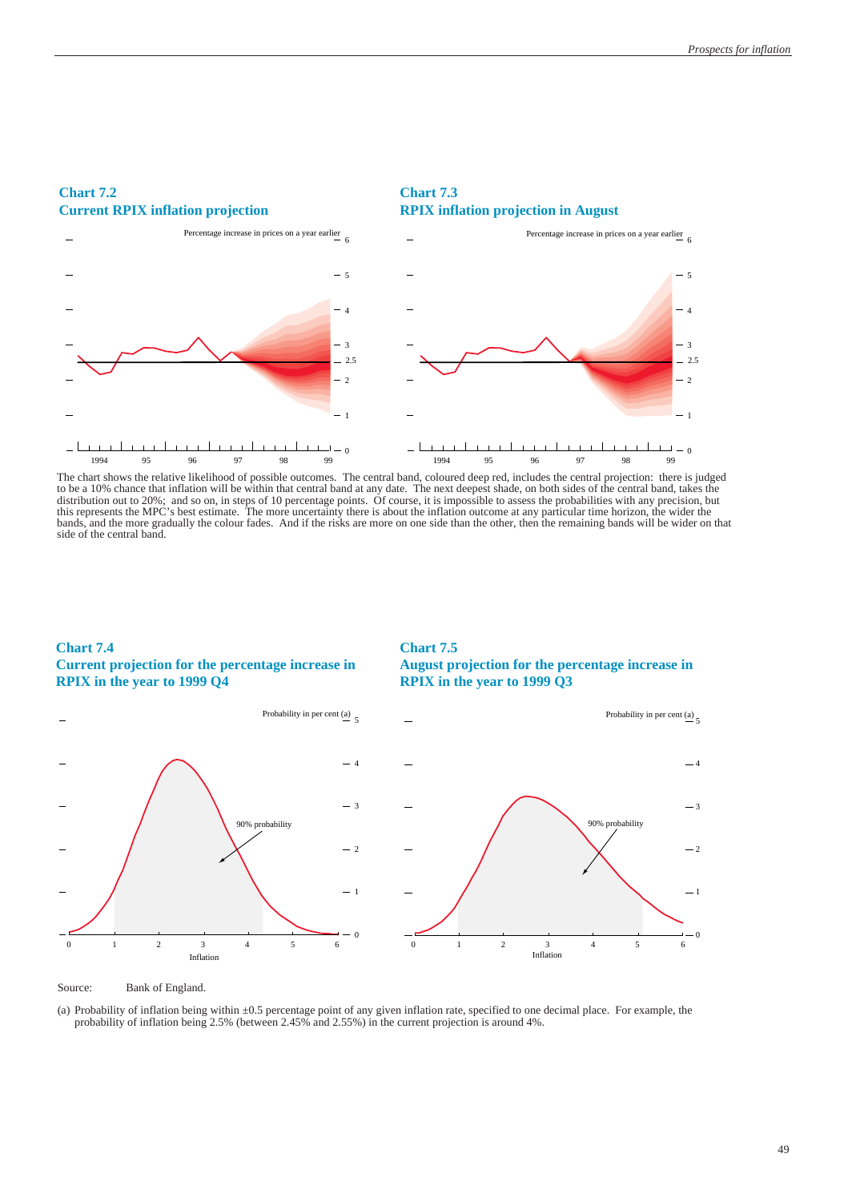**Chart 7.2**
**Current RPIX inflation projection**

Percentage increase in prices on a year earlier

**Chart 7.3**
**RPIX inflation projection in August**

Percentage increase in prices on a year earlier

The chart shows the relative likelihood of possible outcomes. The central band, coloured deep red, includes the central projection: there is judged to be a 10% chance that inflation will be within that central band at any date. The next deepest shade, on both sides of the central band, takes the distribution out to 20%; and so on, in steps of 10 percentage points. Of course, it is impossible to assess the probabilities with any precision, but this represents the MPC's best estimate. The more uncertainty there is about the inflation outcome at any particular time horizon, the wider the bands, and the more gradually the colour fades. And if the risks are more on one side than the other, then the remaining bands will be wider on that side of the central band.

**Chart 7.4**
**Current projection for the percentage increase in RPIX in the year to 1999 Q4**

Probability in per cent (a)

**Chart 7.5**
**August projection for the percentage increase in RPIX in the year to 1999 Q3**

Probability in per cent (a)

Source: Bank of England.

(a) Probability of inflation being within ±0.5 percentage point of any given inflation rate, specified to one decimal place. For example, the probability of inflation being 2.5% (between 2.45% and 2.55%) in the current projection is around 4%.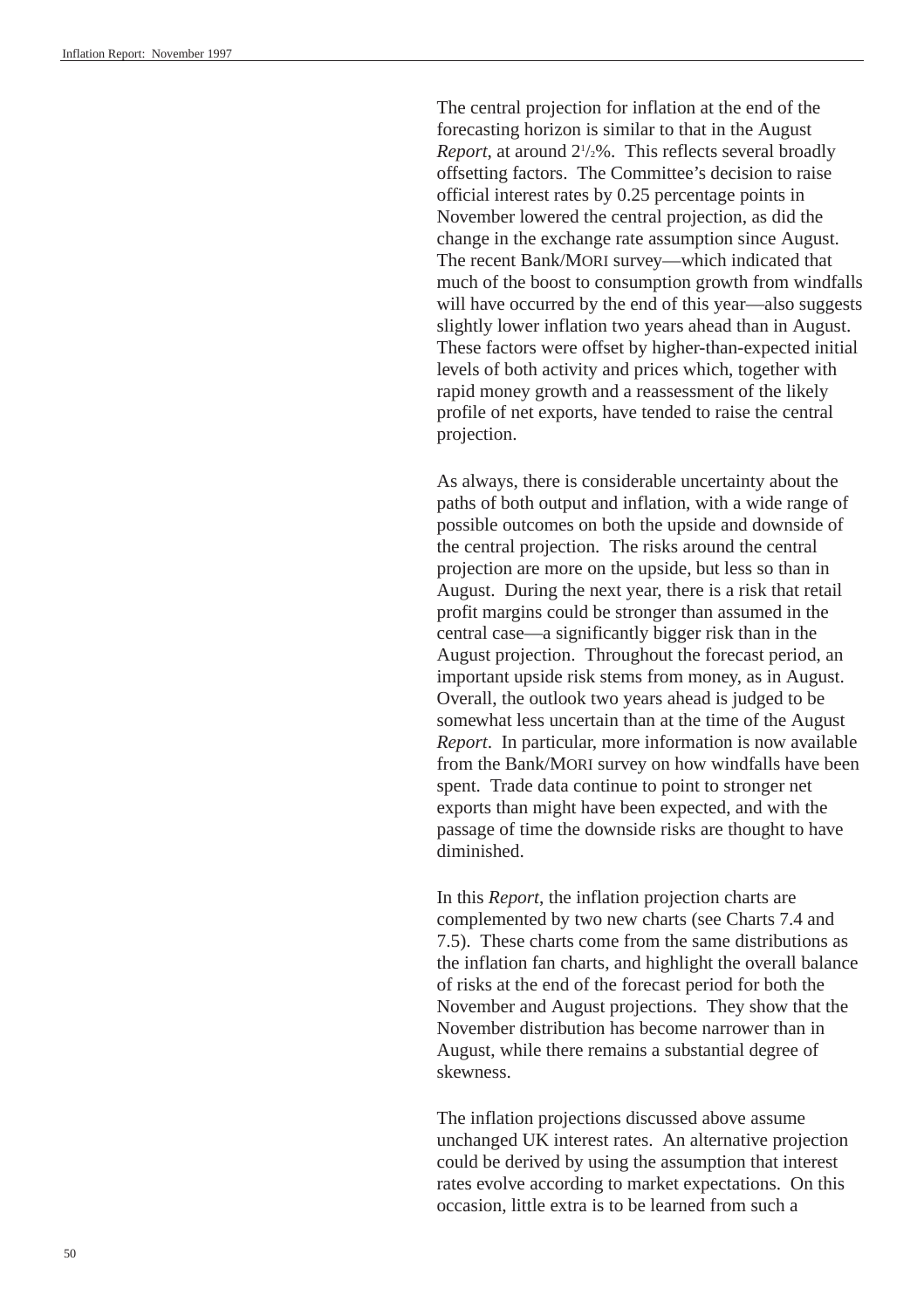The central projection for inflation at the end of the forecasting horizon is similar to that in the August *Report*, at around $2^1/_2$%. This reflects several broadly offsetting factors. The Committee's decision to raise official interest rates by 0.25 percentage points in November lowered the central projection, as did the change in the exchange rate assumption since August. The recent Bank/MORI survey—which indicated that much of the boost to consumption growth from windfalls will have occurred by the end of this year—also suggests slightly lower inflation two years ahead than in August. These factors were offset by higher-than-expected initial levels of both activity and prices which, together with rapid money growth and a reassessment of the likely profile of net exports, have tended to raise the central projection.

As always, there is considerable uncertainty about the paths of both output and inflation, with a wide range of possible outcomes on both the upside and downside of the central projection. The risks around the central projection are more on the upside, but less so than in August. During the next year, there is a risk that retail profit margins could be stronger than assumed in the central case—a significantly bigger risk than in the August projection. Throughout the forecast period, an important upside risk stems from money, as in August. Overall, the outlook two years ahead is judged to be somewhat less uncertain than at the time of the August *Report*. In particular, more information is now available from the Bank/MORI survey on how windfalls have been spent. Trade data continue to point to stronger net exports than might have been expected, and with the passage of time the downside risks are thought to have diminished.

In this *Report*, the inflation projection charts are complemented by two new charts (see Charts 7.4 and 7.5). These charts come from the same distributions as the inflation fan charts, and highlight the overall balance of risks at the end of the forecast period for both the November and August projections. They show that the November distribution has become narrower than in August, while there remains a substantial degree of skewness.

The inflation projections discussed above assume unchanged UK interest rates. An alternative projection could be derived by using the assumption that interest rates evolve according to market expectations. On this occasion, little extra is to be learned from such a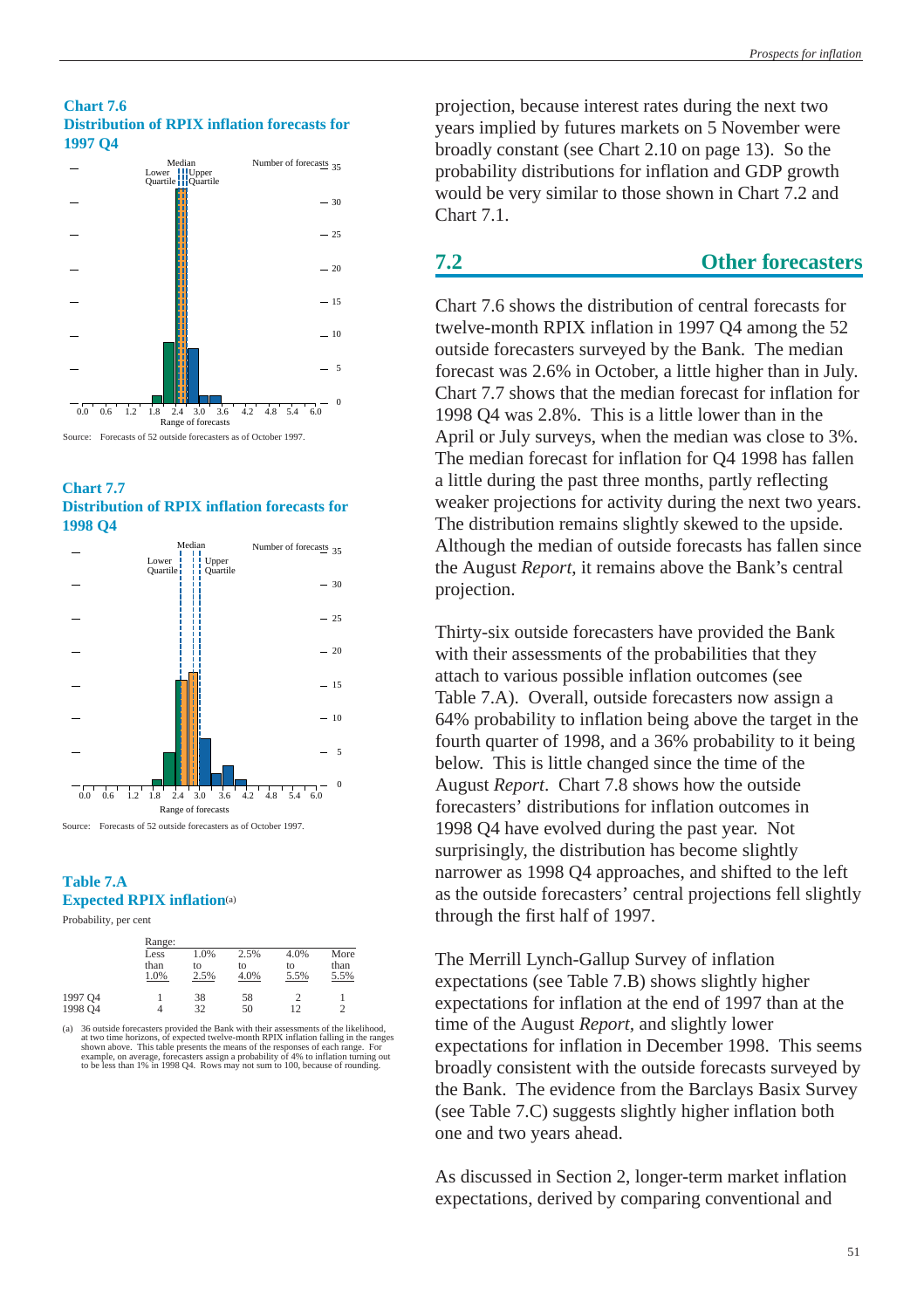**Chart 7.6**
**Distribution of RPIX inflation forecasts for 1997 Q4**

Source: Forecasts of 52 outside forecasters as of October 1997.

**Chart 7.7**
**Distribution of RPIX inflation forecasts for 1998 Q4**

Source: Forecasts of 52 outside forecasters as of October 1997.

**Table 7.A**
**Expected RPIX inflation**(a)

Probability, per cent

| | Range: Less than 1.0% | 1.0% to 2.5% | 2.5% to 4.0% | 4.0% to 5.5% | More than 5.5% |
|---|---|---|---|---|---|
| 1997 Q4 | 1 | 38 | 58 | 2 | 1 |
| 1998 Q4 | 4 | 32 | 50 | 12 | 2 |

(a) 36 outside forecasters provided the Bank with their assessments of the likelihood, at two time horizons, of expected twelve-month RPIX inflation falling in the ranges shown above. This table presents the means of the responses of each range. For example, on average, forecasters assign a probability of 4% to inflation turning out to be less than 1% in 1998 Q4. Rows may not sum to 100, because of rounding.

projection, because interest rates during the next two years implied by futures markets on 5 November were broadly constant (see Chart 2.10 on page 13). So the probability distributions for inflation and GDP growth would be very similar to those shown in Chart 7.2 and Chart 7.1.

## 7.2 Other forecasters

Chart 7.6 shows the distribution of central forecasts for twelve-month RPIX inflation in 1997 Q4 among the 52 outside forecasters surveyed by the Bank. The median forecast was 2.6% in October, a little higher than in July. Chart 7.7 shows that the median forecast for inflation for 1998 Q4 was 2.8%. This is a little lower than in the April or July surveys, when the median was close to 3%. The median forecast for inflation for Q4 1998 has fallen a little during the past three months, partly reflecting weaker projections for activity during the next two years. The distribution remains slightly skewed to the upside. Although the median of outside forecasts has fallen since the August *Report*, it remains above the Bank's central projection.

Thirty-six outside forecasters have provided the Bank with their assessments of the probabilities that they attach to various possible inflation outcomes (see Table 7.A). Overall, outside forecasters now assign a 64% probability to inflation being above the target in the fourth quarter of 1998, and a 36% probability to it being below. This is little changed since the time of the August *Report*. Chart 7.8 shows how the outside forecasters' distributions for inflation outcomes in 1998 Q4 have evolved during the past year. Not surprisingly, the distribution has become slightly narrower as 1998 Q4 approaches, and shifted to the left as the outside forecasters' central projections fell slightly through the first half of 1997.

The Merrill Lynch-Gallup Survey of inflation expectations (see Table 7.B) shows slightly higher expectations for inflation at the end of 1997 than at the time of the August *Report*, and slightly lower expectations for inflation in December 1998. This seems broadly consistent with the outside forecasts surveyed by the Bank. The evidence from the Barclays Basix Survey (see Table 7.C) suggests slightly higher inflation both one and two years ahead.

As discussed in Section 2, longer-term market inflation expectations, derived by comparing conventional and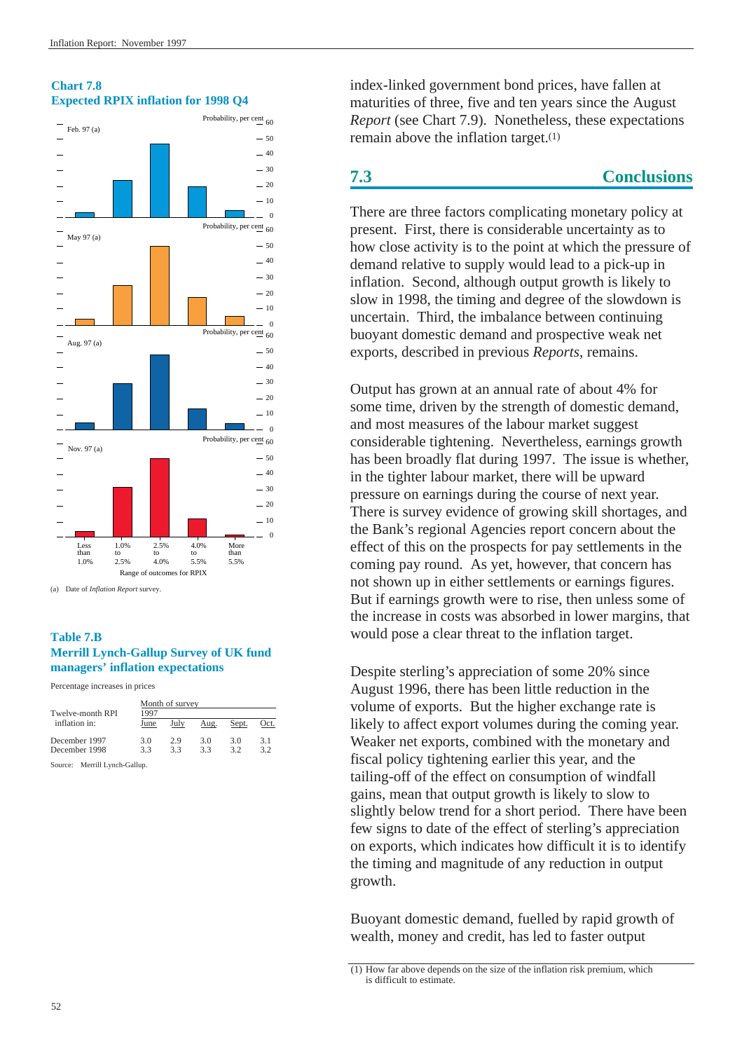**Chart 7.8**
**Expected RPIX inflation for 1998 Q4**

Feb. 97 (a) — Probability, per cent

May 97 (a) — Probability, per cent

Aug. 97 (a) — Probability, per cent

Nov. 97 (a) — Probability, per cent

Range of outcomes for RPIX: Less than 1.0%; 1.0% to 2.5%; 2.5% to 4.0%; 4.0% to 5.5%; More than 5.5%

(a) Date of *Inflation Report* survey.

**Table 7.B**
**Merrill Lynch-Gallup Survey of UK fund managers' inflation expectations**

Percentage increases in prices

| Twelve-month RPI inflation in: | Month of survey 1997 June | July | Aug. | Sept. | Oct. |
|---|---|---|---|---|---|
| December 1997 | 3.0 | 2.9 | 3.0 | 3.0 | 3.1 |
| December 1998 | 3.3 | 3.3 | 3.3 | 3.2 | 3.2 |

Source: Merrill Lynch-Gallup.

index-linked government bond prices, have fallen at maturities of three, five and ten years since the August *Report* (see Chart 7.9). Nonetheless, these expectations remain above the inflation target.[1]

## 7.3 Conclusions

There are three factors complicating monetary policy at present. First, there is considerable uncertainty as to how close activity is to the point at which the pressure of demand relative to supply would lead to a pick-up in inflation. Second, although output growth is likely to slow in 1998, the timing and degree of the slowdown is uncertain. Third, the imbalance between continuing buoyant domestic demand and prospective weak net exports, described in previous *Reports*, remains.

Output has grown at an annual rate of about 4% for some time, driven by the strength of domestic demand, and most measures of the labour market suggest considerable tightening. Nevertheless, earnings growth has been broadly flat during 1997. The issue is whether, in the tighter labour market, there will be upward pressure on earnings during the course of next year. There is survey evidence of growing skill shortages, and the Bank's regional Agencies report concern about the effect of this on the prospects for pay settlements in the coming pay round. As yet, however, that concern has not shown up in either settlements or earnings figures. But if earnings growth were to rise, then unless some of the increase in costs was absorbed in lower margins, that would pose a clear threat to the inflation target.

Despite sterling's appreciation of some 20% since August 1996, there has been little reduction in the volume of exports. But the higher exchange rate is likely to affect export volumes during the coming year. Weaker net exports, combined with the monetary and fiscal policy tightening earlier this year, and the tailing-off of the effect on consumption of windfall gains, mean that output growth is likely to slow to slightly below trend for a short period. There have been few signs to date of the effect of sterling's appreciation on exports, which indicates how difficult it is to identify the timing and magnitude of any reduction in output growth.

Buoyant domestic demand, fuelled by rapid growth of wealth, money and credit, has led to faster output

(1) How far above depends on the size of the inflation risk premium, which is difficult to estimate.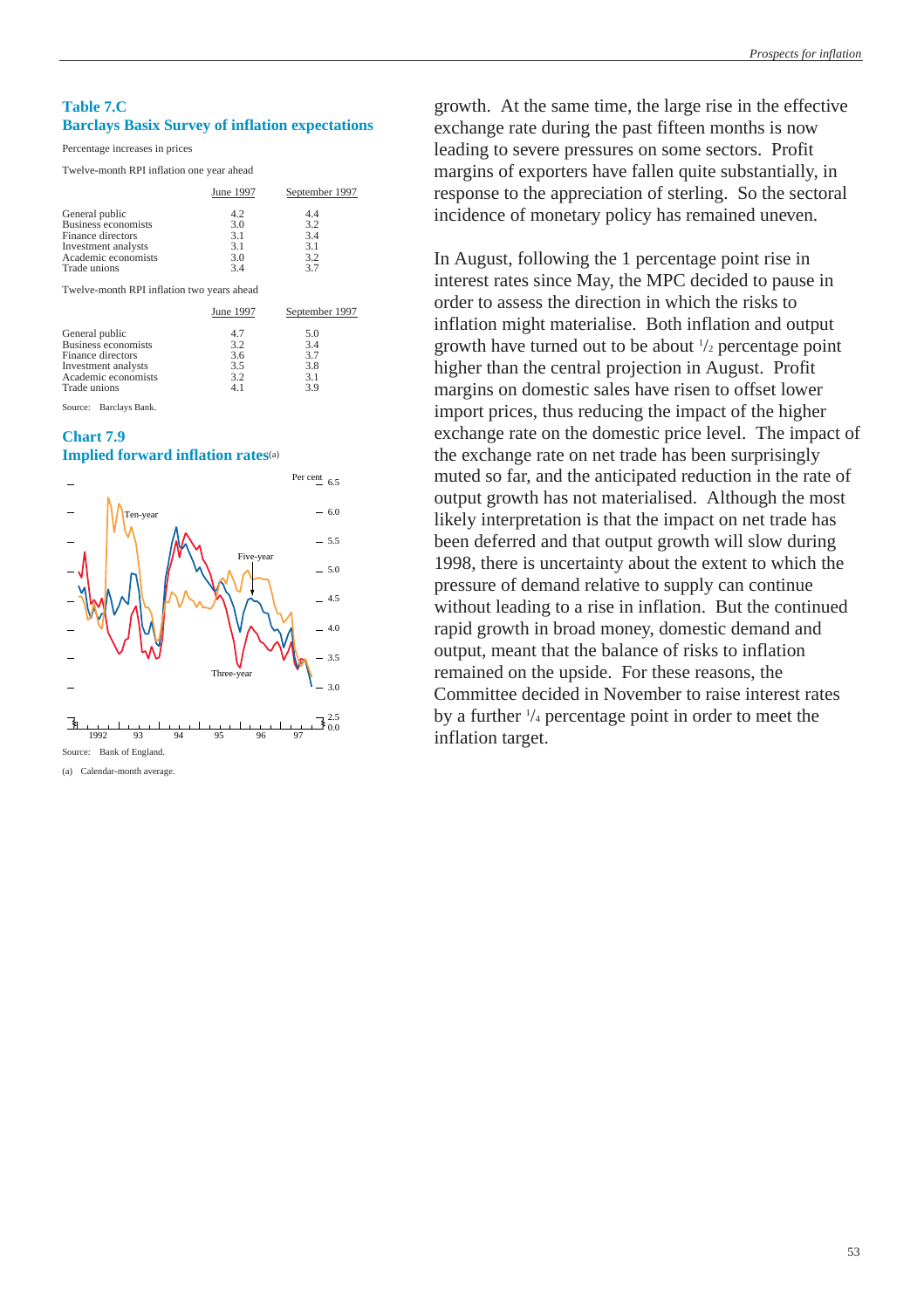## Table 7.C
## Barclays Basix Survey of inflation expectations

Percentage increases in prices

Twelve-month RPI inflation one year ahead

| | June 1997 | September 1997 |
|---|---|---|
| General public | 4.2 | 4.4 |
| Business economists | 3.0 | 3.2 |
| Finance directors | 3.1 | 3.4 |
| Investment analysts | 3.1 | 3.1 |
| Academic economists | 3.0 | 3.2 |
| Trade unions | 3.4 | 3.7 |

Twelve-month RPI inflation two years ahead

| | June 1997 | September 1997 |
|---|---|---|
| General public | 4.7 | 5.0 |
| Business economists | 3.2 | 3.4 |
| Finance directors | 3.6 | 3.7 |
| Investment analysts | 3.5 | 3.8 |
| Academic economists | 3.2 | 3.1 |
| Trade unions | 4.1 | 3.9 |

Source: Barclays Bank.

## Chart 7.9
## Implied forward inflation rates(a)

Source: Bank of England.

(a) Calendar-month average.

growth. At the same time, the large rise in the effective exchange rate during the past fifteen months is now leading to severe pressures on some sectors. Profit margins of exporters have fallen quite substantially, in response to the appreciation of sterling. So the sectoral incidence of monetary policy has remained uneven.

In August, following the 1 percentage point rise in interest rates since May, the MPC decided to pause in order to assess the direction in which the risks to inflation might materialise. Both inflation and output growth have turned out to be about $^1/_2$ percentage point higher than the central projection in August. Profit margins on domestic sales have risen to offset lower import prices, thus reducing the impact of the higher exchange rate on the domestic price level. The impact of the exchange rate on net trade has been surprisingly muted so far, and the anticipated reduction in the rate of output growth has not materialised. Although the most likely interpretation is that the impact on net trade has been deferred and that output growth will slow during 1998, there is uncertainty about the extent to which the pressure of demand relative to supply can continue without leading to a rise in inflation. But the continued rapid growth in broad money, domestic demand and output, meant that the balance of risks to inflation remained on the upside. For these reasons, the Committee decided in November to raise interest rates by a further $^1/_4$ percentage point in order to meet the inflation target.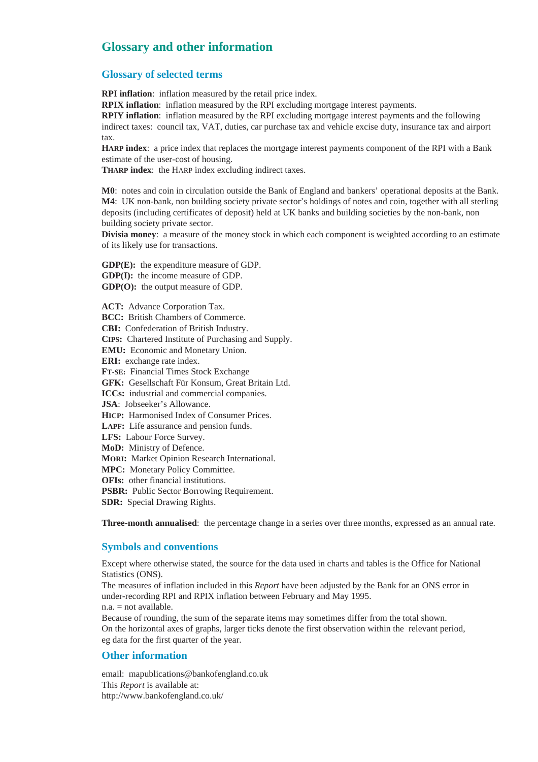# Glossary and other information

## Glossary of selected terms

**RPI inflation**: inflation measured by the retail price index.
**RPIX inflation**: inflation measured by the RPI excluding mortgage interest payments.
**RPIY inflation**: inflation measured by the RPI excluding mortgage interest payments and the following indirect taxes: council tax, VAT, duties, car purchase tax and vehicle excise duty, insurance tax and airport tax.
**HARP index**: a price index that replaces the mortgage interest payments component of the RPI with a Bank estimate of the user-cost of housing.
**THARP index**: the HARP index excluding indirect taxes.

**M0**: notes and coin in circulation outside the Bank of England and bankers' operational deposits at the Bank.
**M4**: UK non-bank, non building society private sector's holdings of notes and coin, together with all sterling deposits (including certificates of deposit) held at UK banks and building societies by the non-bank, non building society private sector.
**Divisia money**: a measure of the money stock in which each component is weighted according to an estimate of its likely use for transactions.

**GDP(E):** the expenditure measure of GDP.
**GDP(I):** the income measure of GDP.
**GDP(O):** the output measure of GDP.

**ACT:** Advance Corporation Tax.
**BCC:** British Chambers of Commerce.
**CBI:** Confederation of British Industry.
**CIPS:** Chartered Institute of Purchasing and Supply.
**EMU:** Economic and Monetary Union.
**ERI:** exchange rate index.
**FT-SE:** Financial Times Stock Exchange
**GFK:** Gesellschaft Für Konsum, Great Britain Ltd.
**ICCs:** industrial and commercial companies.
**JSA**: Jobseeker's Allowance.
**HICP:** Harmonised Index of Consumer Prices.
**LAPF:** Life assurance and pension funds.
**LFS:** Labour Force Survey.
**MoD:** Ministry of Defence.
**MORI:** Market Opinion Research International.
**MPC:** Monetary Policy Committee.
**OFIs:** other financial institutions.
**PSBR:** Public Sector Borrowing Requirement.
**SDR:** Special Drawing Rights.

**Three-month annualised**: the percentage change in a series over three months, expressed as an annual rate.

## Symbols and conventions

Except where otherwise stated, the source for the data used in charts and tables is the Office for National Statistics (ONS).
The measures of inflation included in this *Report* have been adjusted by the Bank for an ONS error in under-recording RPI and RPIX inflation between February and May 1995.
n.a. = not available.
Because of rounding, the sum of the separate items may sometimes differ from the total shown.
On the horizontal axes of graphs, larger ticks denote the first observation within the relevant period, eg data for the first quarter of the year.

## Other information

email: mapublications@bankofengland.co.uk
This *Report* is available at:
http://www.bankofengland.co.uk/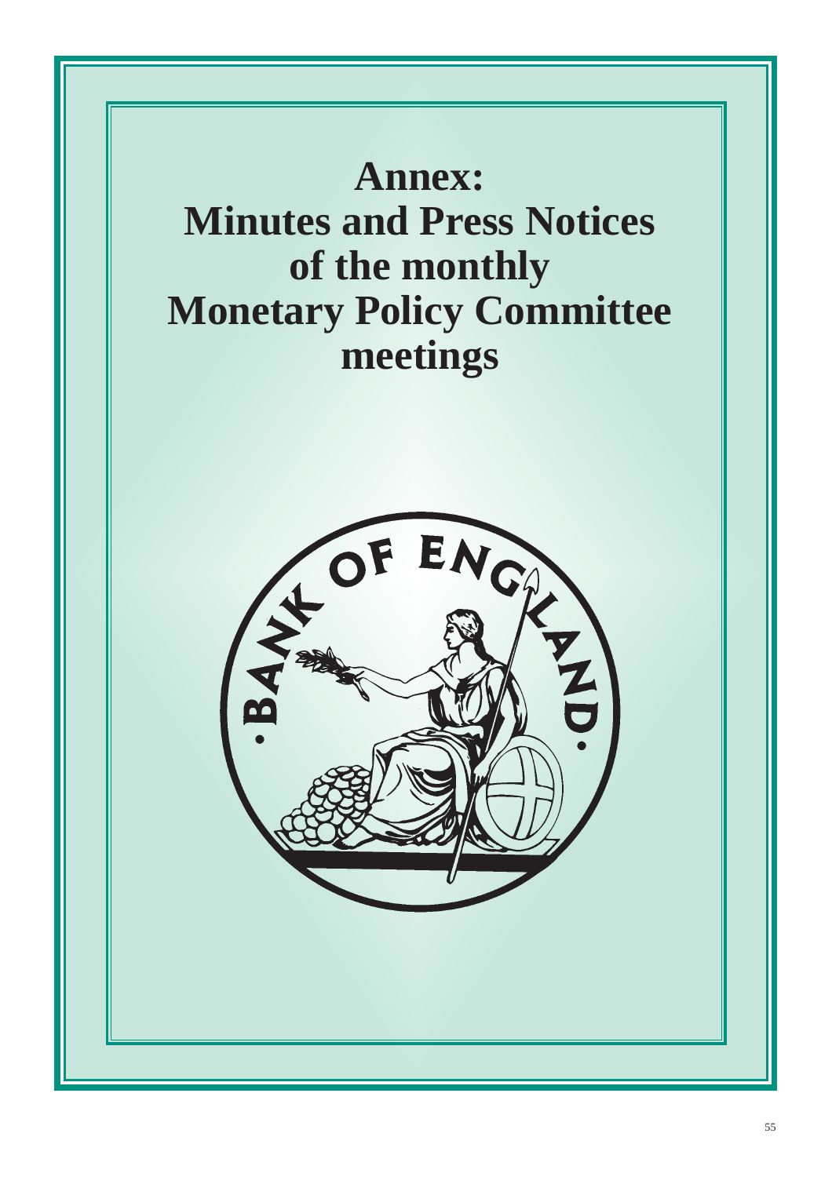# Annex: Minutes and Press Notices of the monthly Monetary Policy Committee meetings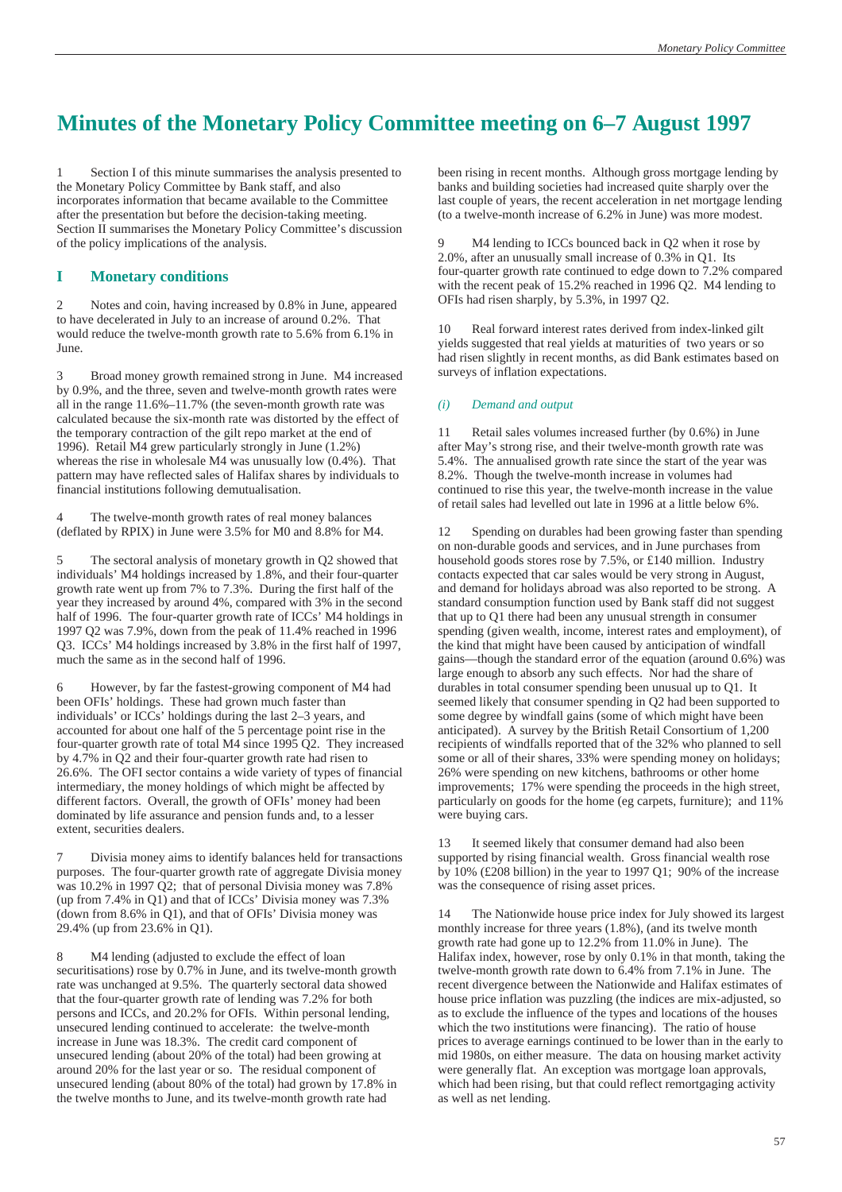# Minutes of the Monetary Policy Committee meeting on 6–7 August 1997

1 Section I of this minute summarises the analysis presented to the Monetary Policy Committee by Bank staff, and also incorporates information that became available to the Committee after the presentation but before the decision-taking meeting. Section II summarises the Monetary Policy Committee's discussion of the policy implications of the analysis.

## I Monetary conditions

2 Notes and coin, having increased by 0.8% in June, appeared to have decelerated in July to an increase of around 0.2%. That would reduce the twelve-month growth rate to 5.6% from 6.1% in June.

3 Broad money growth remained strong in June. M4 increased by 0.9%, and the three, seven and twelve-month growth rates were all in the range 11.6%–11.7% (the seven-month growth rate was calculated because the six-month rate was distorted by the effect of the temporary contraction of the gilt repo market at the end of 1996). Retail M4 grew particularly strongly in June (1.2%) whereas the rise in wholesale M4 was unusually low (0.4%). That pattern may have reflected sales of Halifax shares by individuals to financial institutions following demutualisation.

4 The twelve-month growth rates of real money balances (deflated by RPIX) in June were 3.5% for M0 and 8.8% for M4.

5 The sectoral analysis of monetary growth in Q2 showed that individuals' M4 holdings increased by 1.8%, and their four-quarter growth rate went up from 7% to 7.3%. During the first half of the year they increased by around 4%, compared with 3% in the second half of 1996. The four-quarter growth rate of ICCs' M4 holdings in 1997 Q2 was 7.9%, down from the peak of 11.4% reached in 1996 Q3. ICCs' M4 holdings increased by 3.8% in the first half of 1997, much the same as in the second half of 1996.

6 However, by far the fastest-growing component of M4 had been OFIs' holdings. These had grown much faster than individuals' or ICCs' holdings during the last 2–3 years, and accounted for about one half of the 5 percentage point rise in the four-quarter growth rate of total M4 since 1995 Q2. They increased by 4.7% in Q2 and their four-quarter growth rate had risen to 26.6%. The OFI sector contains a wide variety of types of financial intermediary, the money holdings of which might be affected by different factors. Overall, the growth of OFIs' money had been dominated by life assurance and pension funds and, to a lesser extent, securities dealers.

7 Divisia money aims to identify balances held for transactions purposes. The four-quarter growth rate of aggregate Divisia money was 10.2% in 1997 Q2; that of personal Divisia money was 7.8% (up from 7.4% in Q1) and that of ICCs' Divisia money was 7.3% (down from 8.6% in Q1), and that of OFIs' Divisia money was 29.4% (up from 23.6% in Q1).

8 M4 lending (adjusted to exclude the effect of loan securitisations) rose by 0.7% in June, and its twelve-month growth rate was unchanged at 9.5%. The quarterly sectoral data showed that the four-quarter growth rate of lending was 7.2% for both persons and ICCs, and 20.2% for OFIs. Within personal lending, unsecured lending continued to accelerate: the twelve-month increase in June was 18.3%. The credit card component of unsecured lending (about 20% of the total) had been growing at around 20% for the last year or so. The residual component of unsecured lending (about 80% of the total) had grown by 17.8% in the twelve months to June, and its twelve-month growth rate had been rising in recent months. Although gross mortgage lending by banks and building societies had increased quite sharply over the last couple of years, the recent acceleration in net mortgage lending (to a twelve-month increase of 6.2% in June) was more modest.

9 M4 lending to ICCs bounced back in Q2 when it rose by 2.0%, after an unusually small increase of 0.3% in Q1. Its four-quarter growth rate continued to edge down to 7.2% compared with the recent peak of 15.2% reached in 1996 Q2. M4 lending to OFIs had risen sharply, by 5.3%, in 1997 Q2.

10 Real forward interest rates derived from index-linked gilt yields suggested that real yields at maturities of two years or so had risen slightly in recent months, as did Bank estimates based on surveys of inflation expectations.

### *(i) Demand and output*

11 Retail sales volumes increased further (by 0.6%) in June after May's strong rise, and their twelve-month growth rate was 5.4%. The annualised growth rate since the start of the year was 8.2%. Though the twelve-month increase in volumes had continued to rise this year, the twelve-month increase in the value of retail sales had levelled out late in 1996 at a little below 6%.

12 Spending on durables had been growing faster than spending on non-durable goods and services, and in June purchases from household goods stores rose by 7.5%, or £140 million. Industry contacts expected that car sales would be very strong in August, and demand for holidays abroad was also reported to be strong. A standard consumption function used by Bank staff did not suggest that up to Q1 there had been any unusual strength in consumer spending (given wealth, income, interest rates and employment), of the kind that might have been caused by anticipation of windfall gains—though the standard error of the equation (around 0.6%) was large enough to absorb any such effects. Nor had the share of durables in total consumer spending been unusual up to Q1. It seemed likely that consumer spending in Q2 had been supported to some degree by windfall gains (some of which might have been anticipated). A survey by the British Retail Consortium of 1,200 recipients of windfalls reported that of the 32% who planned to sell some or all of their shares, 33% were spending money on holidays; 26% were spending on new kitchens, bathrooms or other home improvements; 17% were spending the proceeds in the high street, particularly on goods for the home (eg carpets, furniture); and 11% were buying cars.

13 It seemed likely that consumer demand had also been supported by rising financial wealth. Gross financial wealth rose by 10% (£208 billion) in the year to 1997 Q1; 90% of the increase was the consequence of rising asset prices.

14 The Nationwide house price index for July showed its largest monthly increase for three years (1.8%), (and its twelve month growth rate had gone up to 12.2% from 11.0% in June). The Halifax index, however, rose by only 0.1% in that month, taking the twelve-month growth rate down to 6.4% from 7.1% in June. The recent divergence between the Nationwide and Halifax estimates of house price inflation was puzzling (the indices are mix-adjusted, so as to exclude the influence of the types and locations of the houses which the two institutions were financing). The ratio of house prices to average earnings continued to be lower than in the early to mid 1980s, on either measure. The data on housing market activity were generally flat. An exception was mortgage loan approvals, which had been rising, but that could reflect remortgaging activity as well as net lending.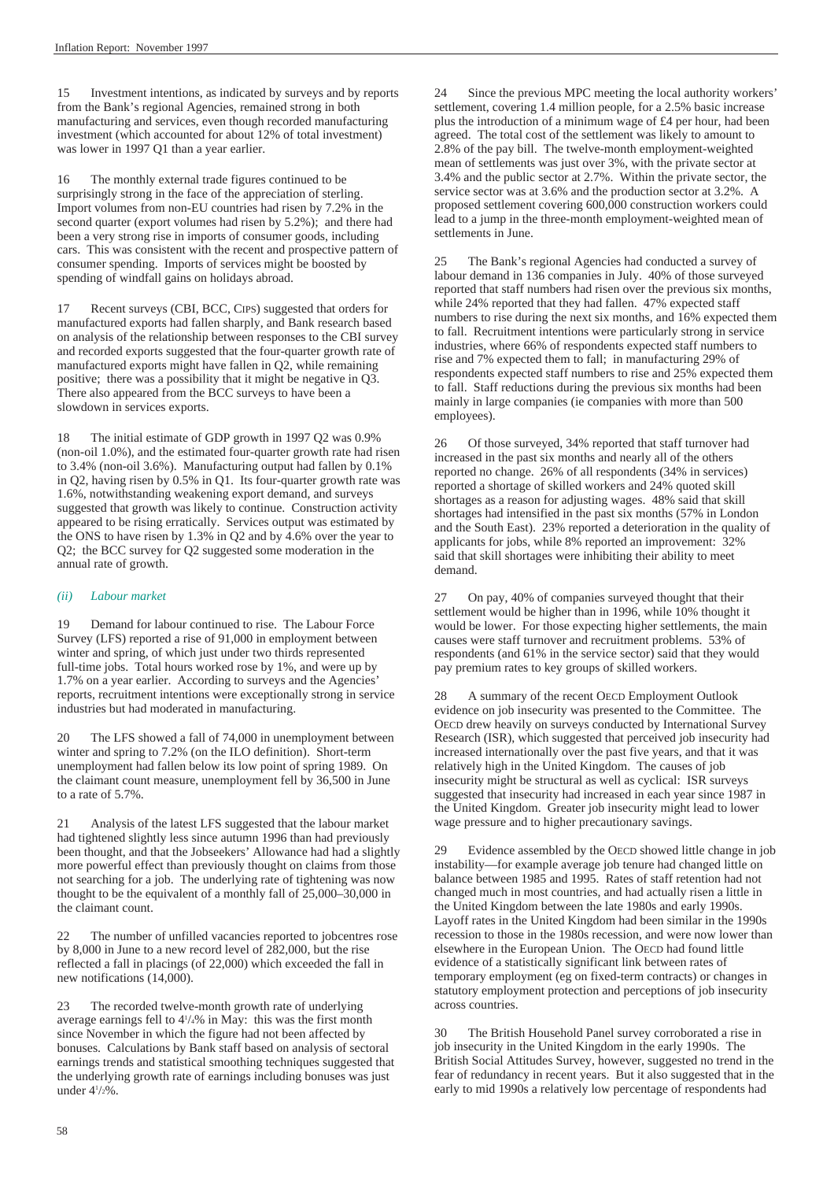15 Investment intentions, as indicated by surveys and by reports from the Bank's regional Agencies, remained strong in both manufacturing and services, even though recorded manufacturing investment (which accounted for about 12% of total investment) was lower in 1997 Q1 than a year earlier.

16 The monthly external trade figures continued to be surprisingly strong in the face of the appreciation of sterling. Import volumes from non-EU countries had risen by 7.2% in the second quarter (export volumes had risen by 5.2%); and there had been a very strong rise in imports of consumer goods, including cars. This was consistent with the recent and prospective pattern of consumer spending. Imports of services might be boosted by spending of windfall gains on holidays abroad.

17 Recent surveys (CBI, BCC, CIPS) suggested that orders for manufactured exports had fallen sharply, and Bank research based on analysis of the relationship between responses to the CBI survey and recorded exports suggested that the four-quarter growth rate of manufactured exports might have fallen in Q2, while remaining positive; there was a possibility that it might be negative in Q3. There also appeared from the BCC surveys to have been a slowdown in services exports.

18 The initial estimate of GDP growth in 1997 Q2 was 0.9% (non-oil 1.0%), and the estimated four-quarter growth rate had risen to 3.4% (non-oil 3.6%). Manufacturing output had fallen by 0.1% in Q2, having risen by 0.5% in Q1. Its four-quarter growth rate was 1.6%, notwithstanding weakening export demand, and surveys suggested that growth was likely to continue. Construction activity appeared to be rising erratically. Services output was estimated by the ONS to have risen by 1.3% in Q2 and by 4.6% over the year to Q2; the BCC survey for Q2 suggested some moderation in the annual rate of growth.

### *(ii) Labour market*

19 Demand for labour continued to rise. The Labour Force Survey (LFS) reported a rise of 91,000 in employment between winter and spring, of which just under two thirds represented full-time jobs. Total hours worked rose by 1%, and were up by 1.7% on a year earlier. According to surveys and the Agencies' reports, recruitment intentions were exceptionally strong in service industries but had moderated in manufacturing.

20 The LFS showed a fall of 74,000 in unemployment between winter and spring to 7.2% (on the ILO definition). Short-term unemployment had fallen below its low point of spring 1989. On the claimant count measure, unemployment fell by 36,500 in June to a rate of 5.7%.

21 Analysis of the latest LFS suggested that the labour market had tightened slightly less since autumn 1996 than had previously been thought, and that the Jobseekers' Allowance had had a slightly more powerful effect than previously thought on claims from those not searching for a job. The underlying rate of tightening was now thought to be the equivalent of a monthly fall of 25,000–30,000 in the claimant count.

22 The number of unfilled vacancies reported to jobcentres rose by 8,000 in June to a new record level of 282,000, but the rise reflected a fall in placings (of 22,000) which exceeded the fall in new notifications (14,000).

23 The recorded twelve-month growth rate of underlying average earnings fell to 4¼% in May: this was the first month since November in which the figure had not been affected by bonuses. Calculations by Bank staff based on analysis of sectoral earnings trends and statistical smoothing techniques suggested that the underlying growth rate of earnings including bonuses was just under 4½%.

24 Since the previous MPC meeting the local authority workers' settlement, covering 1.4 million people, for a 2.5% basic increase plus the introduction of a minimum wage of £4 per hour, had been agreed. The total cost of the settlement was likely to amount to 2.8% of the pay bill. The twelve-month employment-weighted mean of settlements was just over 3%, with the private sector at 3.4% and the public sector at 2.7%. Within the private sector, the service sector was at 3.6% and the production sector at 3.2%. A proposed settlement covering 600,000 construction workers could lead to a jump in the three-month employment-weighted mean of settlements in June.

25 The Bank's regional Agencies had conducted a survey of labour demand in 136 companies in July. 40% of those surveyed reported that staff numbers had risen over the previous six months, while 24% reported that they had fallen. 47% expected staff numbers to rise during the next six months, and 16% expected them to fall. Recruitment intentions were particularly strong in service industries, where 66% of respondents expected staff numbers to rise and 7% expected them to fall; in manufacturing 29% of respondents expected staff numbers to rise and 25% expected them to fall. Staff reductions during the previous six months had been mainly in large companies (ie companies with more than 500 employees).

26 Of those surveyed, 34% reported that staff turnover had increased in the past six months and nearly all of the others reported no change. 26% of all respondents (34% in services) reported a shortage of skilled workers and 24% quoted skill shortages as a reason for adjusting wages. 48% said that skill shortages had intensified in the past six months (57% in London and the South East). 23% reported a deterioration in the quality of applicants for jobs, while 8% reported an improvement: 32% said that skill shortages were inhibiting their ability to meet demand.

27 On pay, 40% of companies surveyed thought that their settlement would be higher than in 1996, while 10% thought it would be lower. For those expecting higher settlements, the main causes were staff turnover and recruitment problems. 53% of respondents (and 61% in the service sector) said that they would pay premium rates to key groups of skilled workers.

28 A summary of the recent OECD Employment Outlook evidence on job insecurity was presented to the Committee. The OECD drew heavily on surveys conducted by International Survey Research (ISR), which suggested that perceived job insecurity had increased internationally over the past five years, and that it was relatively high in the United Kingdom. The causes of job insecurity might be structural as well as cyclical: ISR surveys suggested that insecurity had increased in each year since 1987 in the United Kingdom. Greater job insecurity might lead to lower wage pressure and to higher precautionary savings.

29 Evidence assembled by the OECD showed little change in job instability—for example average job tenure had changed little on balance between 1985 and 1995. Rates of staff retention had not changed much in most countries, and had actually risen a little in the United Kingdom between the late 1980s and early 1990s. Layoff rates in the United Kingdom had been similar in the 1990s recession to those in the 1980s recession, and were now lower than elsewhere in the European Union. The OECD had found little evidence of a statistically significant link between rates of temporary employment (eg on fixed-term contracts) or changes in statutory employment protection and perceptions of job insecurity across countries.

30 The British Household Panel survey corroborated a rise in job insecurity in the United Kingdom in the early 1990s. The British Social Attitudes Survey, however, suggested no trend in the fear of redundancy in recent years. But it also suggested that in the early to mid 1990s a relatively low percentage of respondents had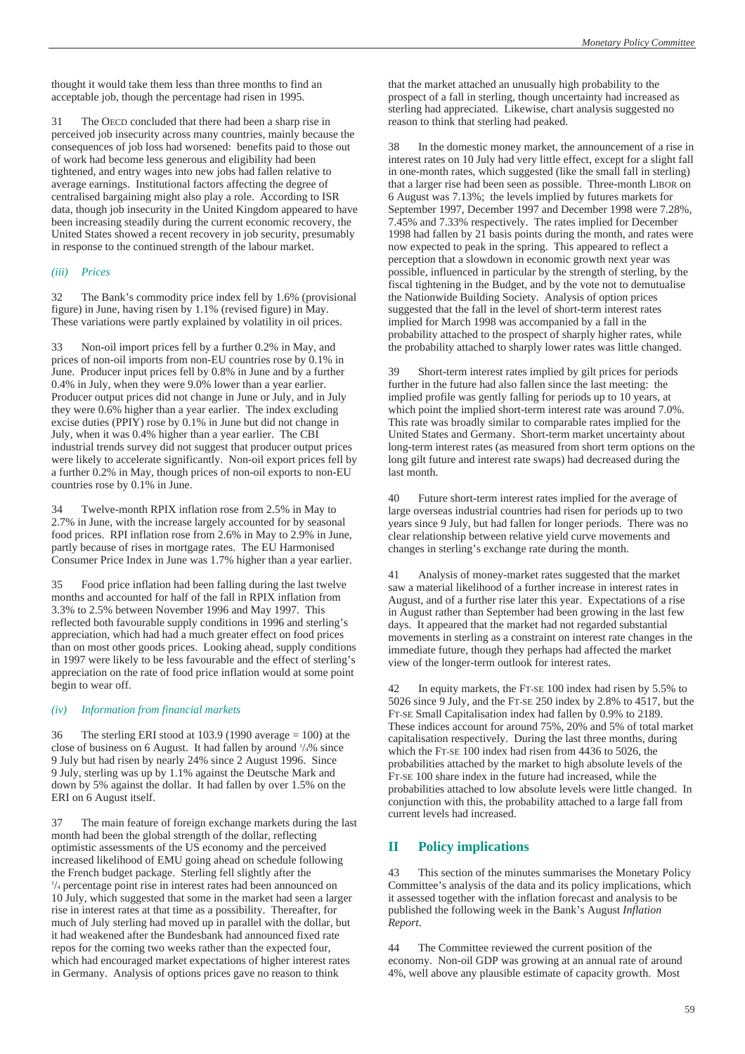thought it would take them less than three months to find an acceptable job, though the percentage had risen in 1995.

31 The OECD concluded that there had been a sharp rise in perceived job insecurity across many countries, mainly because the consequences of job loss had worsened: benefits paid to those out of work had become less generous and eligibility had been tightened, and entry wages into new jobs had fallen relative to average earnings. Institutional factors affecting the degree of centralised bargaining might also play a role. According to ISR data, though job insecurity in the United Kingdom appeared to have been increasing steadily during the current economic recovery, the United States showed a recent recovery in job security, presumably in response to the continued strength of the labour market.

### *(iii) Prices*

32 The Bank's commodity price index fell by 1.6% (provisional figure) in June, having risen by 1.1% (revised figure) in May. These variations were partly explained by volatility in oil prices.

33 Non-oil import prices fell by a further 0.2% in May, and prices of non-oil imports from non-EU countries rose by 0.1% in June. Producer input prices fell by 0.8% in June and by a further 0.4% in July, when they were 9.0% lower than a year earlier. Producer output prices did not change in June or July, and in July they were 0.6% higher than a year earlier. The index excluding excise duties (PPIY) rose by 0.1% in June but did not change in July, when it was 0.4% higher than a year earlier. The CBI industrial trends survey did not suggest that producer output prices were likely to accelerate significantly. Non-oil export prices fell by a further 0.2% in May, though prices of non-oil exports to non-EU countries rose by 0.1% in June.

34 Twelve-month RPIX inflation rose from 2.5% in May to 2.7% in June, with the increase largely accounted for by seasonal food prices. RPI inflation rose from 2.6% in May to 2.9% in June, partly because of rises in mortgage rates. The EU Harmonised Consumer Price Index in June was 1.7% higher than a year earlier.

35 Food price inflation had been falling during the last twelve months and accounted for half of the fall in RPIX inflation from 3.3% to 2.5% between November 1996 and May 1997. This reflected both favourable supply conditions in 1996 and sterling's appreciation, which had had a much greater effect on food prices than on most other goods prices. Looking ahead, supply conditions in 1997 were likely to be less favourable and the effect of sterling's appreciation on the rate of food price inflation would at some point begin to wear off.

### *(iv) Information from financial markets*

36 The sterling ERI stood at 103.9 (1990 average = 100) at the close of business on 6 August. It had fallen by around ¼% since 9 July but had risen by nearly 24% since 2 August 1996. Since 9 July, sterling was up by 1.1% against the Deutsche Mark and down by 5% against the dollar. It had fallen by over 1.5% on the ERI on 6 August itself.

37 The main feature of foreign exchange markets during the last month had been the global strength of the dollar, reflecting optimistic assessments of the US economy and the perceived increased likelihood of EMU going ahead on schedule following the French budget package. Sterling fell slightly after the ¼ percentage point rise in interest rates had been announced on 10 July, which suggested that some in the market had seen a larger rise in interest rates at that time as a possibility. Thereafter, for much of July sterling had moved up in parallel with the dollar, but it had weakened after the Bundesbank had announced fixed rate repos for the coming two weeks rather than the expected four, which had encouraged market expectations of higher interest rates in Germany. Analysis of options prices gave no reason to think that the market attached an unusually high probability to the prospect of a fall in sterling, though uncertainty had increased as sterling had appreciated. Likewise, chart analysis suggested no reason to think that sterling had peaked.

38 In the domestic money market, the announcement of a rise in interest rates on 10 July had very little effect, except for a slight fall in one-month rates, which suggested (like the small fall in sterling) that a larger rise had been seen as possible. Three-month LIBOR on 6 August was 7.13%; the levels implied by futures markets for September 1997, December 1997 and December 1998 were 7.28%, 7.45% and 7.33% respectively. The rates implied for December 1998 had fallen by 21 basis points during the month, and rates were now expected to peak in the spring. This appeared to reflect a perception that a slowdown in economic growth next year was possible, influenced in particular by the strength of sterling, by the fiscal tightening in the Budget, and by the vote not to demutualise the Nationwide Building Society. Analysis of option prices suggested that the fall in the level of short-term interest rates implied for March 1998 was accompanied by a fall in the probability attached to the prospect of sharply higher rates, while the probability attached to sharply lower rates was little changed.

39 Short-term interest rates implied by gilt prices for periods further in the future had also fallen since the last meeting: the implied profile was gently falling for periods up to 10 years, at which point the implied short-term interest rate was around 7.0%. This rate was broadly similar to comparable rates implied for the United States and Germany. Short-term market uncertainty about long-term interest rates (as measured from short term options on the long gilt future and interest rate swaps) had decreased during the last month.

40 Future short-term interest rates implied for the average of large overseas industrial countries had risen for periods up to two years since 9 July, but had fallen for longer periods. There was no clear relationship between relative yield curve movements and changes in sterling's exchange rate during the month.

41 Analysis of money-market rates suggested that the market saw a material likelihood of a further increase in interest rates in August, and of a further rise later this year. Expectations of a rise in August rather than September had been growing in the last few days. It appeared that the market had not regarded substantial movements in sterling as a constraint on interest rate changes in the immediate future, though they perhaps had affected the market view of the longer-term outlook for interest rates.

42 In equity markets, the FT-SE 100 index had risen by 5.5% to 5026 since 9 July, and the FT-SE 250 index by 2.8% to 4517, but the FT-SE Small Capitalisation index had fallen by 0.9% to 2189. These indices account for around 75%, 20% and 5% of total market capitalisation respectively. During the last three months, during which the FT-SE 100 index had risen from 4436 to 5026, the probabilities attached by the market to high absolute levels of the FT-SE 100 share index in the future had increased, while the probabilities attached to low absolute levels were little changed. In conjunction with this, the probability attached to a large fall from current levels had increased.

## II Policy implications

43 This section of the minutes summarises the Monetary Policy Committee's analysis of the data and its policy implications, which it assessed together with the inflation forecast and analysis to be published the following week in the Bank's August *Inflation Report*.

44 The Committee reviewed the current position of the economy. Non-oil GDP was growing at an annual rate of around 4%, well above any plausible estimate of capacity growth. Most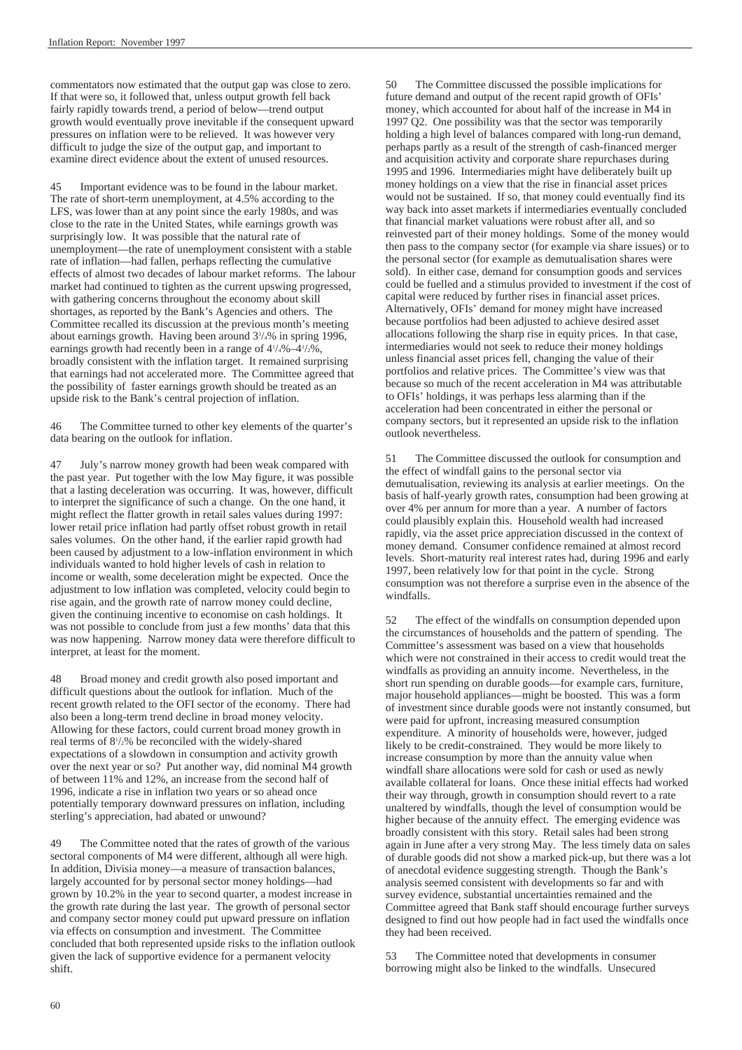commentators now estimated that the output gap was close to zero. If that were so, it followed that, unless output growth fell back fairly rapidly towards trend, a period of below—trend output growth would eventually prove inevitable if the consequent upward pressures on inflation were to be relieved. It was however very difficult to judge the size of the output gap, and important to examine direct evidence about the extent of unused resources.

45 Important evidence was to be found in the labour market. The rate of short-term unemployment, at 4.5% according to the LFS, was lower than at any point since the early 1980s, and was close to the rate in the United States, while earnings growth was surprisingly low. It was possible that the natural rate of unemployment—the rate of unemployment consistent with a stable rate of inflation—had fallen, perhaps reflecting the cumulative effects of almost two decades of labour market reforms. The labour market had continued to tighten as the current upswing progressed, with gathering concerns throughout the economy about skill shortages, as reported by the Bank's Agencies and others. The Committee recalled its discussion at the previous month's meeting about earnings growth. Having been around $3^3/_4$% in spring 1996, earnings growth had recently been in a range of $4^1/_4$%–$4^1/_2$%, broadly consistent with the inflation target. It remained surprising that earnings had not accelerated more. The Committee agreed that the possibility of faster earnings growth should be treated as an upside risk to the Bank's central projection of inflation.

46 The Committee turned to other key elements of the quarter's data bearing on the outlook for inflation.

47 July's narrow money growth had been weak compared with the past year. Put together with the low May figure, it was possible that a lasting deceleration was occurring. It was, however, difficult to interpret the significance of such a change. On the one hand, it might reflect the flatter growth in retail sales values during 1997: lower retail price inflation had partly offset robust growth in retail sales volumes. On the other hand, if the earlier rapid growth had been caused by adjustment to a low-inflation environment in which individuals wanted to hold higher levels of cash in relation to income or wealth, some deceleration might be expected. Once the adjustment to low inflation was completed, velocity could begin to rise again, and the growth rate of narrow money could decline, given the continuing incentive to economise on cash holdings. It was not possible to conclude from just a few months' data that this was now happening. Narrow money data were therefore difficult to interpret, at least for the moment.

48 Broad money and credit growth also posed important and difficult questions about the outlook for inflation. Much of the recent growth related to the OFI sector of the economy. There had also been a long-term trend decline in broad money velocity. Allowing for these factors, could current broad money growth in real terms of $8^1/_2$% be reconciled with the widely-shared expectations of a slowdown in consumption and activity growth over the next year or so? Put another way, did nominal M4 growth of between 11% and 12%, an increase from the second half of 1996, indicate a rise in inflation two years or so ahead once potentially temporary downward pressures on inflation, including sterling's appreciation, had abated or unwound?

49 The Committee noted that the rates of growth of the various sectoral components of M4 were different, although all were high. In addition, Divisia money—a measure of transaction balances, largely accounted for by personal sector money holdings—had grown by 10.2% in the year to second quarter, a modest increase in the growth rate during the last year. The growth of personal sector and company sector money could put upward pressure on inflation via effects on consumption and investment. The Committee concluded that both represented upside risks to the inflation outlook given the lack of supportive evidence for a permanent velocity shift.

50 The Committee discussed the possible implications for future demand and output of the recent rapid growth of OFIs' money, which accounted for about half of the increase in M4 in 1997 Q2. One possibility was that the sector was temporarily holding a high level of balances compared with long-run demand, perhaps partly as a result of the strength of cash-financed merger and acquisition activity and corporate share repurchases during 1995 and 1996. Intermediaries might have deliberately built up money holdings on a view that the rise in financial asset prices would not be sustained. If so, that money could eventually find its way back into asset markets if intermediaries eventually concluded that financial market valuations were robust after all, and so reinvested part of their money holdings. Some of the money would then pass to the company sector (for example via share issues) or to the personal sector (for example as demutualisation shares were sold). In either case, demand for consumption goods and services could be fuelled and a stimulus provided to investment if the cost of capital were reduced by further rises in financial asset prices. Alternatively, OFIs' demand for money might have increased because portfolios had been adjusted to achieve desired asset allocations following the sharp rise in equity prices. In that case, intermediaries would not seek to reduce their money holdings unless financial asset prices fell, changing the value of their portfolios and relative prices. The Committee's view was that because so much of the recent acceleration in M4 was attributable to OFIs' holdings, it was perhaps less alarming than if the acceleration had been concentrated in either the personal or company sectors, but it represented an upside risk to the inflation outlook nevertheless.

51 The Committee discussed the outlook for consumption and the effect of windfall gains to the personal sector via demutualisation, reviewing its analysis at earlier meetings. On the basis of half-yearly growth rates, consumption had been growing at over 4% per annum for more than a year. A number of factors could plausibly explain this. Household wealth had increased rapidly, via the asset price appreciation discussed in the context of money demand. Consumer confidence remained at almost record levels. Short-maturity real interest rates had, during 1996 and early 1997, been relatively low for that point in the cycle. Strong consumption was not therefore a surprise even in the absence of the windfalls.

52 The effect of the windfalls on consumption depended upon the circumstances of households and the pattern of spending. The Committee's assessment was based on a view that households which were not constrained in their access to credit would treat the windfalls as providing an annuity income. Nevertheless, in the short run spending on durable goods—for example cars, furniture, major household appliances—might be boosted. This was a form of investment since durable goods were not instantly consumed, but were paid for upfront, increasing measured consumption expenditure. A minority of households were, however, judged likely to be credit-constrained. They would be more likely to increase consumption by more than the annuity value when windfall share allocations were sold for cash or used as newly available collateral for loans. Once these initial effects had worked their way through, growth in consumption should revert to a rate unaltered by windfalls, though the level of consumption would be higher because of the annuity effect. The emerging evidence was broadly consistent with this story. Retail sales had been strong again in June after a very strong May. The less timely data on sales of durable goods did not show a marked pick-up, but there was a lot of anecdotal evidence suggesting strength. Though the Bank's analysis seemed consistent with developments so far and with survey evidence, substantial uncertainties remained and the Committee agreed that Bank staff should encourage further surveys designed to find out how people had in fact used the windfalls once they had been received.

53 The Committee noted that developments in consumer borrowing might also be linked to the windfalls. Unsecured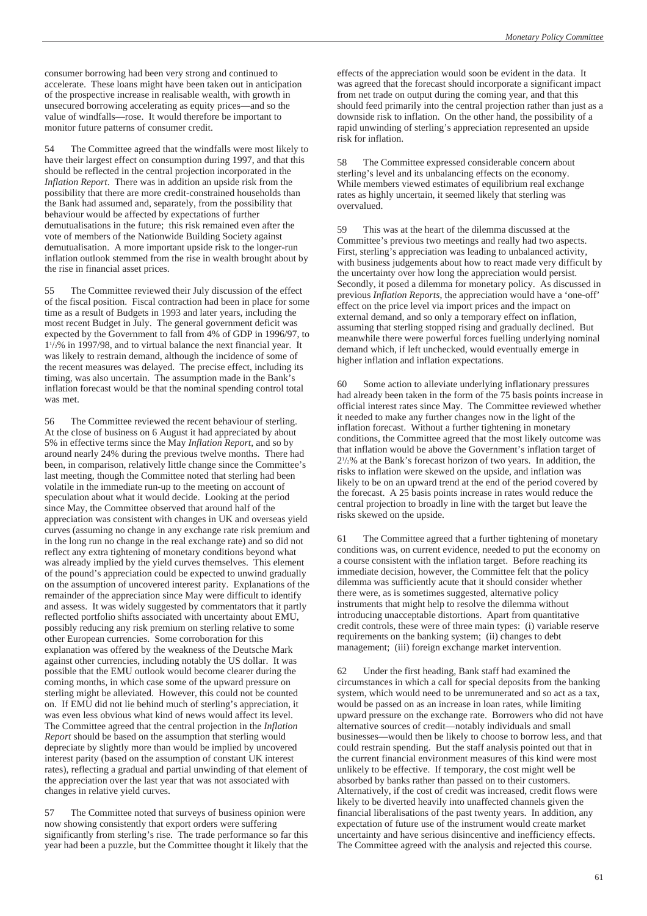consumer borrowing had been very strong and continued to accelerate. These loans might have been taken out in anticipation of the prospective increase in realisable wealth, with growth in unsecured borrowing accelerating as equity prices—and so the value of windfalls—rose. It would therefore be important to monitor future patterns of consumer credit.

54 The Committee agreed that the windfalls were most likely to have their largest effect on consumption during 1997, and that this should be reflected in the central projection incorporated in the *Inflation Report*. There was in addition an upside risk from the possibility that there are more credit-constrained households than the Bank had assumed and, separately, from the possibility that behaviour would be affected by expectations of further demutualisations in the future; this risk remained even after the vote of members of the Nationwide Building Society against demutualisation. A more important upside risk to the longer-run inflation outlook stemmed from the rise in wealth brought about by the rise in financial asset prices.

55 The Committee reviewed their July discussion of the effect of the fiscal position. Fiscal contraction had been in place for some time as a result of Budgets in 1993 and later years, including the most recent Budget in July. The general government deficit was expected by the Government to fall from 4% of GDP in 1996/97, to 1½% in 1997/98, and to virtual balance the next financial year. It was likely to restrain demand, although the incidence of some of the recent measures was delayed. The precise effect, including its timing, was also uncertain. The assumption made in the Bank's inflation forecast would be that the nominal spending control total was met.

56 The Committee reviewed the recent behaviour of sterling. At the close of business on 6 August it had appreciated by about 5% in effective terms since the May *Inflation Report*, and so by around nearly 24% during the previous twelve months. There had been, in comparison, relatively little change since the Committee's last meeting, though the Committee noted that sterling had been volatile in the immediate run-up to the meeting on account of speculation about what it would decide. Looking at the period since May, the Committee observed that around half of the appreciation was consistent with changes in UK and overseas yield curves (assuming no change in any exchange rate risk premium and in the long run no change in the real exchange rate) and so did not reflect any extra tightening of monetary conditions beyond what was already implied by the yield curves themselves. This element of the pound's appreciation could be expected to unwind gradually on the assumption of uncovered interest parity. Explanations of the remainder of the appreciation since May were difficult to identify and assess. It was widely suggested by commentators that it partly reflected portfolio shifts associated with uncertainty about EMU, possibly reducing any risk premium on sterling relative to some other European currencies. Some corroboration for this explanation was offered by the weakness of the Deutsche Mark against other currencies, including notably the US dollar. It was possible that the EMU outlook would become clearer during the coming months, in which case some of the upward pressure on sterling might be alleviated. However, this could not be counted on. If EMU did not lie behind much of sterling's appreciation, it was even less obvious what kind of news would affect its level. The Committee agreed that the central projection in the *Inflation Report* should be based on the assumption that sterling would depreciate by slightly more than would be implied by uncovered interest parity (based on the assumption of constant UK interest rates), reflecting a gradual and partial unwinding of that element of the appreciation over the last year that was not associated with changes in relative yield curves.

57 The Committee noted that surveys of business opinion were now showing consistently that export orders were suffering significantly from sterling's rise. The trade performance so far this year had been a puzzle, but the Committee thought it likely that the effects of the appreciation would soon be evident in the data. It was agreed that the forecast should incorporate a significant impact from net trade on output during the coming year, and that this should feed primarily into the central projection rather than just as a downside risk to inflation. On the other hand, the possibility of a rapid unwinding of sterling's appreciation represented an upside risk for inflation.

58 The Committee expressed considerable concern about sterling's level and its unbalancing effects on the economy. While members viewed estimates of equilibrium real exchange rates as highly uncertain, it seemed likely that sterling was overvalued.

59 This was at the heart of the dilemma discussed at the Committee's previous two meetings and really had two aspects. First, sterling's appreciation was leading to unbalanced activity, with business judgements about how to react made very difficult by the uncertainty over how long the appreciation would persist. Secondly, it posed a dilemma for monetary policy. As discussed in previous *Inflation Reports*, the appreciation would have a 'one-off' effect on the price level via import prices and the impact on external demand, and so only a temporary effect on inflation, assuming that sterling stopped rising and gradually declined. But meanwhile there were powerful forces fuelling underlying nominal demand which, if left unchecked, would eventually emerge in higher inflation and inflation expectations.

60 Some action to alleviate underlying inflationary pressures had already been taken in the form of the 75 basis points increase in official interest rates since May. The Committee reviewed whether it needed to make any further changes now in the light of the inflation forecast. Without a further tightening in monetary conditions, the Committee agreed that the most likely outcome was that inflation would be above the Government's inflation target of 2½% at the Bank's forecast horizon of two years. In addition, the risks to inflation were skewed on the upside, and inflation was likely to be on an upward trend at the end of the period covered by the forecast. A 25 basis points increase in rates would reduce the central projection to broadly in line with the target but leave the risks skewed on the upside.

61 The Committee agreed that a further tightening of monetary conditions was, on current evidence, needed to put the economy on a course consistent with the inflation target. Before reaching its immediate decision, however, the Committee felt that the policy dilemma was sufficiently acute that it should consider whether there were, as is sometimes suggested, alternative policy instruments that might help to resolve the dilemma without introducing unacceptable distortions. Apart from quantitative credit controls, these were of three main types: (i) variable reserve requirements on the banking system; (ii) changes to debt management; (iii) foreign exchange market intervention.

62 Under the first heading, Bank staff had examined the circumstances in which a call for special deposits from the banking system, which would need to be unremunerated and so act as a tax, would be passed on as an increase in loan rates, while limiting upward pressure on the exchange rate. Borrowers who did not have alternative sources of credit—notably individuals and small businesses—would then be likely to choose to borrow less, and that could restrain spending. But the staff analysis pointed out that in the current financial environment measures of this kind were most unlikely to be effective. If temporary, the cost might well be absorbed by banks rather than passed on to their customers. Alternatively, if the cost of credit was increased, credit flows were likely to be diverted heavily into unaffected channels given the financial liberalisations of the past twenty years. In addition, any expectation of future use of the instrument would create market uncertainty and have serious disincentive and inefficiency effects. The Committee agreed with the analysis and rejected this course.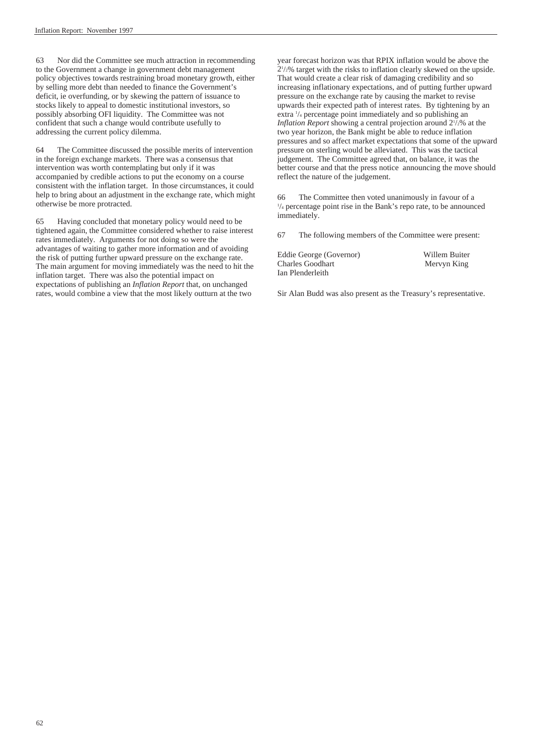63 Nor did the Committee see much attraction in recommending to the Government a change in government debt management policy objectives towards restraining broad monetary growth, either by selling more debt than needed to finance the Government's deficit, ie overfunding, or by skewing the pattern of issuance to stocks likely to appeal to domestic institutional investors, so possibly absorbing OFI liquidity. The Committee was not confident that such a change would contribute usefully to addressing the current policy dilemma.

64 The Committee discussed the possible merits of intervention in the foreign exchange markets. There was a consensus that intervention was worth contemplating but only if it was accompanied by credible actions to put the economy on a course consistent with the inflation target. In those circumstances, it could help to bring about an adjustment in the exchange rate, which might otherwise be more protracted.

65 Having concluded that monetary policy would need to be tightened again, the Committee considered whether to raise interest rates immediately. Arguments for not doing so were the advantages of waiting to gather more information and of avoiding the risk of putting further upward pressure on the exchange rate. The main argument for moving immediately was the need to hit the inflation target. There was also the potential impact on expectations of publishing an *Inflation Report* that, on unchanged rates, would combine a view that the most likely outturn at the two year forecast horizon was that RPIX inflation would be above the 2½% target with the risks to inflation clearly skewed on the upside. That would create a clear risk of damaging credibility and so increasing inflationary expectations, and of putting further upward pressure on the exchange rate by causing the market to revise upwards their expected path of interest rates. By tightening by an extra ¼ percentage point immediately and so publishing an *Inflation Report* showing a central projection around 2½% at the two year horizon, the Bank might be able to reduce inflation pressures and so affect market expectations that some of the upward pressure on sterling would be alleviated. This was the tactical judgement. The Committee agreed that, on balance, it was the better course and that the press notice announcing the move should reflect the nature of the judgement.

66 The Committee then voted unanimously in favour of a ¼ percentage point rise in the Bank's repo rate, to be announced immediately.

67 The following members of the Committee were present:

Eddie George (Governor)
Willem Buiter
Charles Goodhart
Mervyn King
Ian Plenderleith

Sir Alan Budd was also present as the Treasury's representative.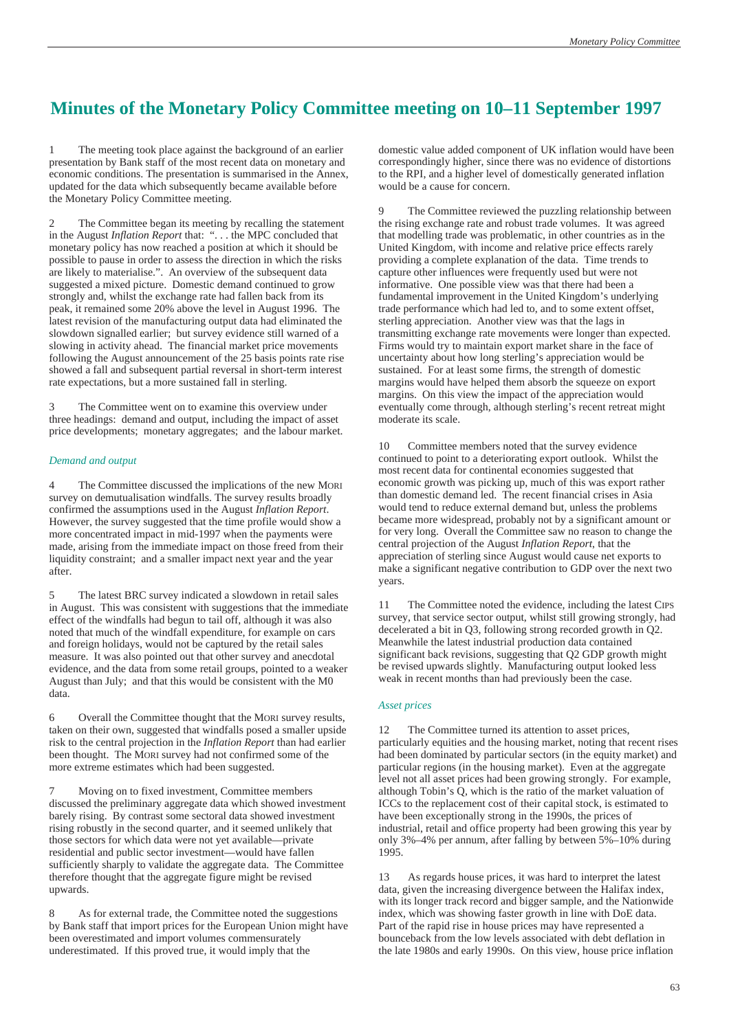# Minutes of the Monetary Policy Committee meeting on 10–11 September 1997

1 The meeting took place against the background of an earlier presentation by Bank staff of the most recent data on monetary and economic conditions. The presentation is summarised in the Annex, updated for the data which subsequently became available before the Monetary Policy Committee meeting.

2 The Committee began its meeting by recalling the statement in the August *Inflation Report* that: ". . . the MPC concluded that monetary policy has now reached a position at which it should be possible to pause in order to assess the direction in which the risks are likely to materialise.". An overview of the subsequent data suggested a mixed picture. Domestic demand continued to grow strongly and, whilst the exchange rate had fallen back from its peak, it remained some 20% above the level in August 1996. The latest revision of the manufacturing output data had eliminated the slowdown signalled earlier; but survey evidence still warned of a slowing in activity ahead. The financial market price movements following the August announcement of the 25 basis points rate rise showed a fall and subsequent partial reversal in short-term interest rate expectations, but a more sustained fall in sterling.

3 The Committee went on to examine this overview under three headings: demand and output, including the impact of asset price developments; monetary aggregates; and the labour market.

### *Demand and output*

4 The Committee discussed the implications of the new MORI survey on demutualisation windfalls. The survey results broadly confirmed the assumptions used in the August *Inflation Report*. However, the survey suggested that the time profile would show a more concentrated impact in mid-1997 when the payments were made, arising from the immediate impact on those freed from their liquidity constraint; and a smaller impact next year and the year after.

5 The latest BRC survey indicated a slowdown in retail sales in August. This was consistent with suggestions that the immediate effect of the windfalls had begun to tail off, although it was also noted that much of the windfall expenditure, for example on cars and foreign holidays, would not be captured by the retail sales measure. It was also pointed out that other survey and anecdotal evidence, and the data from some retail groups, pointed to a weaker August than July; and that this would be consistent with the M0 data.

6 Overall the Committee thought that the MORI survey results, taken on their own, suggested that windfalls posed a smaller upside risk to the central projection in the *Inflation Report* than had earlier been thought. The MORI survey had not confirmed some of the more extreme estimates which had been suggested.

7 Moving on to fixed investment, Committee members discussed the preliminary aggregate data which showed investment barely rising. By contrast some sectoral data showed investment rising robustly in the second quarter, and it seemed unlikely that those sectors for which data were not yet available—private residential and public sector investment—would have fallen sufficiently sharply to validate the aggregate data. The Committee therefore thought that the aggregate figure might be revised upwards.

8 As for external trade, the Committee noted the suggestions by Bank staff that import prices for the European Union might have been overestimated and import volumes commensurately underestimated. If this proved true, it would imply that the domestic value added component of UK inflation would have been correspondingly higher, since there was no evidence of distortions to the RPI, and a higher level of domestically generated inflation would be a cause for concern.

9 The Committee reviewed the puzzling relationship between the rising exchange rate and robust trade volumes. It was agreed that modelling trade was problematic, in other countries as in the United Kingdom, with income and relative price effects rarely providing a complete explanation of the data. Time trends to capture other influences were frequently used but were not informative. One possible view was that there had been a fundamental improvement in the United Kingdom's underlying trade performance which had led to, and to some extent offset, sterling appreciation. Another view was that the lags in transmitting exchange rate movements were longer than expected. Firms would try to maintain export market share in the face of uncertainty about how long sterling's appreciation would be sustained. For at least some firms, the strength of domestic margins would have helped them absorb the squeeze on export margins. On this view the impact of the appreciation would eventually come through, although sterling's recent retreat might moderate its scale.

10 Committee members noted that the survey evidence continued to point to a deteriorating export outlook. Whilst the most recent data for continental economies suggested that economic growth was picking up, much of this was export rather than domestic demand led. The recent financial crises in Asia would tend to reduce external demand but, unless the problems became more widespread, probably not by a significant amount or for very long. Overall the Committee saw no reason to change the central projection of the August *Inflation Report*, that the appreciation of sterling since August would cause net exports to make a significant negative contribution to GDP over the next two years.

11 The Committee noted the evidence, including the latest CIPS survey, that service sector output, whilst still growing strongly, had decelerated a bit in Q3, following strong recorded growth in Q2. Meanwhile the latest industrial production data contained significant back revisions, suggesting that Q2 GDP growth might be revised upwards slightly. Manufacturing output looked less weak in recent months than had previously been the case.

### *Asset prices*

12 The Committee turned its attention to asset prices, particularly equities and the housing market, noting that recent rises had been dominated by particular sectors (in the equity market) and particular regions (in the housing market). Even at the aggregate level not all asset prices had been growing strongly. For example, although Tobin's Q, which is the ratio of the market valuation of ICCs to the replacement cost of their capital stock, is estimated to have been exceptionally strong in the 1990s, the prices of industrial, retail and office property had been growing this year by only 3%–4% per annum, after falling by between 5%–10% during 1995.

13 As regards house prices, it was hard to interpret the latest data, given the increasing divergence between the Halifax index, with its longer track record and bigger sample, and the Nationwide index, which was showing faster growth in line with DoE data. Part of the rapid rise in house prices may have represented a bounceback from the low levels associated with debt deflation in the late 1980s and early 1990s. On this view, house price inflation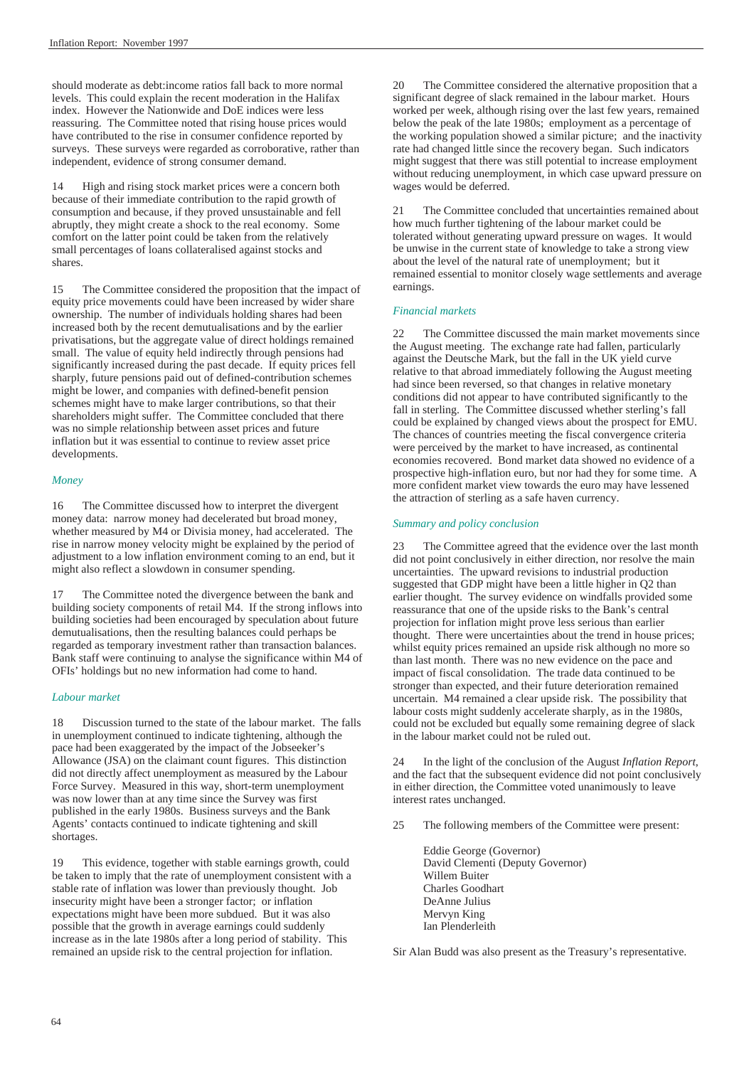should moderate as debt:income ratios fall back to more normal levels. This could explain the recent moderation in the Halifax index. However the Nationwide and DoE indices were less reassuring. The Committee noted that rising house prices would have contributed to the rise in consumer confidence reported by surveys. These surveys were regarded as corroborative, rather than independent, evidence of strong consumer demand.

14 High and rising stock market prices were a concern both because of their immediate contribution to the rapid growth of consumption and because, if they proved unsustainable and fell abruptly, they might create a shock to the real economy. Some comfort on the latter point could be taken from the relatively small percentages of loans collateralised against stocks and shares.

15 The Committee considered the proposition that the impact of equity price movements could have been increased by wider share ownership. The number of individuals holding shares had been increased both by the recent demutualisations and by the earlier privatisations, but the aggregate value of direct holdings remained small. The value of equity held indirectly through pensions had significantly increased during the past decade. If equity prices fell sharply, future pensions paid out of defined-contribution schemes might be lower, and companies with defined-benefit pension schemes might have to make larger contributions, so that their shareholders might suffer. The Committee concluded that there was no simple relationship between asset prices and future inflation but it was essential to continue to review asset price developments.

### *Money*

16 The Committee discussed how to interpret the divergent money data: narrow money had decelerated but broad money, whether measured by M4 or Divisia money, had accelerated. The rise in narrow money velocity might be explained by the period of adjustment to a low inflation environment coming to an end, but it might also reflect a slowdown in consumer spending.

17 The Committee noted the divergence between the bank and building society components of retail M4. If the strong inflows into building societies had been encouraged by speculation about future demutualisations, then the resulting balances could perhaps be regarded as temporary investment rather than transaction balances. Bank staff were continuing to analyse the significance within M4 of OFIs' holdings but no new information had come to hand.

### *Labour market*

18 Discussion turned to the state of the labour market. The falls in unemployment continued to indicate tightening, although the pace had been exaggerated by the impact of the Jobseeker's Allowance (JSA) on the claimant count figures. This distinction did not directly affect unemployment as measured by the Labour Force Survey. Measured in this way, short-term unemployment was now lower than at any time since the Survey was first published in the early 1980s. Business surveys and the Bank Agents' contacts continued to indicate tightening and skill shortages.

19 This evidence, together with stable earnings growth, could be taken to imply that the rate of unemployment consistent with a stable rate of inflation was lower than previously thought. Job insecurity might have been a stronger factor; or inflation expectations might have been more subdued. But it was also possible that the growth in average earnings could suddenly increase as in the late 1980s after a long period of stability. This remained an upside risk to the central projection for inflation.

20 The Committee considered the alternative proposition that a significant degree of slack remained in the labour market. Hours worked per week, although rising over the last few years, remained below the peak of the late 1980s; employment as a percentage of the working population showed a similar picture; and the inactivity rate had changed little since the recovery began. Such indicators might suggest that there was still potential to increase employment without reducing unemployment, in which case upward pressure on wages would be deferred.

21 The Committee concluded that uncertainties remained about how much further tightening of the labour market could be tolerated without generating upward pressure on wages. It would be unwise in the current state of knowledge to take a strong view about the level of the natural rate of unemployment; but it remained essential to monitor closely wage settlements and average earnings.

### *Financial markets*

22 The Committee discussed the main market movements since the August meeting. The exchange rate had fallen, particularly against the Deutsche Mark, but the fall in the UK yield curve relative to that abroad immediately following the August meeting had since been reversed, so that changes in relative monetary conditions did not appear to have contributed significantly to the fall in sterling. The Committee discussed whether sterling's fall could be explained by changed views about the prospect for EMU. The chances of countries meeting the fiscal convergence criteria were perceived by the market to have increased, as continental economies recovered. Bond market data showed no evidence of a prospective high-inflation euro, but nor had they for some time. A more confident market view towards the euro may have lessened the attraction of sterling as a safe haven currency.

### *Summary and policy conclusion*

23 The Committee agreed that the evidence over the last month did not point conclusively in either direction, nor resolve the main uncertainties. The upward revisions to industrial production suggested that GDP might have been a little higher in Q2 than earlier thought. The survey evidence on windfalls provided some reassurance that one of the upside risks to the Bank's central projection for inflation might prove less serious than earlier thought. There were uncertainties about the trend in house prices; whilst equity prices remained an upside risk although no more so than last month. There was no new evidence on the pace and impact of fiscal consolidation. The trade data continued to be stronger than expected, and their future deterioration remained uncertain. M4 remained a clear upside risk. The possibility that labour costs might suddenly accelerate sharply, as in the 1980s, could not be excluded but equally some remaining degree of slack in the labour market could not be ruled out.

24 In the light of the conclusion of the August *Inflation Report*, and the fact that the subsequent evidence did not point conclusively in either direction, the Committee voted unanimously to leave interest rates unchanged.

25 The following members of the Committee were present:

Eddie George (Governor)
David Clementi (Deputy Governor)
Willem Buiter
Charles Goodhart
DeAnne Julius
Mervyn King
Ian Plenderleith

Sir Alan Budd was also present as the Treasury's representative.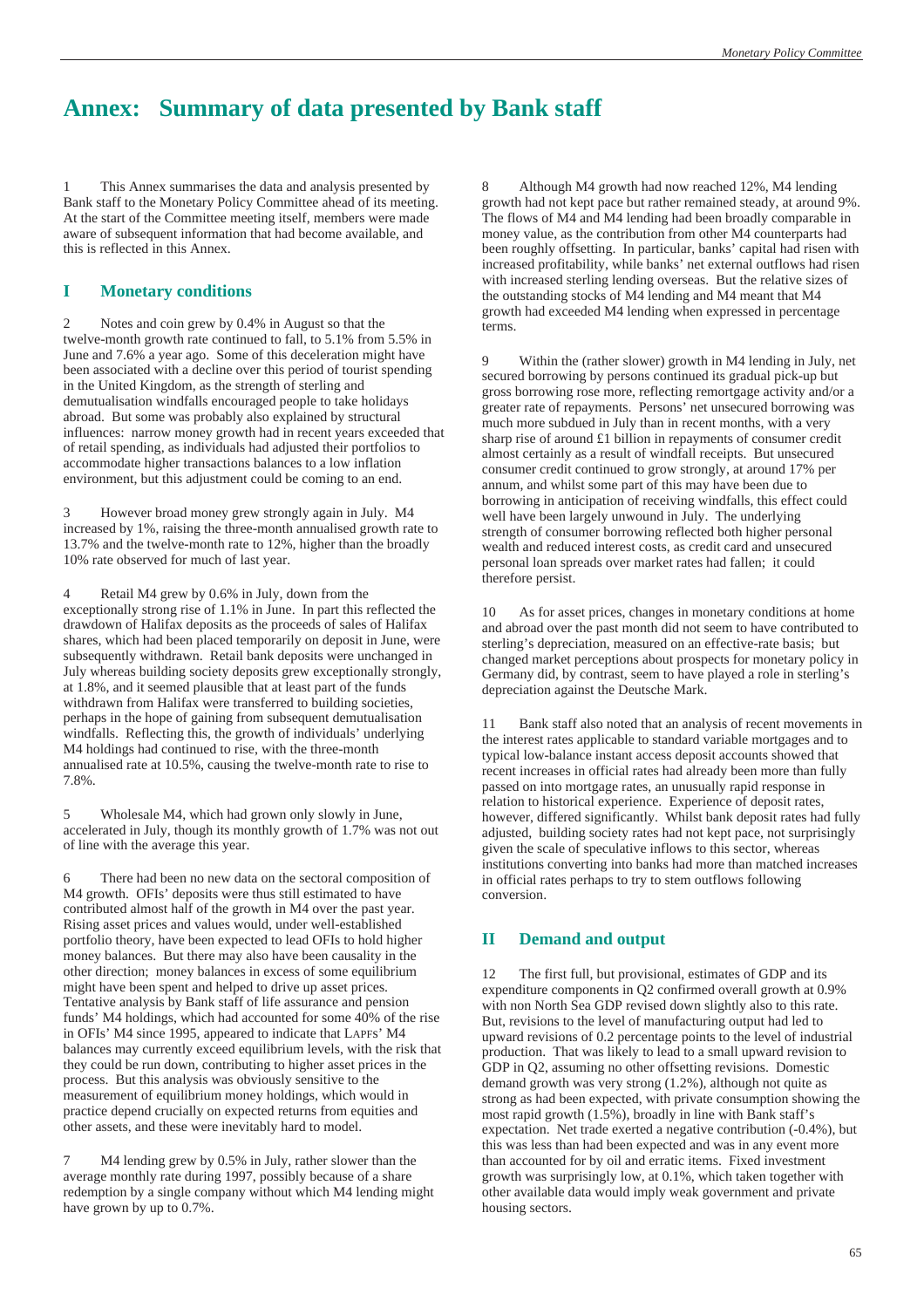# Annex: Summary of data presented by Bank staff

1 This Annex summarises the data and analysis presented by Bank staff to the Monetary Policy Committee ahead of its meeting. At the start of the Committee meeting itself, members were made aware of subsequent information that had become available, and this is reflected in this Annex.

## I Monetary conditions

2 Notes and coin grew by 0.4% in August so that the twelve-month growth rate continued to fall, to 5.1% from 5.5% in June and 7.6% a year ago. Some of this deceleration might have been associated with a decline over this period of tourist spending in the United Kingdom, as the strength of sterling and demutualisation windfalls encouraged people to take holidays abroad. But some was probably also explained by structural influences: narrow money growth had in recent years exceeded that of retail spending, as individuals had adjusted their portfolios to accommodate higher transactions balances to a low inflation environment, but this adjustment could be coming to an end.

3 However broad money grew strongly again in July. M4 increased by 1%, raising the three-month annualised growth rate to 13.7% and the twelve-month rate to 12%, higher than the broadly 10% rate observed for much of last year.

4 Retail M4 grew by 0.6% in July, down from the exceptionally strong rise of 1.1% in June. In part this reflected the drawdown of Halifax deposits as the proceeds of sales of Halifax shares, which had been placed temporarily on deposit in June, were subsequently withdrawn. Retail bank deposits were unchanged in July whereas building society deposits grew exceptionally strongly, at 1.8%, and it seemed plausible that at least part of the funds withdrawn from Halifax were transferred to building societies, perhaps in the hope of gaining from subsequent demutualisation windfalls. Reflecting this, the growth of individuals' underlying M4 holdings had continued to rise, with the three-month annualised rate at 10.5%, causing the twelve-month rate to rise to 7.8%.

5 Wholesale M4, which had grown only slowly in June, accelerated in July, though its monthly growth of 1.7% was not out of line with the average this year.

6 There had been no new data on the sectoral composition of M4 growth. OFIs' deposits were thus still estimated to have contributed almost half of the growth in M4 over the past year. Rising asset prices and values would, under well-established portfolio theory, have been expected to lead OFIs to hold higher money balances. But there may also have been causality in the other direction; money balances in excess of some equilibrium might have been spent and helped to drive up asset prices. Tentative analysis by Bank staff of life assurance and pension funds' M4 holdings, which had accounted for some 40% of the rise in OFIs' M4 since 1995, appeared to indicate that LAPFS' M4 balances may currently exceed equilibrium levels, with the risk that they could be run down, contributing to higher asset prices in the process. But this analysis was obviously sensitive to the measurement of equilibrium money holdings, which would in practice depend crucially on expected returns from equities and other assets, and these were inevitably hard to model.

7 M4 lending grew by 0.5% in July, rather slower than the average monthly rate during 1997, possibly because of a share redemption by a single company without which M4 lending might have grown by up to 0.7%.

8 Although M4 growth had now reached 12%, M4 lending growth had not kept pace but rather remained steady, at around 9%. The flows of M4 and M4 lending had been broadly comparable in money value, as the contribution from other M4 counterparts had been roughly offsetting. In particular, banks' capital had risen with increased profitability, while banks' net external outflows had risen with increased sterling lending overseas. But the relative sizes of the outstanding stocks of M4 lending and M4 meant that M4 growth had exceeded M4 lending when expressed in percentage terms.

9 Within the (rather slower) growth in M4 lending in July, net secured borrowing by persons continued its gradual pick-up but gross borrowing rose more, reflecting remortgage activity and/or a greater rate of repayments. Persons' net unsecured borrowing was much more subdued in July than in recent months, with a very sharp rise of around £1 billion in repayments of consumer credit almost certainly as a result of windfall receipts. But unsecured consumer credit continued to grow strongly, at around 17% per annum, and whilst some part of this may have been due to borrowing in anticipation of receiving windfalls, this effect could well have been largely unwound in July. The underlying strength of consumer borrowing reflected both higher personal wealth and reduced interest costs, as credit card and unsecured personal loan spreads over market rates had fallen; it could therefore persist.

10 As for asset prices, changes in monetary conditions at home and abroad over the past month did not seem to have contributed to sterling's depreciation, measured on an effective-rate basis; but changed market perceptions about prospects for monetary policy in Germany did, by contrast, seem to have played a role in sterling's depreciation against the Deutsche Mark.

11 Bank staff also noted that an analysis of recent movements in the interest rates applicable to standard variable mortgages and to typical low-balance instant access deposit accounts showed that recent increases in official rates had already been more than fully passed on into mortgage rates, an unusually rapid response in relation to historical experience. Experience of deposit rates, however, differed significantly. Whilst bank deposit rates had fully adjusted, building society rates had not kept pace, not surprisingly given the scale of speculative inflows to this sector, whereas institutions converting into banks had more than matched increases in official rates perhaps to try to stem outflows following conversion.

## II Demand and output

12 The first full, but provisional, estimates of GDP and its expenditure components in Q2 confirmed overall growth at 0.9% with non North Sea GDP revised down slightly also to this rate. But, revisions to the level of manufacturing output had led to upward revisions of 0.2 percentage points to the level of industrial production. That was likely to lead to a small upward revision to GDP in Q2, assuming no other offsetting revisions. Domestic demand growth was very strong (1.2%), although not quite as strong as had been expected, with private consumption showing the most rapid growth (1.5%), broadly in line with Bank staff's expectation. Net trade exerted a negative contribution (-0.4%), but this was less than had been expected and was in any event more than accounted for by oil and erratic items. Fixed investment growth was surprisingly low, at 0.1%, which taken together with other available data would imply weak government and private housing sectors.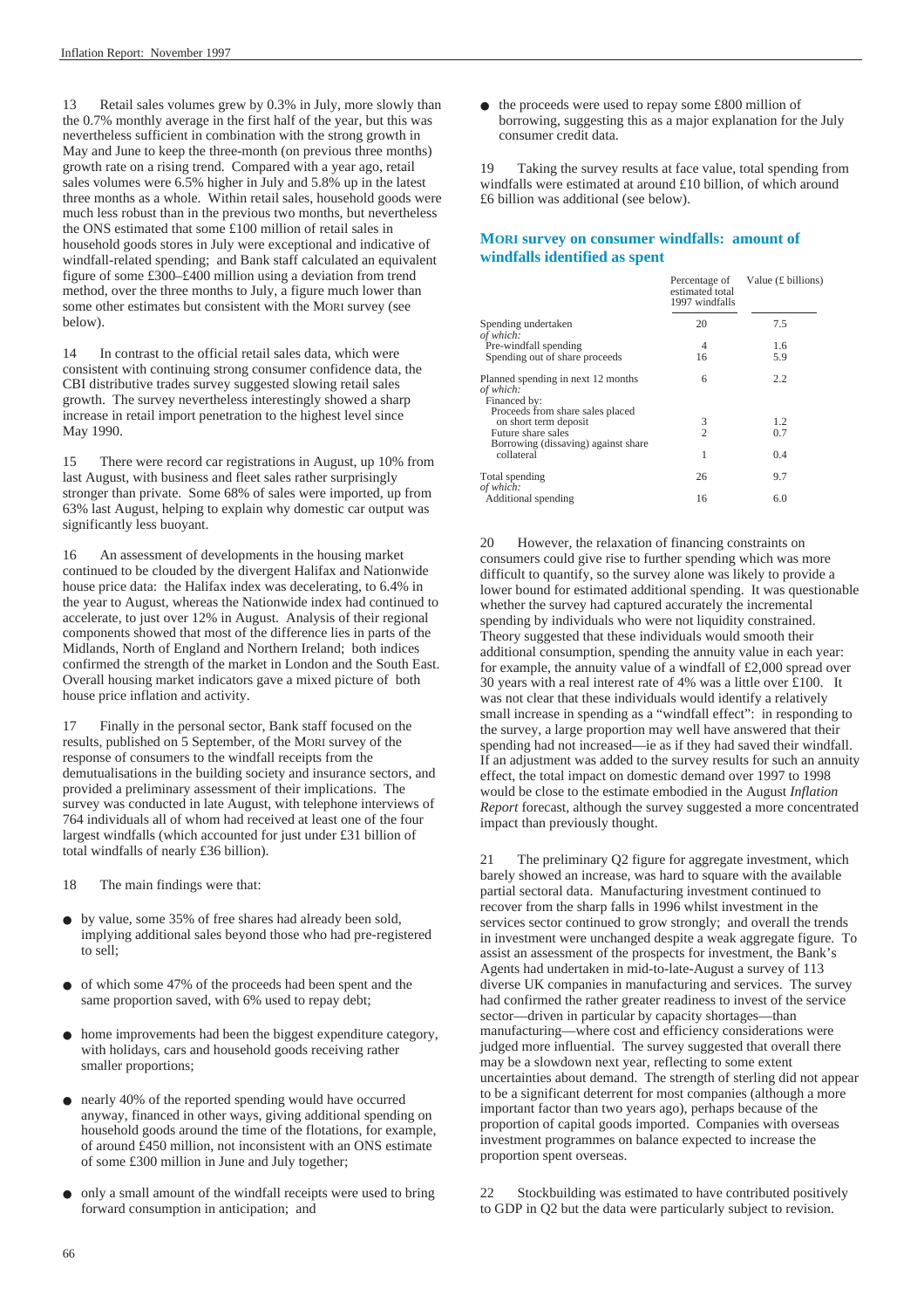13 Retail sales volumes grew by 0.3% in July, more slowly than the 0.7% monthly average in the first half of the year, but this was nevertheless sufficient in combination with the strong growth in May and June to keep the three-month (on previous three months) growth rate on a rising trend. Compared with a year ago, retail sales volumes were 6.5% higher in July and 5.8% up in the latest three months as a whole. Within retail sales, household goods were much less robust than in the previous two months, but nevertheless the ONS estimated that some £100 million of retail sales in household goods stores in July were exceptional and indicative of windfall-related spending; and Bank staff calculated an equivalent figure of some £300–£400 million using a deviation from trend method, over the three months to July, a figure much lower than some other estimates but consistent with the MORI survey (see below).

14 In contrast to the official retail sales data, which were consistent with continuing strong consumer confidence data, the CBI distributive trades survey suggested slowing retail sales growth. The survey nevertheless interestingly showed a sharp increase in retail import penetration to the highest level since May 1990.

15 There were record car registrations in August, up 10% from last August, with business and fleet sales rather surprisingly stronger than private. Some 68% of sales were imported, up from 63% last August, helping to explain why domestic car output was significantly less buoyant.

16 An assessment of developments in the housing market continued to be clouded by the divergent Halifax and Nationwide house price data: the Halifax index was decelerating, to 6.4% in the year to August, whereas the Nationwide index had continued to accelerate, to just over 12% in August. Analysis of their regional components showed that most of the difference lies in parts of the Midlands, North of England and Northern Ireland; both indices confirmed the strength of the market in London and the South East. Overall housing market indicators gave a mixed picture of both house price inflation and activity.

17 Finally in the personal sector, Bank staff focused on the results, published on 5 September, of the MORI survey of the response of consumers to the windfall receipts from the demutualisations in the building society and insurance sectors, and provided a preliminary assessment of their implications. The survey was conducted in late August, with telephone interviews of 764 individuals all of whom had received at least one of the four largest windfalls (which accounted for just under £31 billion of total windfalls of nearly £36 billion).

18 The main findings were that:

- by value, some 35% of free shares had already been sold, implying additional sales beyond those who had pre-registered to sell;
- of which some 47% of the proceeds had been spent and the same proportion saved, with 6% used to repay debt;
- home improvements had been the biggest expenditure category, with holidays, cars and household goods receiving rather smaller proportions;
- nearly 40% of the reported spending would have occurred anyway, financed in other ways, giving additional spending on household goods around the time of the flotations, for example, of around £450 million, not inconsistent with an ONS estimate of some £300 million in June and July together;
- only a small amount of the windfall receipts were used to bring forward consumption in anticipation; and
- the proceeds were used to repay some £800 million of borrowing, suggesting this as a major explanation for the July consumer credit data.

19 Taking the survey results at face value, total spending from windfalls were estimated at around £10 billion, of which around £6 billion was additional (see below).

### MORI survey on consumer windfalls: amount of windfalls identified as spent

| | Percentage of estimated total 1997 windfalls | Value (£ billions) |
|---|---|---|
| Spending undertaken | 20 | 7.5 |
| *of which:* | | |
| Pre-windfall spending | 4 | 1.6 |
| Spending out of share proceeds | 16 | 5.9 |
| Planned spending in next 12 months | 6 | 2.2 |
| *of which:* | | |
| Financed by: | | |
| Proceeds from share sales placed on short term deposit | 3 | 1.2 |
| Future share sales | 2 | 0.7 |
| Borrowing (dissaving) against share collateral | 1 | 0.4 |
| Total spending | 26 | 9.7 |
| *of which:* | | |
| Additional spending | 16 | 6.0 |

20 However, the relaxation of financing constraints on consumers could give rise to further spending which was more difficult to quantify, so the survey alone was likely to provide a lower bound for estimated additional spending. It was questionable whether the survey had captured accurately the incremental spending by individuals who were not liquidity constrained. Theory suggested that these individuals would smooth their additional consumption, spending the annuity value in each year: for example, the annuity value of a windfall of £2,000 spread over 30 years with a real interest rate of 4% was a little over £100. It was not clear that these individuals would identify a relatively small increase in spending as a "windfall effect": in responding to the survey, a large proportion may well have answered that their spending had not increased—ie as if they had saved their windfall. If an adjustment was added to the survey results for such an annuity effect, the total impact on domestic demand over 1997 to 1998 would be close to the estimate embodied in the August *Inflation Report* forecast, although the survey suggested a more concentrated impact than previously thought.

21 The preliminary Q2 figure for aggregate investment, which barely showed an increase, was hard to square with the available partial sectoral data. Manufacturing investment continued to recover from the sharp falls in 1996 whilst investment in the services sector continued to grow strongly; and overall the trends in investment were unchanged despite a weak aggregate figure. To assist an assessment of the prospects for investment, the Bank's Agents had undertaken in mid-to-late-August a survey of 113 diverse UK companies in manufacturing and services. The survey had confirmed the rather greater readiness to invest of the service sector—driven in particular by capacity shortages—than manufacturing—where cost and efficiency considerations were judged more influential. The survey suggested that overall there may be a slowdown next year, reflecting to some extent uncertainties about demand. The strength of sterling did not appear to be a significant deterrent for most companies (although a more important factor than two years ago), perhaps because of the proportion of capital goods imported. Companies with overseas investment programmes on balance expected to increase the proportion spent overseas.

22 Stockbuilding was estimated to have contributed positively to GDP in Q2 but the data were particularly subject to revision.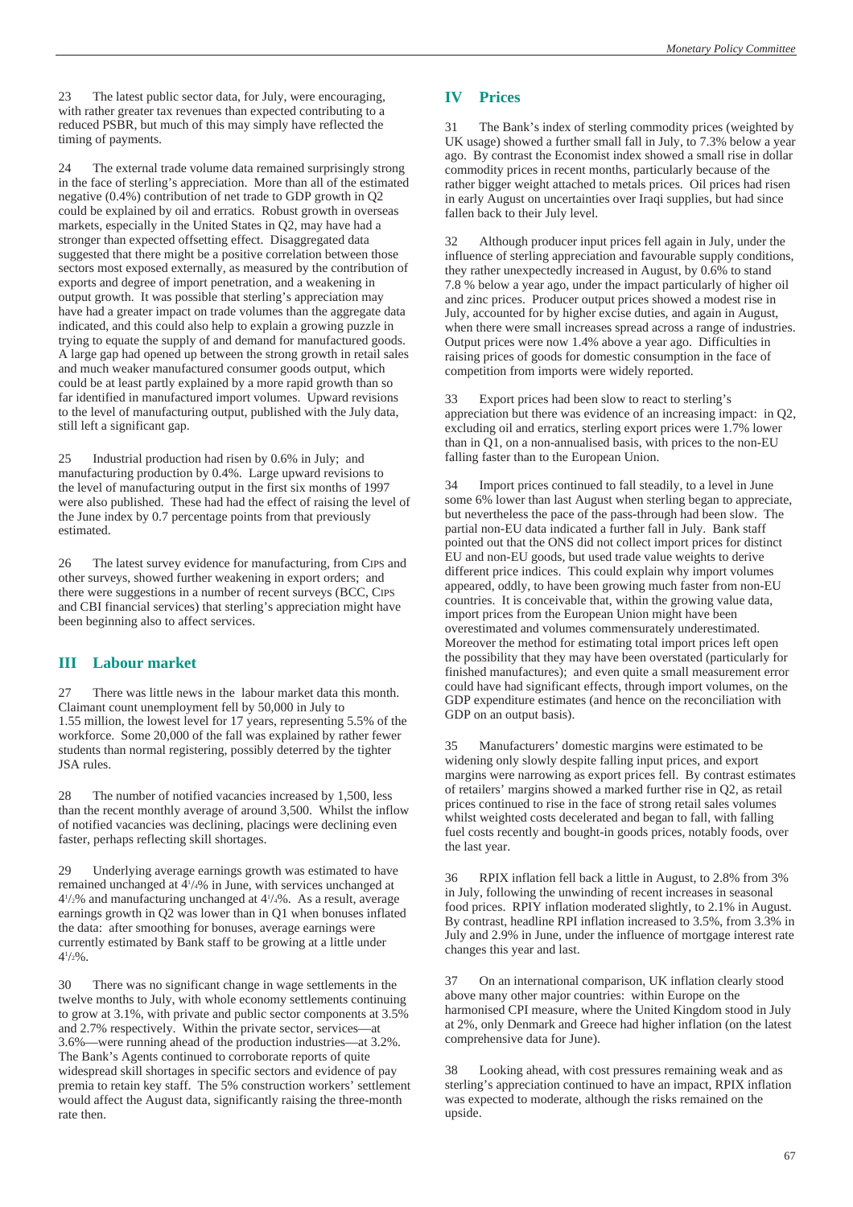23 The latest public sector data, for July, were encouraging, with rather greater tax revenues than expected contributing to a reduced PSBR, but much of this may simply have reflected the timing of payments.

24 The external trade volume data remained surprisingly strong in the face of sterling's appreciation. More than all of the estimated negative (0.4%) contribution of net trade to GDP growth in Q2 could be explained by oil and erratics. Robust growth in overseas markets, especially in the United States in Q2, may have had a stronger than expected offsetting effect. Disaggregated data suggested that there might be a positive correlation between those sectors most exposed externally, as measured by the contribution of exports and degree of import penetration, and a weakening in output growth. It was possible that sterling's appreciation may have had a greater impact on trade volumes than the aggregate data indicated, and this could also help to explain a growing puzzle in trying to equate the supply of and demand for manufactured goods. A large gap had opened up between the strong growth in retail sales and much weaker manufactured consumer goods output, which could be at least partly explained by a more rapid growth than so far identified in manufactured import volumes. Upward revisions to the level of manufacturing output, published with the July data, still left a significant gap.

25 Industrial production had risen by 0.6% in July; and manufacturing production by 0.4%. Large upward revisions to the level of manufacturing output in the first six months of 1997 were also published. These had had the effect of raising the level of the June index by 0.7 percentage points from that previously estimated.

26 The latest survey evidence for manufacturing, from CIPS and other surveys, showed further weakening in export orders; and there were suggestions in a number of recent surveys (BCC, CIPS and CBI financial services) that sterling's appreciation might have been beginning also to affect services.

## III Labour market

27 There was little news in the labour market data this month. Claimant count unemployment fell by 50,000 in July to 1.55 million, the lowest level for 17 years, representing 5.5% of the workforce. Some 20,000 of the fall was explained by rather fewer students than normal registering, possibly deterred by the tighter JSA rules.

28 The number of notified vacancies increased by 1,500, less than the recent monthly average of around 3,500. Whilst the inflow of notified vacancies was declining, placings were declining even faster, perhaps reflecting skill shortages.

29 Underlying average earnings growth was estimated to have remained unchanged at 4¼% in June, with services unchanged at 4½% and manufacturing unchanged at 4¼%. As a result, average earnings growth in Q2 was lower than in Q1 when bonuses inflated the data: after smoothing for bonuses, average earnings were currently estimated by Bank staff to be growing at a little under 4½%.

30 There was no significant change in wage settlements in the twelve months to July, with whole economy settlements continuing to grow at 3.1%, with private and public sector components at 3.5% and 2.7% respectively. Within the private sector, services—at 3.6%—were running ahead of the production industries—at 3.2%. The Bank's Agents continued to corroborate reports of quite widespread skill shortages in specific sectors and evidence of pay premia to retain key staff. The 5% construction workers' settlement would affect the August data, significantly raising the three-month rate then.

## IV Prices

31 The Bank's index of sterling commodity prices (weighted by UK usage) showed a further small fall in July, to 7.3% below a year ago. By contrast the Economist index showed a small rise in dollar commodity prices in recent months, particularly because of the rather bigger weight attached to metals prices. Oil prices had risen in early August on uncertainties over Iraqi supplies, but had since fallen back to their July level.

32 Although producer input prices fell again in July, under the influence of sterling appreciation and favourable supply conditions, they rather unexpectedly increased in August, by 0.6% to stand 7.8 % below a year ago, under the impact particularly of higher oil and zinc prices. Producer output prices showed a modest rise in July, accounted for by higher excise duties, and again in August, when there were small increases spread across a range of industries. Output prices were now 1.4% above a year ago. Difficulties in raising prices of goods for domestic consumption in the face of competition from imports were widely reported.

33 Export prices had been slow to react to sterling's appreciation but there was evidence of an increasing impact: in Q2, excluding oil and erratics, sterling export prices were 1.7% lower than in Q1, on a non-annualised basis, with prices to the non-EU falling faster than to the European Union.

34 Import prices continued to fall steadily, to a level in June some 6% lower than last August when sterling began to appreciate, but nevertheless the pace of the pass-through had been slow. The partial non-EU data indicated a further fall in July. Bank staff pointed out that the ONS did not collect import prices for distinct EU and non-EU goods, but used trade value weights to derive different price indices. This could explain why import volumes appeared, oddly, to have been growing much faster from non-EU countries. It is conceivable that, within the growing value data, import prices from the European Union might have been overestimated and volumes commensurately underestimated. Moreover the method for estimating total import prices left open the possibility that they may have been overstated (particularly for finished manufactures); and even quite a small measurement error could have had significant effects, through import volumes, on the GDP expenditure estimates (and hence on the reconciliation with GDP on an output basis).

35 Manufacturers' domestic margins were estimated to be widening only slowly despite falling input prices, and export margins were narrowing as export prices fell. By contrast estimates of retailers' margins showed a marked further rise in Q2, as retail prices continued to rise in the face of strong retail sales volumes whilst weighted costs decelerated and began to fall, with falling fuel costs recently and bought-in goods prices, notably foods, over the last year.

36 RPIX inflation fell back a little in August, to 2.8% from 3% in July, following the unwinding of recent increases in seasonal food prices. RPIY inflation moderated slightly, to 2.1% in August. By contrast, headline RPI inflation increased to 3.5%, from 3.3% in July and 2.9% in June, under the influence of mortgage interest rate changes this year and last.

37 On an international comparison, UK inflation clearly stood above many other major countries: within Europe on the harmonised CPI measure, where the United Kingdom stood in July at 2%, only Denmark and Greece had higher inflation (on the latest comprehensive data for June).

38 Looking ahead, with cost pressures remaining weak and as sterling's appreciation continued to have an impact, RPIX inflation was expected to moderate, although the risks remained on the upside.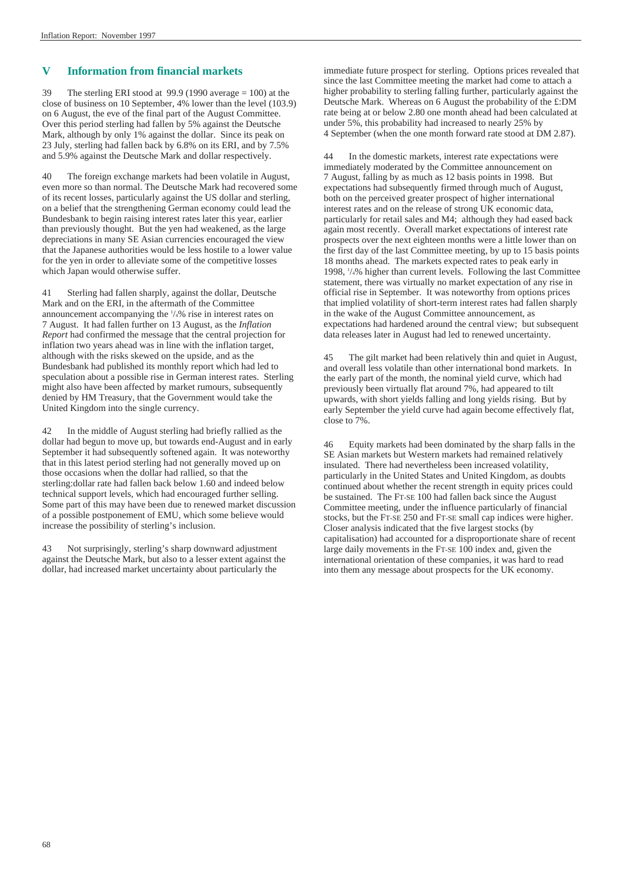## V Information from financial markets

39 The sterling ERI stood at 99.9 (1990 average = 100) at the close of business on 10 September, 4% lower than the level (103.9) on 6 August, the eve of the final part of the August Committee. Over this period sterling had fallen by 5% against the Deutsche Mark, although by only 1% against the dollar. Since its peak on 23 July, sterling had fallen back by 6.8% on its ERI, and by 7.5% and 5.9% against the Deutsche Mark and dollar respectively.

40 The foreign exchange markets had been volatile in August, even more so than normal. The Deutsche Mark had recovered some of its recent losses, particularly against the US dollar and sterling, on a belief that the strengthening German economy could lead the Bundesbank to begin raising interest rates later this year, earlier than previously thought. But the yen had weakened, as the large depreciations in many SE Asian currencies encouraged the view that the Japanese authorities would be less hostile to a lower value for the yen in order to alleviate some of the competitive losses which Japan would otherwise suffer.

41 Sterling had fallen sharply, against the dollar, Deutsche Mark and on the ERI, in the aftermath of the Committee announcement accompanying the ¼% rise in interest rates on 7 August. It had fallen further on 13 August, as the *Inflation Report* had confirmed the message that the central projection for inflation two years ahead was in line with the inflation target, although with the risks skewed on the upside, and as the Bundesbank had published its monthly report which had led to speculation about a possible rise in German interest rates. Sterling might also have been affected by market rumours, subsequently denied by HM Treasury, that the Government would take the United Kingdom into the single currency.

42 In the middle of August sterling had briefly rallied as the dollar had begun to move up, but towards end-August and in early September it had subsequently softened again. It was noteworthy that in this latest period sterling had not generally moved up on those occasions when the dollar had rallied, so that the sterling:dollar rate had fallen back below 1.60 and indeed below technical support levels, which had encouraged further selling. Some part of this may have been due to renewed market discussion of a possible postponement of EMU, which some believe would increase the possibility of sterling's inclusion.

43 Not surprisingly, sterling's sharp downward adjustment against the Deutsche Mark, but also to a lesser extent against the dollar, had increased market uncertainty about particularly the immediate future prospect for sterling. Options prices revealed that since the last Committee meeting the market had come to attach a higher probability to sterling falling further, particularly against the Deutsche Mark. Whereas on 6 August the probability of the £:DM rate being at or below 2.80 one month ahead had been calculated at under 5%, this probability had increased to nearly 25% by 4 September (when the one month forward rate stood at DM 2.87).

44 In the domestic markets, interest rate expectations were immediately moderated by the Committee announcement on 7 August, falling by as much as 12 basis points in 1998. But expectations had subsequently firmed through much of August, both on the perceived greater prospect of higher international interest rates and on the release of strong UK economic data, particularly for retail sales and M4; although they had eased back again most recently. Overall market expectations of interest rate prospects over the next eighteen months were a little lower than on the first day of the last Committee meeting, by up to 15 basis points 18 months ahead. The markets expected rates to peak early in 1998, ¼% higher than current levels. Following the last Committee statement, there was virtually no market expectation of any rise in official rise in September. It was noteworthy from options prices that implied volatility of short-term interest rates had fallen sharply in the wake of the August Committee announcement, as expectations had hardened around the central view; but subsequent data releases later in August had led to renewed uncertainty.

45 The gilt market had been relatively thin and quiet in August, and overall less volatile than other international bond markets. In the early part of the month, the nominal yield curve, which had previously been virtually flat around 7%, had appeared to tilt upwards, with short yields falling and long yields rising. But by early September the yield curve had again become effectively flat, close to 7%.

46 Equity markets had been dominated by the sharp falls in the SE Asian markets but Western markets had remained relatively insulated. There had nevertheless been increased volatility, particularly in the United States and United Kingdom, as doubts continued about whether the recent strength in equity prices could be sustained. The FT-SE 100 had fallen back since the August Committee meeting, under the influence particularly of financial stocks, but the FT-SE 250 and FT-SE small cap indices were higher. Closer analysis indicated that the five largest stocks (by capitalisation) had accounted for a disproportionate share of recent large daily movements in the FT-SE 100 index and, given the international orientation of these companies, it was hard to read into them any message about prospects for the UK economy.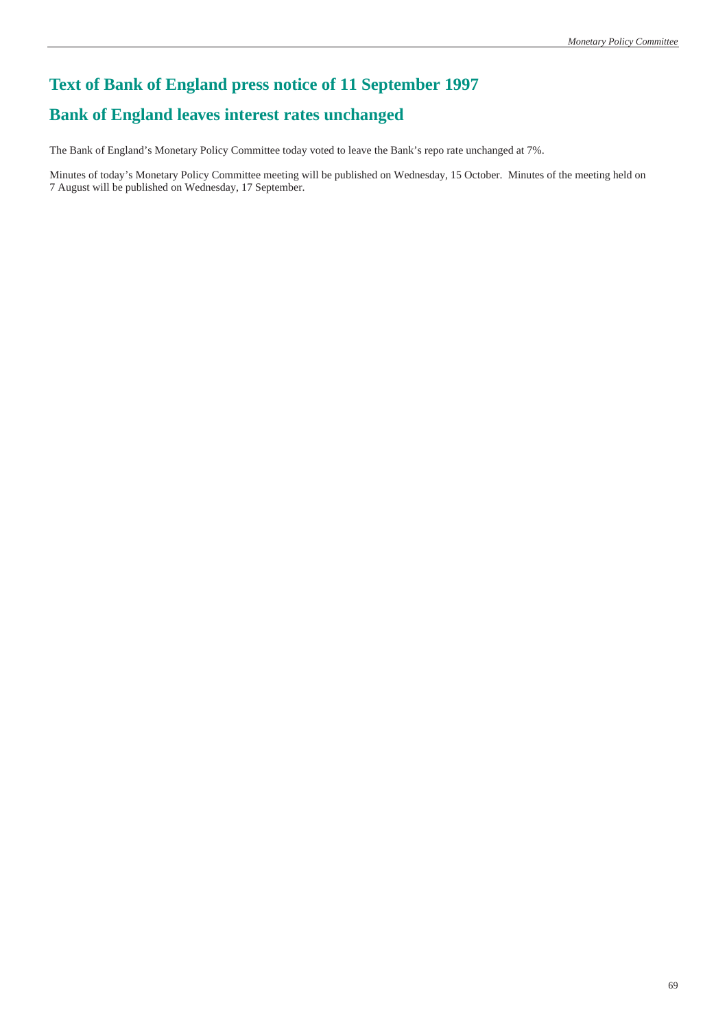## Text of Bank of England press notice of 11 September 1997

## Bank of England leaves interest rates unchanged

The Bank of England's Monetary Policy Committee today voted to leave the Bank's repo rate unchanged at 7%.

Minutes of today's Monetary Policy Committee meeting will be published on Wednesday, 15 October. Minutes of the meeting held on 7 August will be published on Wednesday, 17 September.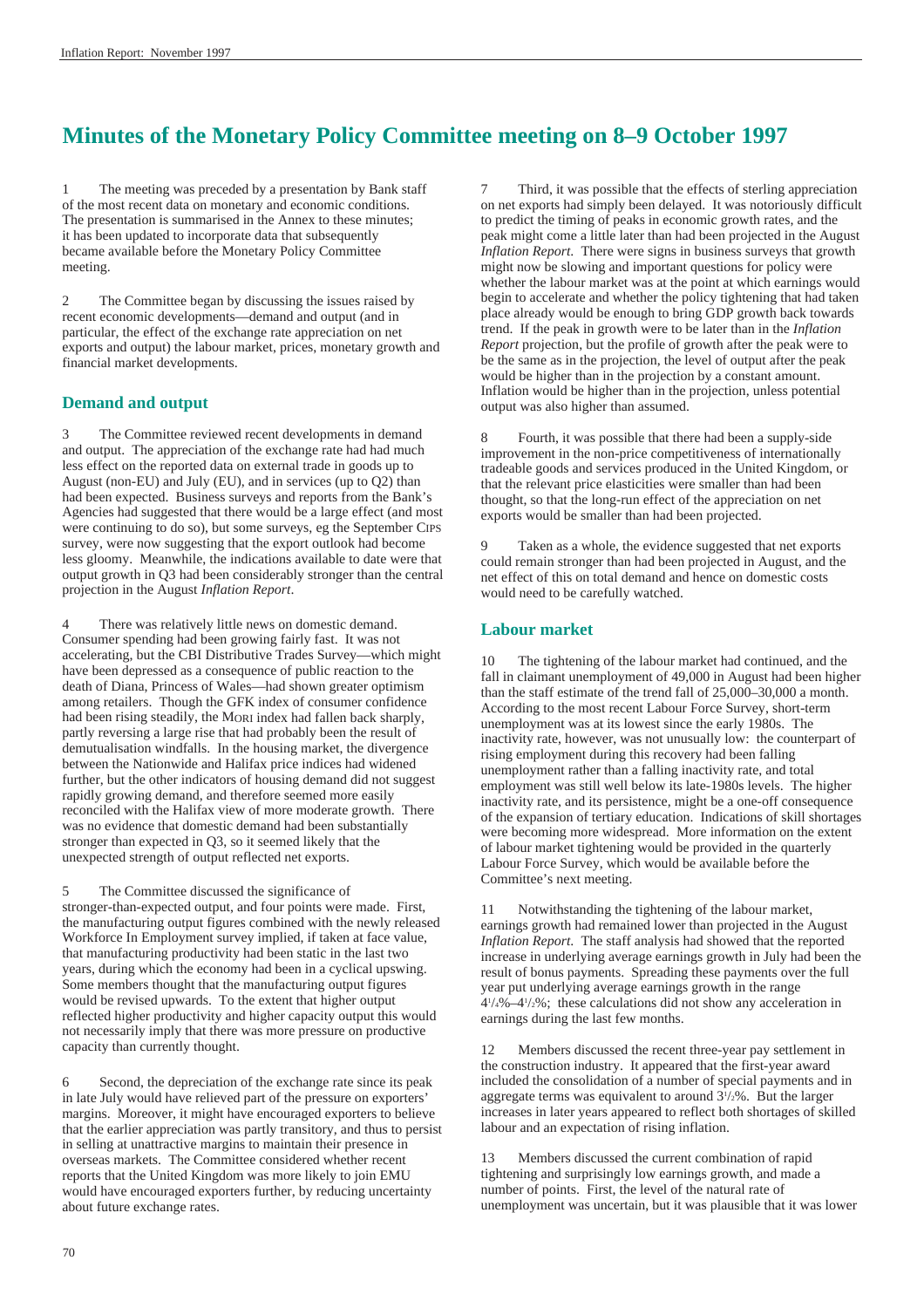# Minutes of the Monetary Policy Committee meeting on 8–9 October 1997

1 The meeting was preceded by a presentation by Bank staff of the most recent data on monetary and economic conditions. The presentation is summarised in the Annex to these minutes; it has been updated to incorporate data that subsequently became available before the Monetary Policy Committee meeting.

2 The Committee began by discussing the issues raised by recent economic developments—demand and output (and in particular, the effect of the exchange rate appreciation on net exports and output) the labour market, prices, monetary growth and financial market developments.

## Demand and output

3 The Committee reviewed recent developments in demand and output. The appreciation of the exchange rate had had much less effect on the reported data on external trade in goods up to August (non-EU) and July (EU), and in services (up to Q2) than had been expected. Business surveys and reports from the Bank's Agencies had suggested that there would be a large effect (and most were continuing to do so), but some surveys, eg the September CIPS survey, were now suggesting that the export outlook had become less gloomy. Meanwhile, the indications available to date were that output growth in Q3 had been considerably stronger than the central projection in the August *Inflation Report*.

4 There was relatively little news on domestic demand. Consumer spending had been growing fairly fast. It was not accelerating, but the CBI Distributive Trades Survey—which might have been depressed as a consequence of public reaction to the death of Diana, Princess of Wales—had shown greater optimism among retailers. Though the GFK index of consumer confidence had been rising steadily, the MORI index had fallen back sharply, partly reversing a large rise that had probably been the result of demutualisation windfalls. In the housing market, the divergence between the Nationwide and Halifax price indices had widened further, but the other indicators of housing demand did not suggest rapidly growing demand, and therefore seemed more easily reconciled with the Halifax view of more moderate growth. There was no evidence that domestic demand had been substantially stronger than expected in Q3, so it seemed likely that the unexpected strength of output reflected net exports.

5 The Committee discussed the significance of stronger-than-expected output, and four points were made. First, the manufacturing output figures combined with the newly released Workforce In Employment survey implied, if taken at face value, that manufacturing productivity had been static in the last two years, during which the economy had been in a cyclical upswing. Some members thought that the manufacturing output figures would be revised upwards. To the extent that higher output reflected higher productivity and higher capacity output this would not necessarily imply that there was more pressure on productive capacity than currently thought.

6 Second, the depreciation of the exchange rate since its peak in late July would have relieved part of the pressure on exporters' margins. Moreover, it might have encouraged exporters to believe that the earlier appreciation was partly transitory, and thus to persist in selling at unattractive margins to maintain their presence in overseas markets. The Committee considered whether recent reports that the United Kingdom was more likely to join EMU would have encouraged exporters further, by reducing uncertainty about future exchange rates.

7 Third, it was possible that the effects of sterling appreciation on net exports had simply been delayed. It was notoriously difficult to predict the timing of peaks in economic growth rates, and the peak might come a little later than had been projected in the August *Inflation Report*. There were signs in business surveys that growth might now be slowing and important questions for policy were whether the labour market was at the point at which earnings would begin to accelerate and whether the policy tightening that had taken place already would be enough to bring GDP growth back towards trend. If the peak in growth were to be later than in the *Inflation Report* projection, but the profile of growth after the peak were to be the same as in the projection, the level of output after the peak would be higher than in the projection by a constant amount. Inflation would be higher than in the projection, unless potential output was also higher than assumed.

8 Fourth, it was possible that there had been a supply-side improvement in the non-price competitiveness of internationally tradeable goods and services produced in the United Kingdom, or that the relevant price elasticities were smaller than had been thought, so that the long-run effect of the appreciation on net exports would be smaller than had been projected.

9 Taken as a whole, the evidence suggested that net exports could remain stronger than had been projected in August, and the net effect of this on total demand and hence on domestic costs would need to be carefully watched.

## Labour market

10 The tightening of the labour market had continued, and the fall in claimant unemployment of 49,000 in August had been higher than the staff estimate of the trend fall of 25,000–30,000 a month. According to the most recent Labour Force Survey, short-term unemployment was at its lowest since the early 1980s. The inactivity rate, however, was not unusually low: the counterpart of rising employment during this recovery had been falling unemployment rather than a falling inactivity rate, and total employment was still well below its late-1980s levels. The higher inactivity rate, and its persistence, might be a one-off consequence of the expansion of tertiary education. Indications of skill shortages were becoming more widespread. More information on the extent of labour market tightening would be provided in the quarterly Labour Force Survey, which would be available before the Committee's next meeting.

11 Notwithstanding the tightening of the labour market, earnings growth had remained lower than projected in the August *Inflation Report*. The staff analysis had showed that the reported increase in underlying average earnings growth in July had been the result of bonus payments. Spreading these payments over the full year put underlying average earnings growth in the range $4\frac{1}{4}$%–$4\frac{1}{2}$%; these calculations did not show any acceleration in earnings during the last few months.

12 Members discussed the recent three-year pay settlement in the construction industry. It appeared that the first-year award included the consolidation of a number of special payments and in aggregate terms was equivalent to around $3\frac{1}{2}$%. But the larger increases in later years appeared to reflect both shortages of skilled labour and an expectation of rising inflation.

13 Members discussed the current combination of rapid tightening and surprisingly low earnings growth, and made a number of points. First, the level of the natural rate of unemployment was uncertain, but it was plausible that it was lower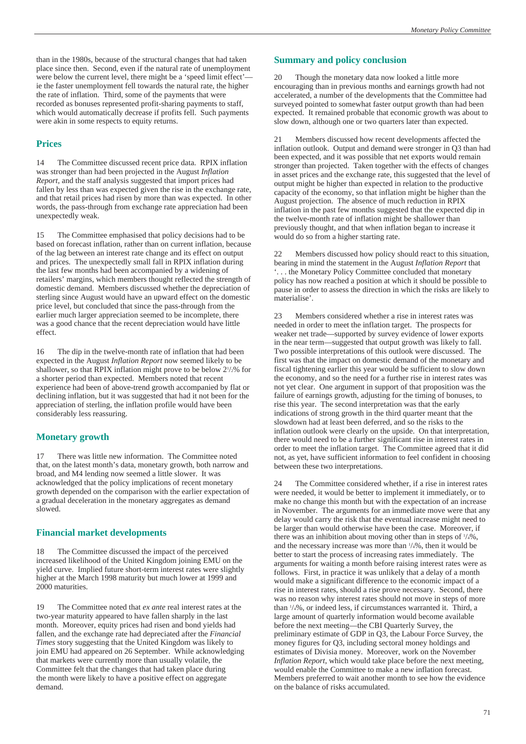than in the 1980s, because of the structural changes that had taken place since then. Second, even if the natural rate of unemployment were below the current level, there might be a 'speed limit effect'—ie the faster unemployment fell towards the natural rate, the higher the rate of inflation. Third, some of the payments that were recorded as bonuses represented profit-sharing payments to staff, which would automatically decrease if profits fell. Such payments were akin in some respects to equity returns.

## Prices

14 The Committee discussed recent price data. RPIX inflation was stronger than had been projected in the August *Inflation Report*, and the staff analysis suggested that import prices had fallen by less than was expected given the rise in the exchange rate, and that retail prices had risen by more than was expected. In other words, the pass-through from exchange rate appreciation had been unexpectedly weak.

15 The Committee emphasised that policy decisions had to be based on forecast inflation, rather than on current inflation, because of the lag between an interest rate change and its effect on output and prices. The unexpectedly small fall in RPIX inflation during the last few months had been accompanied by a widening of retailers' margins, which members thought reflected the strength of domestic demand. Members discussed whether the depreciation of sterling since August would have an upward effect on the domestic price level, but concluded that since the pass-through from the earlier much larger appreciation seemed to be incomplete, there was a good chance that the recent depreciation would have little effect.

16 The dip in the twelve-month rate of inflation that had been expected in the August *Inflation Report* now seemed likely to be shallower, so that RPIX inflation might prove to be below 2½% for a shorter period than expected. Members noted that recent experience had been of above-trend growth accompanied by flat or declining inflation, but it was suggested that had it not been for the appreciation of sterling, the inflation profile would have been considerably less reassuring.

## Monetary growth

17 There was little new information. The Committee noted that, on the latest month's data, monetary growth, both narrow and broad, and M4 lending now seemed a little slower. It was acknowledged that the policy implications of recent monetary growth depended on the comparison with the earlier expectation of a gradual deceleration in the monetary aggregates as demand slowed.

## Financial market developments

18 The Committee discussed the impact of the perceived increased likelihood of the United Kingdom joining EMU on the yield curve. Implied future short-term interest rates were slightly higher at the March 1998 maturity but much lower at 1999 and 2000 maturities.

19 The Committee noted that *ex ante* real interest rates at the two-year maturity appeared to have fallen sharply in the last month. Moreover, equity prices had risen and bond yields had fallen, and the exchange rate had depreciated after the *Financial Times* story suggesting that the United Kingdom was likely to join EMU had appeared on 26 September. While acknowledging that markets were currently more than usually volatile, the Committee felt that the changes that had taken place during the month were likely to have a positive effect on aggregate demand.

## Summary and policy conclusion

20 Though the monetary data now looked a little more encouraging than in previous months and earnings growth had not accelerated, a number of the developments that the Committee had surveyed pointed to somewhat faster output growth than had been expected. It remained probable that economic growth was about to slow down, although one or two quarters later than expected.

21 Members discussed how recent developments affected the inflation outlook. Output and demand were stronger in Q3 than had been expected, and it was possible that net exports would remain stronger than projected. Taken together with the effects of changes in asset prices and the exchange rate, this suggested that the level of output might be higher than expected in relation to the productive capacity of the economy, so that inflation might be higher than the August projection. The absence of much reduction in RPIX inflation in the past few months suggested that the expected dip in the twelve-month rate of inflation might be shallower than previously thought, and that when inflation began to increase it would do so from a higher starting rate.

22 Members discussed how policy should react to this situation, bearing in mind the statement in the August *Inflation Report* that '. . . the Monetary Policy Committee concluded that monetary policy has now reached a position at which it should be possible to pause in order to assess the direction in which the risks are likely to materialise'.

23 Members considered whether a rise in interest rates was needed in order to meet the inflation target. The prospects for weaker net trade—supported by survey evidence of lower exports in the near term—suggested that output growth was likely to fall. Two possible interpretations of this outlook were discussed. The first was that the impact on domestic demand of the monetary and fiscal tightening earlier this year would be sufficient to slow down the economy, and so the need for a further rise in interest rates was not yet clear. One argument in support of that proposition was the failure of earnings growth, adjusting for the timing of bonuses, to rise this year. The second interpretation was that the early indications of strong growth in the third quarter meant that the slowdown had at least been deferred, and so the risks to the inflation outlook were clearly on the upside. On that interpretation, there would need to be a further significant rise in interest rates in order to meet the inflation target. The Committee agreed that it did not, as yet, have sufficient information to feel confident in choosing between these two interpretations.

24 The Committee considered whether, if a rise in interest rates were needed, it would be better to implement it immediately, or to make no change this month but with the expectation of an increase in November. The arguments for an immediate move were that any delay would carry the risk that the eventual increase might need to be larger than would otherwise have been the case. Moreover, if there was an inhibition about moving other than in steps of ¼%, and the necessary increase was more than ¼%, then it would be better to start the process of increasing rates immediately. The arguments for waiting a month before raising interest rates were as follows. First, in practice it was unlikely that a delay of a month would make a significant difference to the economic impact of a rise in interest rates, should a rise prove necessary. Second, there was no reason why interest rates should not move in steps of more than ¼%, or indeed less, if circumstances warranted it. Third, a large amount of quarterly information would become available before the next meeting—the CBI Quarterly Survey, the preliminary estimate of GDP in Q3, the Labour Force Survey, the money figures for Q3, including sectoral money holdings and estimates of Divisia money. Moreover, work on the November *Inflation Report*, which would take place before the next meeting, would enable the Committee to make a new inflation forecast. Members preferred to wait another month to see how the evidence on the balance of risks accumulated.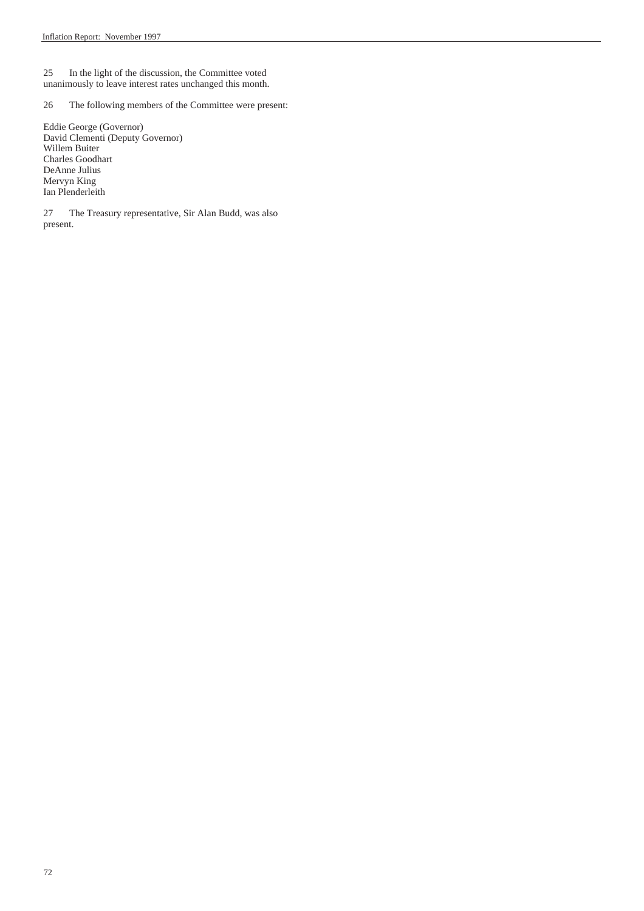25 In the light of the discussion, the Committee voted unanimously to leave interest rates unchanged this month.

26 The following members of the Committee were present:

Eddie George (Governor)
David Clementi (Deputy Governor)
Willem Buiter
Charles Goodhart
DeAnne Julius
Mervyn King
Ian Plenderleith

27 The Treasury representative, Sir Alan Budd, was also present.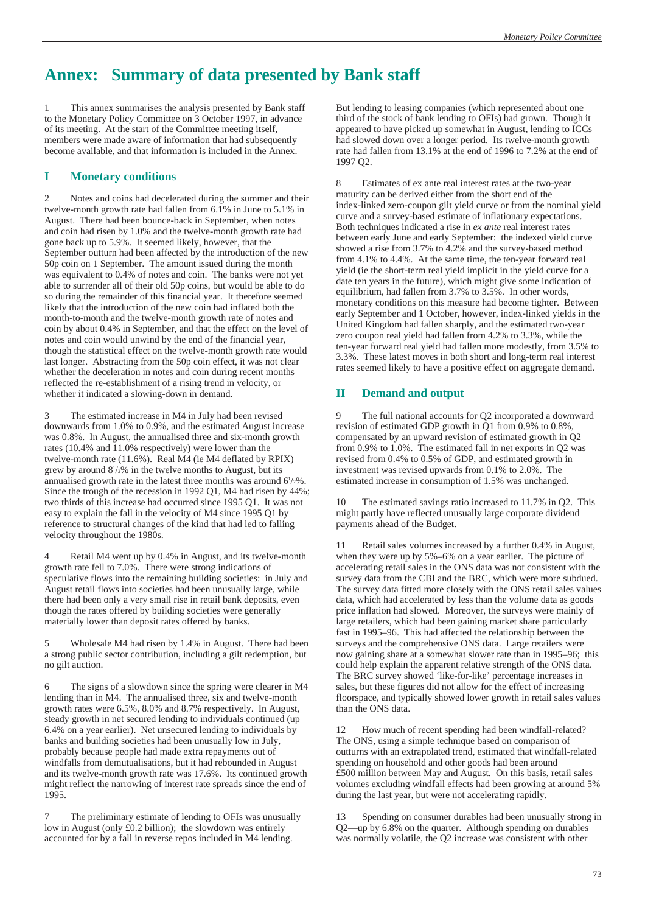# Annex: Summary of data presented by Bank staff

1 This annex summarises the analysis presented by Bank staff to the Monetary Policy Committee on 3 October 1997, in advance of its meeting. At the start of the Committee meeting itself, members were made aware of information that had subsequently become available, and that information is included in the Annex.

## I Monetary conditions

2 Notes and coins had decelerated during the summer and their twelve-month growth rate had fallen from 6.1% in June to 5.1% in August. There had been bounce-back in September, when notes and coin had risen by 1.0% and the twelve-month growth rate had gone back up to 5.9%. It seemed likely, however, that the September outturn had been affected by the introduction of the new 50p coin on 1 September. The amount issued during the month was equivalent to 0.4% of notes and coin. The banks were not yet able to surrender all of their old 50p coins, but would be able to do so during the remainder of this financial year. It therefore seemed likely that the introduction of the new coin had inflated both the month-to-month and the twelve-month growth rate of notes and coin by about 0.4% in September, and that the effect on the level of notes and coin would unwind by the end of the financial year, though the statistical effect on the twelve-month growth rate would last longer. Abstracting from the 50p coin effect, it was not clear whether the deceleration in notes and coin during recent months reflected the re-establishment of a rising trend in velocity, or whether it indicated a slowing-down in demand.

3 The estimated increase in M4 in July had been revised downwards from 1.0% to 0.9%, and the estimated August increase was 0.8%. In August, the annualised three and six-month growth rates (10.4% and 11.0% respectively) were lower than the twelve-month rate (11.6%). Real M4 (ie M4 deflated by RPIX) grew by around 8½% in the twelve months to August, but its annualised growth rate in the latest three months was around 6½%. Since the trough of the recession in 1992 Q1, M4 had risen by 44%; two thirds of this increase had occurred since 1995 Q1. It was not easy to explain the fall in the velocity of M4 since 1995 Q1 by reference to structural changes of the kind that had led to falling velocity throughout the 1980s.

4 Retail M4 went up by 0.4% in August, and its twelve-month growth rate fell to 7.0%. There were strong indications of speculative flows into the remaining building societies: in July and August retail flows into societies had been unusually large, while there had been only a very small rise in retail bank deposits, even though the rates offered by building societies were generally materially lower than deposit rates offered by banks.

5 Wholesale M4 had risen by 1.4% in August. There had been a strong public sector contribution, including a gilt redemption, but no gilt auction.

6 The signs of a slowdown since the spring were clearer in M4 lending than in M4. The annualised three, six and twelve-month growth rates were 6.5%, 8.0% and 8.7% respectively. In August, steady growth in net secured lending to individuals continued (up 6.4% on a year earlier). Net unsecured lending to individuals by banks and building societies had been unusually low in July, probably because people had made extra repayments out of windfalls from demutualisations, but it had rebounded in August and its twelve-month growth rate was 17.6%. Its continued growth might reflect the narrowing of interest rate spreads since the end of 1995.

7 The preliminary estimate of lending to OFIs was unusually low in August (only £0.2 billion); the slowdown was entirely accounted for by a fall in reverse repos included in M4 lending. But lending to leasing companies (which represented about one third of the stock of bank lending to OFIs) had grown. Though it appeared to have picked up somewhat in August, lending to ICCs had slowed down over a longer period. Its twelve-month growth rate had fallen from 13.1% at the end of 1996 to 7.2% at the end of 1997 Q2.

8 Estimates of ex ante real interest rates at the two-year maturity can be derived either from the short end of the index-linked zero-coupon gilt yield curve or from the nominal yield curve and a survey-based estimate of inflationary expectations. Both techniques indicated a rise in *ex ante* real interest rates between early June and early September: the indexed yield curve showed a rise from 3.7% to 4.2% and the survey-based method from 4.1% to 4.4%. At the same time, the ten-year forward real yield (ie the short-term real yield implicit in the yield curve for a date ten years in the future), which might give some indication of equilibrium, had fallen from 3.7% to 3.5%. In other words, monetary conditions on this measure had become tighter. Between early September and 1 October, however, index-linked yields in the United Kingdom had fallen sharply, and the estimated two-year zero coupon real yield had fallen from 4.2% to 3.3%, while the ten-year forward real yield had fallen more modestly, from 3.5% to 3.3%. These latest moves in both short and long-term real interest rates seemed likely to have a positive effect on aggregate demand.

## II Demand and output

9 The full national accounts for Q2 incorporated a downward revision of estimated GDP growth in Q1 from 0.9% to 0.8%, compensated by an upward revision of estimated growth in Q2 from 0.9% to 1.0%. The estimated fall in net exports in Q2 was revised from 0.4% to 0.5% of GDP, and estimated growth in investment was revised upwards from 0.1% to 2.0%. The estimated increase in consumption of 1.5% was unchanged.

10 The estimated savings ratio increased to 11.7% in Q2. This might partly have reflected unusually large corporate dividend payments ahead of the Budget.

11 Retail sales volumes increased by a further 0.4% in August, when they were up by 5%–6% on a year earlier. The picture of accelerating retail sales in the ONS data was not consistent with the survey data from the CBI and the BRC, which were more subdued. The survey data fitted more closely with the ONS retail sales values data, which had accelerated by less than the volume data as goods price inflation had slowed. Moreover, the surveys were mainly of large retailers, which had been gaining market share particularly fast in 1995–96. This had affected the relationship between the surveys and the comprehensive ONS data. Large retailers were now gaining share at a somewhat slower rate than in 1995–96; this could help explain the apparent relative strength of the ONS data. The BRC survey showed 'like-for-like' percentage increases in sales, but these figures did not allow for the effect of increasing floorspace, and typically showed lower growth in retail sales values than the ONS data.

12 How much of recent spending had been windfall-related? The ONS, using a simple technique based on comparison of outturns with an extrapolated trend, estimated that windfall-related spending on household and other goods had been around £500 million between May and August. On this basis, retail sales volumes excluding windfall effects had been growing at around 5% during the last year, but were not accelerating rapidly.

13 Spending on consumer durables had been unusually strong in Q2—up by 6.8% on the quarter. Although spending on durables was normally volatile, the Q2 increase was consistent with other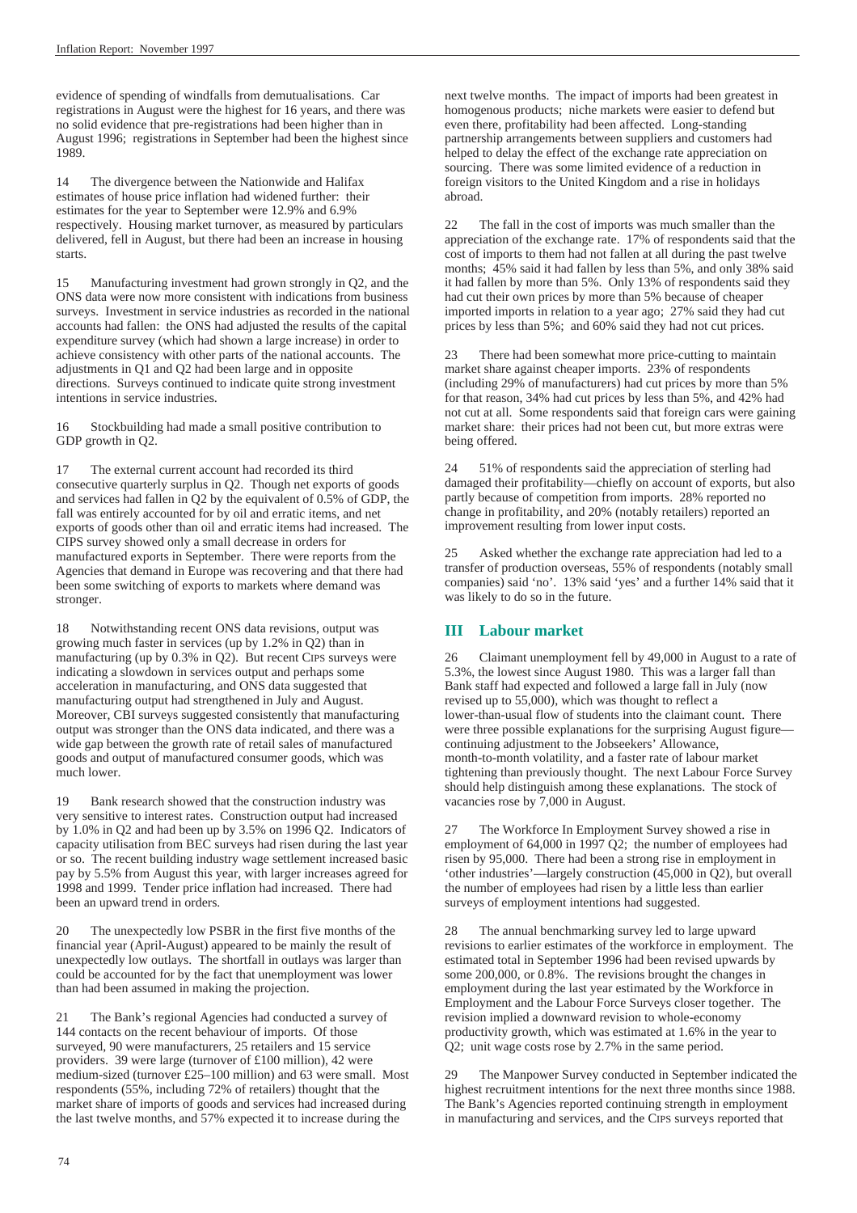evidence of spending of windfalls from demutualisations. Car registrations in August were the highest for 16 years, and there was no solid evidence that pre-registrations had been higher than in August 1996; registrations in September had been the highest since 1989.

14 The divergence between the Nationwide and Halifax estimates of house price inflation had widened further: their estimates for the year to September were 12.9% and 6.9% respectively. Housing market turnover, as measured by particulars delivered, fell in August, but there had been an increase in housing starts.

15 Manufacturing investment had grown strongly in Q2, and the ONS data were now more consistent with indications from business surveys. Investment in service industries as recorded in the national accounts had fallen: the ONS had adjusted the results of the capital expenditure survey (which had shown a large increase) in order to achieve consistency with other parts of the national accounts. The adjustments in Q1 and Q2 had been large and in opposite directions. Surveys continued to indicate quite strong investment intentions in service industries.

16 Stockbuilding had made a small positive contribution to GDP growth in Q2.

17 The external current account had recorded its third consecutive quarterly surplus in Q2. Though net exports of goods and services had fallen in Q2 by the equivalent of 0.5% of GDP, the fall was entirely accounted for by oil and erratic items, and net exports of goods other than oil and erratic items had increased. The CIPS survey showed only a small decrease in orders for manufactured exports in September. There were reports from the Agencies that demand in Europe was recovering and that there had been some switching of exports to markets where demand was stronger.

18 Notwithstanding recent ONS data revisions, output was growing much faster in services (up by 1.2% in Q2) than in manufacturing (up by 0.3% in Q2). But recent CIPS surveys were indicating a slowdown in services output and perhaps some acceleration in manufacturing, and ONS data suggested that manufacturing output had strengthened in July and August. Moreover, CBI surveys suggested consistently that manufacturing output was stronger than the ONS data indicated, and there was a wide gap between the growth rate of retail sales of manufactured goods and output of manufactured consumer goods, which was much lower.

19 Bank research showed that the construction industry was very sensitive to interest rates. Construction output had increased by 1.0% in Q2 and had been up by 3.5% on 1996 Q2. Indicators of capacity utilisation from BEC surveys had risen during the last year or so. The recent building industry wage settlement increased basic pay by 5.5% from August this year, with larger increases agreed for 1998 and 1999. Tender price inflation had increased. There had been an upward trend in orders.

20 The unexpectedly low PSBR in the first five months of the financial year (April-August) appeared to be mainly the result of unexpectedly low outlays. The shortfall in outlays was larger than could be accounted for by the fact that unemployment was lower than had been assumed in making the projection.

21 The Bank's regional Agencies had conducted a survey of 144 contacts on the recent behaviour of imports. Of those surveyed, 90 were manufacturers, 25 retailers and 15 service providers. 39 were large (turnover of £100 million), 42 were medium-sized (turnover £25–100 million) and 63 were small. Most respondents (55%, including 72% of retailers) thought that the market share of imports of goods and services had increased during the last twelve months, and 57% expected it to increase during the next twelve months. The impact of imports had been greatest in homogenous products; niche markets were easier to defend but even there, profitability had been affected. Long-standing partnership arrangements between suppliers and customers had helped to delay the effect of the exchange rate appreciation on sourcing. There was some limited evidence of a reduction in foreign visitors to the United Kingdom and a rise in holidays abroad.

22 The fall in the cost of imports was much smaller than the appreciation of the exchange rate. 17% of respondents said that the cost of imports to them had not fallen at all during the past twelve months; 45% said it had fallen by less than 5%, and only 38% said it had fallen by more than 5%. Only 13% of respondents said they had cut their own prices by more than 5% because of cheaper imported imports in relation to a year ago; 27% said they had cut prices by less than 5%; and 60% said they had not cut prices.

23 There had been somewhat more price-cutting to maintain market share against cheaper imports. 23% of respondents (including 29% of manufacturers) had cut prices by more than 5% for that reason, 34% had cut prices by less than 5%, and 42% had not cut at all. Some respondents said that foreign cars were gaining market share: their prices had not been cut, but more extras were being offered.

24 51% of respondents said the appreciation of sterling had damaged their profitability—chiefly on account of exports, but also partly because of competition from imports. 28% reported no change in profitability, and 20% (notably retailers) reported an improvement resulting from lower input costs.

25 Asked whether the exchange rate appreciation had led to a transfer of production overseas, 55% of respondents (notably small companies) said 'no'. 13% said 'yes' and a further 14% said that it was likely to do so in the future.

## III Labour market

26 Claimant unemployment fell by 49,000 in August to a rate of 5.3%, the lowest since August 1980. This was a larger fall than Bank staff had expected and followed a large fall in July (now revised up to 55,000), which was thought to reflect a lower-than-usual flow of students into the claimant count. There were three possible explanations for the surprising August figure—continuing adjustment to the Jobseekers' Allowance, month-to-month volatility, and a faster rate of labour market tightening than previously thought. The next Labour Force Survey should help distinguish among these explanations. The stock of vacancies rose by 7,000 in August.

27 The Workforce In Employment Survey showed a rise in employment of 64,000 in 1997 Q2; the number of employees had risen by 95,000. There had been a strong rise in employment in 'other industries'—largely construction (45,000 in Q2), but overall the number of employees had risen by a little less than earlier surveys of employment intentions had suggested.

28 The annual benchmarking survey led to large upward revisions to earlier estimates of the workforce in employment. The estimated total in September 1996 had been revised upwards by some 200,000, or 0.8%. The revisions brought the changes in employment during the last year estimated by the Workforce in Employment and the Labour Force Surveys closer together. The revision implied a downward revision to whole-economy productivity growth, which was estimated at 1.6% in the year to Q2; unit wage costs rose by 2.7% in the same period.

29 The Manpower Survey conducted in September indicated the highest recruitment intentions for the next three months since 1988. The Bank's Agencies reported continuing strength in employment in manufacturing and services, and the CIPS surveys reported that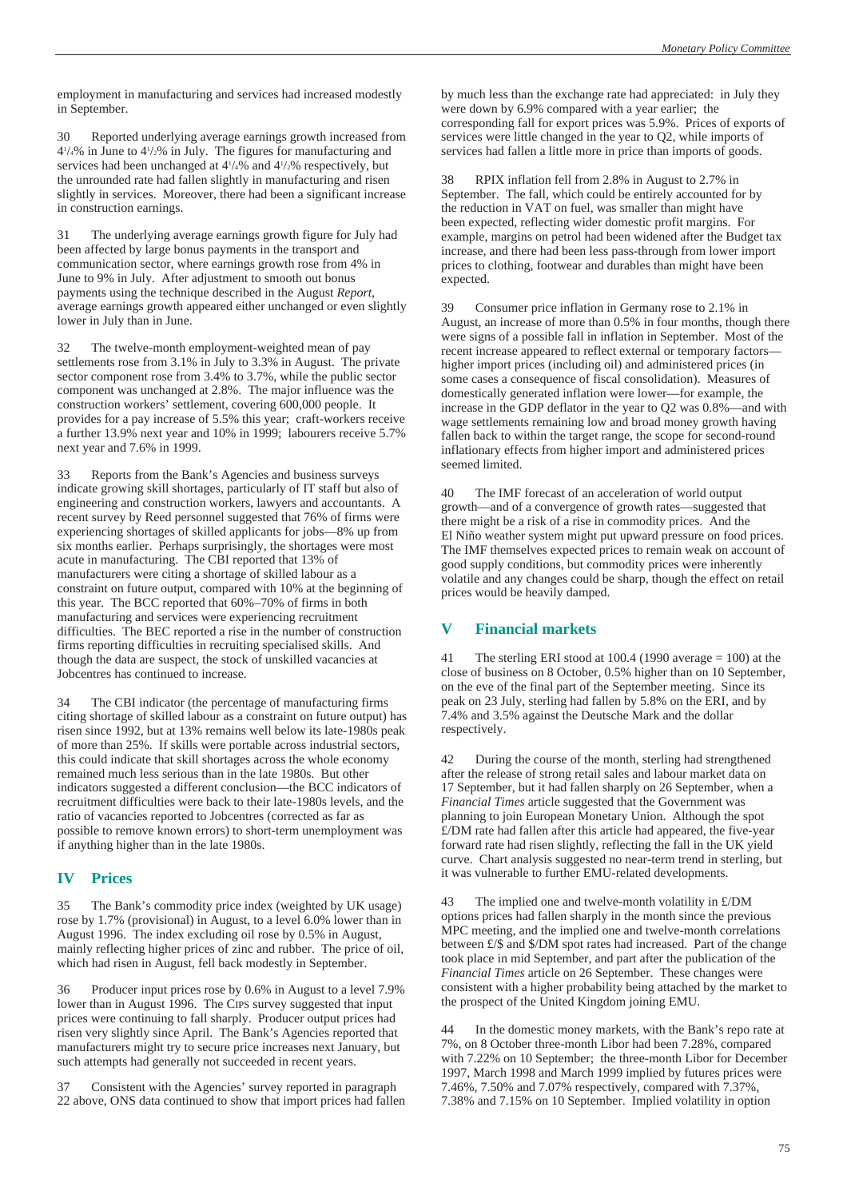employment in manufacturing and services had increased modestly in September.

30 Reported underlying average earnings growth increased from 4¼% in June to 4½% in July. The figures for manufacturing and services had been unchanged at 4¼% and 4½% respectively, but the unrounded rate had fallen slightly in manufacturing and risen slightly in services. Moreover, there had been a significant increase in construction earnings.

31 The underlying average earnings growth figure for July had been affected by large bonus payments in the transport and communication sector, where earnings growth rose from 4% in June to 9% in July. After adjustment to smooth out bonus payments using the technique described in the August *Report*, average earnings growth appeared either unchanged or even slightly lower in July than in June.

32 The twelve-month employment-weighted mean of pay settlements rose from 3.1% in July to 3.3% in August. The private sector component rose from 3.4% to 3.7%, while the public sector component was unchanged at 2.8%. The major influence was the construction workers' settlement, covering 600,000 people. It provides for a pay increase of 5.5% this year; craft-workers receive a further 13.9% next year and 10% in 1999; labourers receive 5.7% next year and 7.6% in 1999.

33 Reports from the Bank's Agencies and business surveys indicate growing skill shortages, particularly of IT staff but also of engineering and construction workers, lawyers and accountants. A recent survey by Reed personnel suggested that 76% of firms were experiencing shortages of skilled applicants for jobs—8% up from six months earlier. Perhaps surprisingly, the shortages were most acute in manufacturing. The CBI reported that 13% of manufacturers were citing a shortage of skilled labour as a constraint on future output, compared with 10% at the beginning of this year. The BCC reported that 60%–70% of firms in both manufacturing and services were experiencing recruitment difficulties. The BEC reported a rise in the number of construction firms reporting difficulties in recruiting specialised skills. And though the data are suspect, the stock of unskilled vacancies at Jobcentres has continued to increase.

34 The CBI indicator (the percentage of manufacturing firms citing shortage of skilled labour as a constraint on future output) has risen since 1992, but at 13% remains well below its late-1980s peak of more than 25%. If skills were portable across industrial sectors, this could indicate that skill shortages across the whole economy remained much less serious than in the late 1980s. But other indicators suggested a different conclusion—the BCC indicators of recruitment difficulties were back to their late-1980s levels, and the ratio of vacancies reported to Jobcentres (corrected as far as possible to remove known errors) to short-term unemployment was if anything higher than in the late 1980s.

## IV Prices

35 The Bank's commodity price index (weighted by UK usage) rose by 1.7% (provisional) in August, to a level 6.0% lower than in August 1996. The index excluding oil rose by 0.5% in August, mainly reflecting higher prices of zinc and rubber. The price of oil, which had risen in August, fell back modestly in September.

36 Producer input prices rose by 0.6% in August to a level 7.9% lower than in August 1996. The CIPS survey suggested that input prices were continuing to fall sharply. Producer output prices had risen very slightly since April. The Bank's Agencies reported that manufacturers might try to secure price increases next January, but such attempts had generally not succeeded in recent years.

37 Consistent with the Agencies' survey reported in paragraph 22 above, ONS data continued to show that import prices had fallen by much less than the exchange rate had appreciated: in July they were down by 6.9% compared with a year earlier; the corresponding fall for export prices was 5.9%. Prices of exports of services were little changed in the year to Q2, while imports of services had fallen a little more in price than imports of goods.

38 RPIX inflation fell from 2.8% in August to 2.7% in September. The fall, which could be entirely accounted for by the reduction in VAT on fuel, was smaller than might have been expected, reflecting wider domestic profit margins. For example, margins on petrol had been widened after the Budget tax increase, and there had been less pass-through from lower import prices to clothing, footwear and durables than might have been expected.

39 Consumer price inflation in Germany rose to 2.1% in August, an increase of more than 0.5% in four months, though there were signs of a possible fall in inflation in September. Most of the recent increase appeared to reflect external or temporary factors—higher import prices (including oil) and administered prices (in some cases a consequence of fiscal consolidation). Measures of domestically generated inflation were lower—for example, the increase in the GDP deflator in the year to Q2 was 0.8%—and with wage settlements remaining low and broad money growth having fallen back to within the target range, the scope for second-round inflationary effects from higher import and administered prices seemed limited.

40 The IMF forecast of an acceleration of world output growth—and of a convergence of growth rates—suggested that there might be a risk of a rise in commodity prices. And the El Niño weather system might put upward pressure on food prices. The IMF themselves expected prices to remain weak on account of good supply conditions, but commodity prices were inherently volatile and any changes could be sharp, though the effect on retail prices would be heavily damped.

## V Financial markets

41 The sterling ERI stood at 100.4 (1990 average = 100) at the close of business on 8 October, 0.5% higher than on 10 September, on the eve of the final part of the September meeting. Since its peak on 23 July, sterling had fallen by 5.8% on the ERI, and by 7.4% and 3.5% against the Deutsche Mark and the dollar respectively.

42 During the course of the month, sterling had strengthened after the release of strong retail sales and labour market data on 17 September, but it had fallen sharply on 26 September, when a *Financial Times* article suggested that the Government was planning to join European Monetary Union. Although the spot £/DM rate had fallen after this article had appeared, the five-year forward rate had risen slightly, reflecting the fall in the UK yield curve. Chart analysis suggested no near-term trend in sterling, but it was vulnerable to further EMU-related developments.

43 The implied one and twelve-month volatility in £/DM options prices had fallen sharply in the month since the previous MPC meeting, and the implied one and twelve-month correlations between £/$ and $/DM spot rates had increased. Part of the change took place in mid September, and part after the publication of the *Financial Times* article on 26 September. These changes were consistent with a higher probability being attached by the market to the prospect of the United Kingdom joining EMU.

44 In the domestic money markets, with the Bank's repo rate at 7%, on 8 October three-month Libor had been 7.28%, compared with 7.22% on 10 September; the three-month Libor for December 1997, March 1998 and March 1999 implied by futures prices were 7.46%, 7.50% and 7.07% respectively, compared with 7.37%, 7.38% and 7.15% on 10 September. Implied volatility in option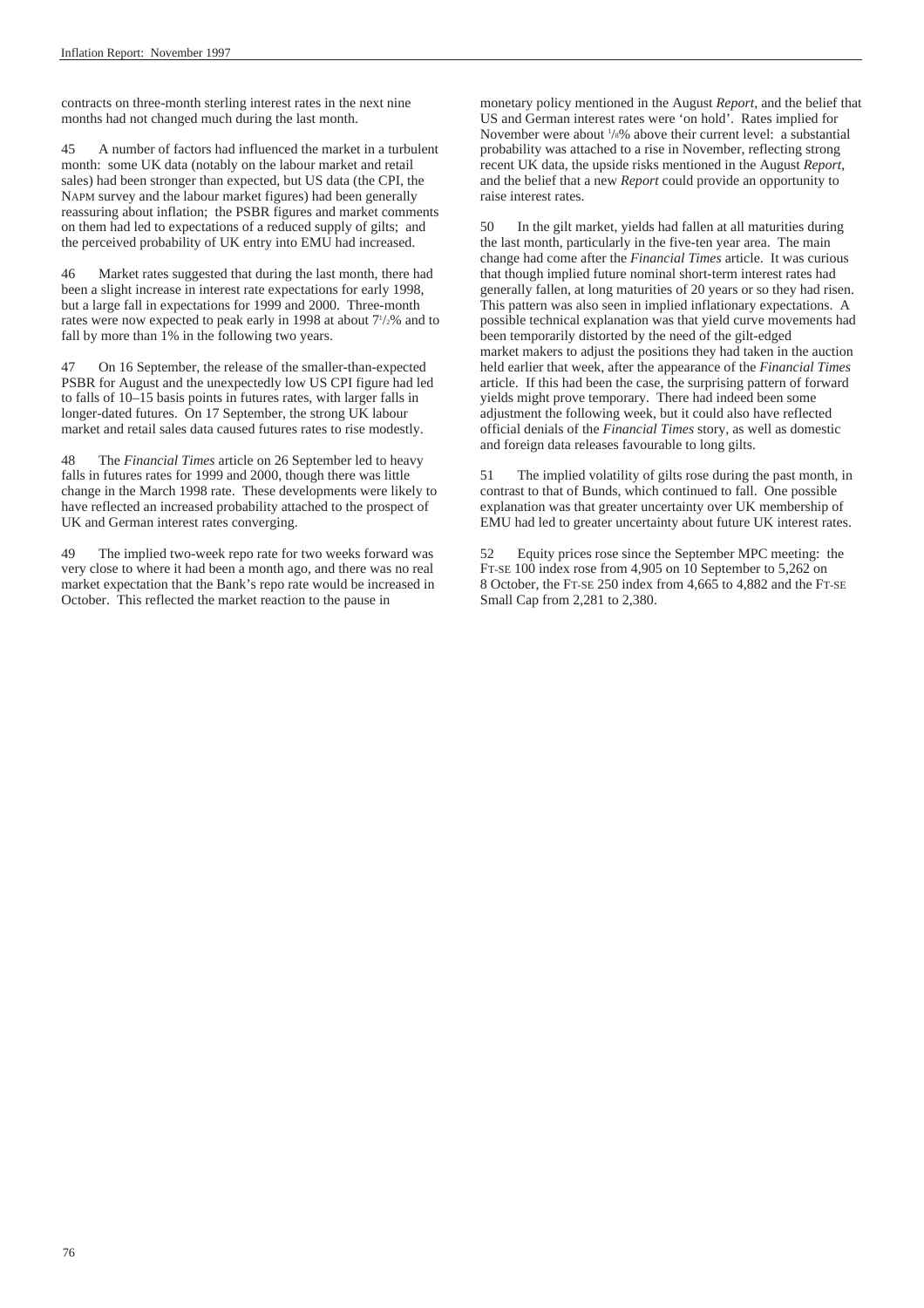contracts on three-month sterling interest rates in the next nine months had not changed much during the last month.

45 A number of factors had influenced the market in a turbulent month: some UK data (notably on the labour market and retail sales) had been stronger than expected, but US data (the CPI, the NAPM survey and the labour market figures) had been generally reassuring about inflation; the PSBR figures and market comments on them had led to expectations of a reduced supply of gilts; and the perceived probability of UK entry into EMU had increased.

46 Market rates suggested that during the last month, there had been a slight increase in interest rate expectations for early 1998, but a large fall in expectations for 1999 and 2000. Three-month rates were now expected to peak early in 1998 at about 7½% and to fall by more than 1% in the following two years.

47 On 16 September, the release of the smaller-than-expected PSBR for August and the unexpectedly low US CPI figure had led to falls of 10–15 basis points in futures rates, with larger falls in longer-dated futures. On 17 September, the strong UK labour market and retail sales data caused futures rates to rise modestly.

48 The *Financial Times* article on 26 September led to heavy falls in futures rates for 1999 and 2000, though there was little change in the March 1998 rate. These developments were likely to have reflected an increased probability attached to the prospect of UK and German interest rates converging.

49 The implied two-week repo rate for two weeks forward was very close to where it had been a month ago, and there was no real market expectation that the Bank's repo rate would be increased in October. This reflected the market reaction to the pause in monetary policy mentioned in the August *Report*, and the belief that US and German interest rates were 'on hold'. Rates implied for November were about ⅛% above their current level: a substantial probability was attached to a rise in November, reflecting strong recent UK data, the upside risks mentioned in the August *Report*, and the belief that a new *Report* could provide an opportunity to raise interest rates.

50 In the gilt market, yields had fallen at all maturities during the last month, particularly in the five-ten year area. The main change had come after the *Financial Times* article. It was curious that though implied future nominal short-term interest rates had generally fallen, at long maturities of 20 years or so they had risen. This pattern was also seen in implied inflationary expectations. A possible technical explanation was that yield curve movements had been temporarily distorted by the need of the gilt-edged market makers to adjust the positions they had taken in the auction held earlier that week, after the appearance of the *Financial Times* article. If this had been the case, the surprising pattern of forward yields might prove temporary. There had indeed been some adjustment the following week, but it could also have reflected official denials of the *Financial Times* story, as well as domestic and foreign data releases favourable to long gilts.

51 The implied volatility of gilts rose during the past month, in contrast to that of Bunds, which continued to fall. One possible explanation was that greater uncertainty over UK membership of EMU had led to greater uncertainty about future UK interest rates.

52 Equity prices rose since the September MPC meeting: the FT-SE 100 index rose from 4,905 on 10 September to 5,262 on 8 October, the FT-SE 250 index from 4,665 to 4,882 and the FT-SE Small Cap from 2,281 to 2,380.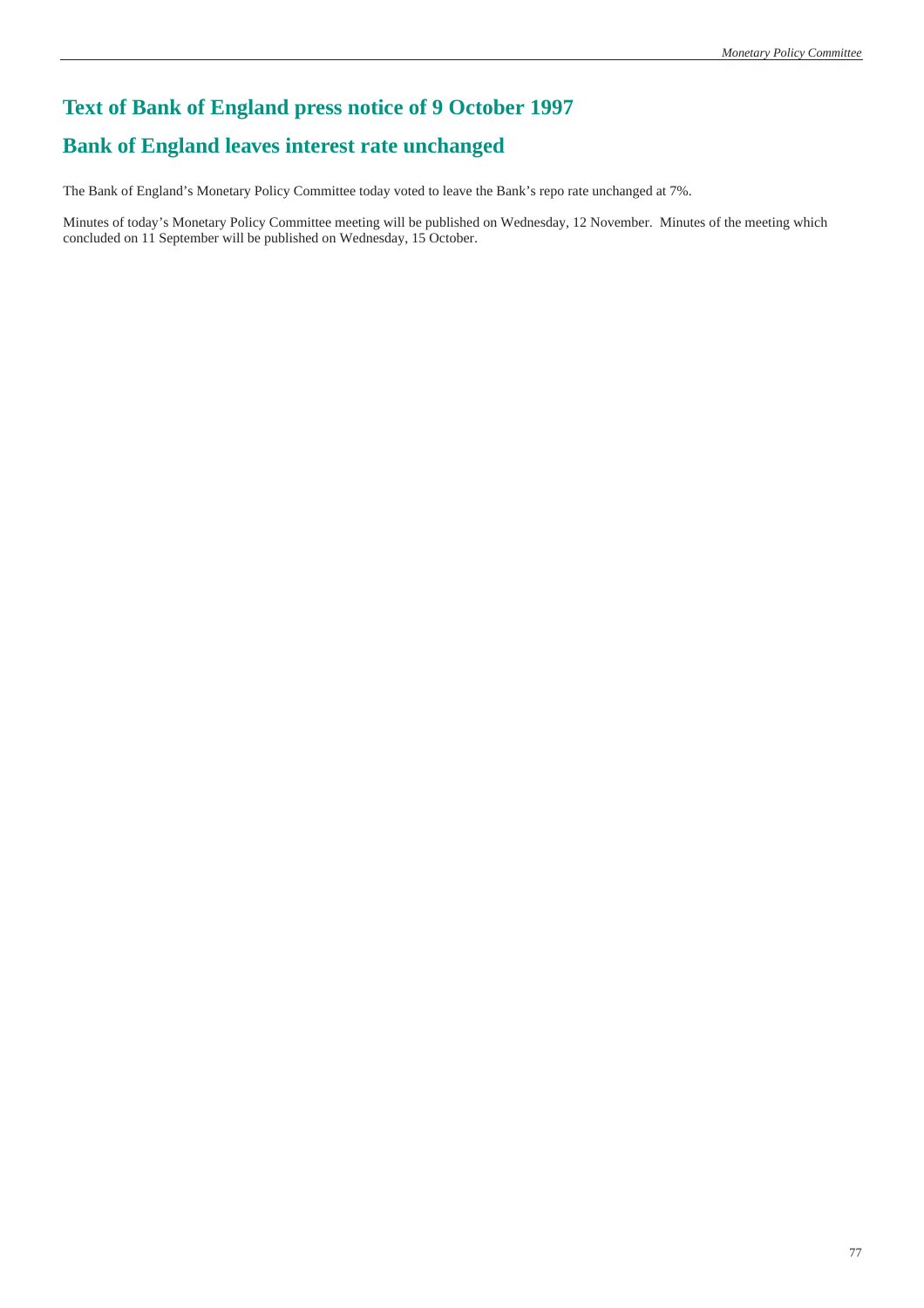# Text of Bank of England press notice of 9 October 1997

## Bank of England leaves interest rate unchanged

The Bank of England's Monetary Policy Committee today voted to leave the Bank's repo rate unchanged at 7%.

Minutes of today's Monetary Policy Committee meeting will be published on Wednesday, 12 November. Minutes of the meeting which concluded on 11 September will be published on Wednesday, 15 October.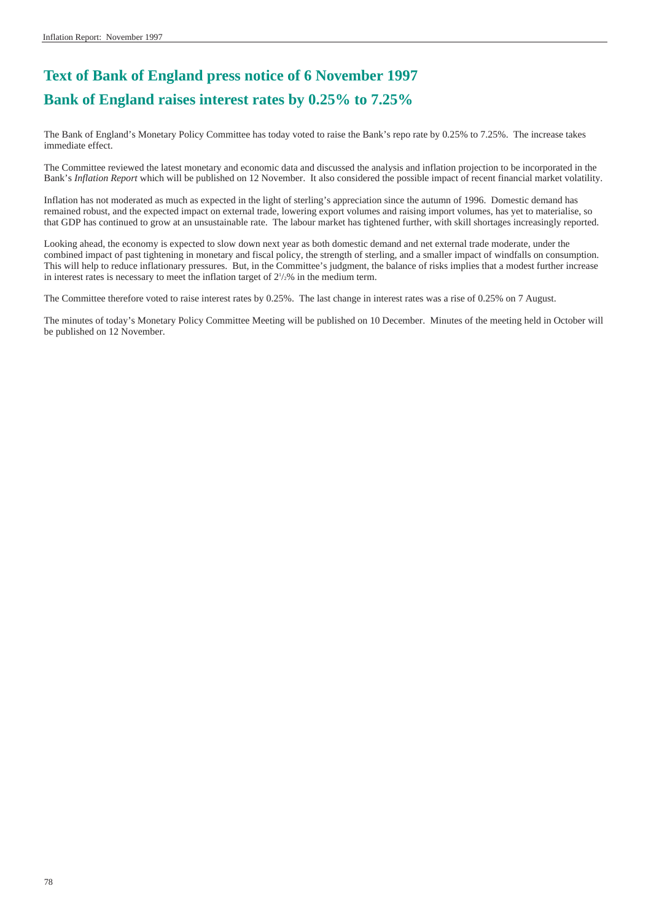# Text of Bank of England press notice of 6 November 1997

# Bank of England raises interest rates by 0.25% to 7.25%

The Bank of England's Monetary Policy Committee has today voted to raise the Bank's repo rate by 0.25% to 7.25%. The increase takes immediate effect.

The Committee reviewed the latest monetary and economic data and discussed the analysis and inflation projection to be incorporated in the Bank's *Inflation Report* which will be published on 12 November. It also considered the possible impact of recent financial market volatility.

Inflation has not moderated as much as expected in the light of sterling's appreciation since the autumn of 1996. Domestic demand has remained robust, and the expected impact on external trade, lowering export volumes and raising import volumes, has yet to materialise, so that GDP has continued to grow at an unsustainable rate. The labour market has tightened further, with skill shortages increasingly reported.

Looking ahead, the economy is expected to slow down next year as both domestic demand and net external trade moderate, under the combined impact of past tightening in monetary and fiscal policy, the strength of sterling, and a smaller impact of windfalls on consumption. This will help to reduce inflationary pressures. But, in the Committee's judgment, the balance of risks implies that a modest further increase in interest rates is necessary to meet the inflation target of $2^1/_2$% in the medium term.

The Committee therefore voted to raise interest rates by 0.25%. The last change in interest rates was a rise of 0.25% on 7 August.

The minutes of today's Monetary Policy Committee Meeting will be published on 10 December. Minutes of the meeting held in October will be published on 12 November.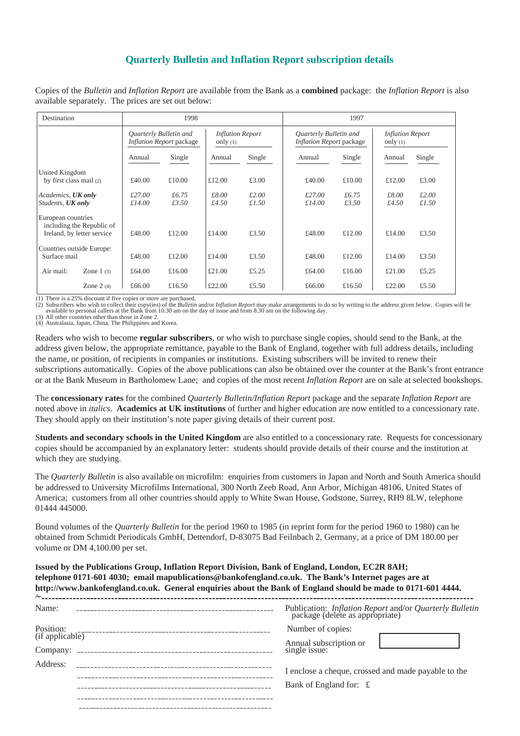## Quarterly Bulletin and Inflation Report subscription details

Copies of the *Bulletin* and *Inflation Report* are available from the Bank as a **combined** package: the *Inflation Report* is also available separately. The prices are set out below:

| Destination | 1998 | | | | 1997 | | | |
|---|---|---|---|---|---|---|---|---|
| | *Quarterly Bulletin and Inflation Report* package | | *Inflation Report* only (1) | | *Quarterly Bulletin and Inflation Report* package | | *Inflation Report* only (1) | |
| | Annual | Single | Annual | Single | Annual | Single | Annual | Single |
| United Kingdom by first class mail (2) | £40.00 | £10.00 | £12.00 | £3.00 | £40.00 | £10.00 | £12.00 | £3.00 |
| *Academics, **UK only*** | *£27.00* | *£6.75* | *£8.00* | *£2.00* | *£27.00* | *£6.75* | *£8.00* | *£2.00* |
| *Students, **UK only*** | *£14.00* | *£3.50* | *£4.50* | *£1.50* | *£14.00* | *£3.50* | *£4.50* | *£1.50* |
| European countries including the Republic of Ireland, by letter service | £48.00 | £12.00 | £14.00 | £3.50 | £48.00 | £12.00 | £14.00 | £3.50 |
| Countries outside Europe: Surface mail | £48.00 | £12.00 | £14.00 | £3.50 | £48.00 | £12.00 | £14.00 | £3.50 |
| Air mail: Zone 1 (3) | £64.00 | £16.00 | £21.00 | £5.25 | £64.00 | £16.00 | £21.00 | £5.25 |
| Air mail: Zone 2 (4) | £66.00 | £16.50 | £22.00 | £5.50 | £66.00 | £16.50 | £22.00 | £5.50 |

(1) There is a 25% discount if five copies or more are purchased.
(2) Subscribers who wish to collect their copy(ies) of the *Bulletin* and/or *Inflation Report* may make arrangements to do so by writing to the address given below. Copies will be available to personal callers at the Bank from 10.30 am on the day of issue and from 8.30 am on the following day.
(3) All other countries other than those in Zone 2.
(4) Australasia, Japan, China, The Philippines and Korea.

Readers who wish to become **regular subscribers**, or who wish to purchase single copies, should send to the Bank, at the address given below, the appropriate remittance, payable to the Bank of England, together with full address details, including the name, or position, of recipients in companies or institutions. Existing subscribers will be invited to renew their subscriptions automatically. Copies of the above publications can also be obtained over the counter at the Bank's front entrance or at the Bank Museum in Bartholomew Lane; and copies of the most recent *Inflation Report* are on sale at selected bookshops.

The **concessionary rates** for the combined *Quarterly Bulletin/Inflation Report* package and the separate *Inflation Report* are noted above in *italics*. **Academics at UK institutions** of further and higher education are now entitled to a concessionary rate. They should apply on their institution's note paper giving details of their current post.

S**tudents and secondary schools in the United Kingdom** are also entitled to a concessionary rate. Requests for concessionary copies should be accompanied by an explanatory letter: students should provide details of their course and the institution at which they are studying.

The *Quarterly Bulletin* is also available on microfilm: enquiries from customers in Japan and North and South America should be addressed to University Microfilms International, 300 North Zeeb Road, Ann Arbor, Michigan 48106, United States of America; customers from all other countries should apply to White Swan House, Godstone, Surrey, RH9 8LW, telephone 01444 445000.

Bound volumes of the *Quarterly Bulletin* for the period 1960 to 1985 (in reprint form for the period 1960 to 1980) can be obtained from Schmidt Periodicals GmbH, Dettendorf, D-83075 Bad Feilnbach 2, Germany, at a price of DM 180.00 per volume or DM 4,100.00 per set.

**Issued by the Publications Group, Inflation Report Division, Bank of England, London, EC2R 8AH; telephone 0171-601 4030; email mapublications@bankofengland.co.uk. The Bank's Internet pages are at http://www.bankofengland.co.uk. General enquiries about the Bank of England should be made to 0171-601 4444.**

---

Name: ____________________

Position: (if applicable) ____________________

Company: ____________________

Address: ____________________

Publication: *Inflation Report* and/or *Quarterly Bulletin* package (delete as appropriate)

Number of copies:

Annual subscription or single issue:

I enclose a cheque, crossed and made payable to the Bank of England for: £